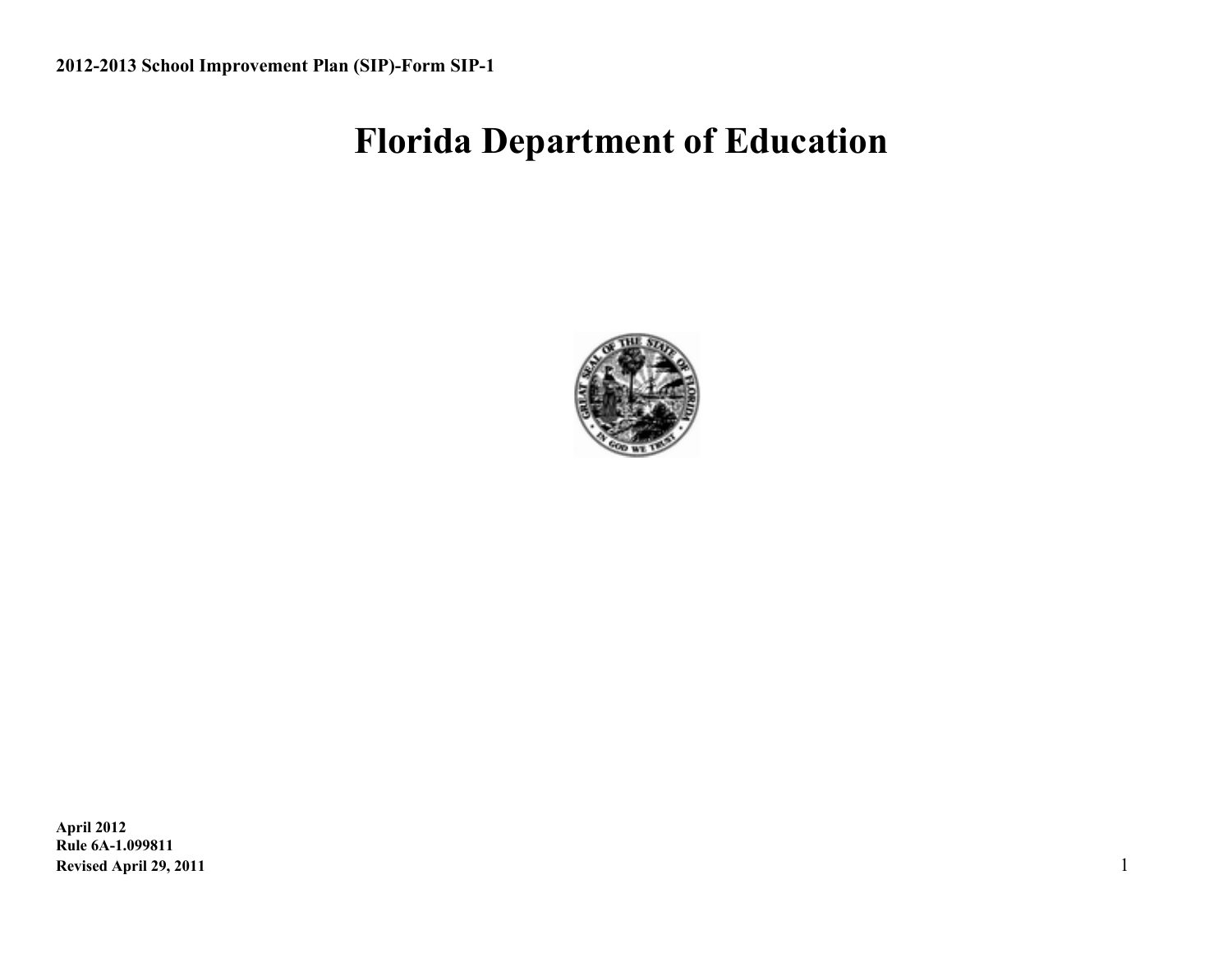**2012-2013 School Improvement Plan (SIP)-Form SIP-1**

# Florida Department of Education

**April 2012**
**Rule 6A-1.099811**
**Revised April 29, 2011**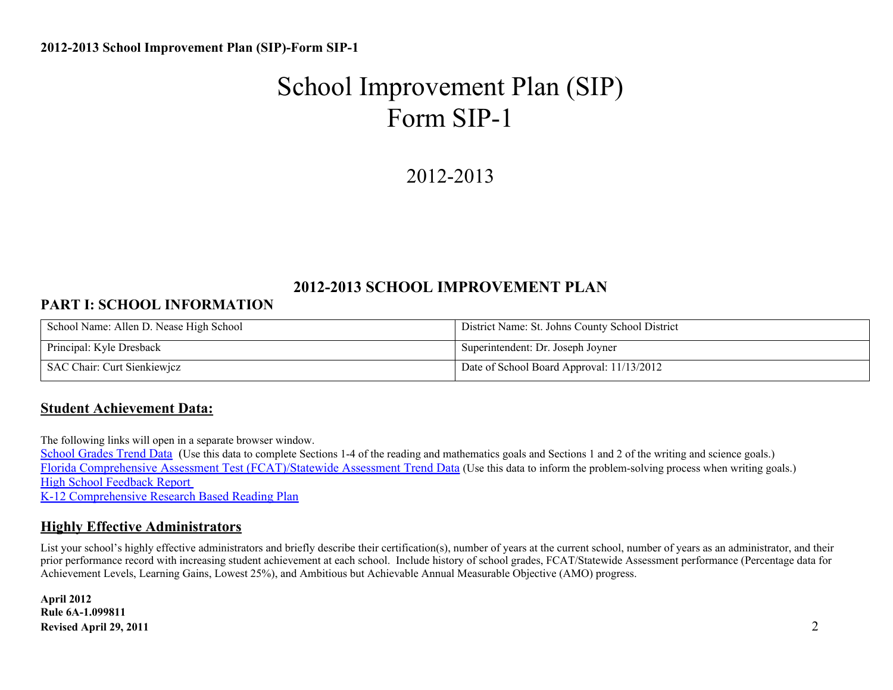# School Improvement Plan (SIP)
# Form SIP-1

## 2012-2013

## 2012-2013 SCHOOL IMPROVEMENT PLAN

## PART I: SCHOOL INFORMATION

| School Name: Allen D. Nease High School | District Name: St. Johns County School District |
|---|---|
| Principal: Kyle Dresback | Superintendent: Dr. Joseph Joyner |
| SAC Chair: Curt Sienkiewjcz | Date of School Board Approval: 11/13/2012 |

### Student Achievement Data:

The following links will open in a separate browser window.
School Grades Trend Data (Use this data to complete Sections 1-4 of the reading and mathematics goals and Sections 1 and 2 of the writing and science goals.)
Florida Comprehensive Assessment Test (FCAT)/Statewide Assessment Trend Data (Use this data to inform the problem-solving process when writing goals.)
High School Feedback Report
K-12 Comprehensive Research Based Reading Plan

### Highly Effective Administrators

List your school's highly effective administrators and briefly describe their certification(s), number of years at the current school, number of years as an administrator, and their prior performance record with increasing student achievement at each school. Include history of school grades, FCAT/Statewide Assessment performance (Percentage data for Achievement Levels, Learning Gains, Lowest 25%), and Ambitious but Achievable Annual Measurable Objective (AMO) progress.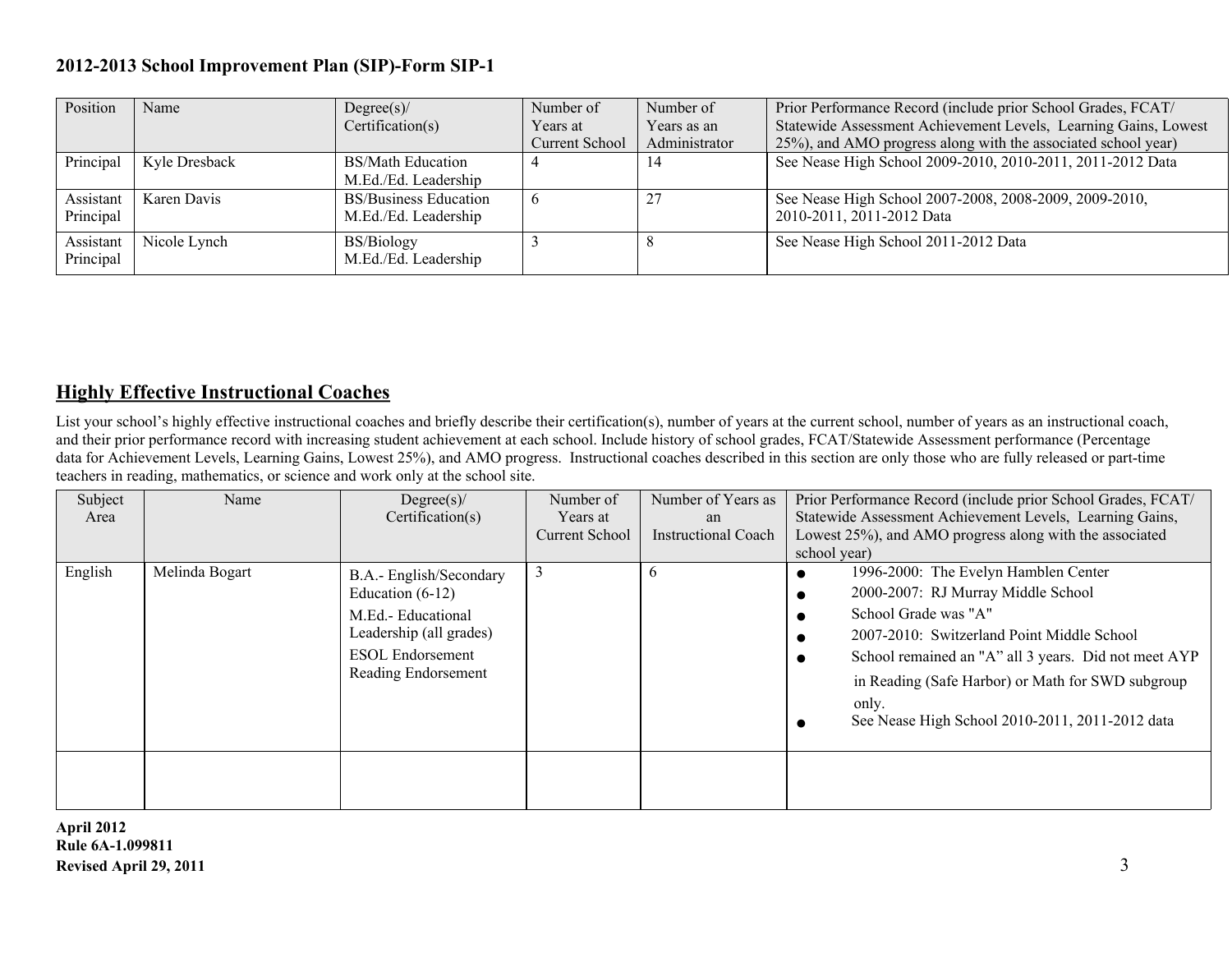**2012-2013 School Improvement Plan (SIP)-Form SIP-1**

| Position | Name | Degree(s)/ Certification(s) | Number of Years at Current School | Number of Years as an Administrator | Prior Performance Record (include prior School Grades, FCAT/ Statewide Assessment Achievement Levels, Learning Gains, Lowest 25%), and AMO progress along with the associated school year) |
|---|---|---|---|---|---|
| Principal | Kyle Dresback | BS/Math Education M.Ed./Ed. Leadership | 4 | 14 | See Nease High School 2009-2010, 2010-2011, 2011-2012 Data |
| Assistant Principal | Karen Davis | BS/Business Education M.Ed./Ed. Leadership | 6 | 27 | See Nease High School 2007-2008, 2008-2009, 2009-2010, 2010-2011, 2011-2012 Data |
| Assistant Principal | Nicole Lynch | BS/Biology M.Ed./Ed. Leadership | 3 | 8 | See Nease High School 2011-2012 Data |

## Highly Effective Instructional Coaches

List your school's highly effective instructional coaches and briefly describe their certification(s), number of years at the current school, number of years as an instructional coach, and their prior performance record with increasing student achievement at each school. Include history of school grades, FCAT/Statewide Assessment performance (Percentage data for Achievement Levels, Learning Gains, Lowest 25%), and AMO progress. Instructional coaches described in this section are only those who are fully released or part-time teachers in reading, mathematics, or science and work only at the school site.

| Subject Area | Name | Degree(s)/ Certification(s) | Number of Years at Current School | Number of Years as an Instructional Coach | Prior Performance Record (include prior School Grades, FCAT/ Statewide Assessment Achievement Levels, Learning Gains, Lowest 25%), and AMO progress along with the associated school year) |
|---|---|---|---|---|---|
| English | Melinda Bogart | B.A.- English/Secondary Education (6-12)<br>M.Ed.- Educational Leadership (all grades)<br>ESOL Endorsement<br>Reading Endorsement | 3 | 6 | • 1996-2000: The Evelyn Hamblen Center<br>• 2000-2007: RJ Murray Middle School<br>• School Grade was "A"<br>• 2007-2010: Switzerland Point Middle School<br>• School remained an "A" all 3 years. Did not meet AYP in Reading (Safe Harbor) or Math for SWD subgroup only.<br>• See Nease High School 2010-2011, 2011-2012 data |
| | | | | | |

**April 2012**
**Rule 6A-1.099811**
**Revised April 29, 2011**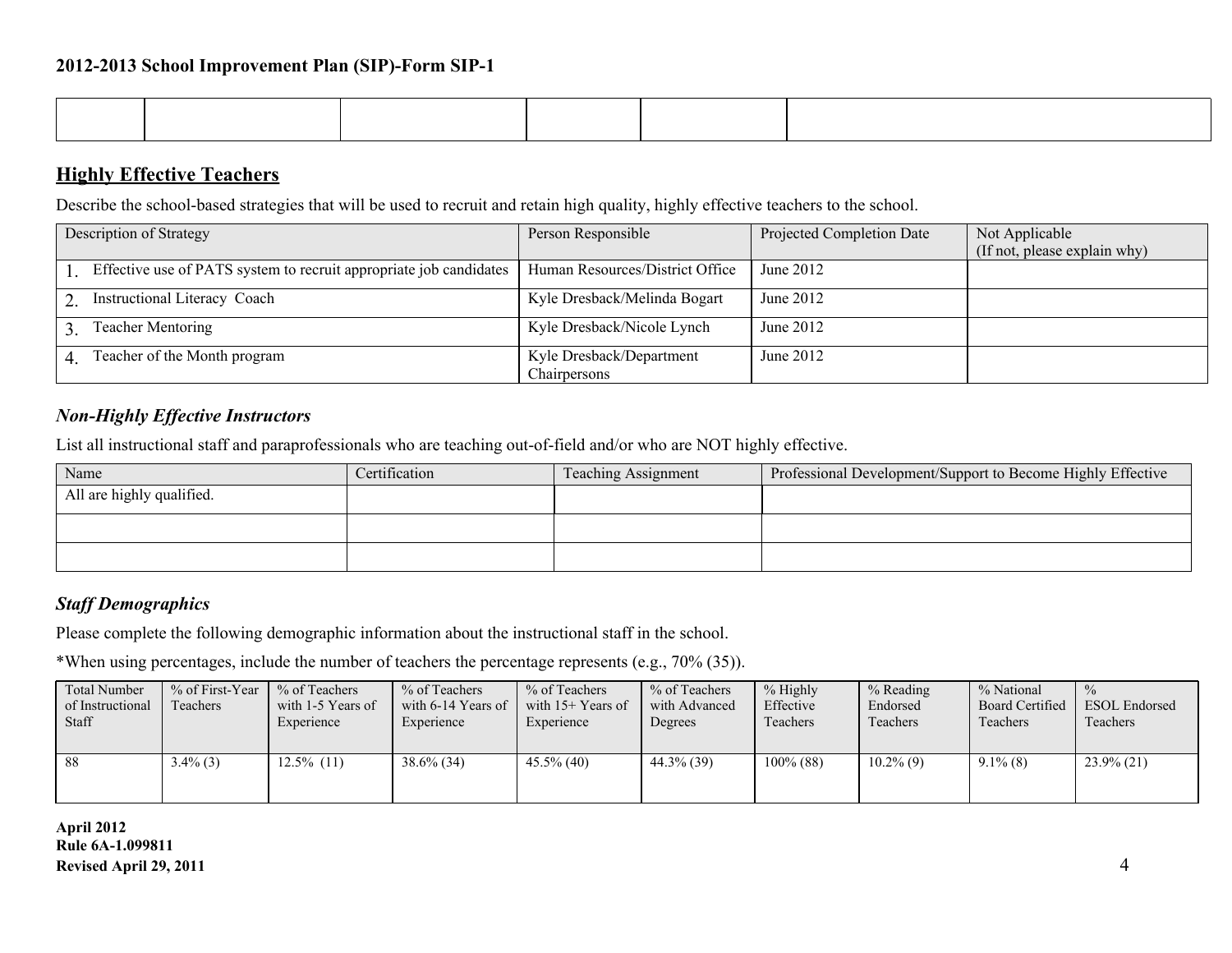## 2012-2013 School Improvement Plan (SIP)-Form SIP-1

| | | | | | |
|---|---|---|---|---|---|
| | | | | | |

## Highly Effective Teachers

Describe the school-based strategies that will be used to recruit and retain high quality, highly effective teachers to the school.

| Description of Strategy | Person Responsible | Projected Completion Date | Not Applicable (If not, please explain why) |
|---|---|---|---|
| 1. Effective use of PATS system to recruit appropriate job candidates | Human Resources/District Office | June 2012 | |
| 2. Instructional Literacy Coach | Kyle Dresback/Melinda Bogart | June 2012 | |
| 3. Teacher Mentoring | Kyle Dresback/Nicole Lynch | June 2012 | |
| 4. Teacher of the Month program | Kyle Dresback/Department Chairpersons | June 2012 | |

### *Non-Highly Effective Instructors*

List all instructional staff and paraprofessionals who are teaching out-of-field and/or who are NOT highly effective.

| Name | Certification | Teaching Assignment | Professional Development/Support to Become Highly Effective |
|---|---|---|---|
| All are highly qualified. | | | |
| | | | |
| | | | |

### *Staff Demographics*

Please complete the following demographic information about the instructional staff in the school.

*When using percentages, include the number of teachers the percentage represents (e.g., 70% (35)).

| Total Number of Instructional Staff | % of First-Year Teachers | % of Teachers with 1-5 Years of Experience | % of Teachers with 6-14 Years of Experience | % of Teachers with 15+ Years of Experience | % of Teachers with Advanced Degrees | % Highly Effective Teachers | % Reading Endorsed Teachers | % National Board Certified Teachers | % ESOL Endorsed Teachers |
|---|---|---|---|---|---|---|---|---|---|
| 88 | 3.4% (3) | 12.5% (11) | 38.6% (34) | 45.5% (40) | 44.3% (39) | 100% (88) | 10.2% (9) | 9.1% (8) | 23.9% (21) |

**April 2012**
**Rule 6A-1.099811**
**Revised April 29, 2011**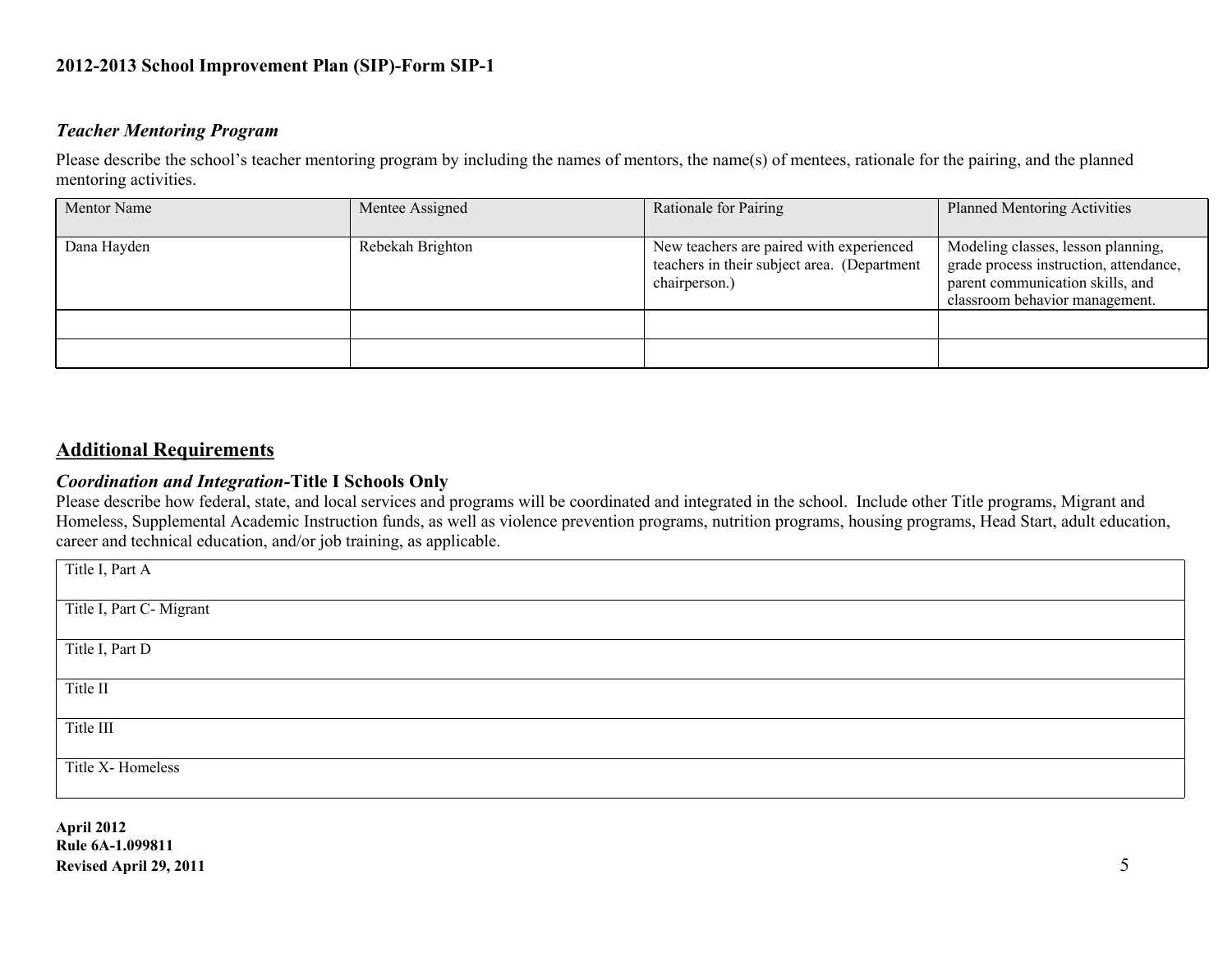## 2012-2013 School Improvement Plan (SIP)-Form SIP-1

### *Teacher Mentoring Program*

Please describe the school's teacher mentoring program by including the names of mentors, the name(s) of mentees, rationale for the pairing, and the planned mentoring activities.

| Mentor Name | Mentee Assigned | Rationale for Pairing | Planned Mentoring Activities |
|---|---|---|---|
| Dana Hayden | Rebekah Brighton | New teachers are paired with experienced teachers in their subject area. (Department chairperson.) | Modeling classes, lesson planning, grade process instruction, attendance, parent communication skills, and classroom behavior management. |
| | | | |
| | | | |

## Additional Requirements

### *Coordination and Integration*-Title I Schools Only

Please describe how federal, state, and local services and programs will be coordinated and integrated in the school. Include other Title programs, Migrant and Homeless, Supplemental Academic Instruction funds, as well as violence prevention programs, nutrition programs, housing programs, Head Start, adult education, career and technical education, and/or job training, as applicable.

| Title I, Part A |
|---|
| Title I, Part C- Migrant |
| Title I, Part D |
| Title II |
| Title III |
| Title X- Homeless |

**April 2012**
**Rule 6A-1.099811**
**Revised April 29, 2011**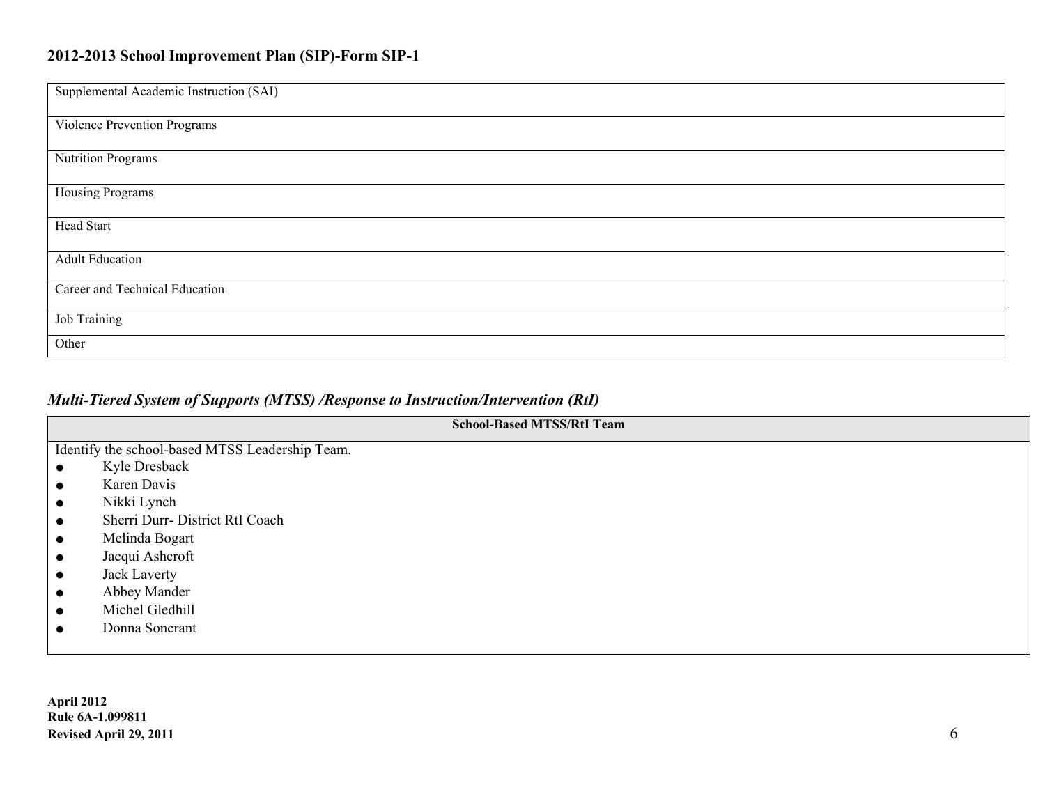## 2012-2013 School Improvement Plan (SIP)-Form SIP-1

| Supplemental Academic Instruction (SAI) |
|---|
| Violence Prevention Programs |
| Nutrition Programs |
| Housing Programs |
| Head Start |
| Adult Education |
| Career and Technical Education |
| Job Training |
| Other |

### *Multi-Tiered System of Supports (MTSS) /Response to Instruction/Intervention (RtI)*

**School-Based MTSS/RtI Team**

Identify the school-based MTSS Leadership Team.

- Kyle Dresback
- Karen Davis
- Nikki Lynch
- Sherri Durr- District RtI Coach
- Melinda Bogart
- Jacqui Ashcroft
- Jack Laverty
- Abbey Mander
- Michel Gledhill
- Donna Soncrant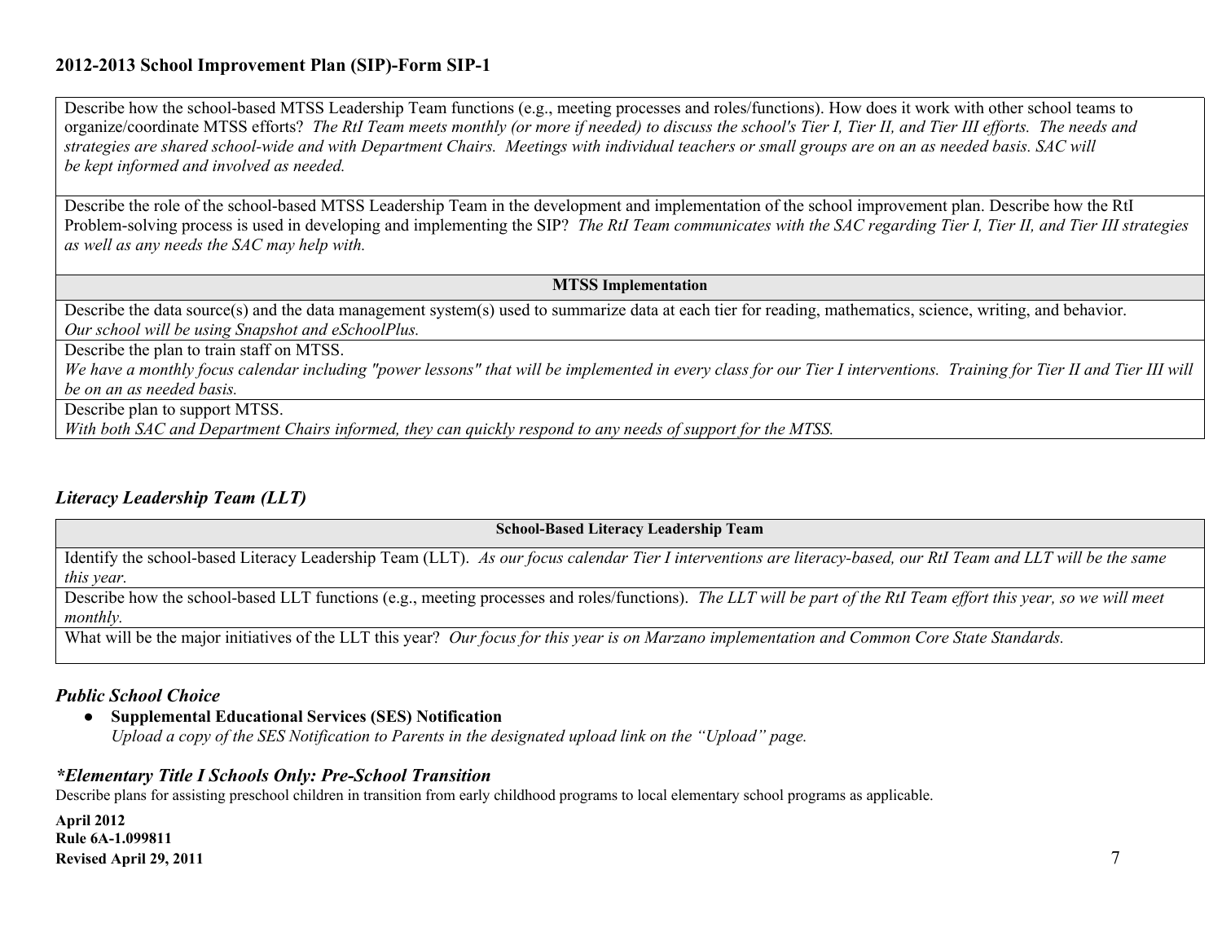## 2012-2013 School Improvement Plan (SIP)-Form SIP-1

| |
|---|
| Describe how the school-based MTSS Leadership Team functions (e.g., meeting processes and roles/functions). How does it work with other school teams to organize/coordinate MTSS efforts? *The RtI Team meets monthly (or more if needed) to discuss the school's Tier I, Tier II, and Tier III efforts. The needs and strategies are shared school-wide and with Department Chairs. Meetings with individual teachers or small groups are on an as needed basis. SAC will be kept informed and involved as needed.* |
| Describe the role of the school-based MTSS Leadership Team in the development and implementation of the school improvement plan. Describe how the RtI Problem-solving process is used in developing and implementing the SIP? *The RtI Team communicates with the SAC regarding Tier I, Tier II, and Tier III strategies as well as any needs the SAC may help with.* |

| **MTSS Implementation** |
|---|
| Describe the data source(s) and the data management system(s) used to summarize data at each tier for reading, mathematics, science, writing, and behavior.<br>*Our school will be using Snapshot and eSchoolPlus.* |
| Describe the plan to train staff on MTSS.<br>*We have a monthly focus calendar including "power lessons" that will be implemented in every class for our Tier I interventions. Training for Tier II and Tier III will be on an as needed basis.* |
| Describe plan to support MTSS.<br>*With both SAC and Department Chairs informed, they can quickly respond to any needs of support for the MTSS.* |

### *Literacy Leadership Team (LLT)*

| **School-Based Literacy Leadership Team** |
|---|
| Identify the school-based Literacy Leadership Team (LLT). *As our focus calendar Tier I interventions are literacy-based, our RtI Team and LLT will be the same this year.* |
| Describe how the school-based LLT functions (e.g., meeting processes and roles/functions). *The LLT will be part of the RtI Team effort this year, so we will meet monthly.* |
| What will be the major initiatives of the LLT this year? *Our focus for this year is on Marzano implementation and Common Core State Standards.* |

### *Public School Choice*

- **Supplemental Educational Services (SES) Notification**
  *Upload a copy of the SES Notification to Parents in the designated upload link on the "Upload" page.*

### *\*Elementary Title I Schools Only: Pre-School Transition*

Describe plans for assisting preschool children in transition from early childhood programs to local elementary school programs as applicable.

**April 2012**
**Rule 6A-1.099811**
**Revised April 29, 2011**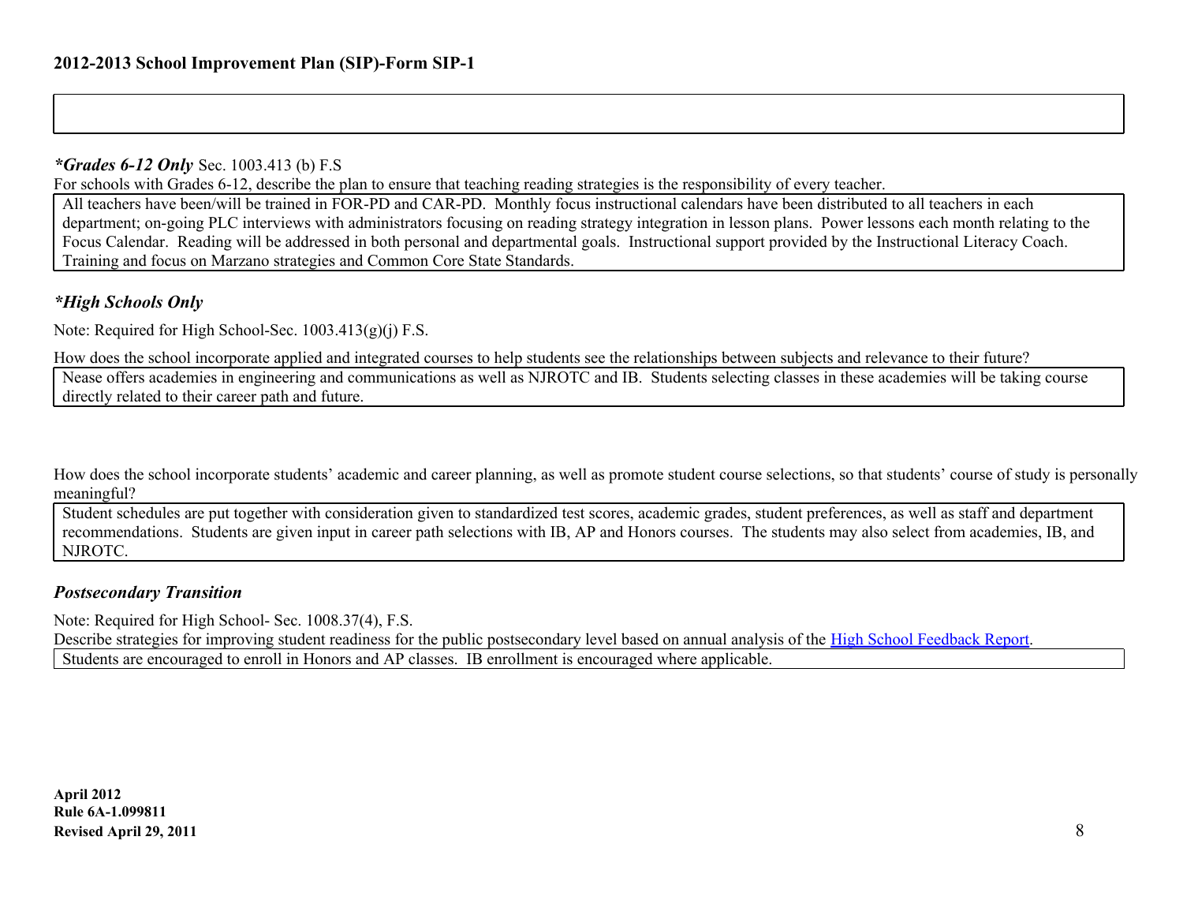## 2012-2013 School Improvement Plan (SIP)-Form SIP-1

***Grades 6-12 Only*** Sec. 1003.413 (b) F.S

For schools with Grades 6-12, describe the plan to ensure that teaching reading strategies is the responsibility of every teacher.

All teachers have been/will be trained in FOR-PD and CAR-PD. Monthly focus instructional calendars have been distributed to all teachers in each department; on-going PLC interviews with administrators focusing on reading strategy integration in lesson plans. Power lessons each month relating to the Focus Calendar. Reading will be addressed in both personal and departmental goals. Instructional support provided by the Instructional Literacy Coach. Training and focus on Marzano strategies and Common Core State Standards.

### *\*High Schools Only*

Note: Required for High School-Sec. 1003.413(g)(j) F.S.

How does the school incorporate applied and integrated courses to help students see the relationships between subjects and relevance to their future?

Nease offers academies in engineering and communications as well as NJROTC and IB. Students selecting classes in these academies will be taking course directly related to their career path and future.

How does the school incorporate students' academic and career planning, as well as promote student course selections, so that students' course of study is personally meaningful?

Student schedules are put together with consideration given to standardized test scores, academic grades, student preferences, as well as staff and department recommendations. Students are given input in career path selections with IB, AP and Honors courses. The students may also select from academies, IB, and NJROTC.

### *Postsecondary Transition*

Note: Required for High School- Sec. 1008.37(4), F.S.

Describe strategies for improving student readiness for the public postsecondary level based on annual analysis of the High School Feedback Report.

Students are encouraged to enroll in Honors and AP classes. IB enrollment is encouraged where applicable.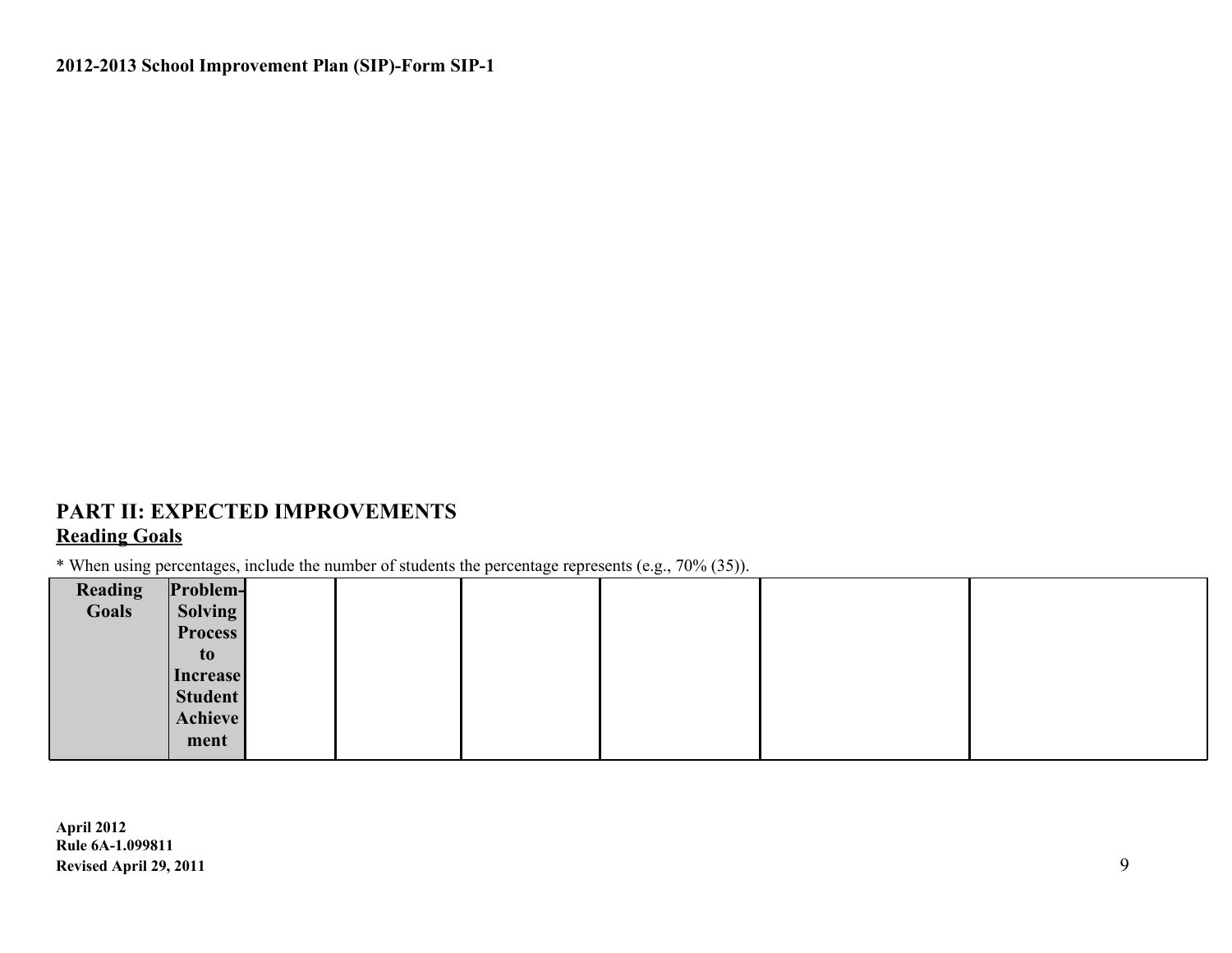## PART II: EXPECTED IMPROVEMENTS

### Reading Goals

* When using percentages, include the number of students the percentage represents (e.g., 70% (35)).

| Reading Goals | Problem-Solving Process to Increase Student Achievement | | | | | | |
|---|---|---|---|---|---|---|---|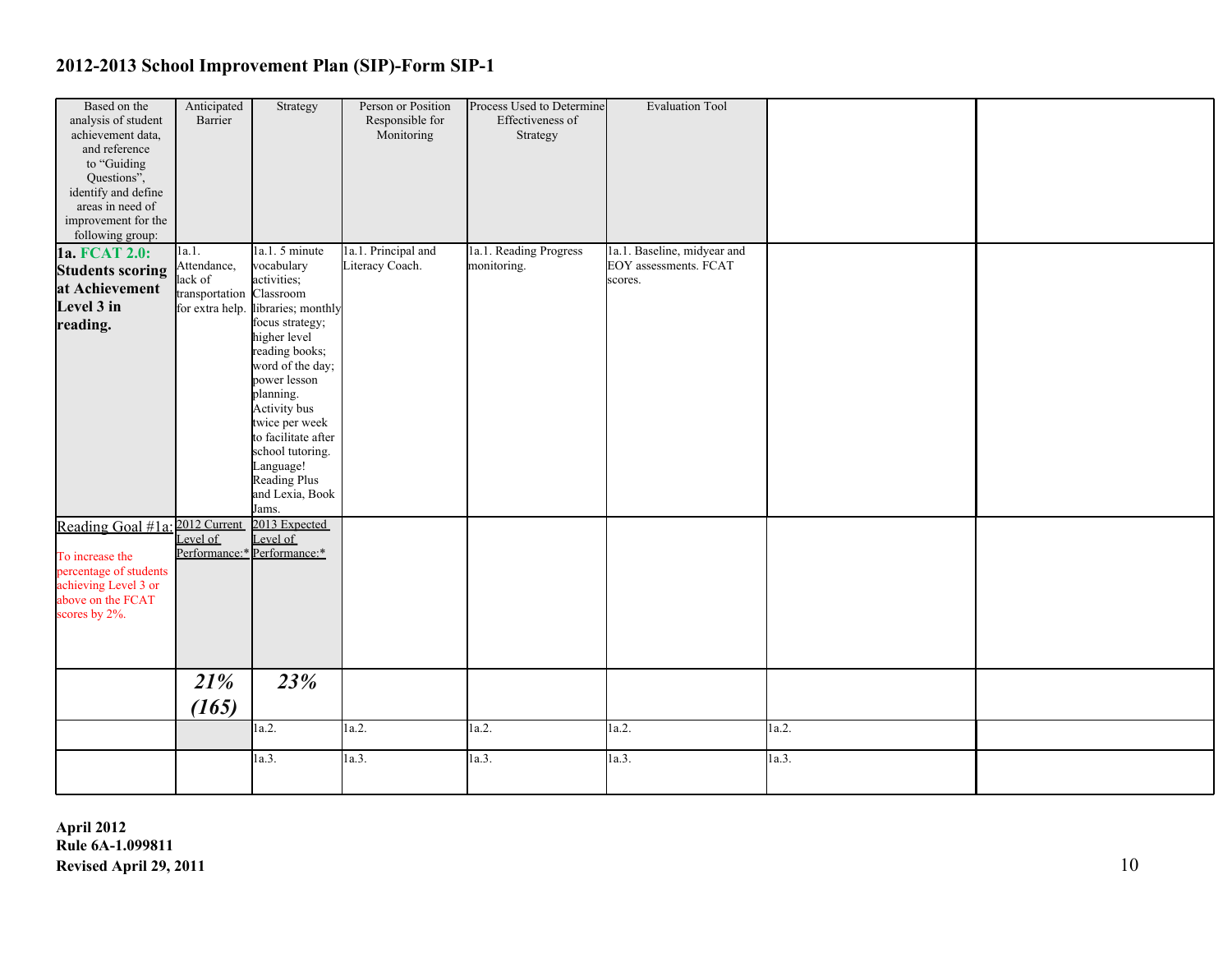## 2012-2013 School Improvement Plan (SIP)-Form SIP-1

| Based on the analysis of student achievement data, and reference to "Guiding Questions", identify and define areas in need of improvement for the following group: | Anticipated Barrier | Strategy | Person or Position Responsible for Monitoring | Process Used to Determine Effectiveness of Strategy | Evaluation Tool | | |
|---|---|---|---|---|---|---|---|
| **1a. FCAT 2.0: Students scoring at Achievement Level 3 in reading.** | 1a.1. Attendance, lack of transportation for extra help. | 1a.1. 5 minute vocabulary activities; Classroom libraries; monthly focus strategy; higher level reading books; word of the day; power lesson planning. Activity bus twice per week to facilitate after school tutoring. Language! Reading Plus and Lexia, Book Jams. | 1a.1. Principal and Literacy Coach. | 1a.1. Reading Progress monitoring. | 1a.1. Baseline, midyear and EOY assessments. FCAT scores. | | |
| Reading Goal #1a: To increase the percentage of students achieving Level 3 or above on the FCAT scores by 2%. | 2012 Current Level of Performance:* | 2013 Expected Level of Performance:* | | | | | |
| | ***21% (165)*** | ***23%*** | | | | | |
| | | 1a.2. | 1a.2. | 1a.2. | 1a.2. | 1a.2. | |
| | | 1a.3. | 1a.3. | 1a.3. | 1a.3. | 1a.3. | |

**April 2012**
**Rule 6A-1.099811**
**Revised April 29, 2011**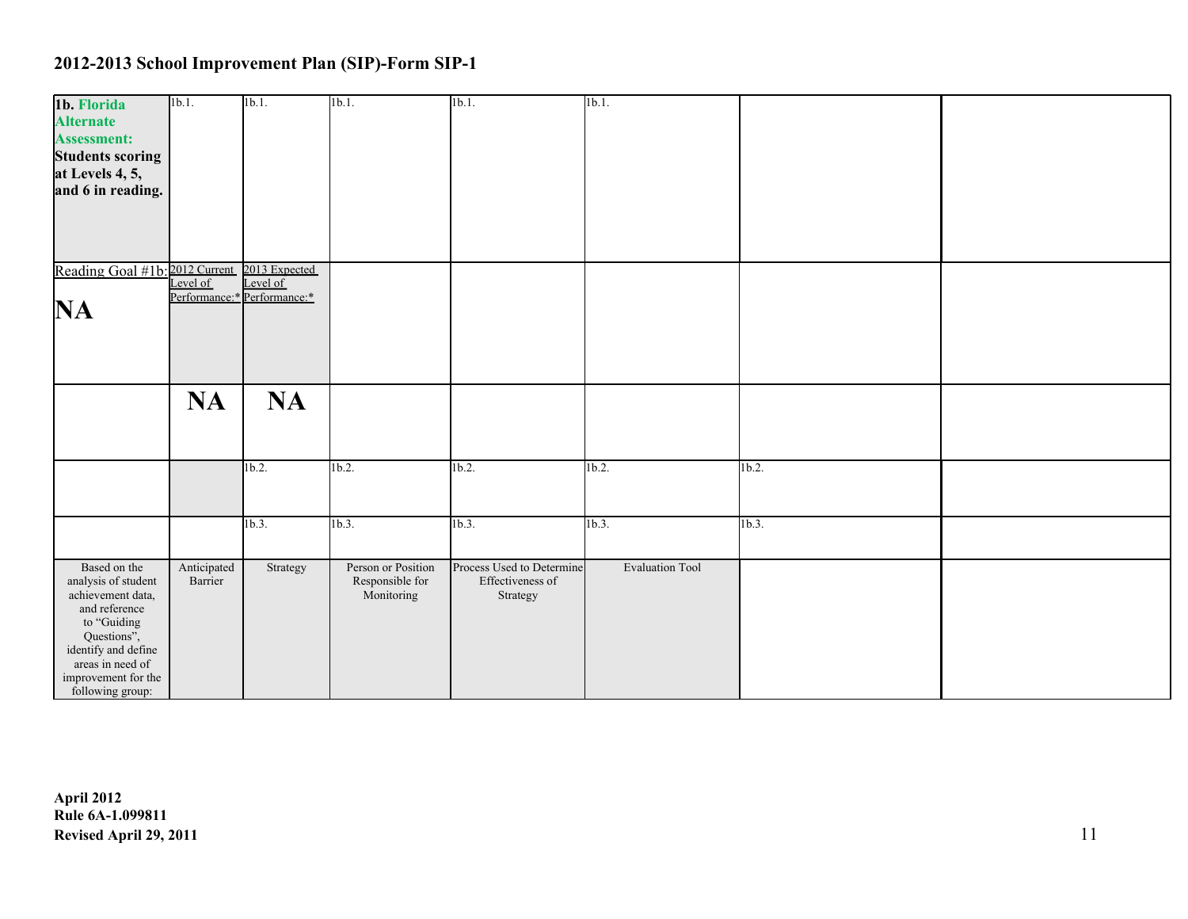## 2012-2013 School Improvement Plan (SIP)-Form SIP-1

| Based on the analysis of student achievement data, and reference to "Guiding Questions", identify and define areas in need of improvement for the following group: | Anticipated Barrier | Strategy | Person or Position Responsible for Monitoring | Process Used to Determine Effectiveness of Strategy | Evaluation Tool | | |
|---|---|---|---|---|---|---|---|
| **1b. Florida Alternate Assessment: Students scoring at Levels 4, 5, and 6 in reading.** | 1b.1. | 1b.1. | 1b.1. | 1b.1. | 1b.1. | | |
| Reading Goal #1b: **NA** | 2012 Current Level of Performance:* | 2013 Expected Level of Performance:* | | | | | |
| | **NA** | **NA** | | | | | |
| | | 1b.2. | 1b.2. | 1b.2. | 1b.2. | 1b.2. | |
| | | 1b.3. | 1b.3. | 1b.3. | 1b.3. | 1b.3. | |

**April 2012**
**Rule 6A-1.099811**
**Revised April 29, 2011**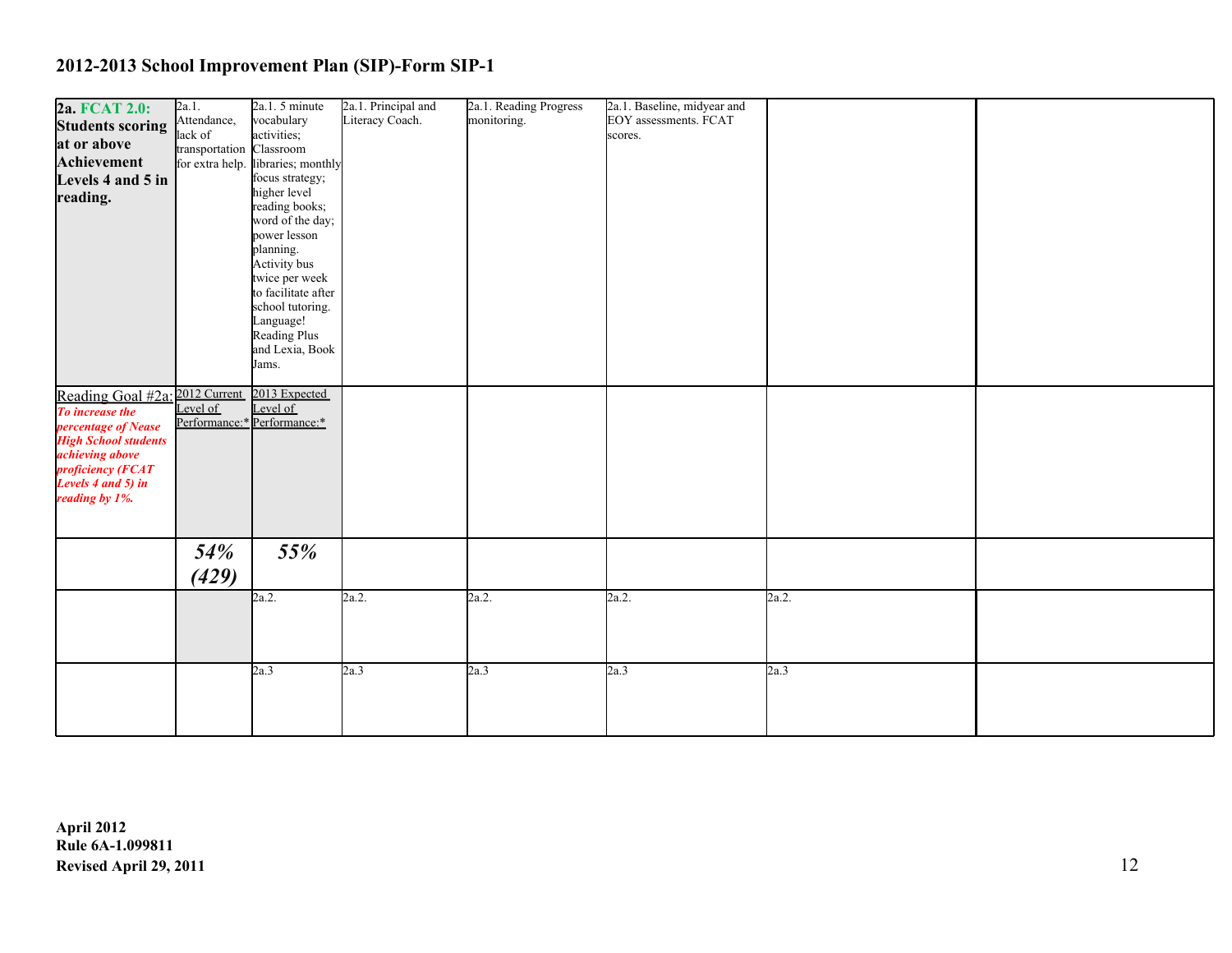## 2012-2013 School Improvement Plan (SIP)-Form SIP-1

| | | | | | | | |
|---|---|---|---|---|---|---|---|
| **2a. FCAT 2.0: Students scoring at or above Achievement Levels 4 and 5 in reading.** | 2a.1. Attendance, lack of transportation for extra help. | 2a.1. 5 minute vocabulary activities; Classroom libraries; monthly focus strategy; higher level reading books; word of the day; power lesson planning. Activity bus twice per week to facilitate after school tutoring. Language! Reading Plus and Lexia, Book Jams. | 2a.1. Principal and Literacy Coach. | 2a.1. Reading Progress monitoring. | 2a.1. Baseline, midyear and EOY assessments. FCAT scores. | | |
| Reading Goal #2a: ***To increase the percentage of Nease High School students achieving above proficiency (FCAT Levels 4 and 5) in reading by 1%.*** | 2012 Current Level of Performance:* | 2013 Expected Level of Performance:* | | | | | |
| | ***54% (429)*** | ***55%*** | | | | | |
| | | 2a.2. | 2a.2. | 2a.2. | 2a.2. | 2a.2. | |
| | | 2a.3 | 2a.3 | 2a.3 | 2a.3 | 2a.3 | |

**April 2012**
**Rule 6A-1.099811**
**Revised April 29, 2011**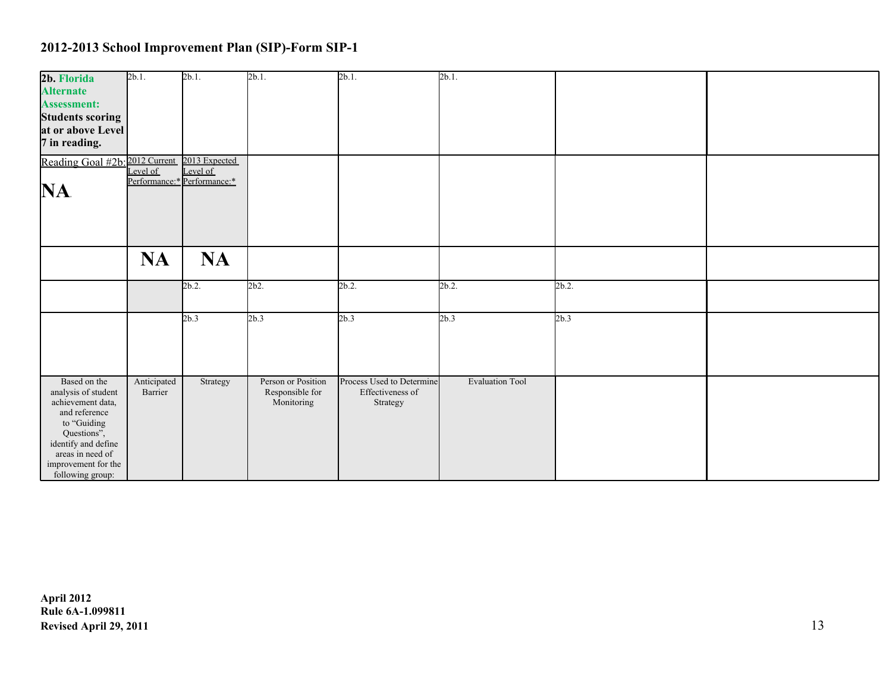## 2012-2013 School Improvement Plan (SIP)-Form SIP-1

| Based on the analysis of student achievement data, and reference to "Guiding Questions", identify and define areas in need of improvement for the following group: | Anticipated Barrier | Strategy | Person or Position Responsible for Monitoring | Process Used to Determine Effectiveness of Strategy | Evaluation Tool | | |
|---|---|---|---|---|---|---|---|
| **2b. Florida Alternate Assessment: Students scoring at or above Level 7 in reading.** | 2b.1. | 2b.1. | 2b.1. | 2b.1. | 2b.1. | | |
| Reading Goal #2b: **NA** | 2012 Current Level of Performance:* | 2013 Expected Level of Performance:* | | | | | |
| | **NA** | **NA** | | | | | |
| | | 2b.2. | 2b2. | 2b.2. | 2b.2. | 2b.2. | |
| | | 2b.3 | 2b.3 | 2b.3 | 2b.3 | 2b.3 | |

April 2012
Rule 6A-1.099811
Revised April 29, 2011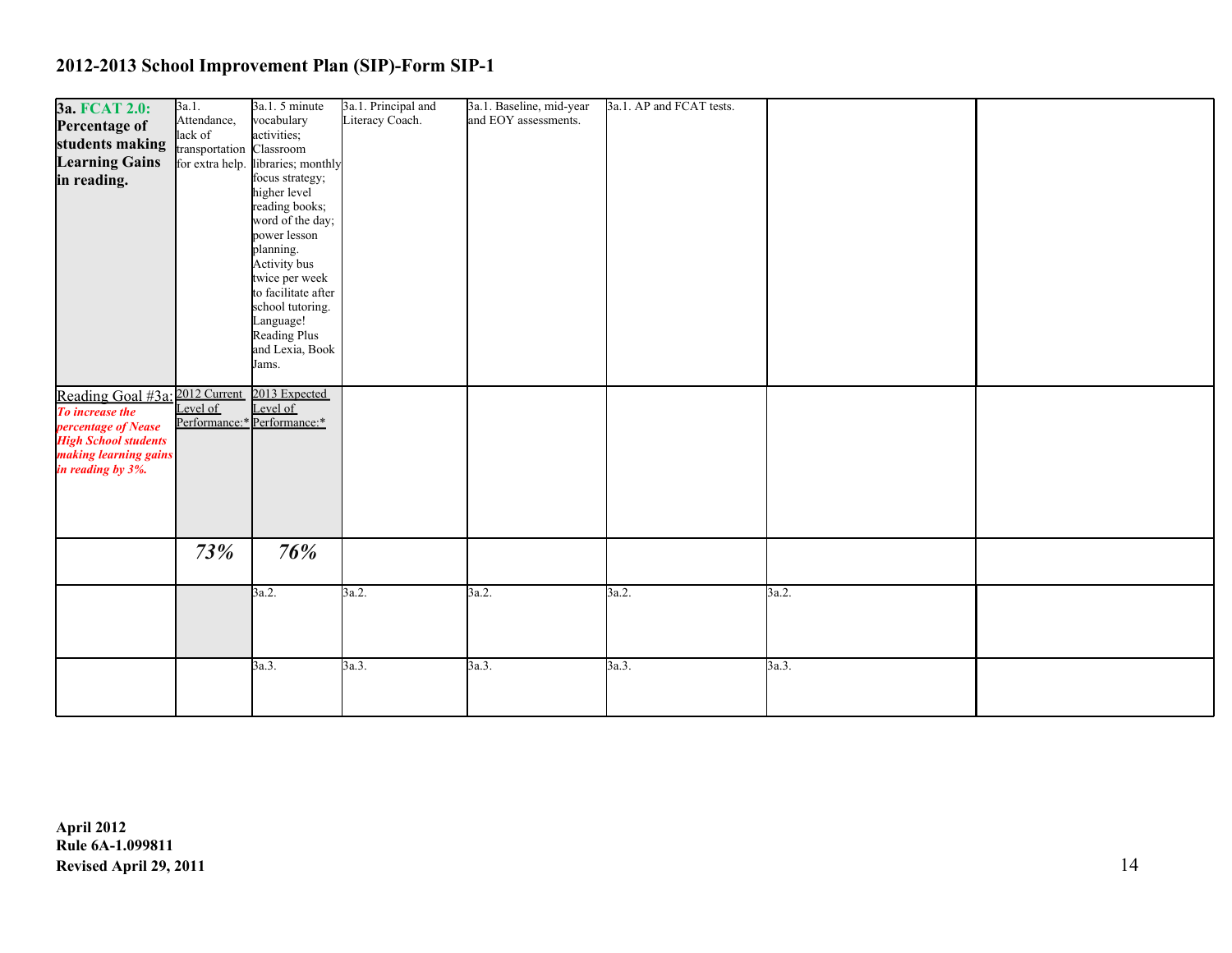## 2012-2013 School Improvement Plan (SIP)-Form SIP-1

| | | | | | | | |
|---|---|---|---|---|---|---|---|
| **3a. FCAT 2.0: Percentage of students making Learning Gains in reading.** | 3a.1. Attendance, lack of transportation for extra help. | 3a.1. 5 minute vocabulary activities; Classroom libraries; monthly focus strategy; higher level reading books; word of the day; power lesson planning. Activity bus twice per week to facilitate after school tutoring. Language! Reading Plus and Lexia, Book Jams. | 3a.1. Principal and Literacy Coach. | 3a.1. Baseline, mid-year and EOY assessments. | 3a.1. AP and FCAT tests. | | |
| Reading Goal #3a: ***To increase the percentage of Nease High School students making learning gains in reading by 3%.*** | 2012 Current Level of Performance:* | 2013 Expected Level of Performance:* | | | | | |
| | ***73%*** | ***76%*** | | | | | |
| | | 3a.2. | 3a.2. | 3a.2. | 3a.2. | 3a.2. | |
| | | 3a.3. | 3a.3. | 3a.3. | 3a.3. | 3a.3. | |

**April 2012**
**Rule 6A-1.099811**
**Revised April 29, 2011**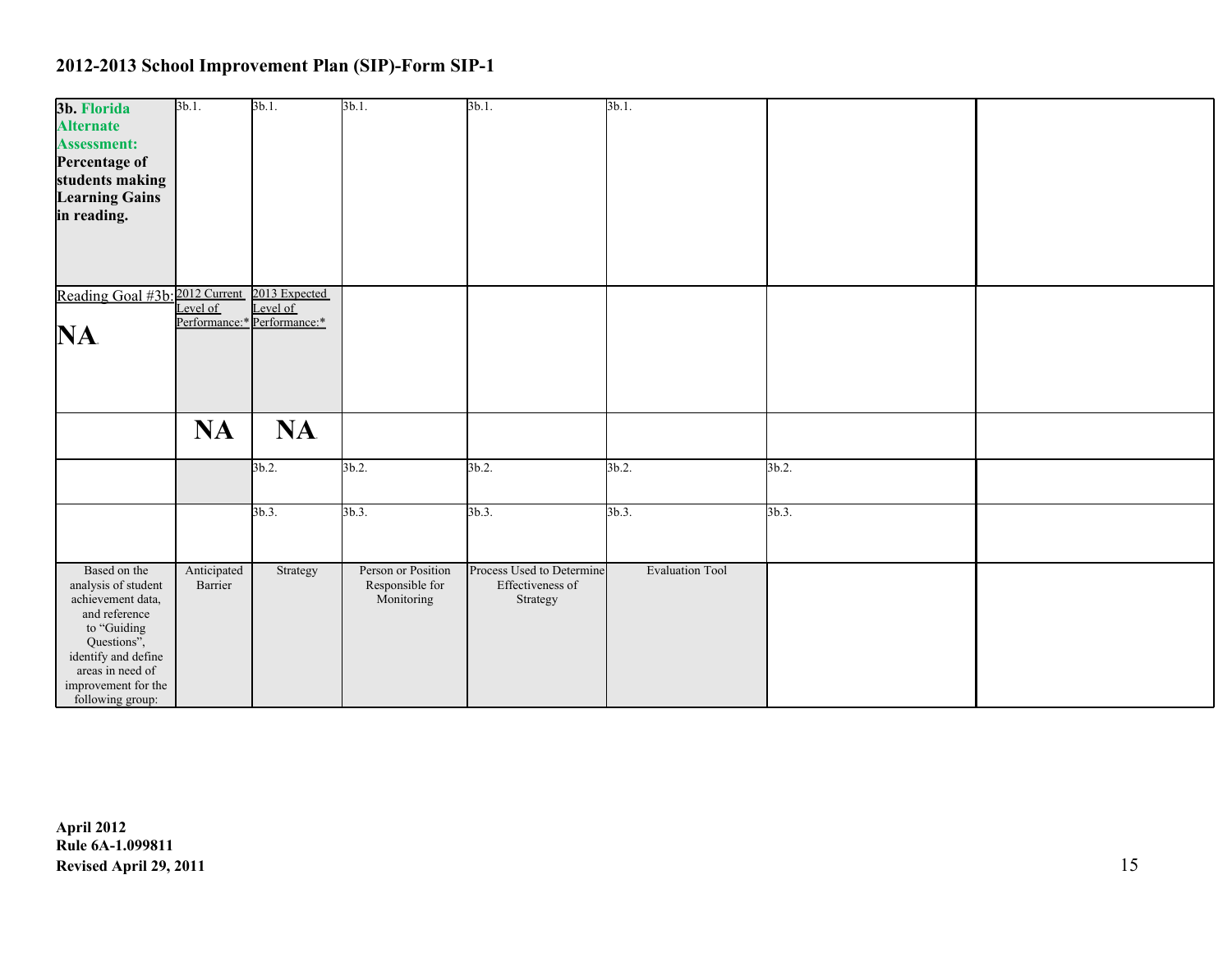## 2012-2013 School Improvement Plan (SIP)-Form SIP-1

| Based on the analysis of student achievement data, and reference to "Guiding Questions", identify and define areas in need of improvement for the following group: | Anticipated Barrier | Strategy | Person or Position Responsible for Monitoring | Process Used to Determine Effectiveness of Strategy | Evaluation Tool | | |
|---|---|---|---|---|---|---|---|
| **3b. Florida Alternate Assessment: Percentage of students making Learning Gains in reading.** | 3b.1. | 3b.1. | 3b.1. | 3b.1. | 3b.1. | | |
| Reading Goal #3b: **NA** | 2012 Current Level of Performance:* | 2013 Expected Level of Performance:* | | | | | |
| | **NA** | **NA** | | | | | |
| | | 3b.2. | 3b.2. | 3b.2. | 3b.2. | 3b.2. | |
| | | 3b.3. | 3b.3. | 3b.3. | 3b.3. | 3b.3. | |

**April 2012**
**Rule 6A-1.099811**
**Revised April 29, 2011**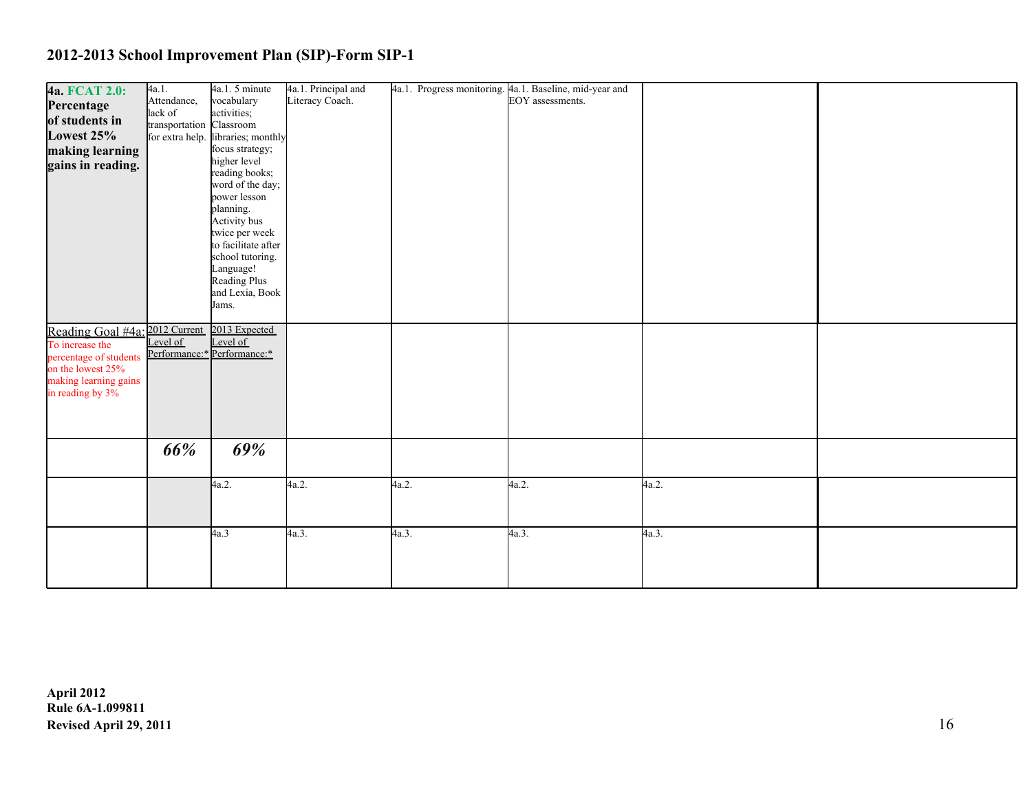## 2012-2013 School Improvement Plan (SIP)-Form SIP-1

| | | | | | | | |
|---|---|---|---|---|---|---|---|
| **4a. FCAT 2.0: Percentage of students in Lowest 25% making learning gains in reading.** | 4a.1. Attendance, lack of transportation for extra help. | 4a.1. 5 minute vocabulary activities; Classroom libraries; monthly focus strategy; higher level reading books; word of the day; power lesson planning. Activity bus twice per week to facilitate after school tutoring. Language! Reading Plus and Lexia, Book Jams. | 4a.1. Principal and Literacy Coach. | 4a.1. Progress monitoring. | 4a.1. Baseline, mid-year and EOY assessments. | | |
| Reading Goal #4a: To increase the percentage of students on the lowest 25% making learning gains in reading by 3% | 2012 Current Level of Performance:* | 2013 Expected Level of Performance:* | | | | | |
| | ***66%*** | ***69%*** | | | | | |
| | | 4a.2. | 4a.2. | 4a.2. | 4a.2. | 4a.2. | |
| | | 4a.3 | 4a.3. | 4a.3. | 4a.3. | 4a.3. | |

**April 2012**
**Rule 6A-1.099811**
**Revised April 29, 2011**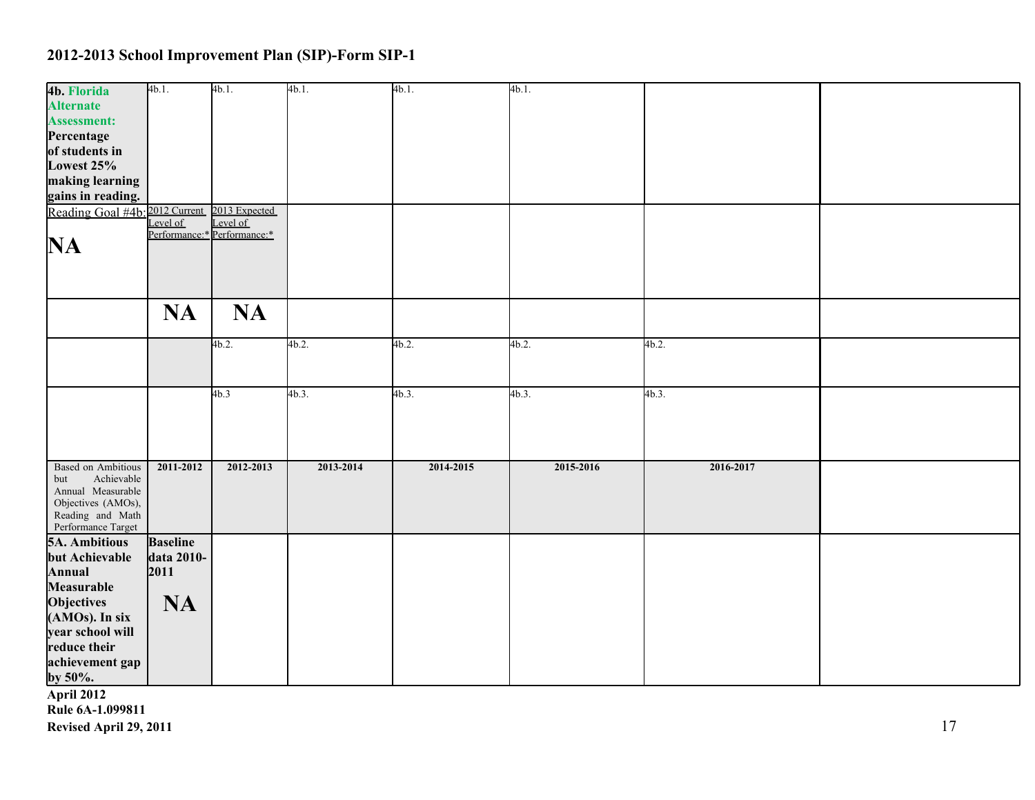## 2012-2013 School Improvement Plan (SIP)-Form SIP-1

| **4b. Florida Alternate Assessment: Percentage of students in Lowest 25% making learning gains in reading.** | 4b.1. | 4b.1. | 4b.1. | 4b.1. | 4b.1. | | |
|---|---|---|---|---|---|---|---|
| Reading Goal #4b: **NA** | 2012 Current Level of Performance:* | 2013 Expected Level of Performance:* | | | | | |
| | **NA** | **NA** | | | | | |
| | | 4b.2. | 4b.2. | 4b.2. | 4b.2. | 4b.2. | |
| | | 4b.3 | 4b.3. | 4b.3. | 4b.3. | 4b.3. | |
| Based on Ambitious but Achievable Annual Measurable Objectives (AMOs), Reading and Math Performance Target | **2011-2012** | **2012-2013** | **2013-2014** | **2014-2015** | **2015-2016** | **2016-2017** | |
| **5A. Ambitious but Achievable Annual Measurable Objectives (AMOs). In six year school will reduce their achievement gap by 50%.** | **Baseline data 2010-2011** **NA** | | | | | | |

**April 2012**
**Rule 6A-1.099811**
**Revised April 29, 2011**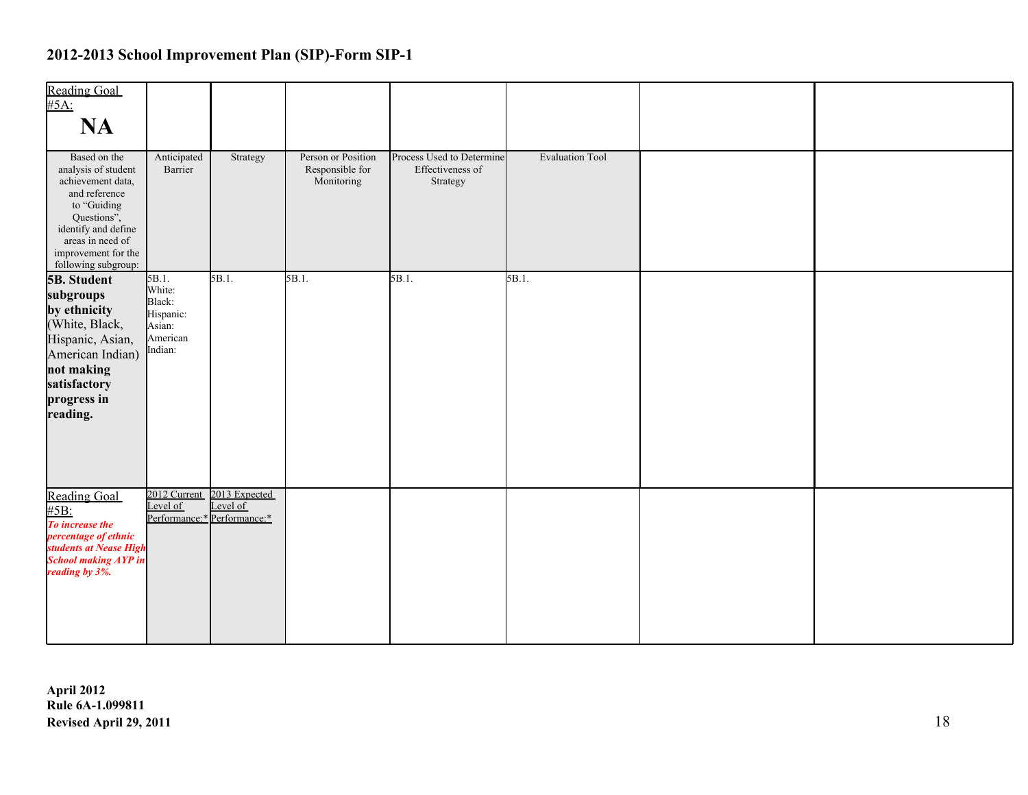## 2012-2013 School Improvement Plan (SIP)-Form SIP-1

| Reading Goal #5A: **NA** | | | | | | | |
|---|---|---|---|---|---|---|---|
| Based on the analysis of student achievement data, and reference to "Guiding Questions", identify and define areas in need of improvement for the following subgroup: | Anticipated Barrier | Strategy | Person or Position Responsible for Monitoring | Process Used to Determine Effectiveness of Strategy | Evaluation Tool | | |
| **5B. Student subgroups by ethnicity** (White, Black, Hispanic, Asian, American Indian) **not making satisfactory progress in reading.** | 5B.1. White: Black: Hispanic: Asian: American Indian: | 5B.1. | 5B.1. | 5B.1. | 5B.1. | | |
| Reading Goal #5B: ***To increase the percentage of ethnic students at Nease High School making AYP in reading by 3%.*** | 2012 Current Level of Performance:* | 2013 Expected Level of Performance:* | | | | | |

April 2012
Rule 6A-1.099811
Revised April 29, 2011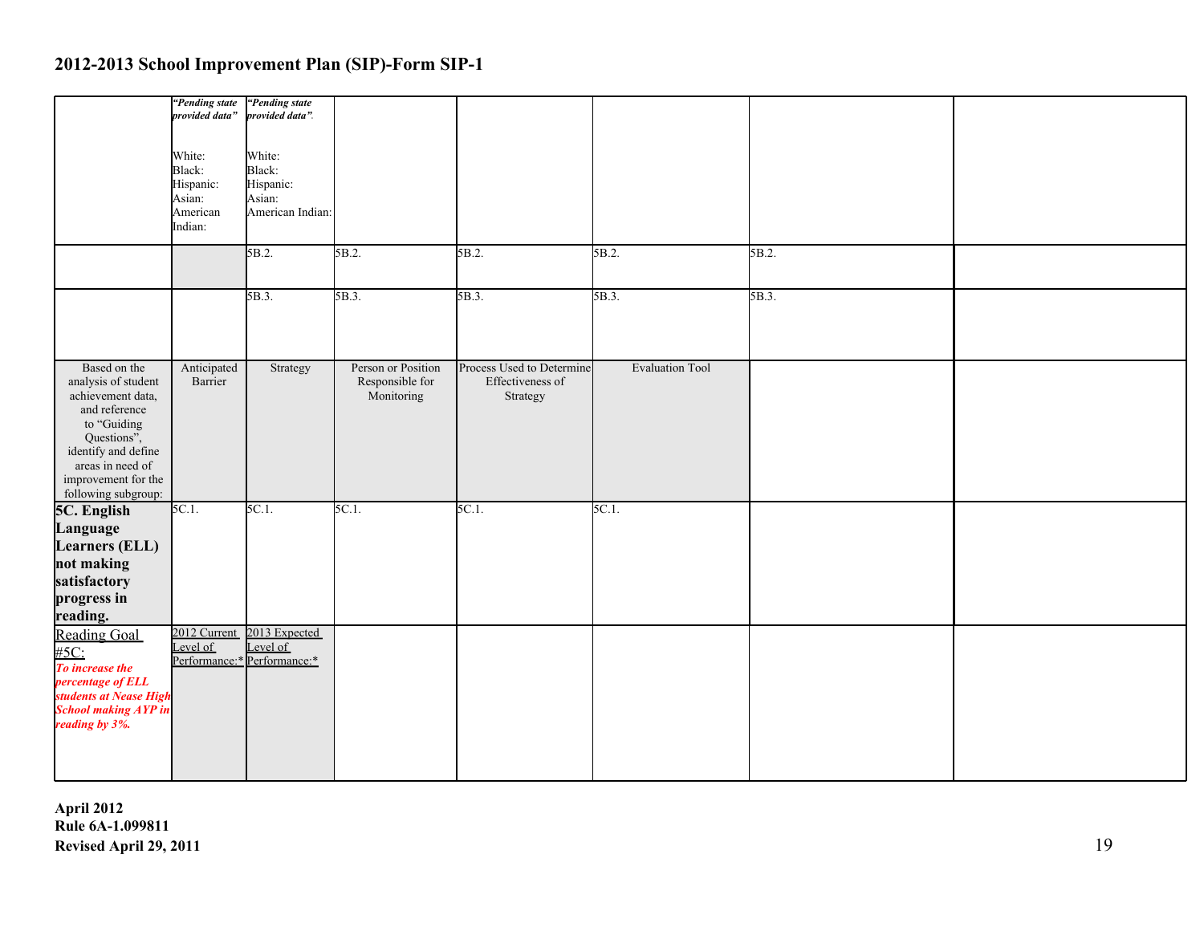# 2012-2013 School Improvement Plan (SIP)-Form SIP-1

| | | | | | | | |
|---|---|---|---|---|---|---|---|
| | *"Pending state provided data"*<br><br>White:<br>Black:<br>Hispanic:<br>Asian:<br>American Indian: | *"Pending state provided data".*<br><br>White:<br>Black:<br>Hispanic:<br>Asian:<br>American Indian: | | | | | |
| | | 5B.2. | 5B.2. | 5B.2. | 5B.2. | 5B.2. | |
| | | 5B.3. | 5B.3. | 5B.3. | 5B.3. | 5B.3. | |
| Based on the analysis of student achievement data, and reference to "Guiding Questions", identify and define areas in need of improvement for the following subgroup: | Anticipated Barrier | Strategy | Person or Position Responsible for Monitoring | Process Used to Determine Effectiveness of Strategy | Evaluation Tool | | |
| **5C. English Language Learners (ELL) not making satisfactory progress in reading.** | 5C.1. | 5C.1. | 5C.1. | 5C.1. | 5C.1. | | |
| Reading Goal #5C:<br>***To increase the percentage of ELL students at Nease High School making AYP in reading by 3%.*** | 2012 Current Level of Performance:* | 2013 Expected Level of Performance:* | | | | | |

**April 2012**
**Rule 6A-1.099811**
**Revised April 29, 2011**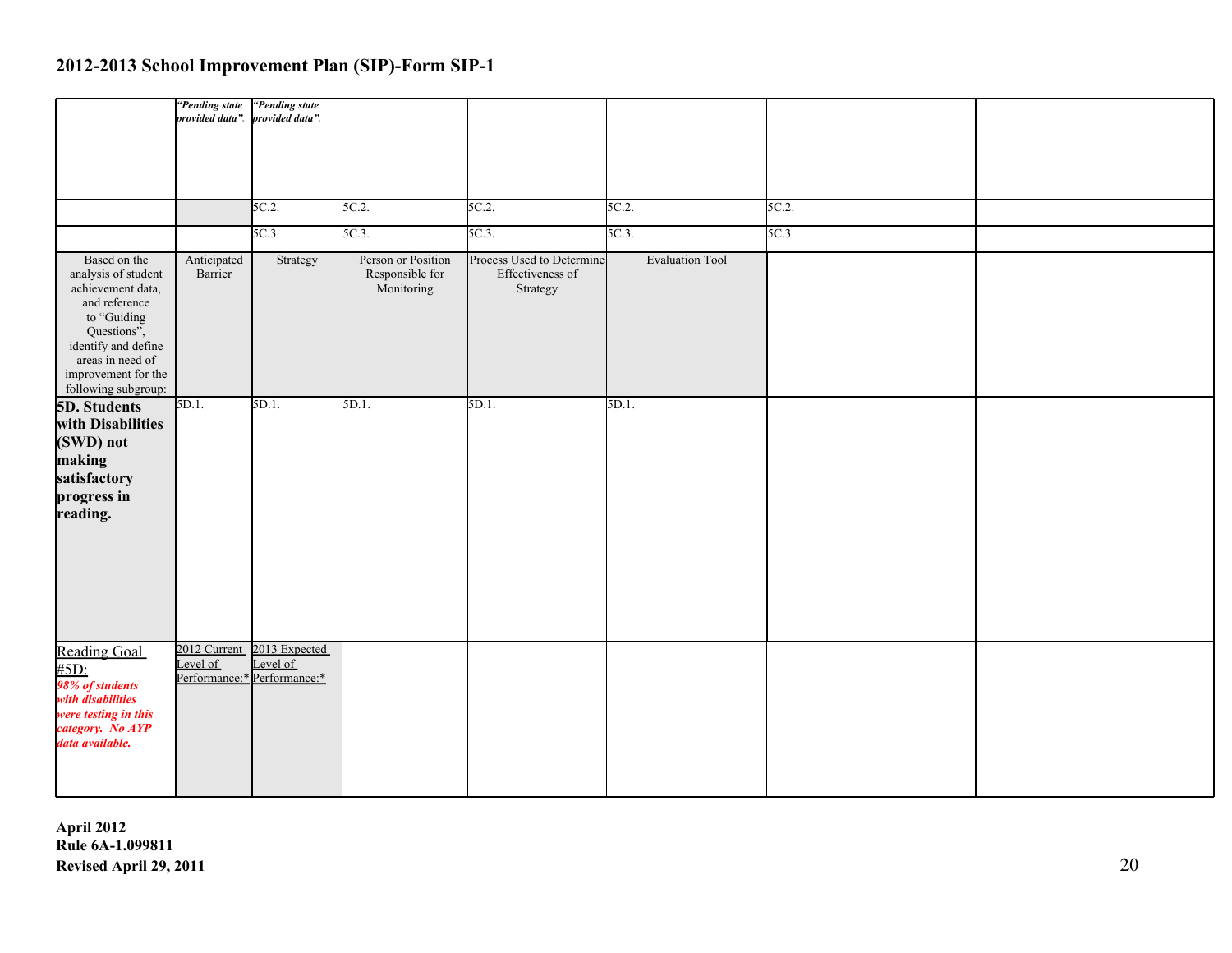## 2012-2013 School Improvement Plan (SIP)-Form SIP-1

| | | | | | | | |
|---|---|---|---|---|---|---|---|
| | *"Pending state provided data".* | *"Pending state provided data".* | | | | | |
| | | 5C.2. | 5C.2. | 5C.2. | 5C.2. | 5C.2. | |
| | | 5C.3. | 5C.3. | 5C.3. | 5C.3. | 5C.3. | |
| Based on the analysis of student achievement data, and reference to "Guiding Questions", identify and define areas in need of improvement for the following subgroup: | Anticipated Barrier | Strategy | Person or Position Responsible for Monitoring | Process Used to Determine Effectiveness of Strategy | Evaluation Tool | | |
| **5D. Students with Disabilities (SWD) not making satisfactory progress in reading.** | 5D.1. | 5D.1. | 5D.1. | 5D.1. | 5D.1. | | |
| Reading Goal #5D: ***98% of students with disabilities were testing in this category. No AYP data available.*** | 2012 Current Level of Performance:* | 2013 Expected Level of Performance:* | | | | | |

April 2012
Rule 6A-1.099811
Revised April 29, 2011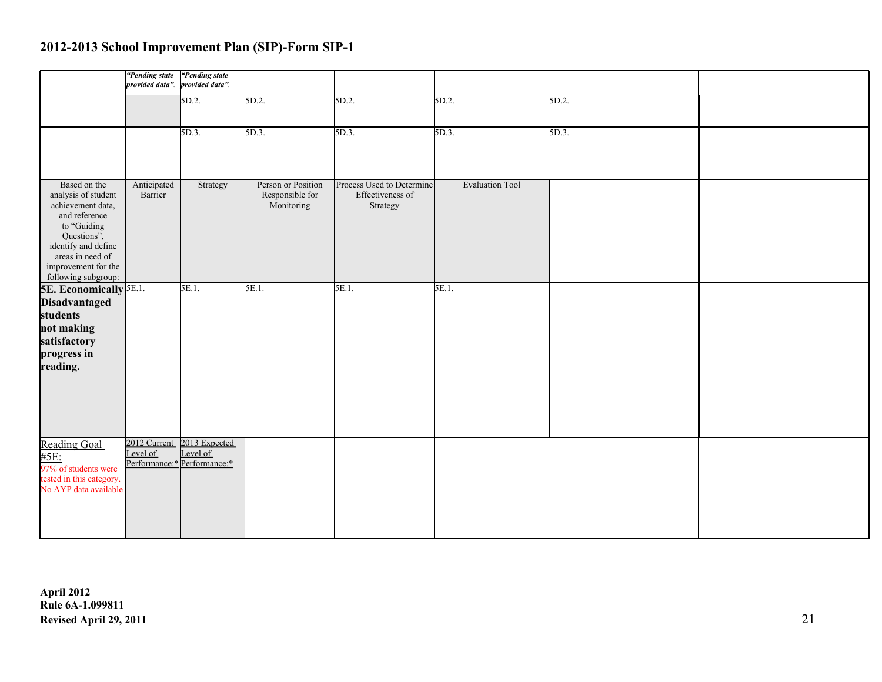## 2012-2013 School Improvement Plan (SIP)-Form SIP-1

| | | | | | | | |
|---|---|---|---|---|---|---|---|
| | *"Pending state provided data".* | *"Pending state provided data".* | | | | | |
| | | 5D.2. | 5D.2. | 5D.2. | 5D.2. | 5D.2. | |
| | | 5D.3. | 5D.3. | 5D.3. | 5D.3. | 5D.3. | |
| Based on the analysis of student achievement data, and reference to "Guiding Questions", identify and define areas in need of improvement for the following subgroup: | Anticipated Barrier | Strategy | Person or Position Responsible for Monitoring | Process Used to Determine Effectiveness of Strategy | Evaluation Tool | | |
| **5E. Economically Disadvantaged students not making satisfactory progress in reading.** | 5E.1. | 5E.1. | 5E.1. | 5E.1. | 5E.1. | | |
| Reading Goal #5E: 97% of students were tested in this category. No AYP data available | 2012 Current Level of Performance:* | 2013 Expected Level of Performance:* | | | | | |

**April 2012**
**Rule 6A-1.099811**
**Revised April 29, 2011**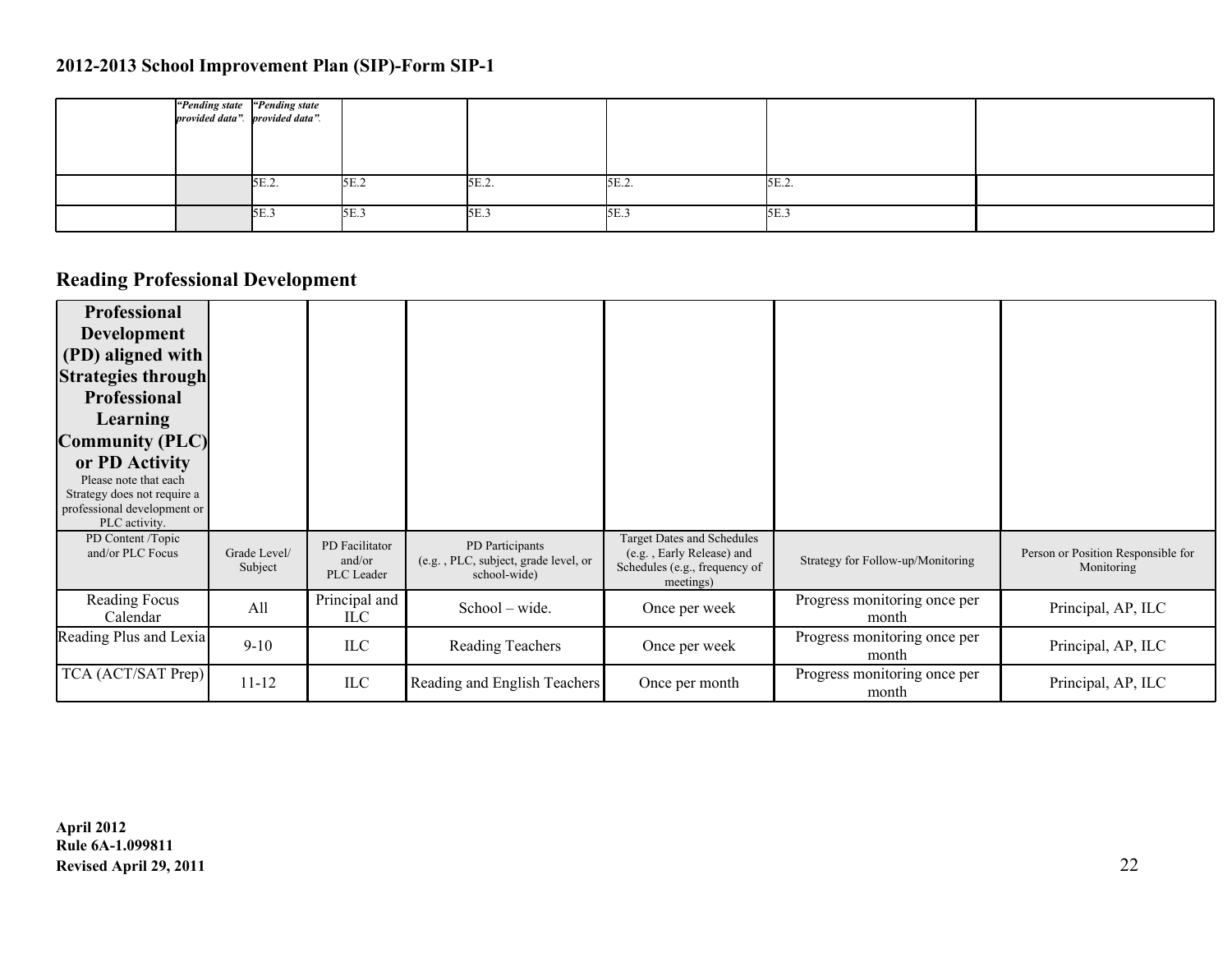## 2012-2013 School Improvement Plan (SIP)-Form SIP-1

| | | | | | | | |
|---|---|---|---|---|---|---|---|
| | *"Pending state provided data".* | *"Pending state provided data".* | | | | | |
| | | 5E.2. | 5E.2 | 5E.2. | 5E.2. | 5E.2. | |
| | | 5E.3 | 5E.3 | 5E.3 | 5E.3 | 5E.3 | |

## Reading Professional Development

| **Professional Development (PD) aligned with Strategies through Professional Learning Community (PLC) or PD Activity** Please note that each Strategy does not require a professional development or PLC activity. | | | | | | |
|---|---|---|---|---|---|---|
| PD Content /Topic and/or PLC Focus | Grade Level/ Subject | PD Facilitator and/or PLC Leader | PD Participants (e.g. , PLC, subject, grade level, or school-wide) | Target Dates and Schedules (e.g. , Early Release) and Schedules (e.g., frequency of meetings) | Strategy for Follow-up/Monitoring | Person or Position Responsible for Monitoring |
| Reading Focus Calendar | All | Principal and ILC | School – wide. | Once per week | Progress monitoring once per month | Principal, AP, ILC |
| Reading Plus and Lexia | 9-10 | ILC | Reading Teachers | Once per week | Progress monitoring once per month | Principal, AP, ILC |
| TCA (ACT/SAT Prep) | 11-12 | ILC | Reading and English Teachers | Once per month | Progress monitoring once per month | Principal, AP, ILC |

**April 2012**
**Rule 6A-1.099811**
**Revised April 29, 2011**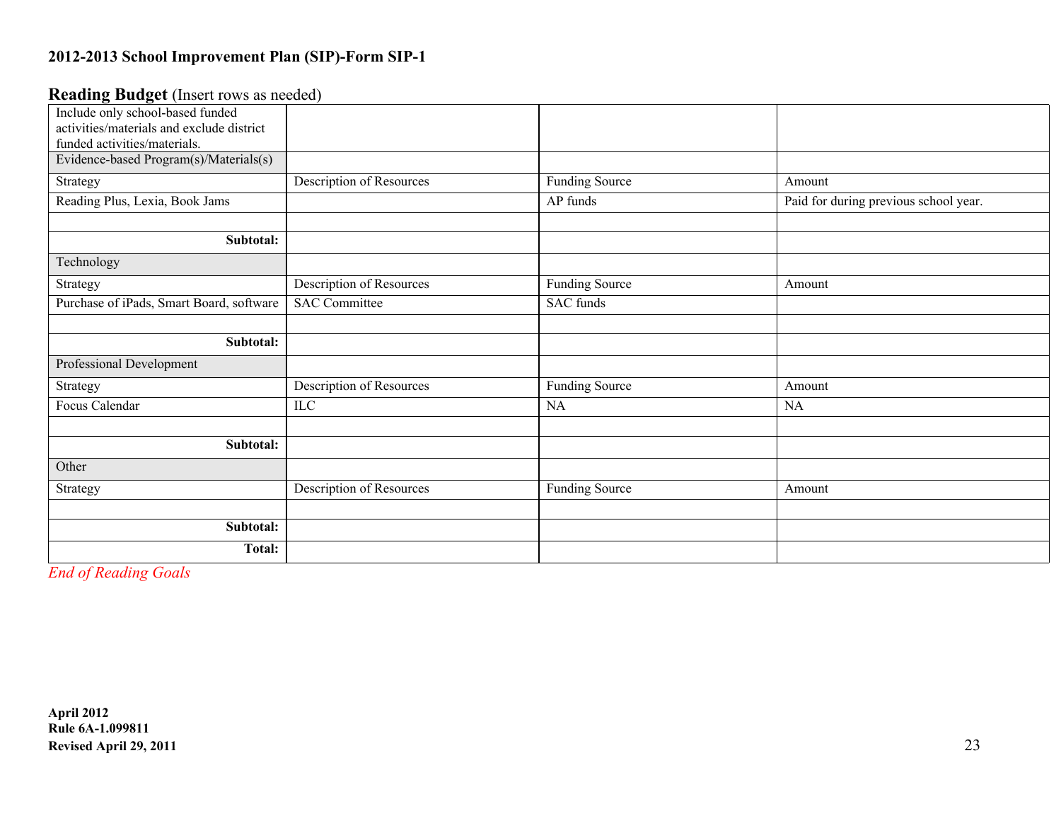**2012-2013 School Improvement Plan (SIP)-Form SIP-1**

**Reading Budget** (Insert rows as needed)

| Include only school-based funded activities/materials and exclude district funded activities/materials. | | | |
|---|---|---|---|
| Evidence-based Program(s)/Materials(s) | | | |
| Strategy | Description of Resources | Funding Source | Amount |
| Reading Plus, Lexia, Book Jams | | AP funds | Paid for during previous school year. |
| | | | |
| **Subtotal:** | | | |
| Technology | | | |
| Strategy | Description of Resources | Funding Source | Amount |
| Purchase of iPads, Smart Board, software | SAC Committee | SAC funds | |
| | | | |
| **Subtotal:** | | | |
| Professional Development | | | |
| Strategy | Description of Resources | Funding Source | Amount |
| Focus Calendar | ILC | NA | NA |
| | | | |
| **Subtotal:** | | | |
| Other | | | |
| Strategy | Description of Resources | Funding Source | Amount |
| | | | |
| **Subtotal:** | | | |
| **Total:** | | | |

*End of Reading Goals*

**April 2012**
**Rule 6A-1.099811**
**Revised April 29, 2011**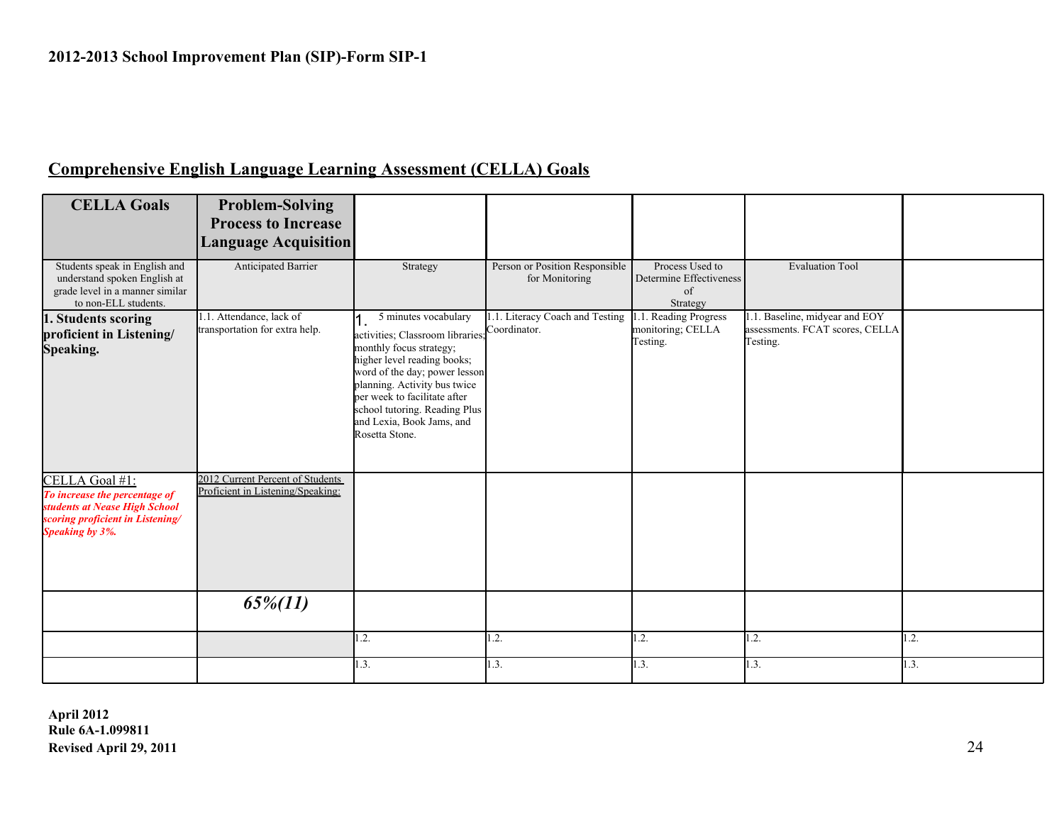**2012-2013 School Improvement Plan (SIP)-Form SIP-1**

## Comprehensive English Language Learning Assessment (CELLA) Goals

| CELLA Goals | Problem-Solving Process to Increase Language Acquisition | | | | | |
|---|---|---|---|---|---|---|
| Students speak in English and understand spoken English at grade level in a manner similar to non-ELL students. | Anticipated Barrier | Strategy | Person or Position Responsible for Monitoring | Process Used to Determine Effectiveness of Strategy | Evaluation Tool | |
| **1. Students scoring proficient in Listening/ Speaking.** | 1.1. Attendance, lack of transportation for extra help. | 1. 5 minutes vocabulary activities; Classroom libraries; monthly focus strategy; higher level reading books; word of the day; power lesson planning. Activity bus twice per week to facilitate after school tutoring. Reading Plus and Lexia, Book Jams, and Rosetta Stone. | 1.1. Literacy Coach and Testing Coordinator. | 1.1. Reading Progress monitoring; CELLA Testing. | 1.1. Baseline, midyear and EOY assessments. FCAT scores, CELLA Testing. | |
| CELLA Goal #1: ***To increase the percentage of students at Nease High School scoring proficient in Listening/ Speaking by 3%.*** | 2012 Current Percent of Students Proficient in Listening/Speaking: | | | | | |
| | ***65%(11)*** | | | | | |
| | | 1.2. | 1.2. | 1.2. | 1.2. | 1.2. |
| | | 1.3. | 1.3. | 1.3. | 1.3. | 1.3. |

**April 2012**
**Rule 6A-1.099811**
**Revised April 29, 2011**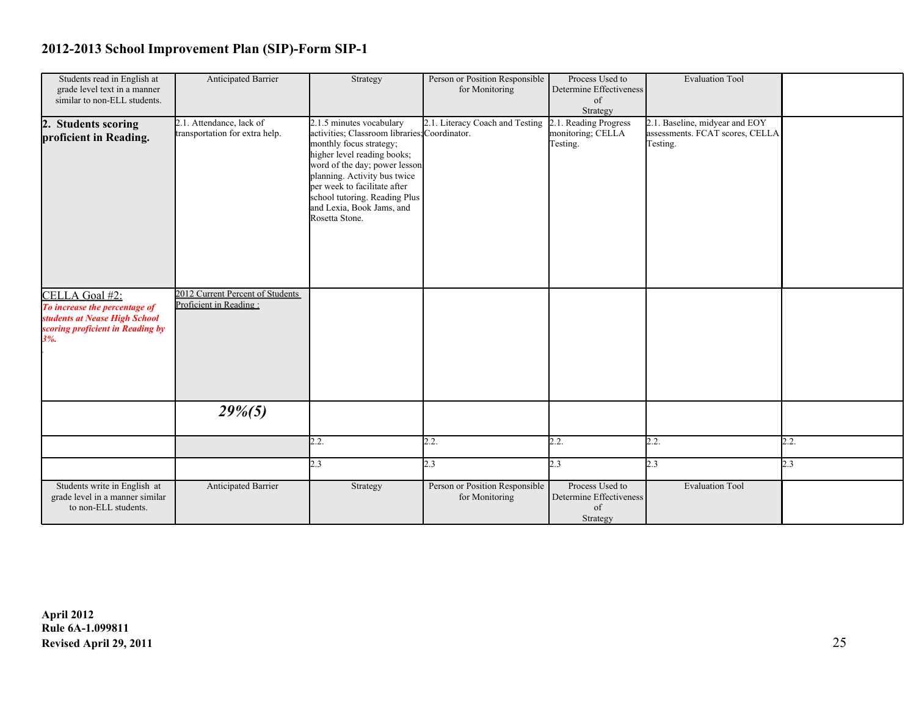## 2012-2013 School Improvement Plan (SIP)-Form SIP-1

| Students read in English at grade level text in a manner similar to non-ELL students. | Anticipated Barrier | Strategy | Person or Position Responsible for Monitoring | Process Used to Determine Effectiveness of Strategy | Evaluation Tool | |
|---|---|---|---|---|---|---|
| **2. Students scoring proficient in Reading.** | 2.1. Attendance, lack of transportation for extra help. | 2.1.5 minutes vocabulary activities; Classroom libraries; monthly focus strategy; higher level reading books; word of the day; power lesson planning. Activity bus twice per week to facilitate after school tutoring. Reading Plus and Lexia, Book Jams, and Rosetta Stone. | 2.1. Literacy Coach and Testing Coordinator. | 2.1. Reading Progress monitoring; CELLA Testing. | 2.1. Baseline, midyear and EOY assessments. FCAT scores, CELLA Testing. | |
| CELLA Goal #2:<br>***To increase the percentage of students at Nease High School scoring proficient in Reading by 3%.*** | 2012 Current Percent of Students Proficient in Reading : | | | | | |
| | ***29%(5)*** | | | | | |
| | | 2.2. | 2.2. | 2.2. | 2.2. | 2.2. |
| | | 2.3 | 2.3 | 2.3 | 2.3 | 2.3 |
| Students write in English at grade level in a manner similar to non-ELL students. | Anticipated Barrier | Strategy | Person or Position Responsible for Monitoring | Process Used to Determine Effectiveness of Strategy | Evaluation Tool | |

**April 2012**
**Rule 6A-1.099811**
**Revised April 29, 2011**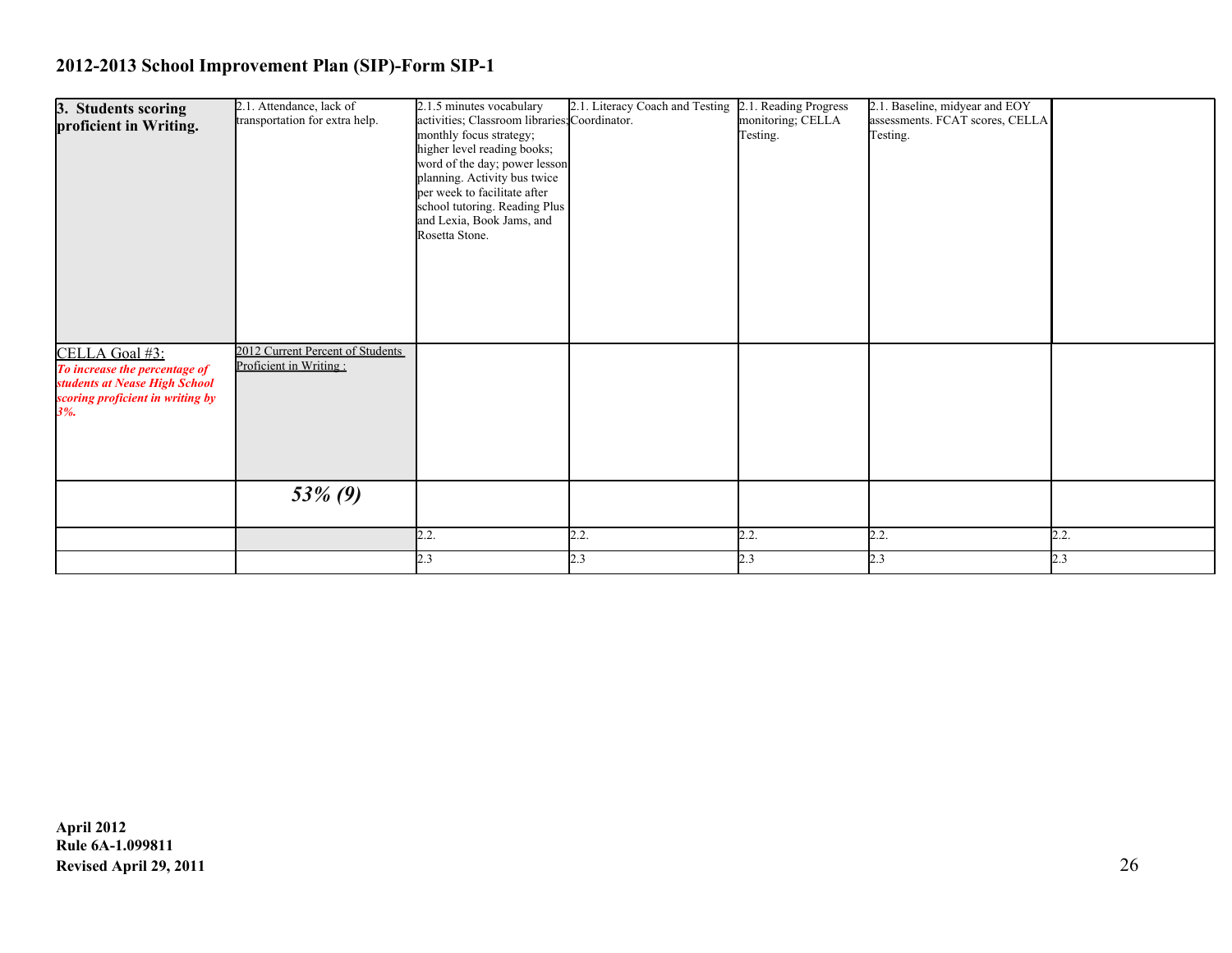## 2012-2013 School Improvement Plan (SIP)-Form SIP-1

| | | | | | | |
|---|---|---|---|---|---|---|
| **3. Students scoring proficient in Writing.** | 2.1. Attendance, lack of transportation for extra help. | 2.1.5 minutes vocabulary activities; Classroom libraries; monthly focus strategy; higher level reading books; word of the day; power lesson planning. Activity bus twice per week to facilitate after school tutoring. Reading Plus and Lexia, Book Jams, and Rosetta Stone. | 2.1. Literacy Coach and Testing Coordinator. | 2.1. Reading Progress monitoring; CELLA Testing. | 2.1. Baseline, midyear and EOY assessments. FCAT scores, CELLA Testing. | |
| CELLA Goal #3: ***To increase the percentage of students at Nease High School scoring proficient in writing by 3%.*** | 2012 Current Percent of Students Proficient in Writing : | | | | | |
| | ***53% (9)*** | | | | | |
| | | 2.2. | 2.2. | 2.2. | 2.2. | 2.2. |
| | | 2.3 | 2.3 | 2.3 | 2.3 | 2.3 |

**April 2012**
**Rule 6A-1.099811**
**Revised April 29, 2011**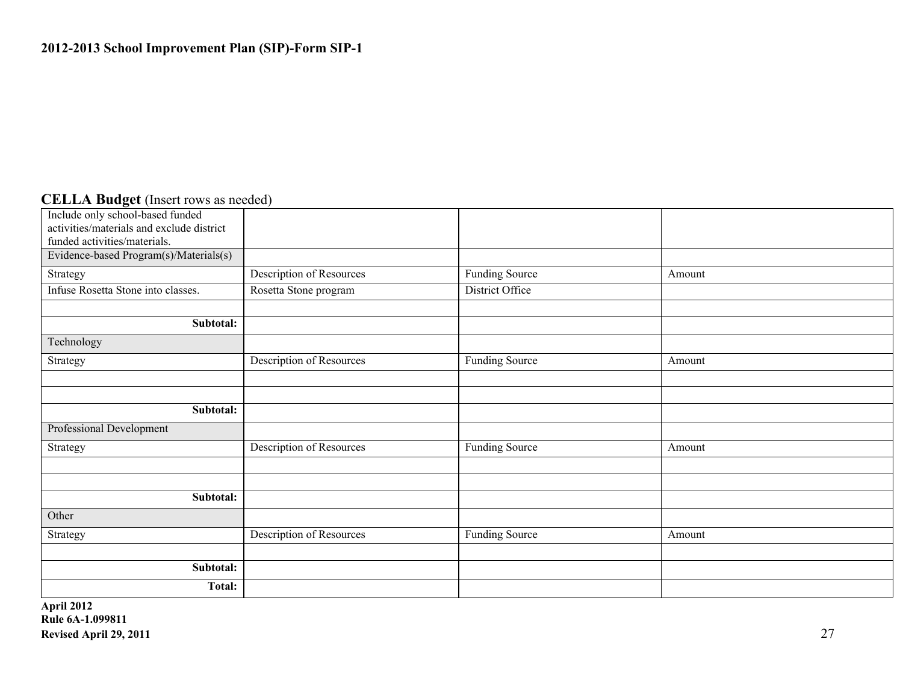## CELLA Budget (Insert rows as needed)

| Include only school-based funded activities/materials and exclude district funded activities/materials. | | | |
|---|---|---|---|
| Evidence-based Program(s)/Materials(s) | | | |
| Strategy | Description of Resources | Funding Source | Amount |
| Infuse Rosetta Stone into classes. | Rosetta Stone program | District Office | |
| | | | |
| **Subtotal:** | | | |
| Technology | | | |
| Strategy | Description of Resources | Funding Source | Amount |
| | | | |
| | | | |
| **Subtotal:** | | | |
| Professional Development | | | |
| Strategy | Description of Resources | Funding Source | Amount |
| | | | |
| | | | |
| **Subtotal:** | | | |
| Other | | | |
| Strategy | Description of Resources | Funding Source | Amount |
| | | | |
| **Subtotal:** | | | |
| **Total:** | | | |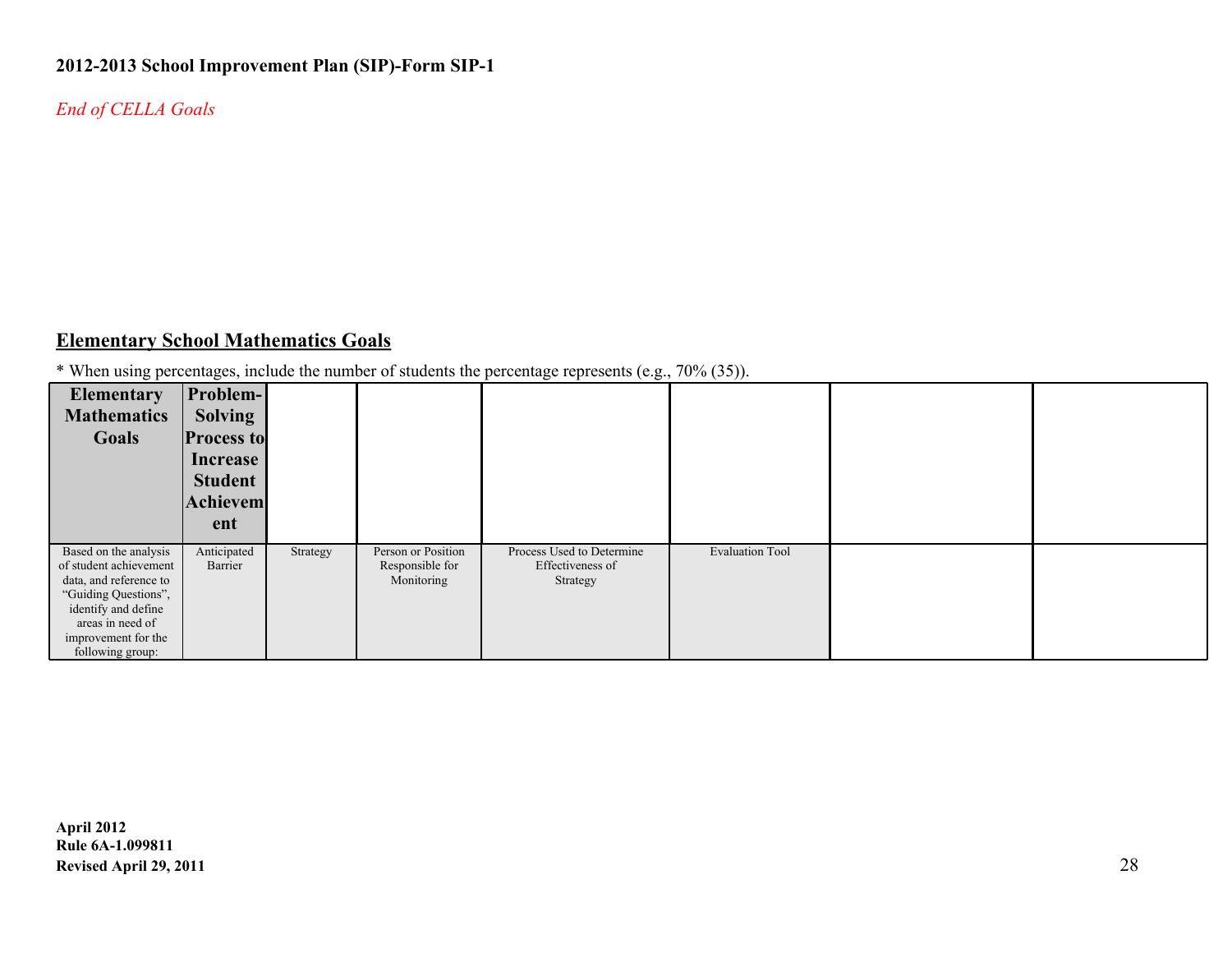**2012-2013 School Improvement Plan (SIP)-Form SIP-1**

*End of CELLA Goals*

## Elementary School Mathematics Goals

* When using percentages, include the number of students the percentage represents (e.g., 70% (35)).

| Elementary Mathematics Goals | Problem-Solving Process to Increase Student Achievement | | | | | | |
|---|---|---|---|---|---|---|---|
| Based on the analysis of student achievement data, and reference to "Guiding Questions", identify and define areas in need of improvement for the following group: | Anticipated Barrier | Strategy | Person or Position Responsible for Monitoring | Process Used to Determine Effectiveness of Strategy | Evaluation Tool | | |

**April 2012**
**Rule 6A-1.099811**
**Revised April 29, 2011**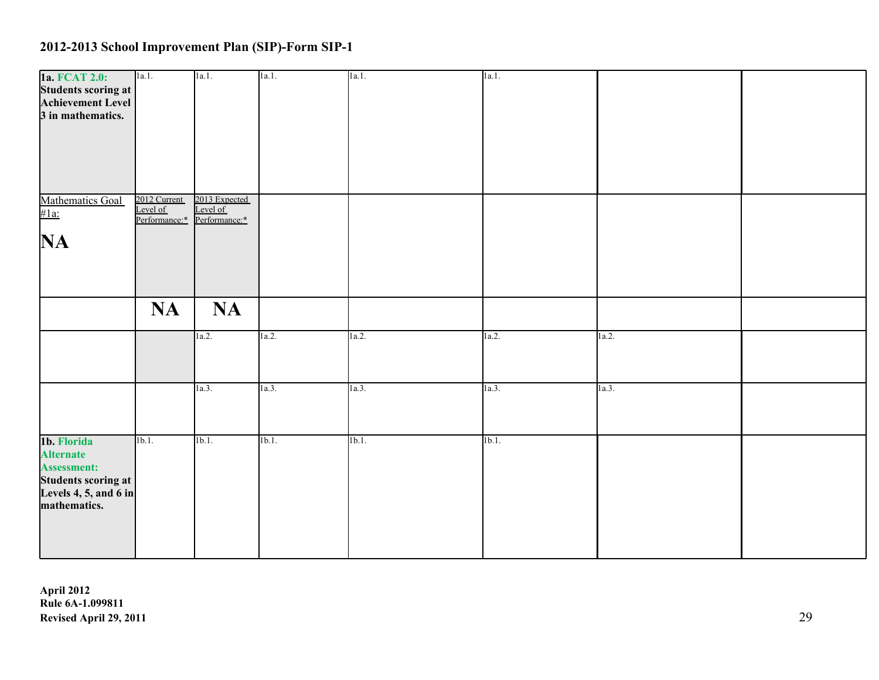## 2012-2013 School Improvement Plan (SIP)-Form SIP-1

| | | | | | | | |
|---|---|---|---|---|---|---|---|
| **1a. FCAT 2.0: Students scoring at Achievement Level 3 in mathematics.** | 1a.1. | 1a.1. | 1a.1. | 1a.1. | 1a.1. | | |
| Mathematics Goal #1a: **NA** | 2012 Current Level of Performance:* | 2013 Expected Level of Performance:* | | | | | |
| | **NA** | **NA** | | | | | |
| | | 1a.2. | 1a.2. | 1a.2. | 1a.2. | 1a.2. | |
| | | 1a.3. | 1a.3. | 1a.3. | 1a.3. | 1a.3. | |
| **1b. Florida Alternate Assessment: Students scoring at Levels 4, 5, and 6 in mathematics.** | 1b.1. | 1b.1. | 1b.1. | 1b.1. | 1b.1. | | |

**April 2012**
**Rule 6A-1.099811**
**Revised April 29, 2011**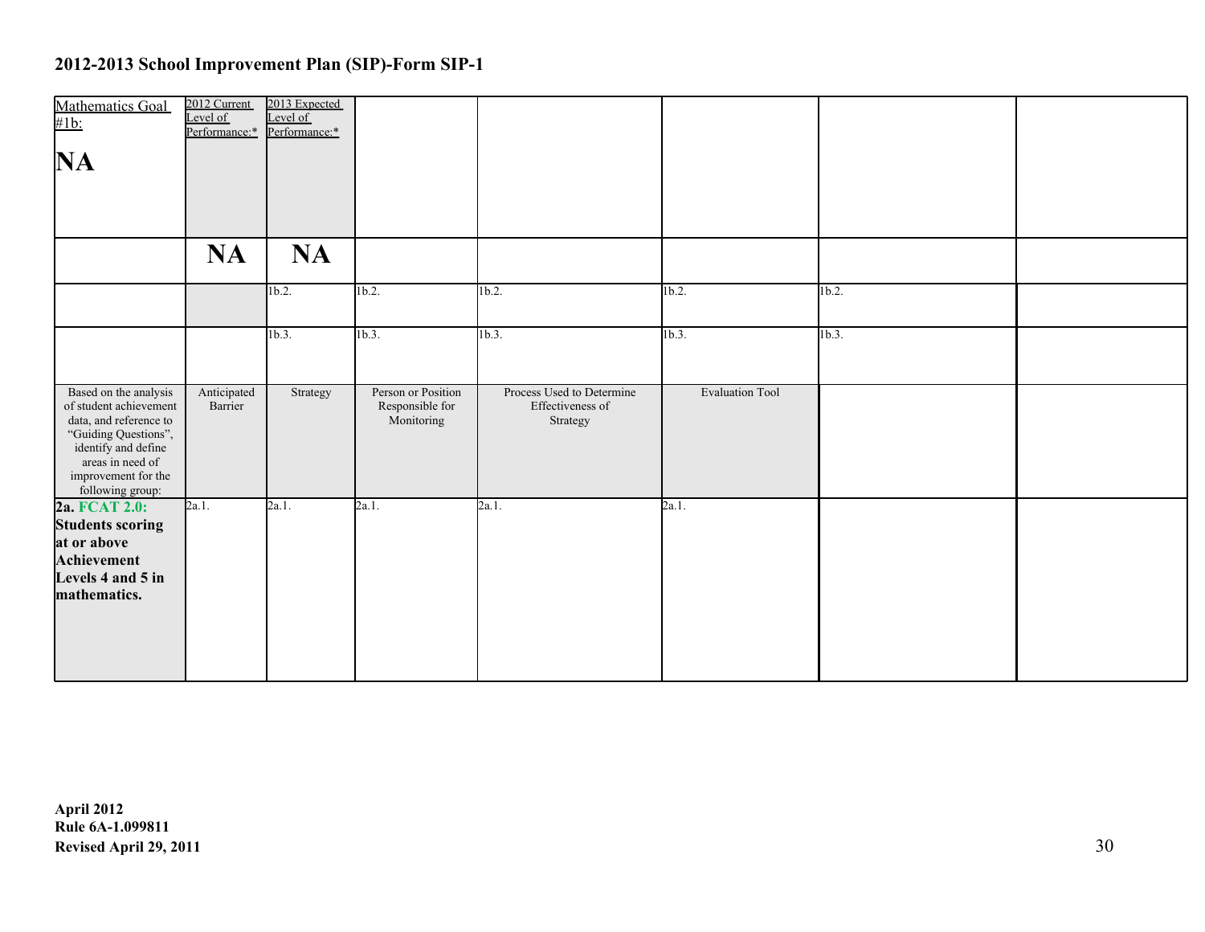## 2012-2013 School Improvement Plan (SIP)-Form SIP-1

| Mathematics Goal #1b: **NA** | 2012 Current Level of Performance:* | 2013 Expected Level of Performance:* | | | | | |
|---|---|---|---|---|---|---|---|
| | **NA** | **NA** | | | | | |
| | | 1b.2. | 1b.2. | 1b.2. | 1b.2. | 1b.2. | |
| | | 1b.3. | 1b.3. | 1b.3. | 1b.3. | 1b.3. | |
| Based on the analysis of student achievement data, and reference to "Guiding Questions", identify and define areas in need of improvement for the following group: | Anticipated Barrier | Strategy | Person or Position Responsible for Monitoring | Process Used to Determine Effectiveness of Strategy | Evaluation Tool | | |
| **2a. FCAT 2.0: Students scoring at or above Achievement Levels 4 and 5 in mathematics.** | 2a.1. | 2a.1. | 2a.1. | 2a.1. | 2a.1. | | |

**April 2012**
**Rule 6A-1.099811**
**Revised April 29, 2011**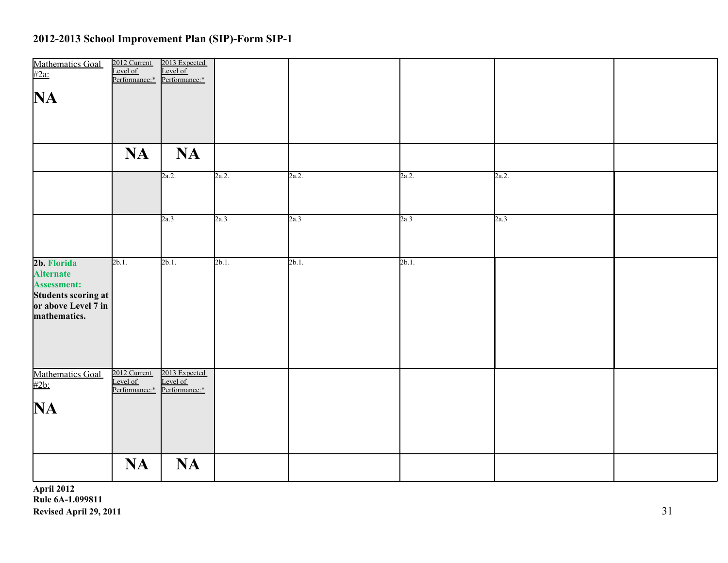## 2012-2013 School Improvement Plan (SIP)-Form SIP-1

| | | | | | | | |
|---|---|---|---|---|---|---|---|
| Mathematics Goal #2a:<br><br>**NA** | 2012 Current Level of Performance:* | 2013 Expected Level of Performance:* | | | | | |
| | **NA** | **NA** | | | | | |
| | | 2a.2. | 2a.2. | 2a.2. | 2a.2. | 2a.2. | |
| | | 2a.3 | 2a.3 | 2a.3 | 2a.3 | 2a.3 | |
| **2b. Florida Alternate Assessment: Students scoring at or above Level 7 in mathematics.** | 2b.1. | 2b.1. | 2b.1. | 2b.1. | 2b.1. | | |
| Mathematics Goal #2b:<br><br>**NA** | 2012 Current Level of Performance:* | 2013 Expected Level of Performance:* | | | | | |
| | **NA** | **NA** | | | | | |

**April 2012**
**Rule 6A-1.099811**
**Revised April 29, 2011**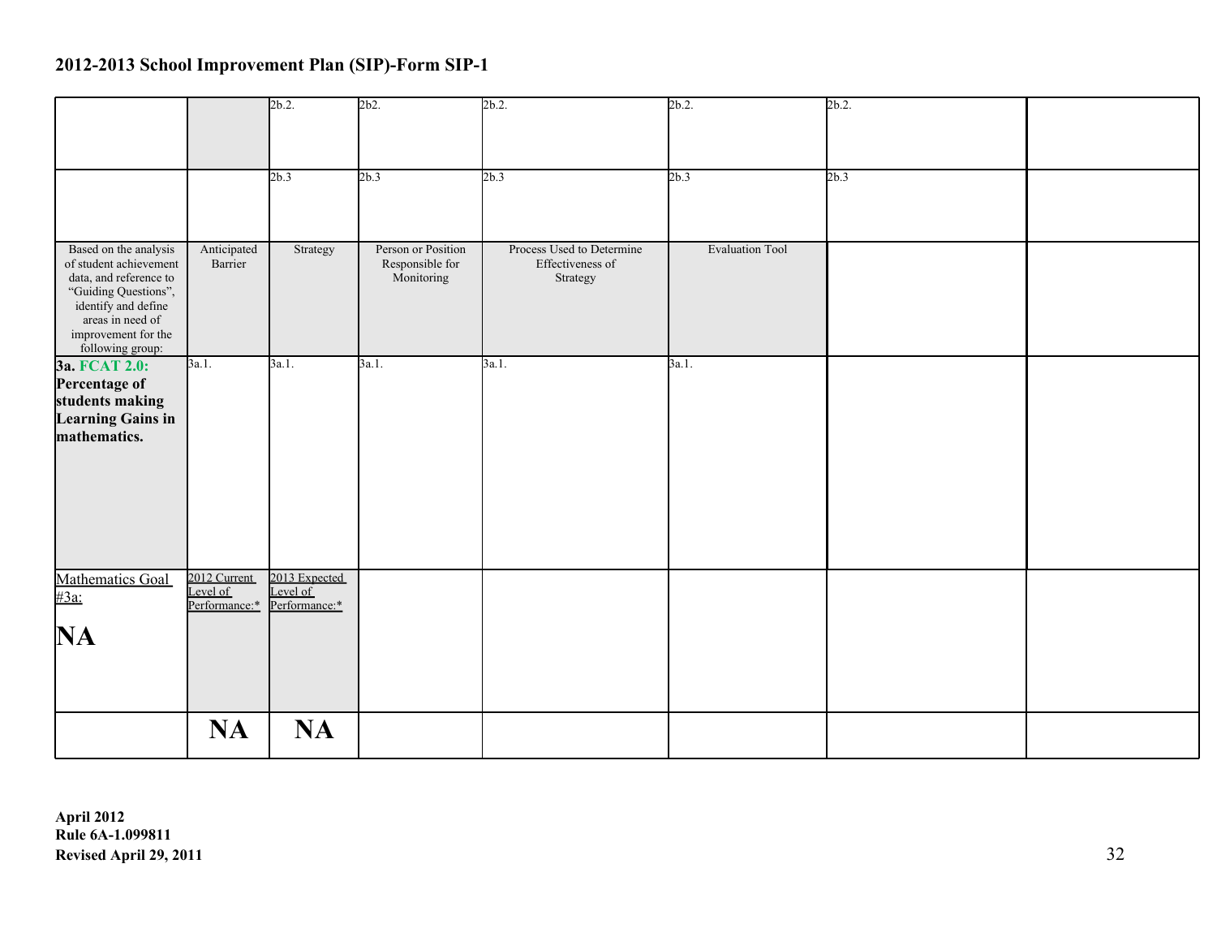## 2012-2013 School Improvement Plan (SIP)-Form SIP-1

| | | | | | | | |
|---|---|---|---|---|---|---|---|
| | | 2b.2. | 2b2. | 2b.2. | 2b.2. | 2b.2. | |
| | | 2b.3 | 2b.3 | 2b.3 | 2b.3 | 2b.3 | |
| Based on the analysis of student achievement data, and reference to "Guiding Questions", identify and define areas in need of improvement for the following group: | Anticipated Barrier | Strategy | Person or Position Responsible for Monitoring | Process Used to Determine Effectiveness of Strategy | Evaluation Tool | | |
| **3a. FCAT 2.0: Percentage of students making Learning Gains in mathematics.** | 3a.1. | 3a.1. | 3a.1. | 3a.1. | 3a.1. | | |
| Mathematics Goal #3a: **NA** | 2012 Current Level of Performance:* | 2013 Expected Level of Performance:* | | | | | |
| | **NA** | **NA** | | | | | |

April 2012
Rule 6A-1.099811
Revised April 29, 2011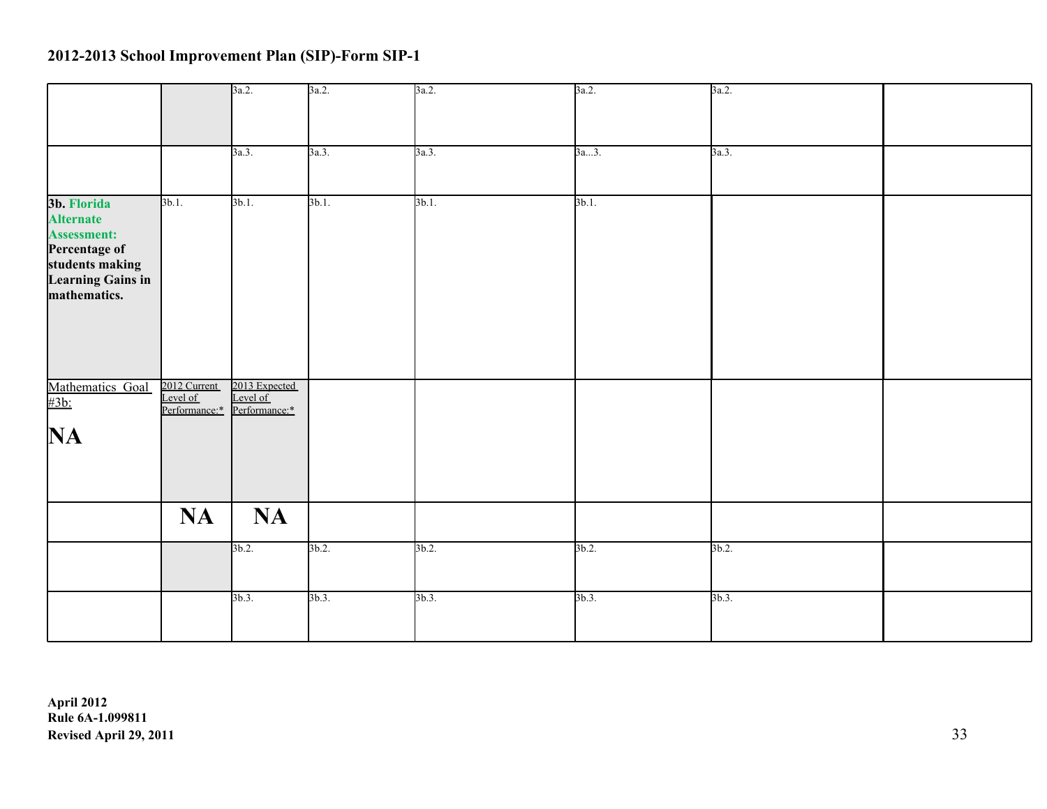## 2012-2013 School Improvement Plan (SIP)-Form SIP-1

| | | | | | | | |
|---|---|---|---|---|---|---|---|
| | | 3a.2. | 3a.2. | 3a.2. | 3a.2. | 3a.2. | |
| | | 3a.3. | 3a.3. | 3a.3. | 3a...3. | 3a.3. | |
| **3b. Florida Alternate Assessment: Percentage of students making Learning Gains in mathematics.** | 3b.1. | 3b.1. | 3b.1. | 3b.1. | 3b.1. | | |
| Mathematics Goal #3b: **NA** | 2012 Current Level of Performance:* | 2013 Expected Level of Performance:* | | | | | |
| | **NA** | **NA** | | | | | |
| | | 3b.2. | 3b.2. | 3b.2. | 3b.2. | 3b.2. | |
| | | 3b.3. | 3b.3. | 3b.3. | 3b.3. | 3b.3. | |

**April 2012**
**Rule 6A-1.099811**
**Revised April 29, 2011**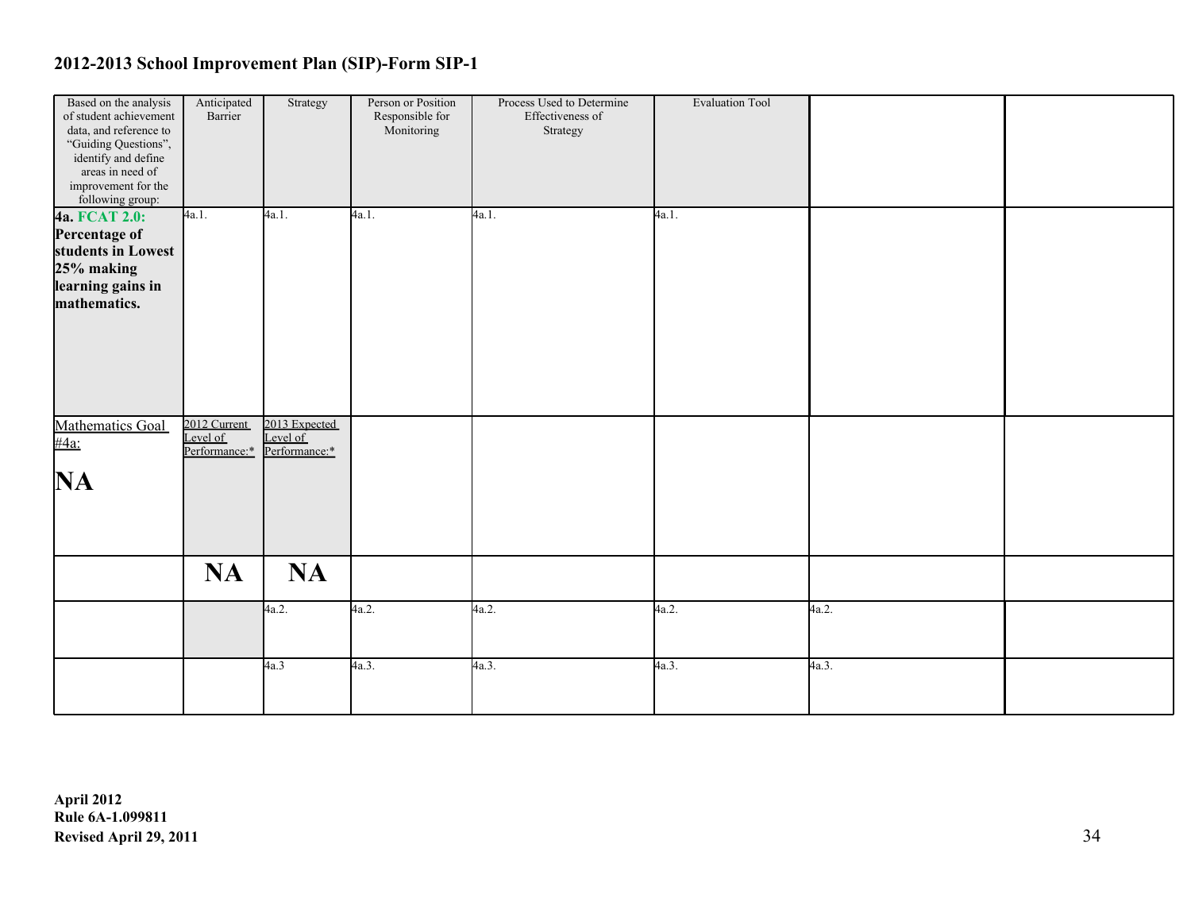## 2012-2013 School Improvement Plan (SIP)-Form SIP-1

| Based on the analysis of student achievement data, and reference to "Guiding Questions", identify and define areas in need of improvement for the following group: | Anticipated Barrier | Strategy | Person or Position Responsible for Monitoring | Process Used to Determine Effectiveness of Strategy | Evaluation Tool | | |
|---|---|---|---|---|---|---|---|
| **4a. FCAT 2.0: Percentage of students in Lowest 25% making learning gains in mathematics.** | 4a.1. | 4a.1. | 4a.1. | 4a.1. | 4a.1. | | |
| Mathematics Goal #4a: **NA** | 2012 Current Level of Performance:* | 2013 Expected Level of Performance:* | | | | | |
| | **NA** | **NA** | | | | | |
| | | 4a.2. | 4a.2. | 4a.2. | 4a.2. | 4a.2. | |
| | | 4a.3 | 4a.3. | 4a.3. | 4a.3. | 4a.3. | |

**April 2012**
**Rule 6A-1.099811**
**Revised April 29, 2011**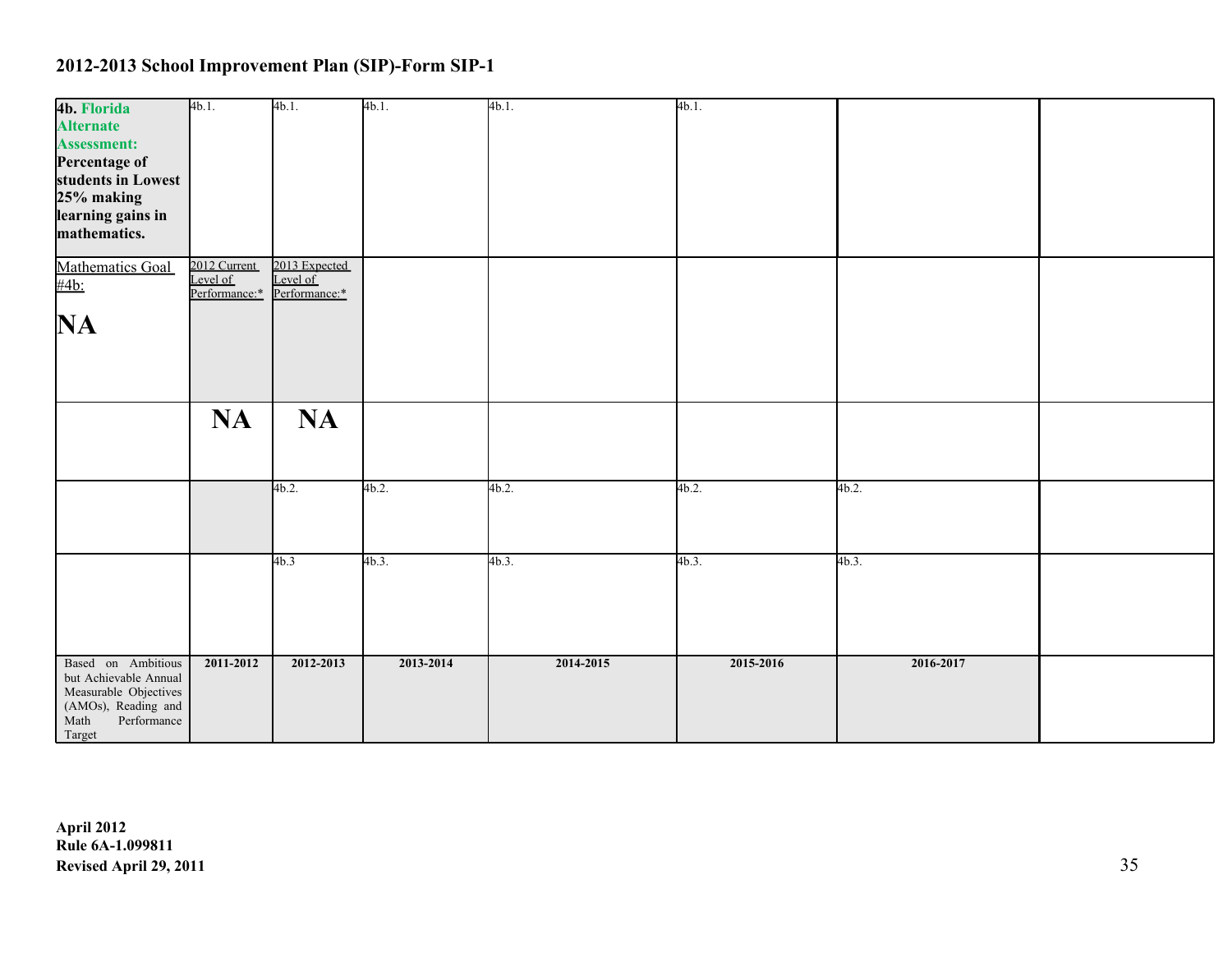## 2012-2013 School Improvement Plan (SIP)-Form SIP-1

| **4b. Florida Alternate Assessment: Percentage of students in Lowest 25% making learning gains in mathematics.** | 4b.1. | 4b.1. | 4b.1. | 4b.1. | 4b.1. | | |
|---|---|---|---|---|---|---|---|
| Mathematics Goal #4b: **NA** | 2012 Current Level of Performance:* | 2013 Expected Level of Performance:* | | | | | |
| | **NA** | **NA** | | | | | |
| | | 4b.2. | 4b.2. | 4b.2. | 4b.2. | 4b.2. | |
| | | 4b.3 | 4b.3. | 4b.3. | 4b.3. | 4b.3. | |
| Based on Ambitious but Achievable Annual Measurable Objectives (AMOs), Reading and Math Performance Target | **2011-2012** | **2012-2013** | **2013-2014** | **2014-2015** | **2015-2016** | **2016-2017** | |

**April 2012**
**Rule 6A-1.099811**
**Revised April 29, 2011**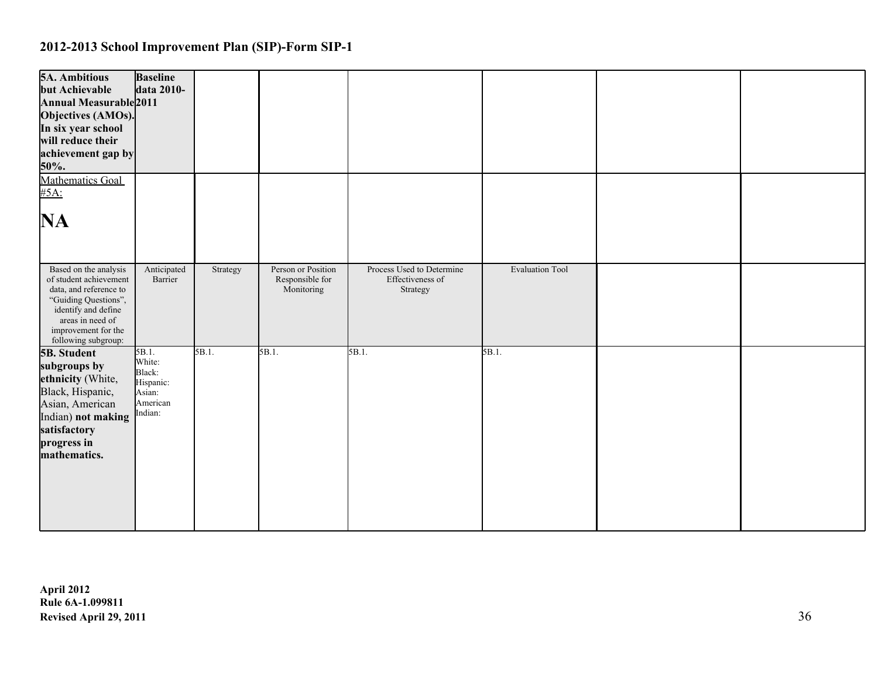## 2012-2013 School Improvement Plan (SIP)-Form SIP-1

| **5A. Ambitious but Achievable Annual Measurable Objectives (AMOs). In six year school will reduce their achievement gap by 50%.** | **Baseline data 2010-2011** | | | | | | |
|---|---|---|---|---|---|---|---|
| Mathematics Goal #5A: **NA** | | | | | | | |
| Based on the analysis of student achievement data, and reference to "Guiding Questions", identify and define areas in need of improvement for the following subgroup: | Anticipated Barrier | Strategy | Person or Position Responsible for Monitoring | Process Used to Determine Effectiveness of Strategy | Evaluation Tool | | |
| **5B. Student subgroups by ethnicity** (White, Black, Hispanic, Asian, American Indian) **not making satisfactory progress in mathematics.** | 5B.1. White: Black: Hispanic: Asian: American Indian: | 5B.1. | 5B.1. | 5B.1. | 5B.1. | | |

**April 2012**
**Rule 6A-1.099811**
**Revised April 29, 2011**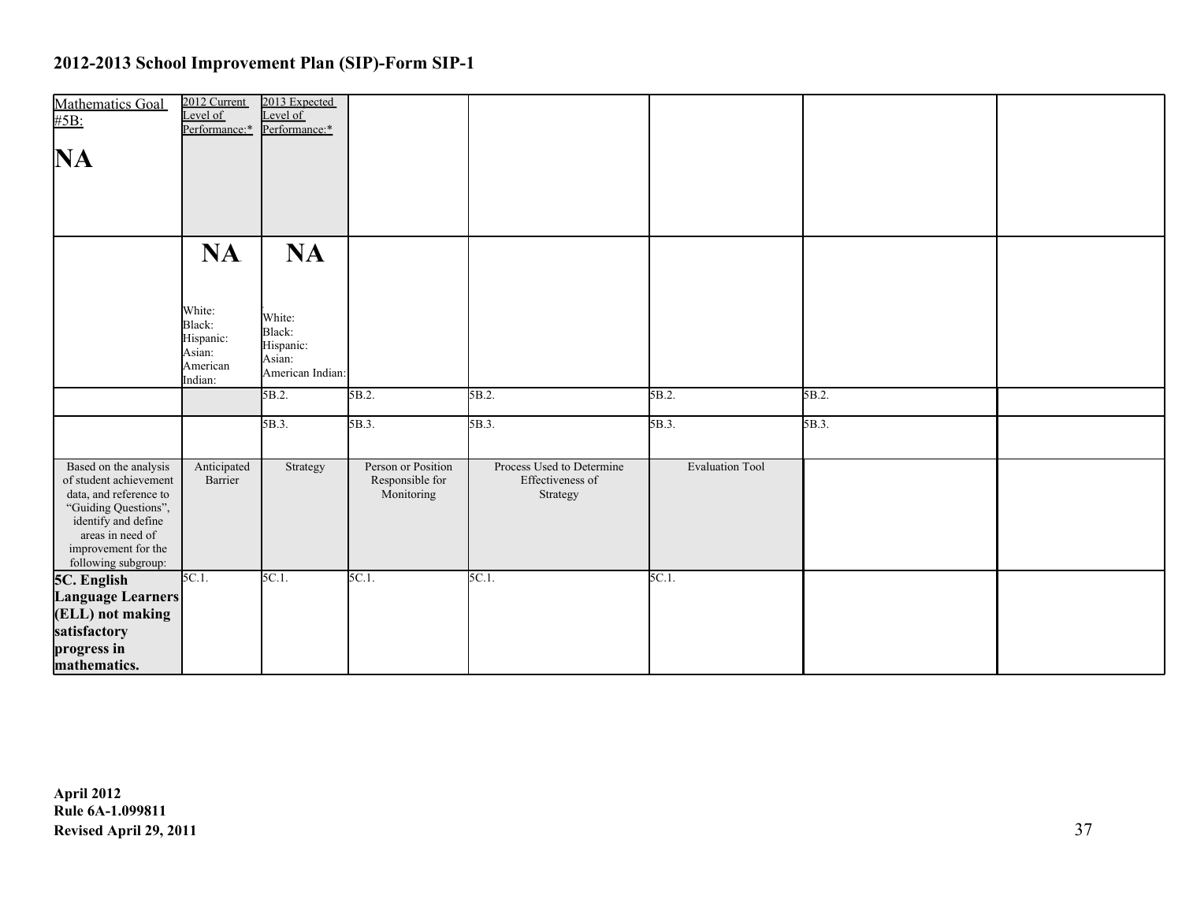## 2012-2013 School Improvement Plan (SIP)-Form SIP-1

| Mathematics Goal #5B:<br><br>**NA** | 2012 Current Level of Performance:* | 2013 Expected Level of Performance:* | | | | | |
|---|---|---|---|---|---|---|---|
| | **NA**<br><br>White:<br>Black:<br>Hispanic:<br>Asian:<br>American Indian: | **NA**<br><br>White:<br>Black:<br>Hispanic:<br>Asian:<br>American Indian: | | | | | |
| | | 5B.2. | 5B.2. | 5B.2. | 5B.2. | 5B.2. | |
| | | 5B.3. | 5B.3. | 5B.3. | 5B.3. | 5B.3. | |
| Based on the analysis of student achievement data, and reference to "Guiding Questions", identify and define areas in need of improvement for the following subgroup: | Anticipated Barrier | Strategy | Person or Position Responsible for Monitoring | Process Used to Determine Effectiveness of Strategy | Evaluation Tool | | |
| **5C. English Language Learners (ELL) not making satisfactory progress in mathematics.** | 5C.1. | 5C.1. | 5C.1. | 5C.1. | 5C.1. | | |

**April 2012**
**Rule 6A-1.099811**
**Revised April 29, 2011**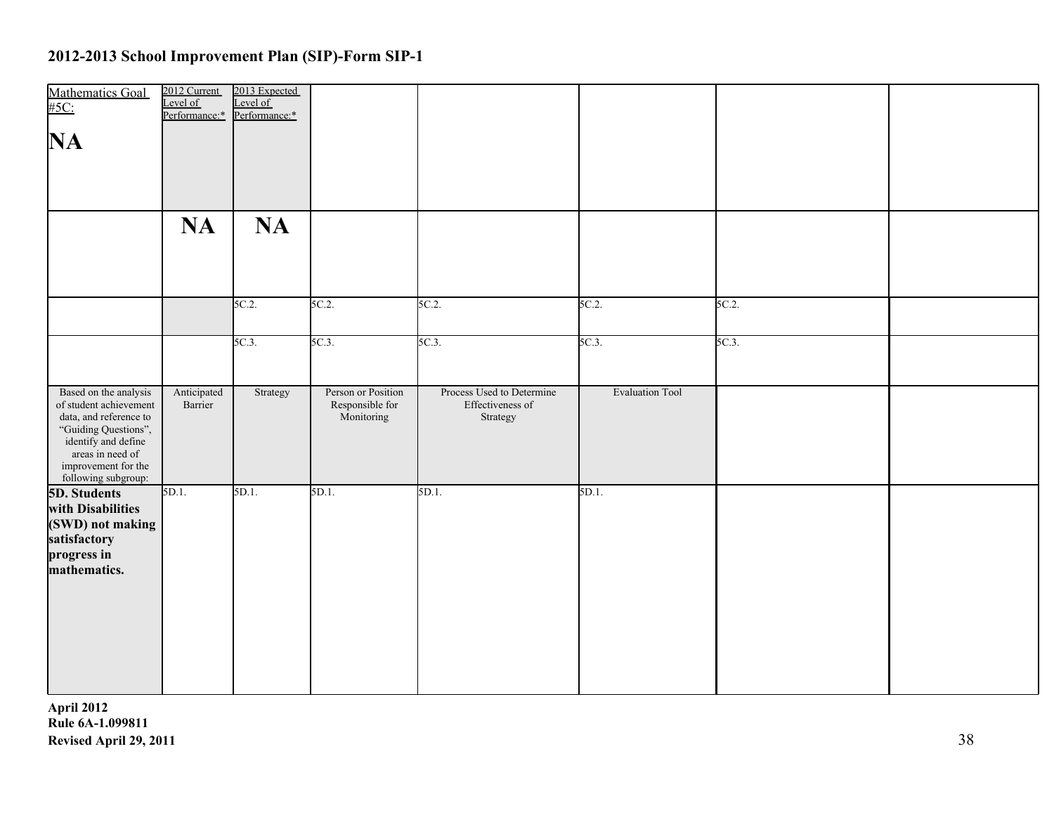## 2012-2013 School Improvement Plan (SIP)-Form SIP-1

| Mathematics Goal #5C:<br><br>**NA** | 2012 Current Level of Performance:* | 2013 Expected Level of Performance:* | | | | | |
|---|---|---|---|---|---|---|---|
| | **NA** | **NA** | | | | | |
| | | 5C.2. | 5C.2. | 5C.2. | 5C.2. | 5C.2. | |
| | | 5C.3. | 5C.3. | 5C.3. | 5C.3. | 5C.3. | |

| Based on the analysis of student achievement data, and reference to "Guiding Questions", identify and define areas in need of improvement for the following subgroup: | Anticipated Barrier | Strategy | Person or Position Responsible for Monitoring | Process Used to Determine Effectiveness of Strategy | Evaluation Tool | | |
|---|---|---|---|---|---|---|---|
| **5D. Students with Disabilities (SWD) not making satisfactory progress in mathematics.** | 5D.1. | 5D.1. | 5D.1. | 5D.1. | 5D.1. | | |

April 2012
Rule 6A-1.099811
Revised April 29, 2011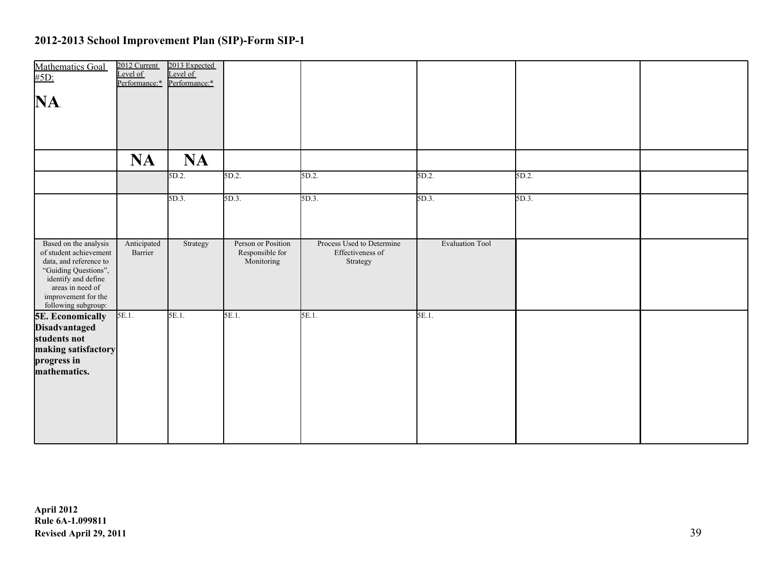## 2012-2013 School Improvement Plan (SIP)-Form SIP-1

| Mathematics Goal #5D:<br><br>**NA** | 2012 Current Level of Performance:* | 2013 Expected Level of Performance:* | | | | |
|---|---|---|---|---|---|---|
| | **NA** | **NA** | | | | |
| | | 5D.2. | 5D.2. | 5D.2. | 5D.2. | 5D.2. |
| | | 5D.3. | 5D.3. | 5D.3. | 5D.3. | 5D.3. |
| Based on the analysis of student achievement data, and reference to "Guiding Questions", identify and define areas in need of improvement for the following subgroup: | Anticipated Barrier | Strategy | Person or Position Responsible for Monitoring | Process Used to Determine Effectiveness of Strategy | Evaluation Tool | |
| **5E. Economically Disadvantaged students not making satisfactory progress in mathematics.** | 5E.1. | 5E.1. | 5E.1. | 5E.1. | 5E.1. | |

April 2012
Rule 6A-1.099811
Revised April 29, 2011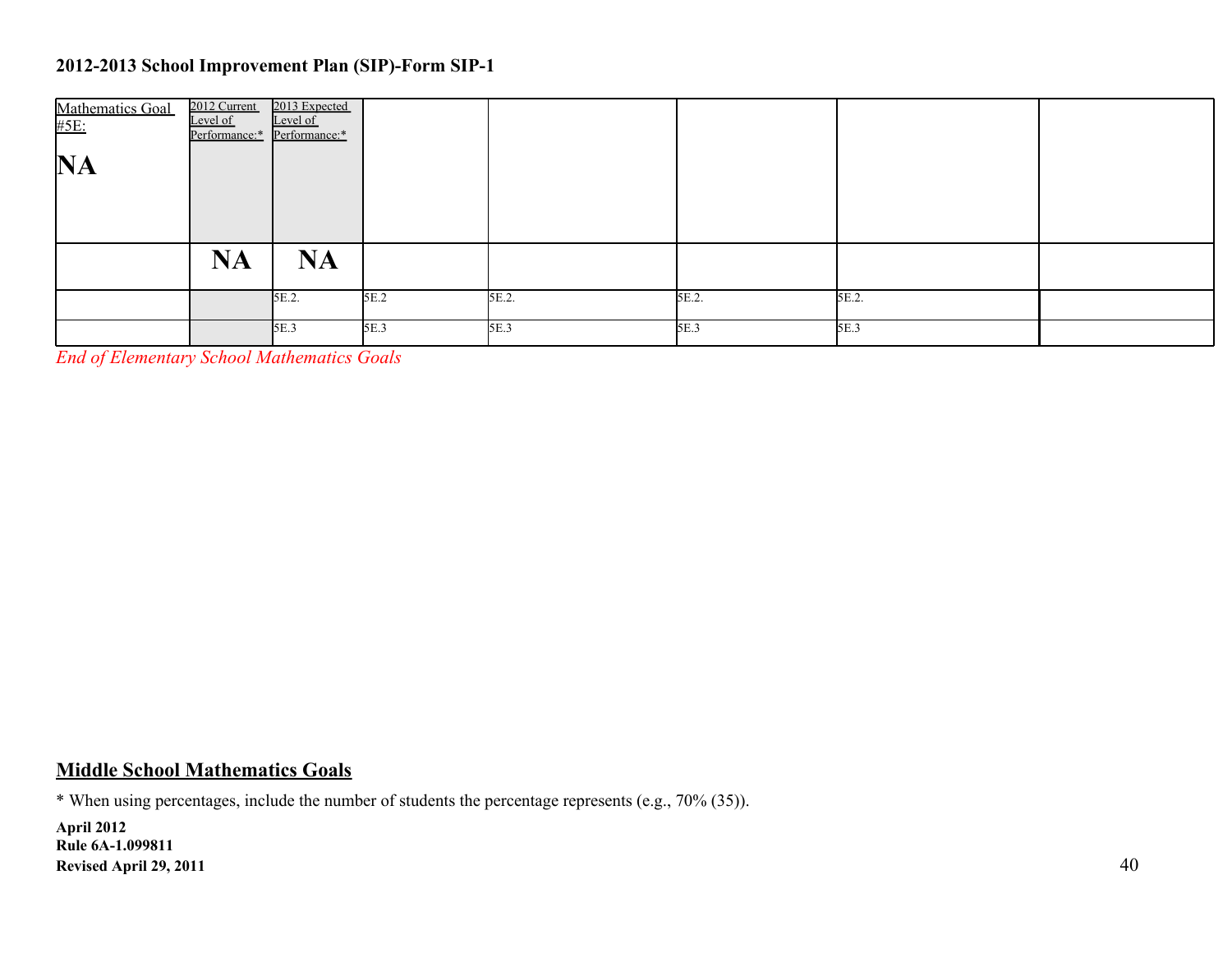**2012-2013 School Improvement Plan (SIP)-Form SIP-1**

| Mathematics Goal #5E: **NA** | 2012 Current Level of Performance:* | 2013 Expected Level of Performance:* | | | | | |
|---|---|---|---|---|---|---|---|
| | **NA** | **NA** | | | | | |
| | | 5E.2. | 5E.2 | 5E.2. | 5E.2. | 5E.2. | |
| | | 5E.3 | 5E.3 | 5E.3 | 5E.3 | 5E.3 | |

*End of Elementary School Mathematics Goals*

## Middle School Mathematics Goals

\* When using percentages, include the number of students the percentage represents (e.g., 70% (35)).

**April 2012**
**Rule 6A-1.099811**
**Revised April 29, 2011**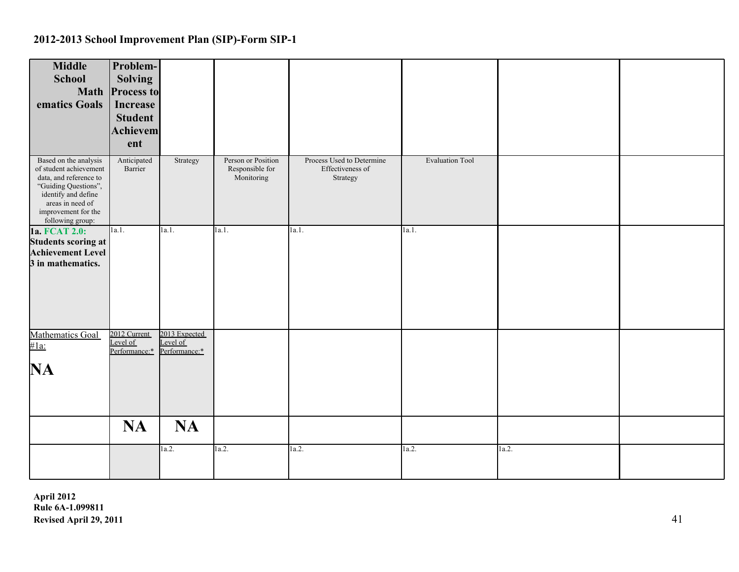## 2012-2013 School Improvement Plan (SIP)-Form SIP-1

| Middle School Mathematics Goals | Problem-Solving Process to Increase Student Achievement | | | | | |
|---|---|---|---|---|---|---|
| Based on the analysis of student achievement data, and reference to "Guiding Questions", identify and define areas in need of improvement for the following group: | Anticipated Barrier | Strategy | Person or Position Responsible for Monitoring | Process Used to Determine Effectiveness of Strategy | Evaluation Tool | |
| **1a. FCAT 2.0: Students scoring at Achievement Level 3 in mathematics.** | 1a.1. | 1a.1. | 1a.1. | 1a.1. | 1a.1. | |
| Mathematics Goal #1a: **NA** | 2012 Current Level of Performance:* | 2013 Expected Level of Performance:* | | | | |
| | **NA** | **NA** | | | | |
| | | 1a.2. | 1a.2. | 1a.2. | 1a.2. | 1a.2. |

April 2012
Rule 6A-1.099811
Revised April 29, 2011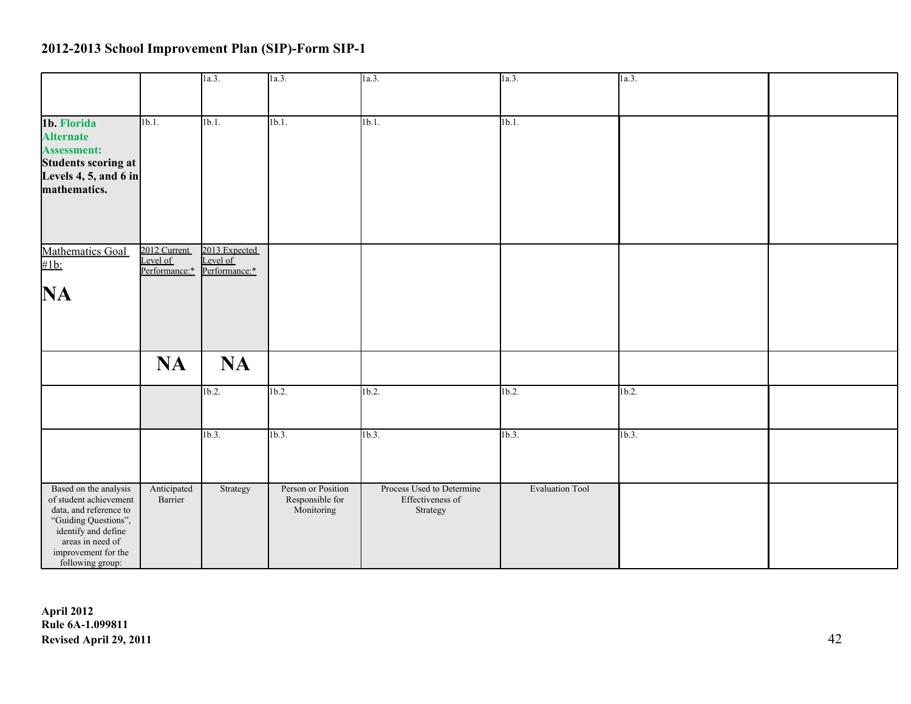## 2012-2013 School Improvement Plan (SIP)-Form SIP-1

| | | | | | | | |
|---|---|---|---|---|---|---|---|
| | | 1a.3. | 1a.3. | 1a.3. | 1a.3. | 1a.3. | |
| **1b. Florida Alternate Assessment: Students scoring at Levels 4, 5, and 6 in mathematics.** | 1b.1. | 1b.1. | 1b.1. | 1b.1. | 1b.1. | | |
| Mathematics Goal #1b:<br><br>**NA** | 2012 Current Level of Performance:* | 2013 Expected Level of Performance:* | | | | | |
| | **NA** | **NA** | | | | | |
| | | 1b.2. | 1b.2. | 1b.2. | 1b.2. | 1b.2. | |
| | | 1b.3. | 1b.3. | 1b.3. | 1b.3. | 1b.3. | |
| Based on the analysis of student achievement data, and reference to "Guiding Questions", identify and define areas in need of improvement for the following group: | Anticipated Barrier | Strategy | Person or Position Responsible for Monitoring | Process Used to Determine Effectiveness of Strategy | Evaluation Tool | | |

April 2012
Rule 6A-1.099811
Revised April 29, 2011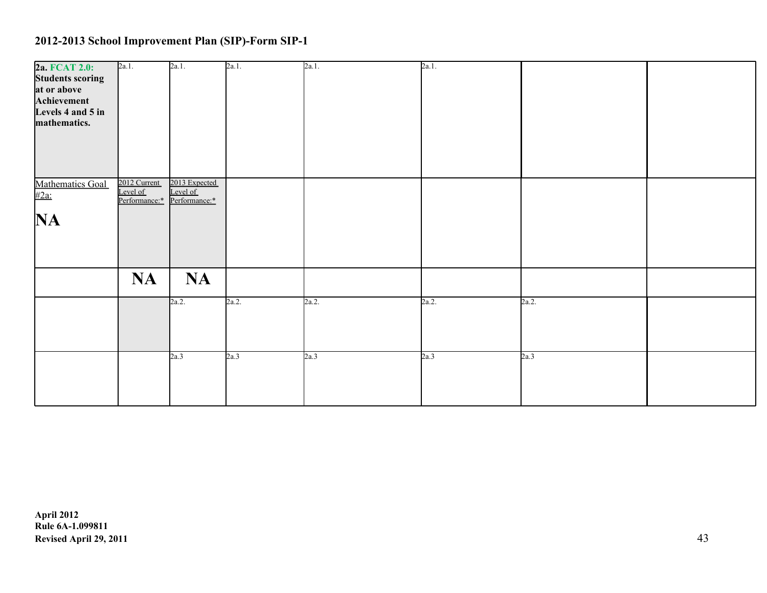## 2012-2013 School Improvement Plan (SIP)-Form SIP-1

| **2a. FCAT 2.0: Students scoring at or above Achievement Levels 4 and 5 in mathematics.** | 2a.1. | 2a.1. | 2a.1. | 2a.1. | 2a.1. | | |
|---|---|---|---|---|---|---|---|
| Mathematics Goal #2a:<br><br>**NA** | 2012 Current Level of Performance:* | 2013 Expected Level of Performance:* | | | | | |
| | **NA** | **NA** | | | | | |
| | | 2a.2. | 2a.2. | 2a.2. | 2a.2. | 2a.2. | |
| | | 2a.3 | 2a.3 | 2a.3 | 2a.3 | 2a.3 | |

**April 2012**
**Rule 6A-1.099811**
**Revised April 29, 2011**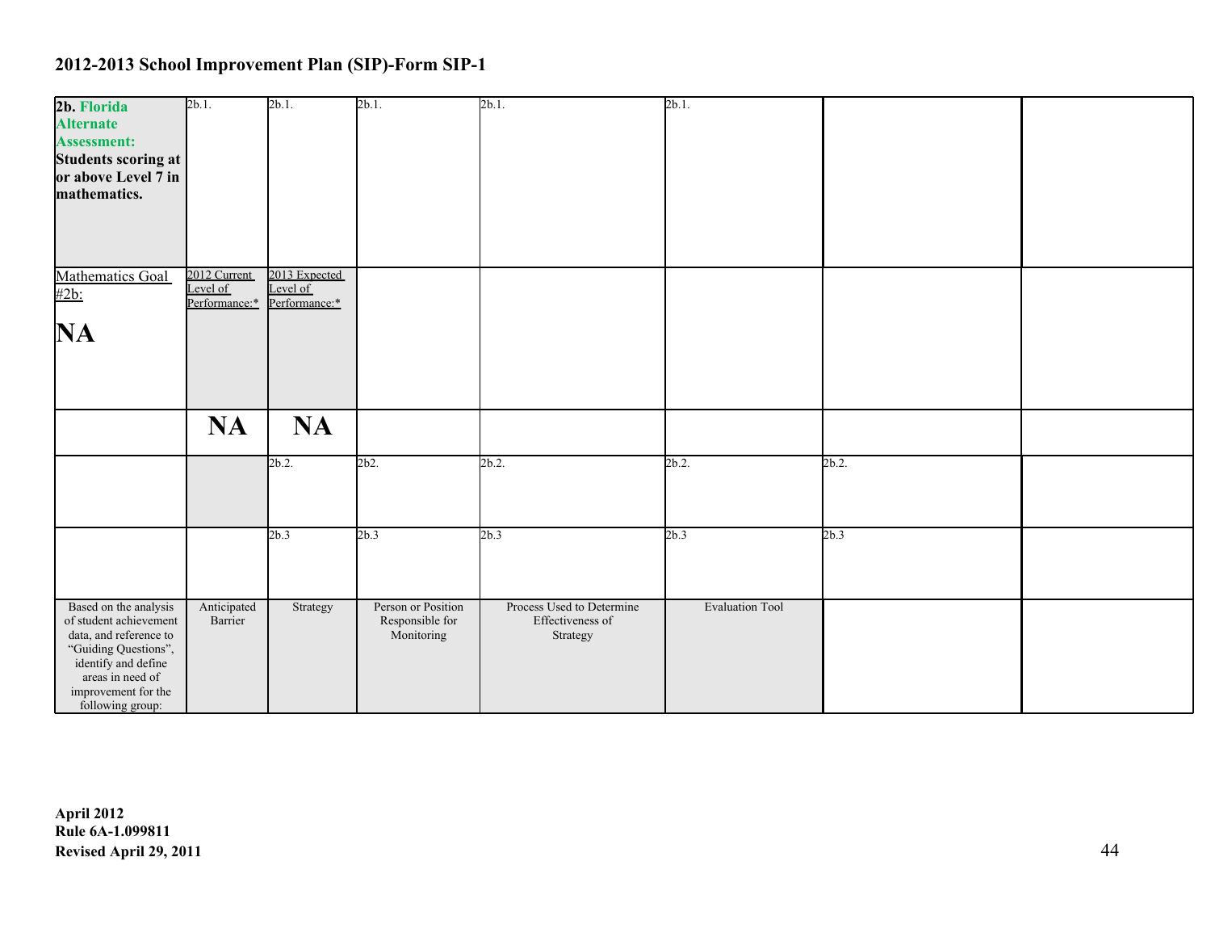## 2012-2013 School Improvement Plan (SIP)-Form SIP-1

| Based on the analysis of student achievement data, and reference to "Guiding Questions", identify and define areas in need of improvement for the following group: | Anticipated Barrier | Strategy | Person or Position Responsible for Monitoring | Process Used to Determine Effectiveness of Strategy | Evaluation Tool | | |
|---|---|---|---|---|---|---|---|
| **2b. Florida Alternate Assessment: Students scoring at or above Level 7 in mathematics.** | 2b.1. | 2b.1. | 2b.1. | 2b.1. | 2b.1. | | |
| Mathematics Goal #2b: **NA** | 2012 Current Level of Performance:* | 2013 Expected Level of Performance:* | | | | | |
| | **NA** | **NA** | | | | | |
| | | 2b.2. | 2b2. | 2b.2. | 2b.2. | 2b.2. | |
| | | 2b.3 | 2b.3 | 2b.3 | 2b.3 | 2b.3 | |

April 2012
Rule 6A-1.099811
Revised April 29, 2011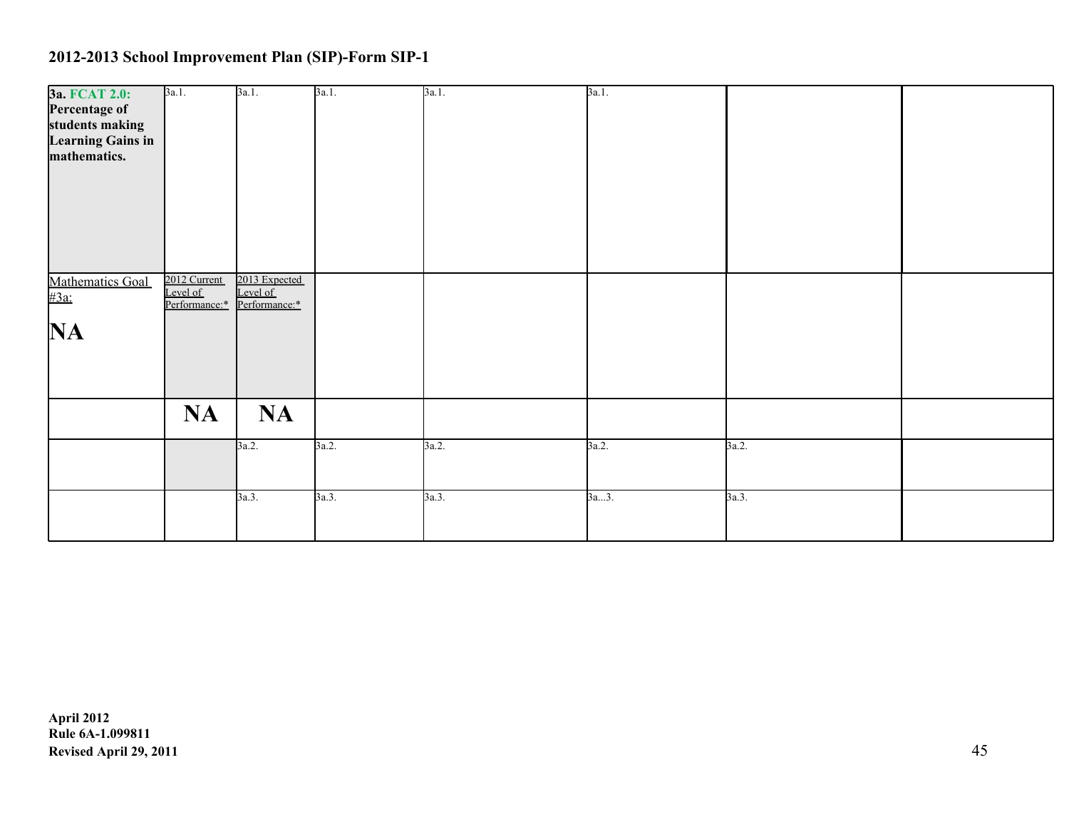## 2012-2013 School Improvement Plan (SIP)-Form SIP-1

| **3a. FCAT 2.0: Percentage of students making Learning Gains in mathematics.** | 3a.1. | 3a.1. | 3a.1. | 3a.1. | 3a.1. | | |
|---|---|---|---|---|---|---|---|
| Mathematics Goal #3a: **NA** | 2012 Current Level of Performance:* | 2013 Expected Level of Performance:* | | | | | |
| | **NA** | **NA** | | | | | |
| | | 3a.2. | 3a.2. | 3a.2. | 3a.2. | 3a.2. | |
| | | 3a.3. | 3a.3. | 3a.3. | 3a...3. | 3a.3. | |

**April 2012**
**Rule 6A-1.099811**
**Revised April 29, 2011**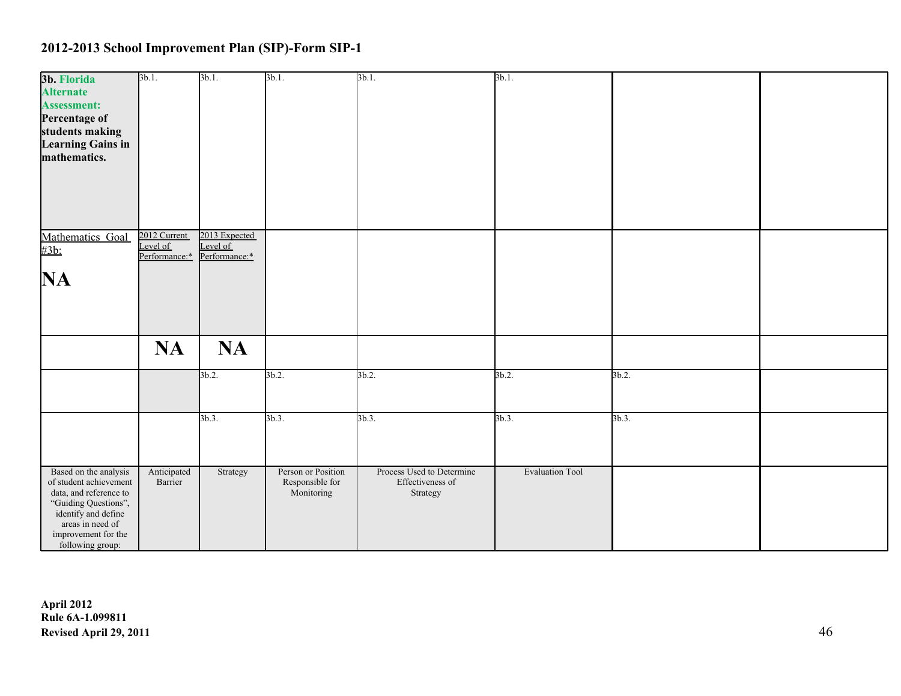## 2012-2013 School Improvement Plan (SIP)-Form SIP-1

| | | | | | | | |
|---|---|---|---|---|---|---|---|
| **3b. Florida Alternate Assessment: Percentage of students making Learning Gains in mathematics.** | 3b.1. | 3b.1. | 3b.1. | 3b.1. | 3b.1. | | |
| Mathematics Goal #3b: **NA** | 2012 Current Level of Performance:* | 2013 Expected Level of Performance:* | | | | | |
| | **NA** | **NA** | | | | | |
| | | 3b.2. | 3b.2. | 3b.2. | 3b.2. | 3b.2. | |
| | | 3b.3. | 3b.3. | 3b.3. | 3b.3. | 3b.3. | |
| Based on the analysis of student achievement data, and reference to "Guiding Questions", identify and define areas in need of improvement for the following group: | Anticipated Barrier | Strategy | Person or Position Responsible for Monitoring | Process Used to Determine Effectiveness of Strategy | Evaluation Tool | | |

**April 2012**
**Rule 6A-1.099811**
**Revised April 29, 2011**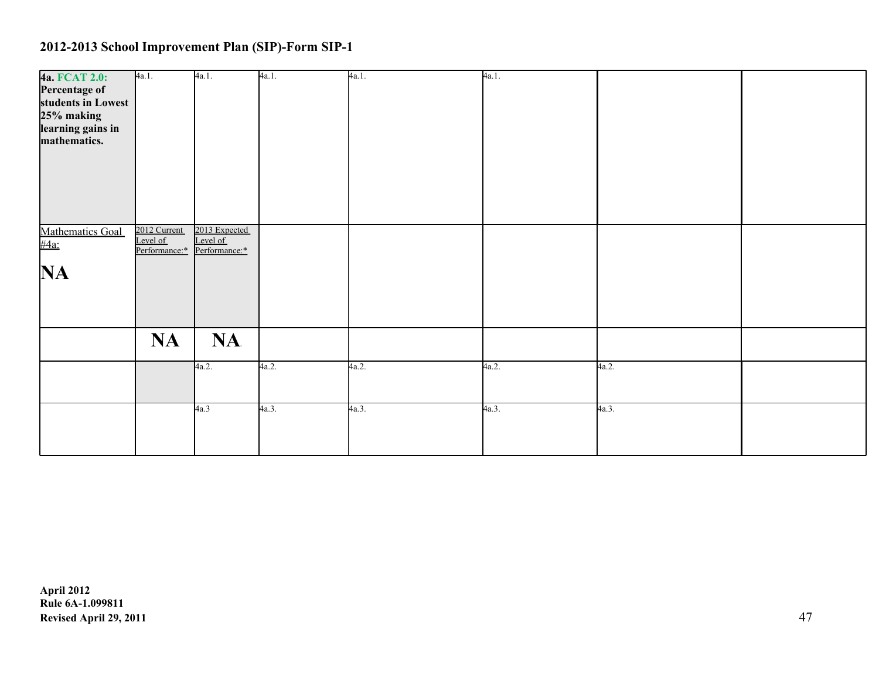## 2012-2013 School Improvement Plan (SIP)-Form SIP-1

| | | | | | | | |
|---|---|---|---|---|---|---|---|
| **4a. FCAT 2.0: Percentage of students in Lowest 25% making learning gains in mathematics.** | 4a.1. | 4a.1. | 4a.1. | 4a.1. | 4a.1. | | |
| Mathematics Goal #4a:<br><br>**NA** | 2012 Current Level of Performance:* | 2013 Expected Level of Performance:* | | | | | |
| | **NA** | **NA** | | | | | |
| | | 4a.2. | 4a.2. | 4a.2. | 4a.2. | 4a.2. | |
| | | 4a.3 | 4a.3. | 4a.3. | 4a.3. | 4a.3. | |

**April 2012**
**Rule 6A-1.099811**
**Revised April 29, 2011**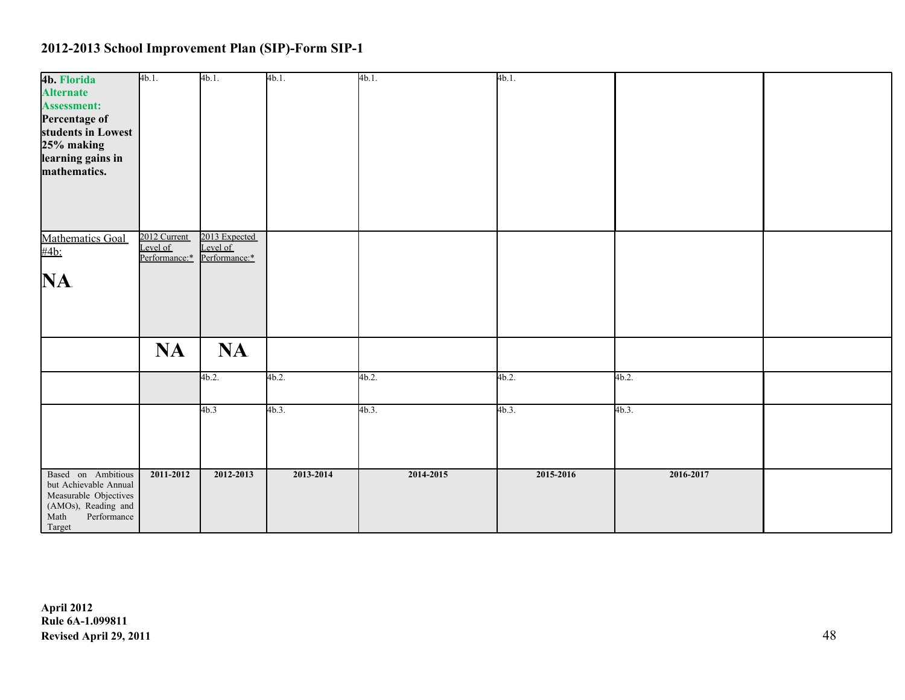## 2012-2013 School Improvement Plan (SIP)-Form SIP-1

| **4b. Florida Alternate Assessment: Percentage of students in Lowest 25% making learning gains in mathematics.** | 4b.1. | 4b.1. | 4b.1. | 4b.1. | 4b.1. | | |
|---|---|---|---|---|---|---|---|
| Mathematics Goal #4b: **NA** | 2012 Current Level of Performance:* | 2013 Expected Level of Performance:* | | | | | |
| | **NA** | **NA** | | | | | |
| | | 4b.2. | 4b.2. | 4b.2. | 4b.2. | 4b.2. | |
| | | 4b.3 | 4b.3. | 4b.3. | 4b.3. | 4b.3. | |
| Based on Ambitious but Achievable Annual Measurable Objectives (AMOs), Reading and Math Performance Target | **2011-2012** | **2012-2013** | **2013-2014** | **2014-2015** | **2015-2016** | **2016-2017** | |

**April 2012**
**Rule 6A-1.099811**
**Revised April 29, 2011**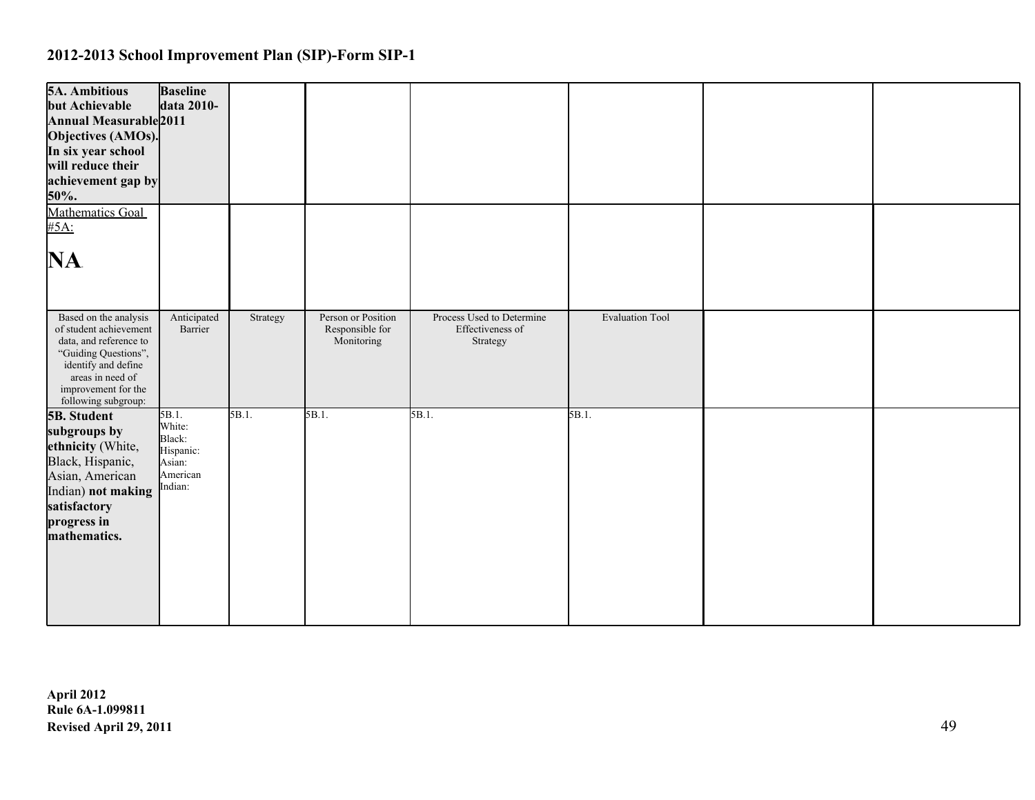## 2012-2013 School Improvement Plan (SIP)-Form SIP-1

| **5A. Ambitious but Achievable Annual Measurable Objectives (AMOs). In six year school will reduce their achievement gap by 50%.** | **Baseline data 2010-2011** | | | | | | |
|---|---|---|---|---|---|---|---|
| Mathematics Goal #5A: **NA** | | | | | | | |
| Based on the analysis of student achievement data, and reference to "Guiding Questions", identify and define areas in need of improvement for the following subgroup: | Anticipated Barrier | Strategy | Person or Position Responsible for Monitoring | Process Used to Determine Effectiveness of Strategy | Evaluation Tool | | |
| **5B. Student subgroups by ethnicity** (White, Black, Hispanic, Asian, American Indian) **not making satisfactory progress in mathematics.** | 5B.1. White: Black: Hispanic: Asian: American Indian: | 5B.1. | 5B.1. | 5B.1. | 5B.1. | | |

**April 2012**
**Rule 6A-1.099811**
**Revised April 29, 2011**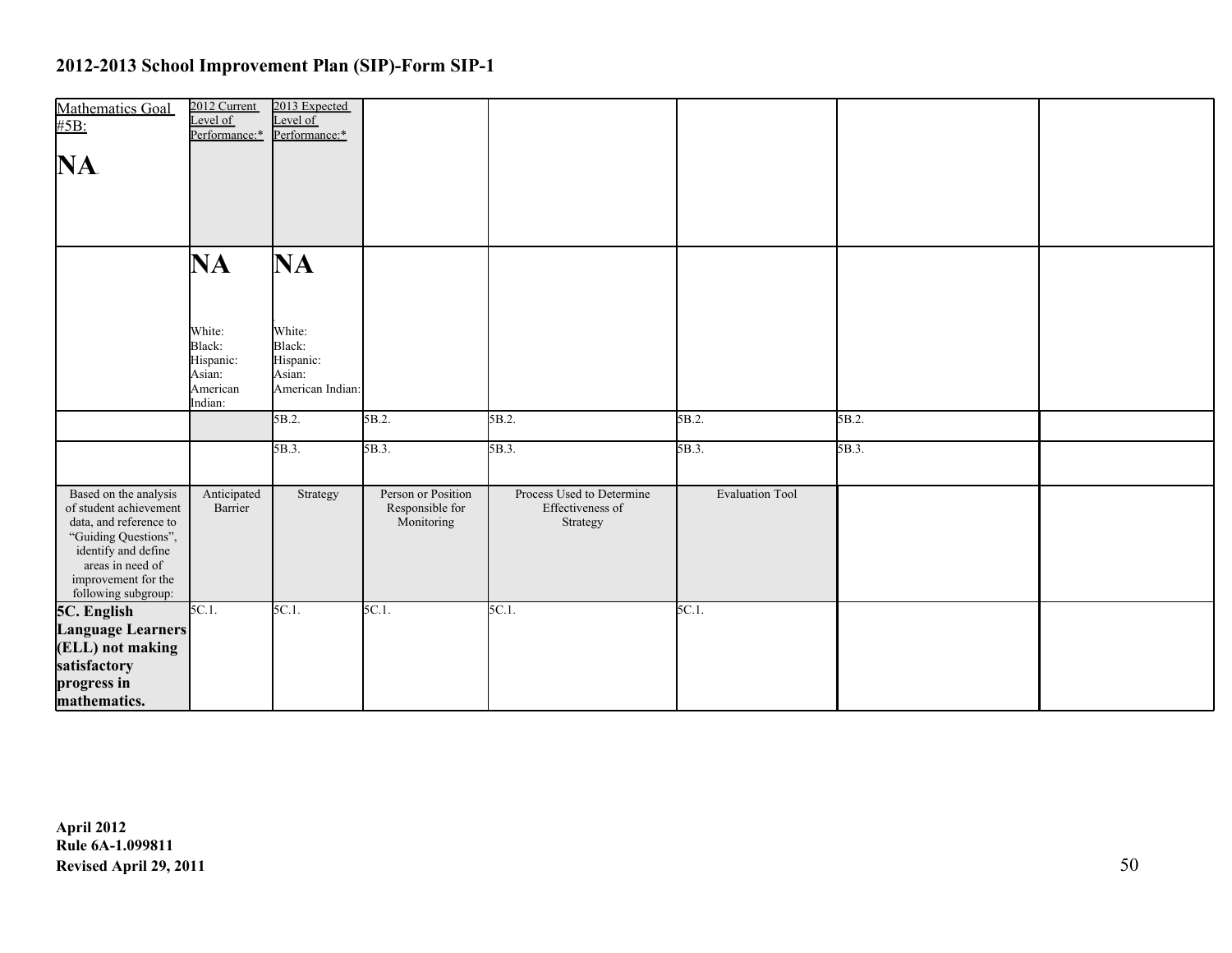## 2012-2013 School Improvement Plan (SIP)-Form SIP-1

| Mathematics Goal #5B:<br><br>**NA** | 2012 Current Level of Performance:* | 2013 Expected Level of Performance:* | | | | | |
|---|---|---|---|---|---|---|---|
| | **NA**<br><br>White:<br>Black:<br>Hispanic:<br>Asian:<br>American Indian: | **NA**<br><br>White:<br>Black:<br>Hispanic:<br>Asian:<br>American Indian: | | | | | |
| | | 5B.2. | 5B.2. | 5B.2. | 5B.2. | 5B.2. | |
| | | 5B.3. | 5B.3. | 5B.3. | 5B.3. | 5B.3. | |
| Based on the analysis of student achievement data, and reference to "Guiding Questions", identify and define areas in need of improvement for the following subgroup: | Anticipated Barrier | Strategy | Person or Position Responsible for Monitoring | Process Used to Determine Effectiveness of Strategy | Evaluation Tool | | |
| **5C. English Language Learners (ELL) not making satisfactory progress in mathematics.** | 5C.1. | 5C.1. | 5C.1. | 5C.1. | 5C.1. | | |

**April 2012**
**Rule 6A-1.099811**
**Revised April 29, 2011**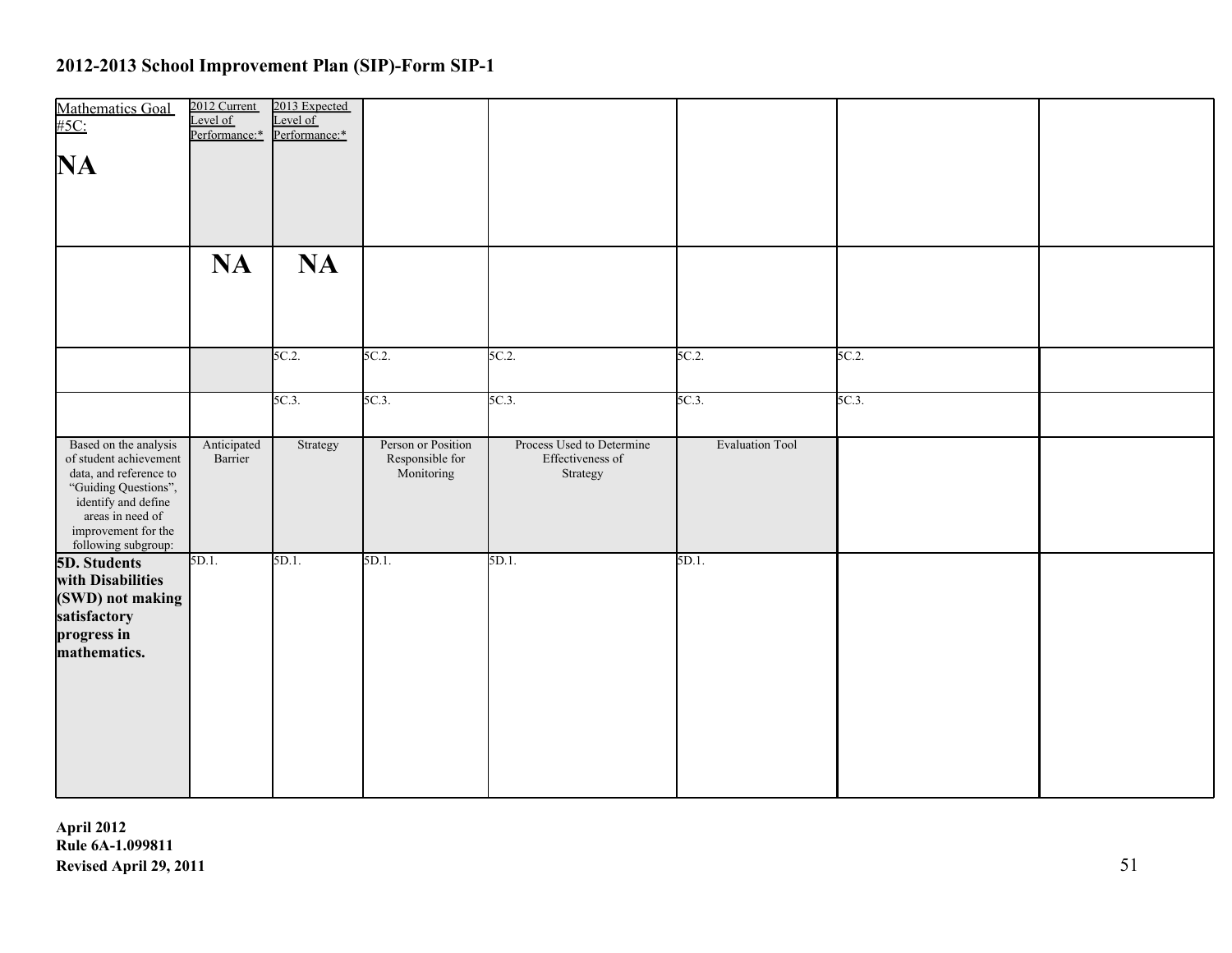## 2012-2013 School Improvement Plan (SIP)-Form SIP-1

| Mathematics Goal #5C:<br><br>**NA** | 2012 Current Level of Performance:* | 2013 Expected Level of Performance:* | | | | | |
|---|---|---|---|---|---|---|---|
| | **NA** | **NA** | | | | | |
| | | 5C.2. | 5C.2. | 5C.2. | 5C.2. | 5C.2. | |
| | | 5C.3. | 5C.3. | 5C.3. | 5C.3. | 5C.3. | |
| Based on the analysis of student achievement data, and reference to "Guiding Questions", identify and define areas in need of improvement for the following subgroup: | Anticipated Barrier | Strategy | Person or Position Responsible for Monitoring | Process Used to Determine Effectiveness of Strategy | Evaluation Tool | | |
| **5D. Students with Disabilities (SWD) not making satisfactory progress in mathematics.** | 5D.1. | 5D.1. | 5D.1. | 5D.1. | 5D.1. | | |

**April 2012**
**Rule 6A-1.099811**
**Revised April 29, 2011**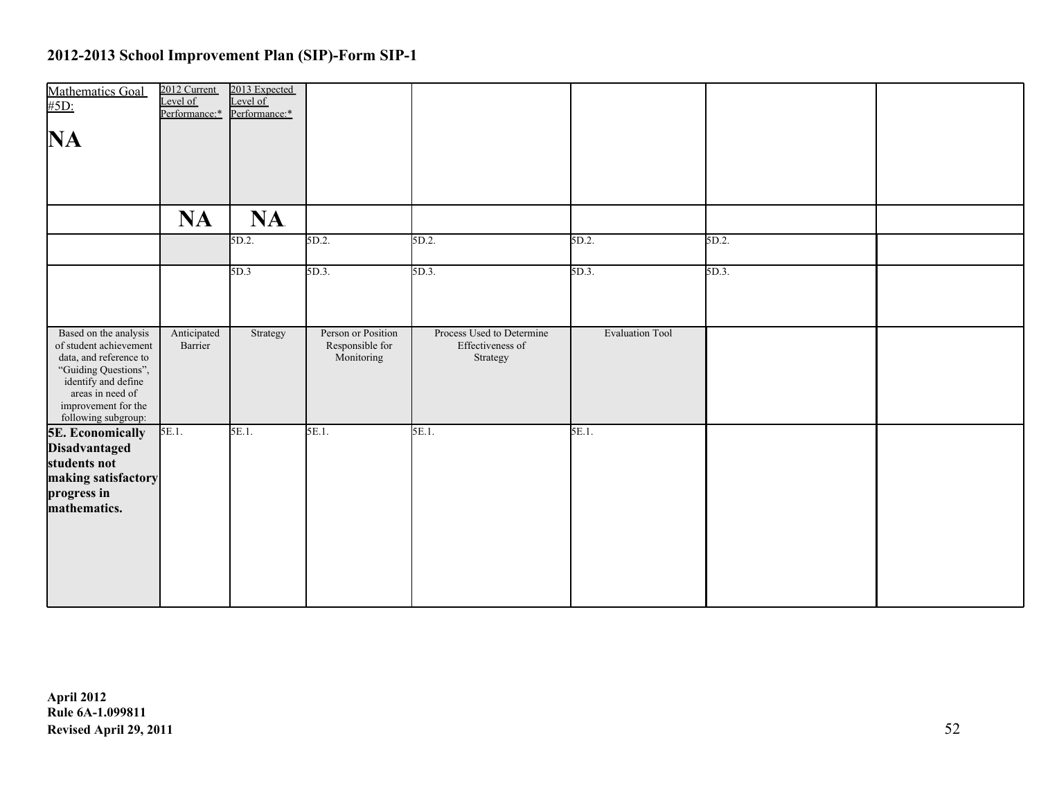## 2012-2013 School Improvement Plan (SIP)-Form SIP-1

| Mathematics Goal #5D:<br><br>**NA** | 2012 Current Level of Performance:* | 2013 Expected Level of Performance:* | | | | | |
|---|---|---|---|---|---|---|---|
| | **NA** | **NA** | | | | | |
| | | 5D.2. | 5D.2. | 5D.2. | 5D.2. | 5D.2. | |
| | | 5D.3 | 5D.3. | 5D.3. | 5D.3. | 5D.3. | |
| Based on the analysis of student achievement data, and reference to "Guiding Questions", identify and define areas in need of improvement for the following subgroup: | Anticipated Barrier | Strategy | Person or Position Responsible for Monitoring | Process Used to Determine Effectiveness of Strategy | Evaluation Tool | | |
| **5E. Economically Disadvantaged students not making satisfactory progress in mathematics.** | 5E.1. | 5E.1. | 5E.1. | 5E.1. | 5E.1. | | |

**April 2012**
**Rule 6A-1.099811**
**Revised April 29, 2011**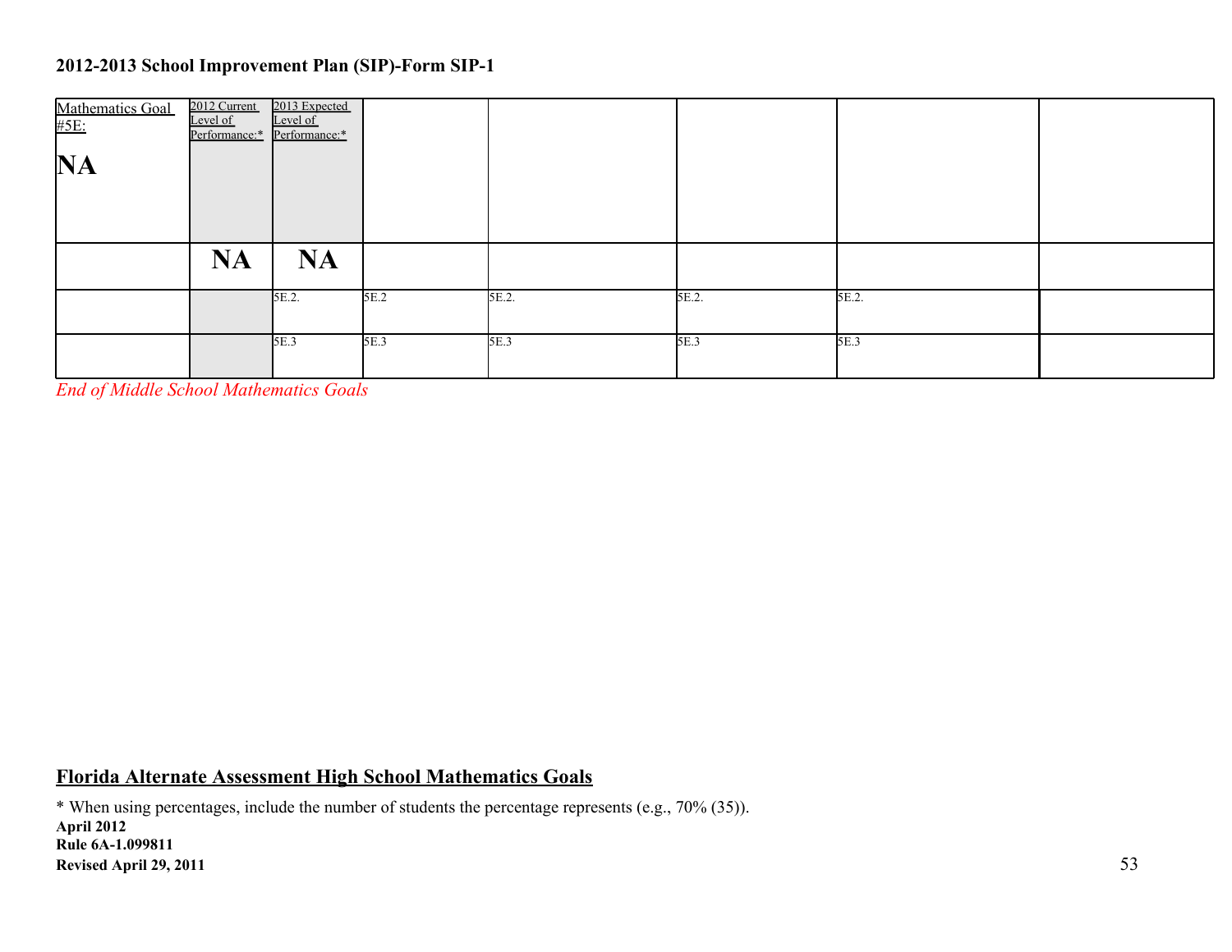## 2012-2013 School Improvement Plan (SIP)-Form SIP-1

| Mathematics Goal #5E: **NA** | 2012 Current Level of Performance:* | 2013 Expected Level of Performance:* | | | | | |
|---|---|---|---|---|---|---|---|
| | **NA** | **NA** | | | | | |
| | | 5E.2. | 5E.2 | 5E.2. | 5E.2. | 5E.2. | |
| | | 5E.3 | 5E.3 | 5E.3 | 5E.3 | 5E.3 | |

*End of Middle School Mathematics Goals*

## Florida Alternate Assessment High School Mathematics Goals

* When using percentages, include the number of students the percentage represents (e.g., 70% (35)).

**April 2012**
**Rule 6A-1.099811**
**Revised April 29, 2011**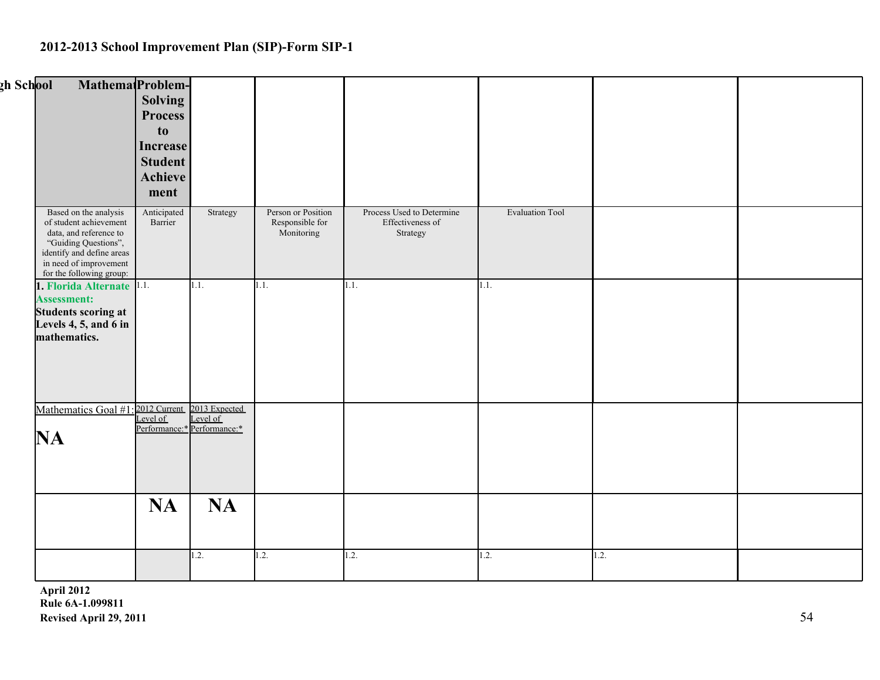## 2012-2013 School Improvement Plan (SIP)-Form SIP-1

| gh School Mathemat | Problem-Solving Process to Increase Student Achievement | | | | | | |
|---|---|---|---|---|---|---|---|
| Based on the analysis of student achievement data, and reference to "Guiding Questions", identify and define areas in need of improvement for the following group: | Anticipated Barrier | Strategy | Person or Position Responsible for Monitoring | Process Used to Determine Effectiveness of Strategy | Evaluation Tool | | |
| **1. Florida Alternate Assessment: Students scoring at Levels 4, 5, and 6 in mathematics.** | 1.1. | 1.1. | 1.1. | 1.1. | 1.1. | | |
| Mathematics Goal #1: **NA** | 2012 Current Level of Performance:* | 2013 Expected Level of Performance:* | | | | | |
| | **NA** | **NA** | | | | | |
| | | 1.2. | 1.2. | 1.2. | 1.2. | 1.2. | |

**April 2012**
**Rule 6A-1.099811**
**Revised April 29, 2011**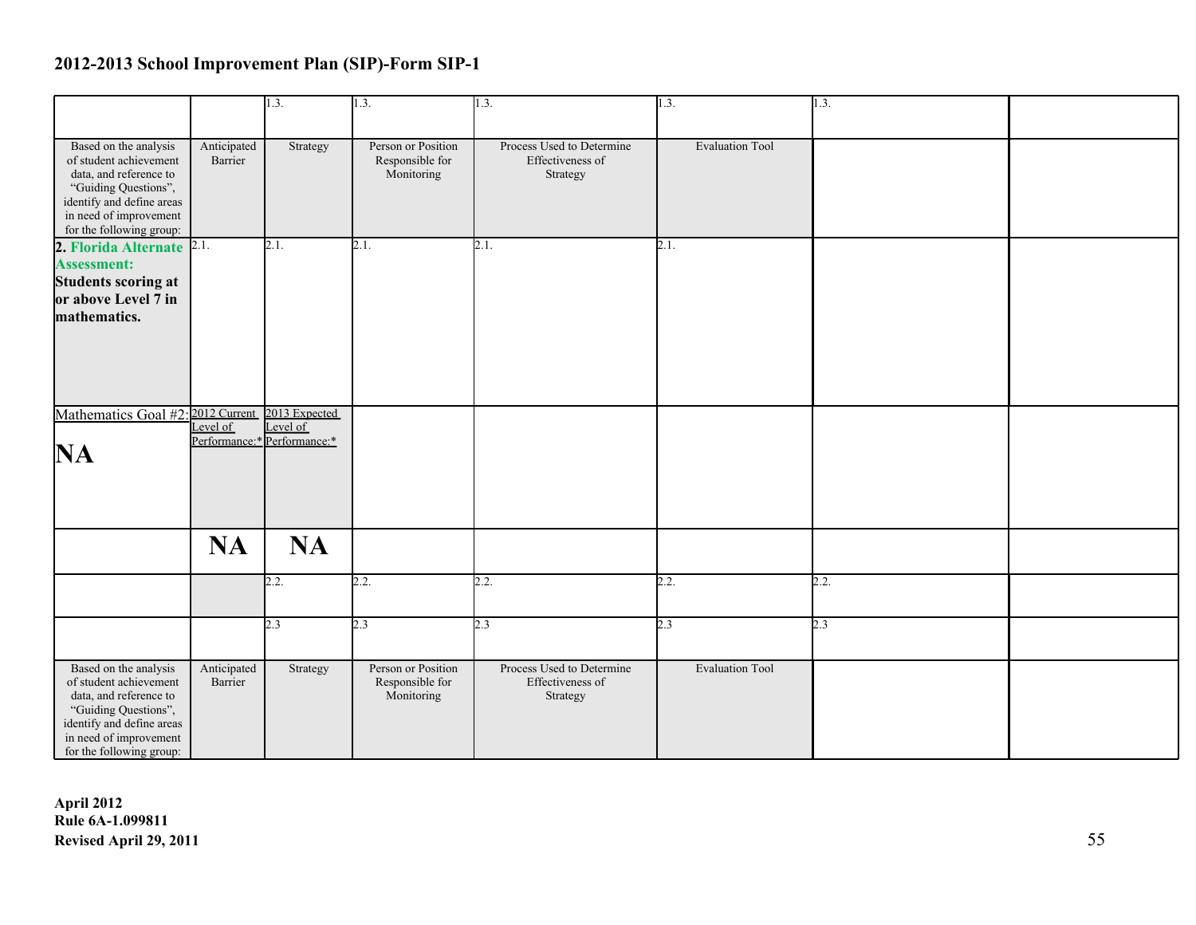## 2012-2013 School Improvement Plan (SIP)-Form SIP-1

| | | | | | | | |
|---|---|---|---|---|---|---|---|
| | | 1.3. | 1.3. | 1.3. | 1.3. | 1.3. | |
| Based on the analysis of student achievement data, and reference to "Guiding Questions", identify and define areas in need of improvement for the following group: | Anticipated Barrier | Strategy | Person or Position Responsible for Monitoring | Process Used to Determine Effectiveness of Strategy | Evaluation Tool | | |
| **2. Florida Alternate Assessment: Students scoring at or above Level 7 in mathematics.** | 2.1. | 2.1. | 2.1. | 2.1. | 2.1. | | |
| Mathematics Goal #2: **NA** | 2012 Current Level of Performance:* | 2013 Expected Level of Performance:* | | | | | |
| | **NA** | **NA** | | | | | |
| | | 2.2. | 2.2. | 2.2. | 2.2. | 2.2. | |
| | | 2.3 | 2.3 | 2.3 | 2.3 | 2.3 | |
| Based on the analysis of student achievement data, and reference to "Guiding Questions", identify and define areas in need of improvement for the following group: | Anticipated Barrier | Strategy | Person or Position Responsible for Monitoring | Process Used to Determine Effectiveness of Strategy | Evaluation Tool | | |

**April 2012**
**Rule 6A-1.099811**
**Revised April 29, 2011**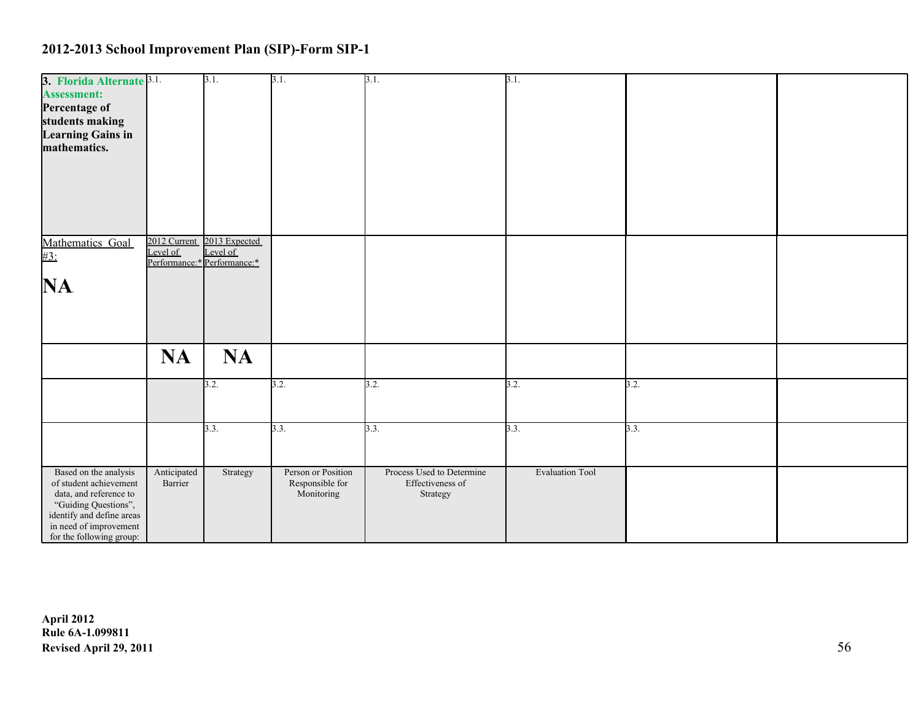## 2012-2013 School Improvement Plan (SIP)-Form SIP-1

| Based on the analysis of student achievement data, and reference to "Guiding Questions", identify and define areas in need of improvement for the following group: | Anticipated Barrier | Strategy | Person or Position Responsible for Monitoring | Process Used to Determine Effectiveness of Strategy | Evaluation Tool | | |
|---|---|---|---|---|---|---|---|
| **3. Florida Alternate Assessment: Percentage of students making Learning Gains in mathematics.** | 3.1. | 3.1. | 3.1. | 3.1. | 3.1. | | |
| Mathematics Goal #3: **NA** | 2012 Current Level of Performance:* | 2013 Expected Level of Performance:* | | | | | |
| | **NA** | **NA** | | | | | |
| | | 3.2. | 3.2. | 3.2. | 3.2. | 3.2. | |
| | | 3.3. | 3.3. | 3.3. | 3.3. | 3.3. | |

**April 2012**
**Rule 6A-1.099811**
**Revised April 29, 2011**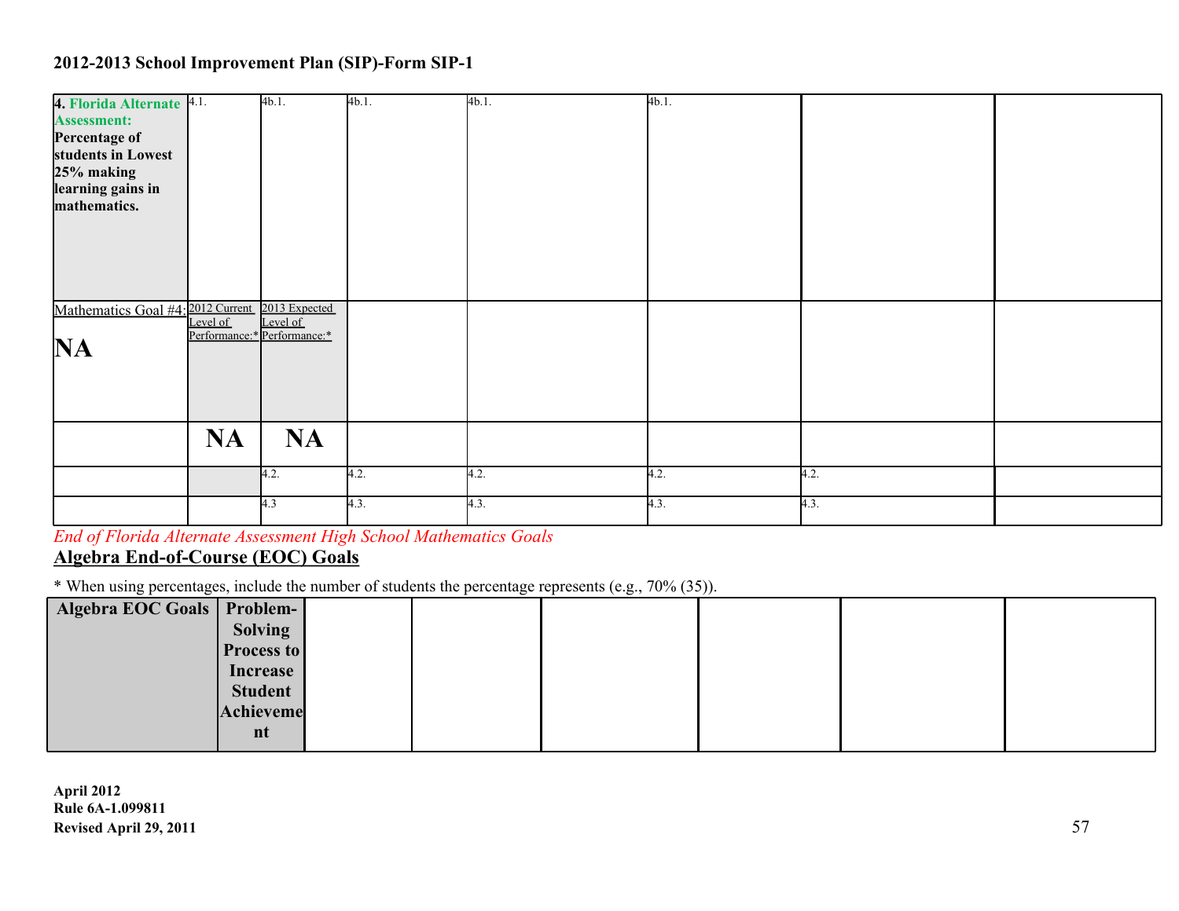**2012-2013 School Improvement Plan (SIP)-Form SIP-1**

| | | | | | | | |
|---|---|---|---|---|---|---|---|
| **4. Florida Alternate Assessment: Percentage of students in Lowest 25% making learning gains in mathematics.** | 4.1. | 4b.1. | 4b.1. | 4b.1. | 4b.1. | | |
| Mathematics Goal #4: **NA** | 2012 Current Level of Performance:* | 2013 Expected Level of Performance:* | | | | | |
| | **NA** | **NA** | | | | | |
| | | 4.2. | 4.2. | 4.2. | 4.2. | 4.2. | |
| | | 4.3 | 4.3. | 4.3. | 4.3. | 4.3. | |

*End of Florida Alternate Assessment High School Mathematics Goals*

## Algebra End-of-Course (EOC) Goals

\* When using percentages, include the number of students the percentage represents (e.g., 70% (35)).

| **Algebra EOC Goals** | **Problem-Solving Process to Increase Student Achievement** | | | | | | |
|---|---|---|---|---|---|---|---|

April 2012
Rule 6A-1.099811
Revised April 29, 2011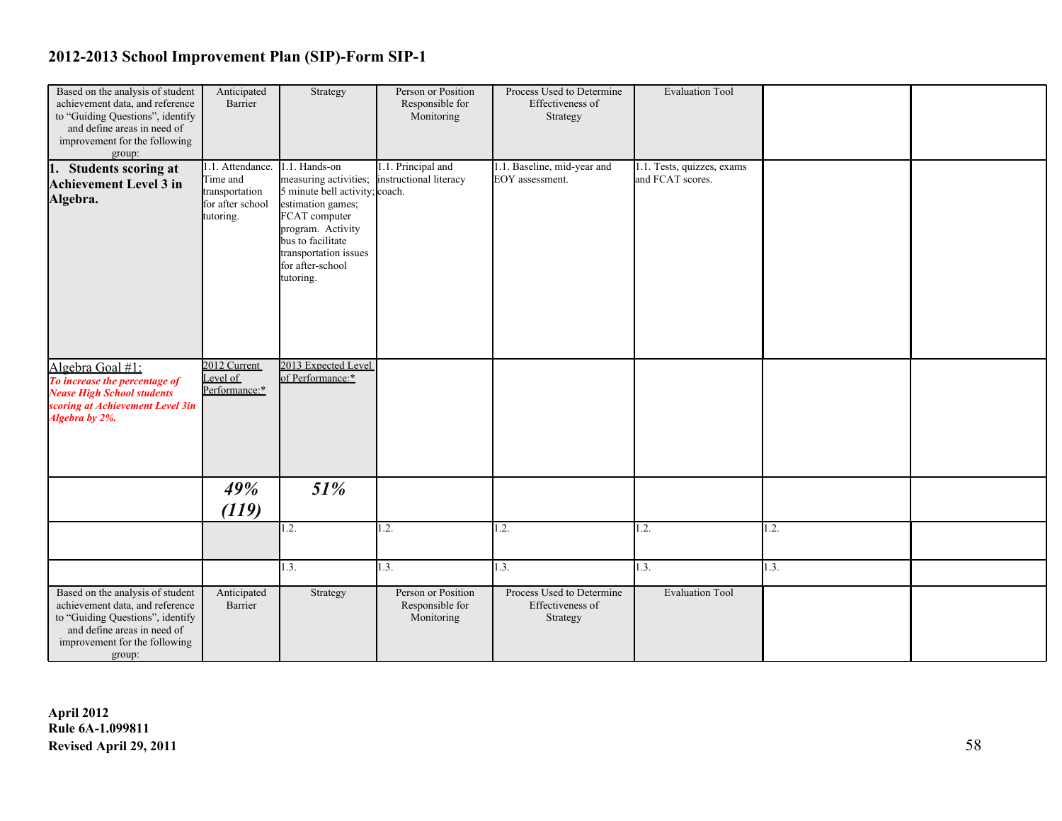## 2012-2013 School Improvement Plan (SIP)-Form SIP-1

| Based on the analysis of student achievement data, and reference to "Guiding Questions", identify and define areas in need of improvement for the following group: | Anticipated Barrier | Strategy | Person or Position Responsible for Monitoring | Process Used to Determine Effectiveness of Strategy | Evaluation Tool | | |
|---|---|---|---|---|---|---|---|
| **1. Students scoring at Achievement Level 3 in Algebra.** | 1.1. Attendance. Time and transportation for after school tutoring. | 1.1. Hands-on measuring activities; 5 minute bell activity; estimation games; FCAT computer program. Activity bus to facilitate transportation issues for after-school tutoring. | 1.1. Principal and instructional literacy coach. | 1.1. Baseline, mid-year and EOY assessment. | 1.1. Tests, quizzes, exams and FCAT scores. | | |
| Algebra Goal #1: ***To increase the percentage of Nease High School students scoring at Achievement Level 3in Algebra by 2%.*** | 2012 Current Level of Performance:* | 2013 Expected Level of Performance:* | | | | | |
| | ***49% (119)*** | ***51%*** | | | | | |
| | | 1.2. | 1.2. | 1.2. | 1.2. | 1.2. | |
| | | 1.3. | 1.3. | 1.3. | 1.3. | 1.3. | |
| Based on the analysis of student achievement data, and reference to "Guiding Questions", identify and define areas in need of improvement for the following group: | Anticipated Barrier | Strategy | Person or Position Responsible for Monitoring | Process Used to Determine Effectiveness of Strategy | Evaluation Tool | | |

**April 2012**
**Rule 6A-1.099811**
**Revised April 29, 2011**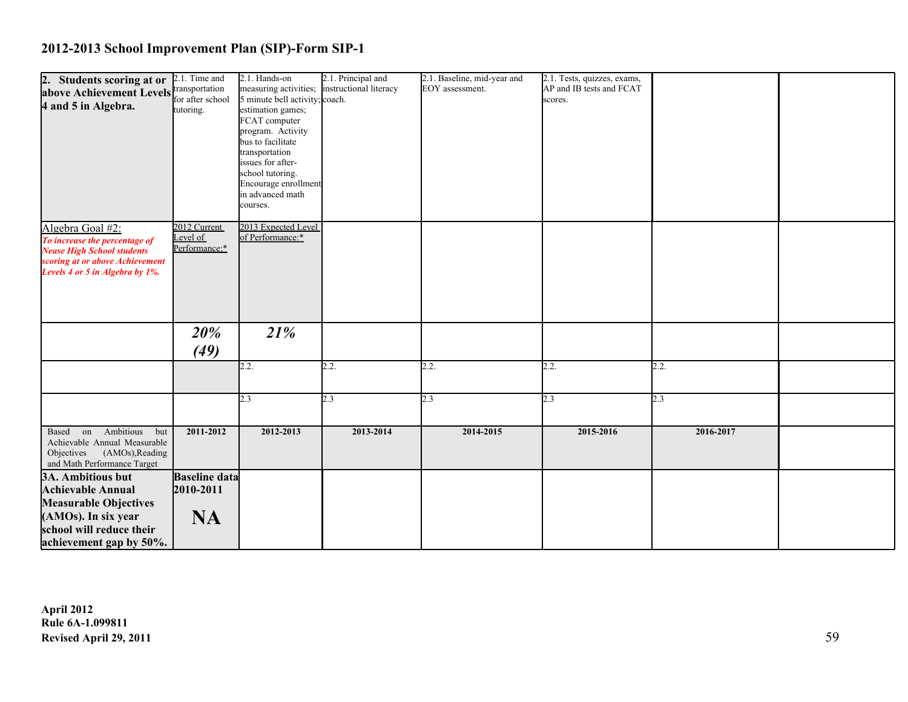## 2012-2013 School Improvement Plan (SIP)-Form SIP-1

| **2. Students scoring at or above Achievement Levels 4 and 5 in Algebra.** | 2.1. Time and transportation for after school tutoring. | 2.1. Hands-on measuring activities; 5 minute bell activity; estimation games; FCAT computer program. Activity bus to facilitate transportation issues for after-school tutoring. Encourage enrollment in advanced math courses. | 2.1. Principal and instructional literacy coach. | 2.1. Baseline, mid-year and EOY assessment. | 2.1. Tests, quizzes, exams, AP and IB tests and FCAT scores. | | |
|---|---|---|---|---|---|---|---|
| Algebra Goal #2: *To increase the percentage of Nease High School students scoring at or above Achievement Levels 4 or 5 in Algebra by 1%.* | 2012 Current Level of Performance:* | 2013 Expected Level of Performance:* | | | | | |
| | ***20% (49)*** | ***21%*** | | | | | |
| | | 2.2. | 2.2. | 2.2. | 2.2. | 2.2. | |
| | | 2.3 | 2.3 | 2.3 | 2.3 | 2.3 | |
| Based on Ambitious but Achievable Annual Measurable Objectives (AMOs),Reading and Math Performance Target | **2011-2012** | **2012-2013** | **2013-2014** | **2014-2015** | **2015-2016** | **2016-2017** | |
| **3A. Ambitious but Achievable Annual Measurable Objectives (AMOs). In six year school will reduce their achievement gap by 50%.** | **Baseline data 2010-2011** **NA** | | | | | | |

**April 2012**
**Rule 6A-1.099811**
**Revised April 29, 2011**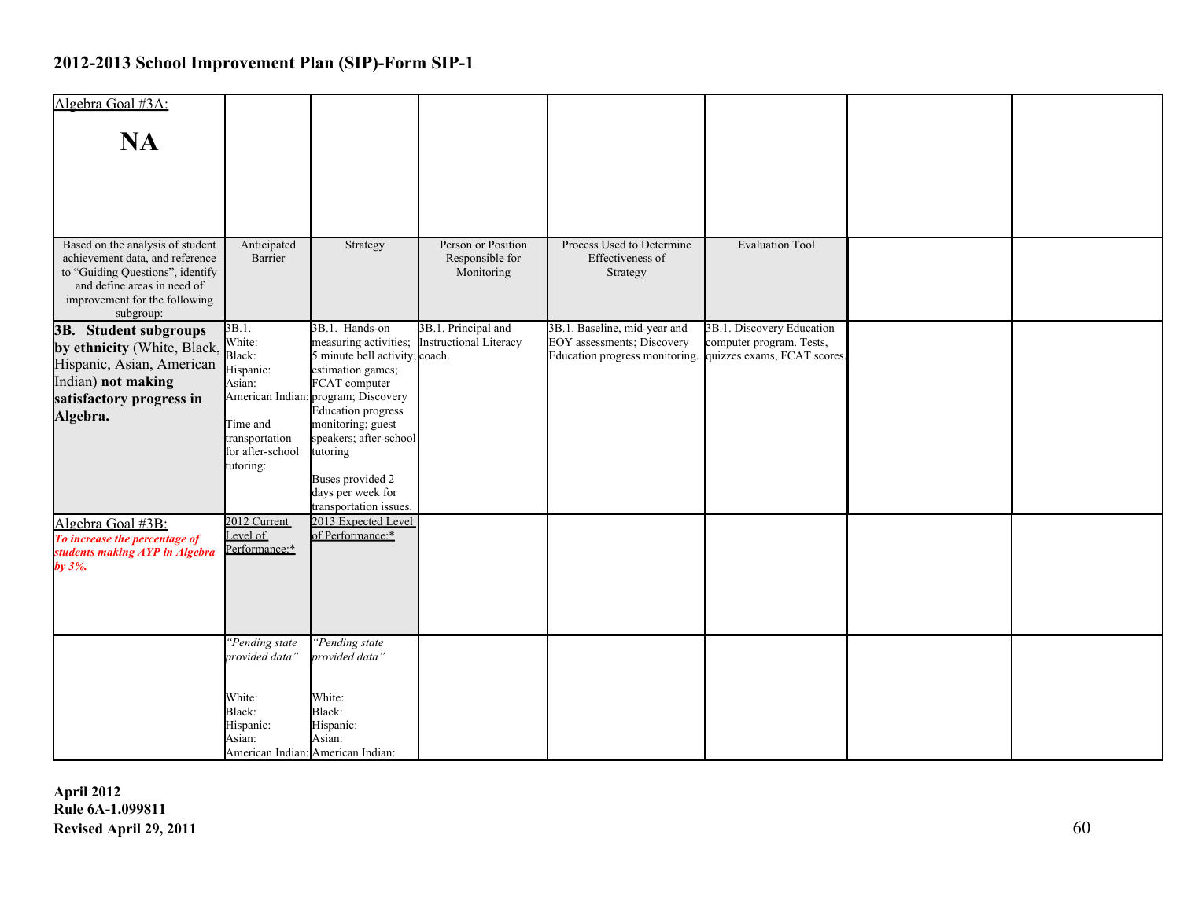## 2012-2013 School Improvement Plan (SIP)-Form SIP-1

| Algebra Goal #3A: **NA** | | | | | | | |
|---|---|---|---|---|---|---|---|
| Based on the analysis of student achievement data, and reference to "Guiding Questions", identify and define areas in need of improvement for the following subgroup: | Anticipated Barrier | Strategy | Person or Position Responsible for Monitoring | Process Used to Determine Effectiveness of Strategy | Evaluation Tool | | |
| **3B. Student subgroups by ethnicity** (White, Black, Hispanic, Asian, American Indian) **not making satisfactory progress in Algebra.** | 3B.1. White: Black: Hispanic: Asian: American Indian: Time and transportation for after-school tutoring: | 3B.1. Hands-on measuring activities; 5 minute bell activity; estimation games; FCAT computer program; Discovery Education progress monitoring; guest speakers; after-school tutoring Buses provided 2 days per week for transportation issues. | 3B.1. Principal and Instructional Literacy coach. | 3B.1. Baseline, mid-year and EOY assessments; Discovery Education progress monitoring. | 3B.1. Discovery Education computer program. Tests, quizzes exams, FCAT scores. | | |
| Algebra Goal #3B: ***To increase the percentage of students making AYP in Algebra by 3%.*** | 2012 Current Level of Performance:* | 2013 Expected Level of Performance:* | | | | | |
| | *"Pending state provided data"* White: Black: Hispanic: Asian: American Indian: | *"Pending state provided data"* White: Black: Hispanic: Asian: American Indian: | | | | | |

**April 2012**
**Rule 6A-1.099811**
**Revised April 29, 2011**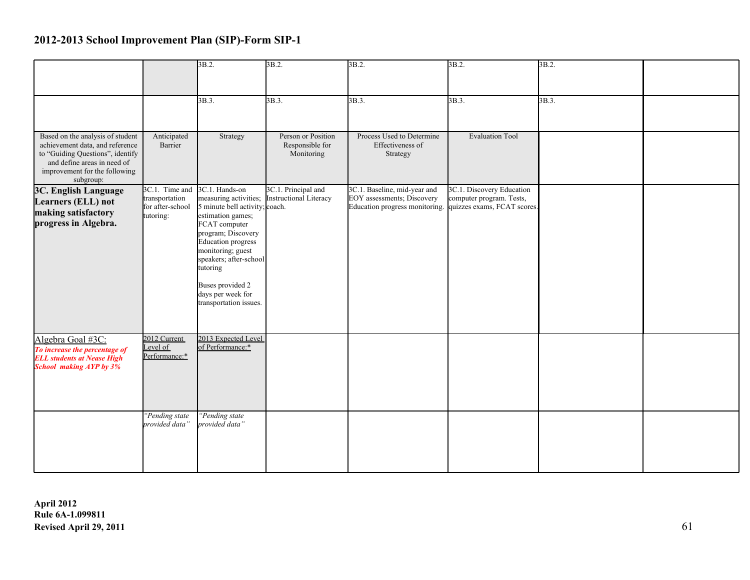## 2012-2013 School Improvement Plan (SIP)-Form SIP-1

| | | | | | | | |
|---|---|---|---|---|---|---|---|
| | | 3B.2. | 3B.2. | 3B.2. | 3B.2. | 3B.2. | |
| | | 3B.3. | 3B.3. | 3B.3. | 3B.3. | 3B.3. | |
| Based on the analysis of student achievement data, and reference to "Guiding Questions", identify and define areas in need of improvement for the following subgroup: | Anticipated Barrier | Strategy | Person or Position Responsible for Monitoring | Process Used to Determine Effectiveness of Strategy | Evaluation Tool | | |
| **3C. English Language Learners (ELL) not making satisfactory progress in Algebra.** | 3C.1. Time and transportation for after-school tutoring: | 3C.1. Hands-on measuring activities; 5 minute bell activity; estimation games; FCAT computer program; Discovery Education progress monitoring; guest speakers; after-school tutoring<br><br>Buses provided 2 days per week for transportation issues. | 3C.1. Principal and Instructional Literacy coach. | 3C.1. Baseline, mid-year and EOY assessments; Discovery Education progress monitoring. | 3C.1. Discovery Education computer program. Tests, quizzes exams, FCAT scores. | | |
| Algebra Goal #3C:<br>***To increase the percentage of ELL students at Nease High School making AYP by 3%*** | 2012 Current Level of Performance:* | 2013 Expected Level of Performance:* | | | | | |
| | *"Pending state provided data"* | *"Pending state provided data"* | | | | | |

**April 2012**
**Rule 6A-1.099811**
**Revised April 29, 2011**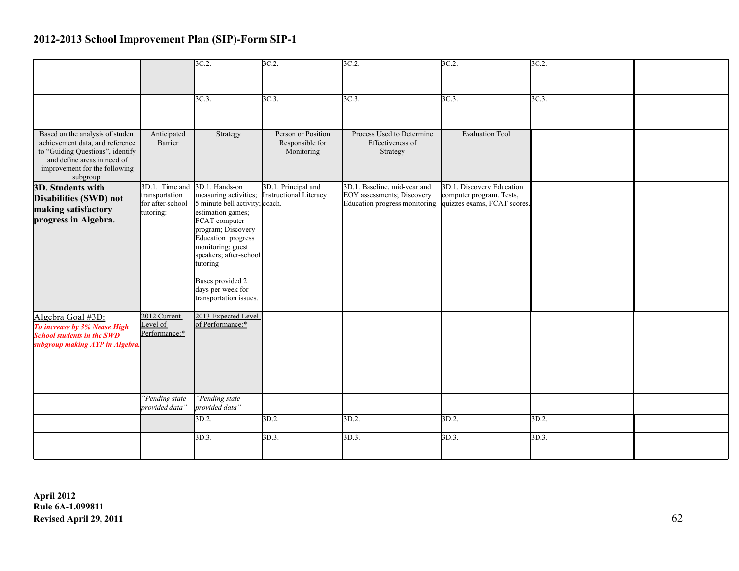## 2012-2013 School Improvement Plan (SIP)-Form SIP-1

| | | | | | | | |
|---|---|---|---|---|---|---|---|
| | | 3C.2. | 3C.2. | 3C.2. | 3C.2. | 3C.2. | |
| | | 3C.3. | 3C.3. | 3C.3. | 3C.3. | 3C.3. | |
| Based on the analysis of student achievement data, and reference to "Guiding Questions", identify and define areas in need of improvement for the following subgroup: | Anticipated Barrier | Strategy | Person or Position Responsible for Monitoring | Process Used to Determine Effectiveness of Strategy | Evaluation Tool | | |
| **3D. Students with Disabilities (SWD) not making satisfactory progress in Algebra.** | 3D.1. Time and transportation for after-school tutoring: | 3D.1. Hands-on measuring activities; 5 minute bell activity; estimation games; FCAT computer program; Discovery Education progress monitoring; guest speakers; after-school tutoring<br><br>Buses provided 2 days per week for transportation issues. | 3D.1. Principal and Instructional Literacy coach. | 3D.1. Baseline, mid-year and EOY assessments; Discovery Education progress monitoring. | 3D.1. Discovery Education computer program. Tests, quizzes exams, FCAT scores. | | |
| Algebra Goal #3D:<br>***To increase by 3% Nease High School students in the SWD subgroup making AYP in Algebra.*** | 2012 Current Level of Performance:* | 2013 Expected Level of Performance:* | | | | | |
| | *"Pending state provided data"* | *"Pending state provided data"* | | | | | |
| | | 3D.2. | 3D.2. | 3D.2. | 3D.2. | 3D.2. | |
| | | 3D.3. | 3D.3. | 3D.3. | 3D.3. | 3D.3. | |

**April 2012**
**Rule 6A-1.099811**
**Revised April 29, 2011**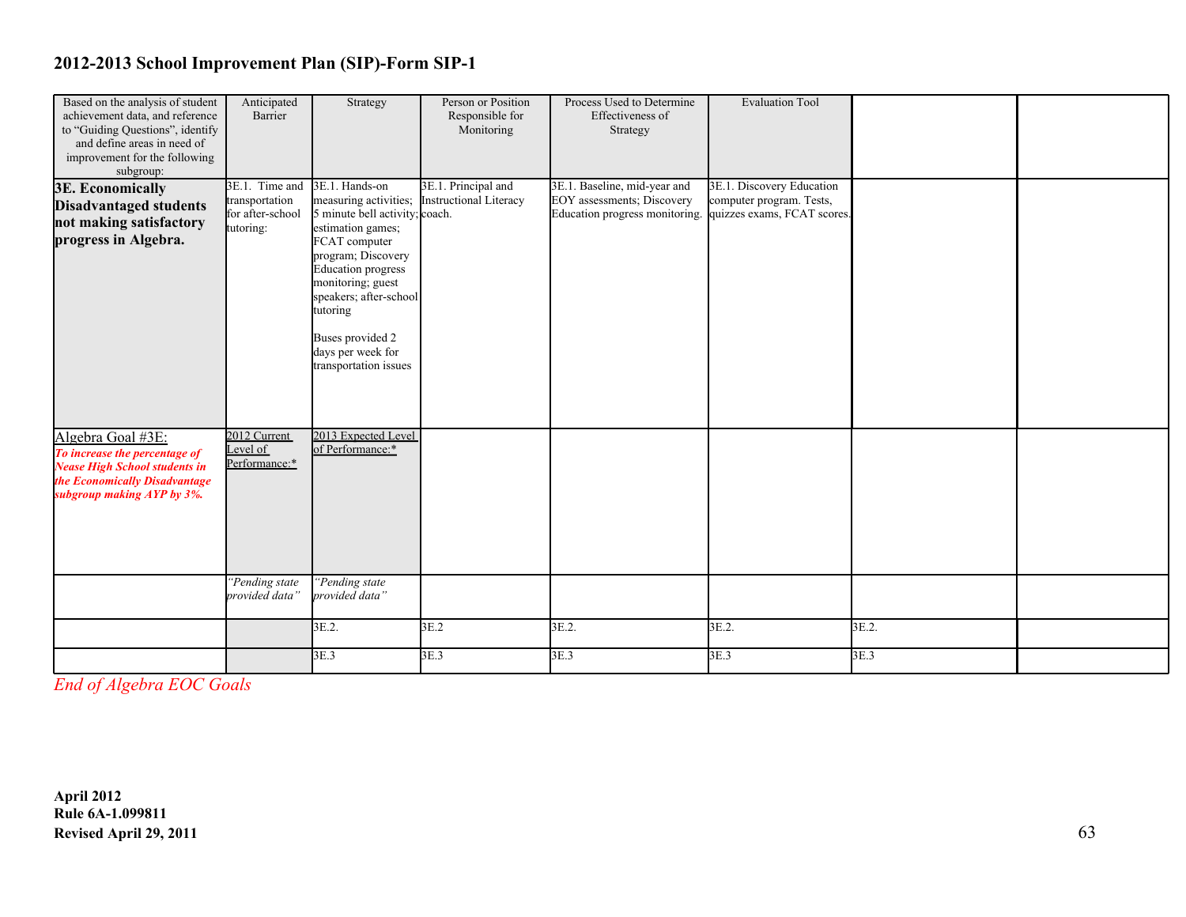## 2012-2013 School Improvement Plan (SIP)-Form SIP-1

| Based on the analysis of student achievement data, and reference to "Guiding Questions", identify and define areas in need of improvement for the following subgroup: | Anticipated Barrier | Strategy | Person or Position Responsible for Monitoring | Process Used to Determine Effectiveness of Strategy | Evaluation Tool | | |
|---|---|---|---|---|---|---|---|
| **3E. Economically Disadvantaged students not making satisfactory progress in Algebra.** | 3E.1. Time and transportation for after-school tutoring: | 3E.1. Hands-on measuring activities; 5 minute bell activity; estimation games; FCAT computer program; Discovery Education progress monitoring; guest speakers; after-school tutoring<br><br>Buses provided 2 days per week for transportation issues | 3E.1. Principal and Instructional Literacy coach. | 3E.1. Baseline, mid-year and EOY assessments; Discovery Education progress monitoring. | 3E.1. Discovery Education computer program. Tests, quizzes exams, FCAT scores. | | |
| Algebra Goal #3E:<br>***To increase the percentage of Nease High School students in the Economically Disadvantage subgroup making AYP by 3%.*** | 2012 Current Level of Performance:* | 2013 Expected Level of Performance:* | | | | | |
| | *"Pending state provided data"* | *"Pending state provided data"* | | | | | |
| | | 3E.2. | 3E.2 | 3E.2. | 3E.2. | 3E.2. | |
| | | 3E.3 | 3E.3 | 3E.3 | 3E.3 | 3E.3 | |

*End of Algebra EOC Goals*

**April 2012**
**Rule 6A-1.099811**
**Revised April 29, 2011**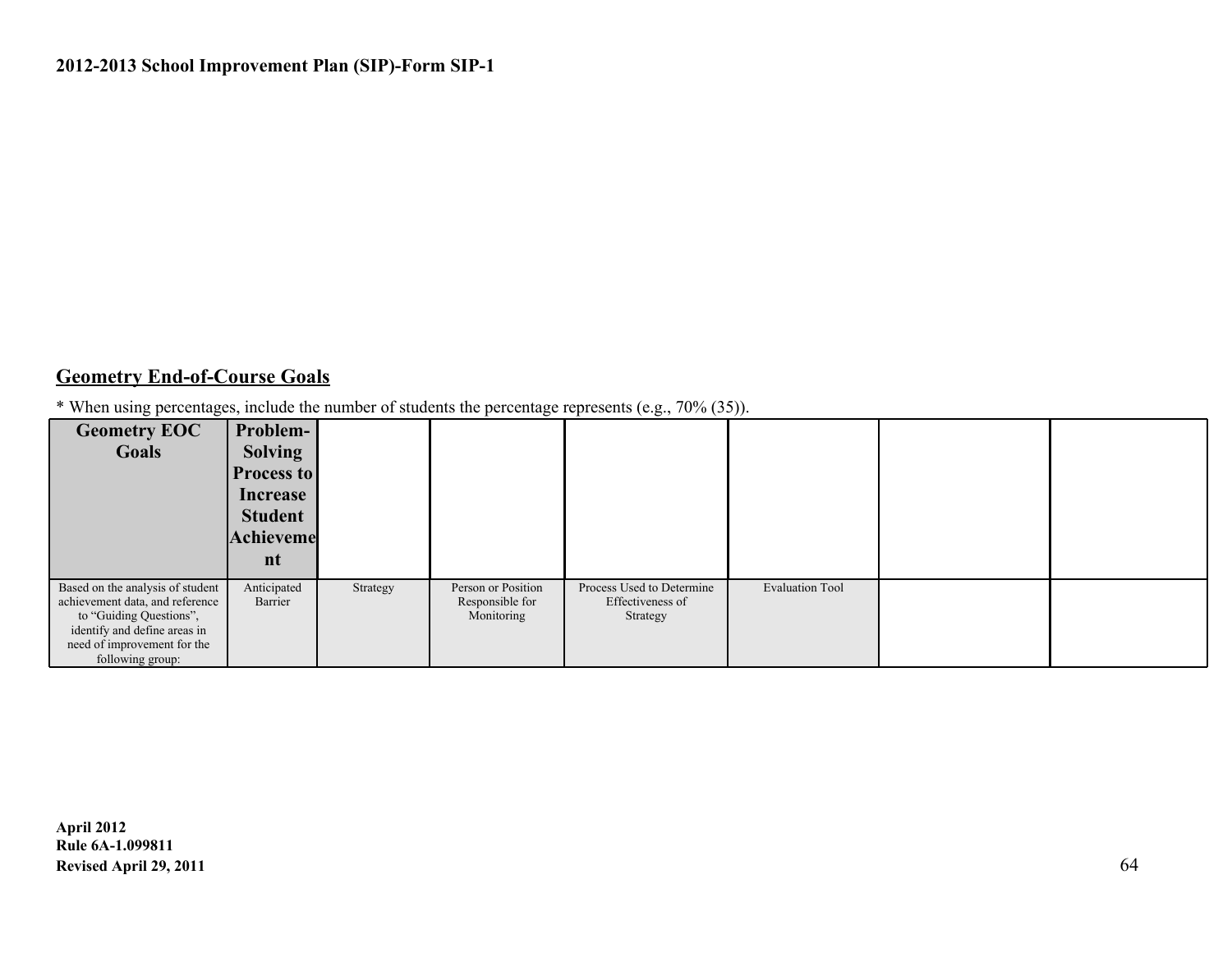## Geometry End-of-Course Goals

* When using percentages, include the number of students the percentage represents (e.g., 70% (35)).

| Geometry EOC Goals | Problem-Solving Process to Increase Student Achievement | | | | | | |
|---|---|---|---|---|---|---|---|
| Based on the analysis of student achievement data, and reference to "Guiding Questions", identify and define areas in need of improvement for the following group: | Anticipated Barrier | Strategy | Person or Position Responsible for Monitoring | Process Used to Determine Effectiveness of Strategy | Evaluation Tool | | |

**April 2012**
**Rule 6A-1.099811**
**Revised April 29, 2011**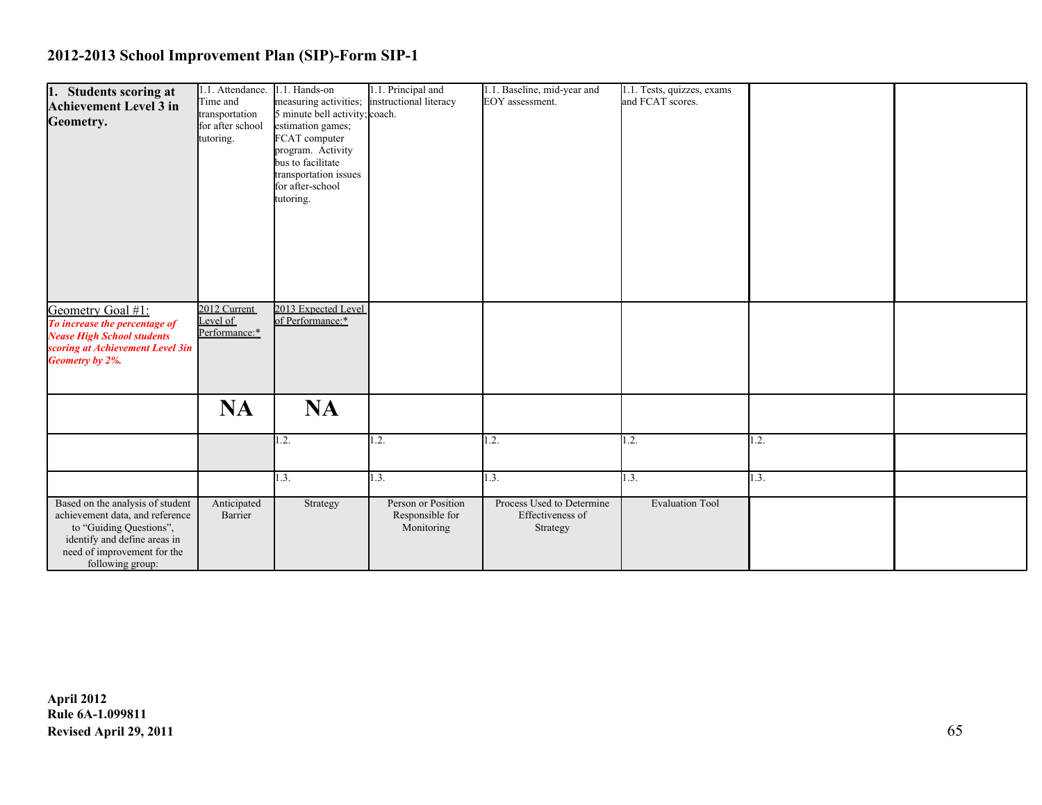## 2012-2013 School Improvement Plan (SIP)-Form SIP-1

| **1. Students scoring at Achievement Level 3 in Geometry.** | 1.1. Attendance. Time and transportation for after school tutoring. | 1.1. Hands-on measuring activities; 5 minute bell activity; estimation games; FCAT computer program. Activity bus to facilitate transportation issues for after-school tutoring. | 1.1. Principal and instructional literacy coach. | 1.1. Baseline, mid-year and EOY assessment. | 1.1. Tests, quizzes, exams and FCAT scores. | | |
|---|---|---|---|---|---|---|---|
| Geometry Goal #1: ***To increase the percentage of Nease High School students scoring at Achievement Level 3in Geometry by 2%.*** | 2012 Current Level of Performance:* | 2013 Expected Level of Performance:* | | | | | |
| | **NA** | **NA** | | | | | |
| | | 1.2. | 1.2. | 1.2. | 1.2. | 1.2. | |
| | | 1.3. | 1.3. | 1.3. | 1.3. | 1.3. | |
| Based on the analysis of student achievement data, and reference to "Guiding Questions", identify and define areas in need of improvement for the following group: | Anticipated Barrier | Strategy | Person or Position Responsible for Monitoring | Process Used to Determine Effectiveness of Strategy | Evaluation Tool | | |

**April 2012**
**Rule 6A-1.099811**
**Revised April 29, 2011**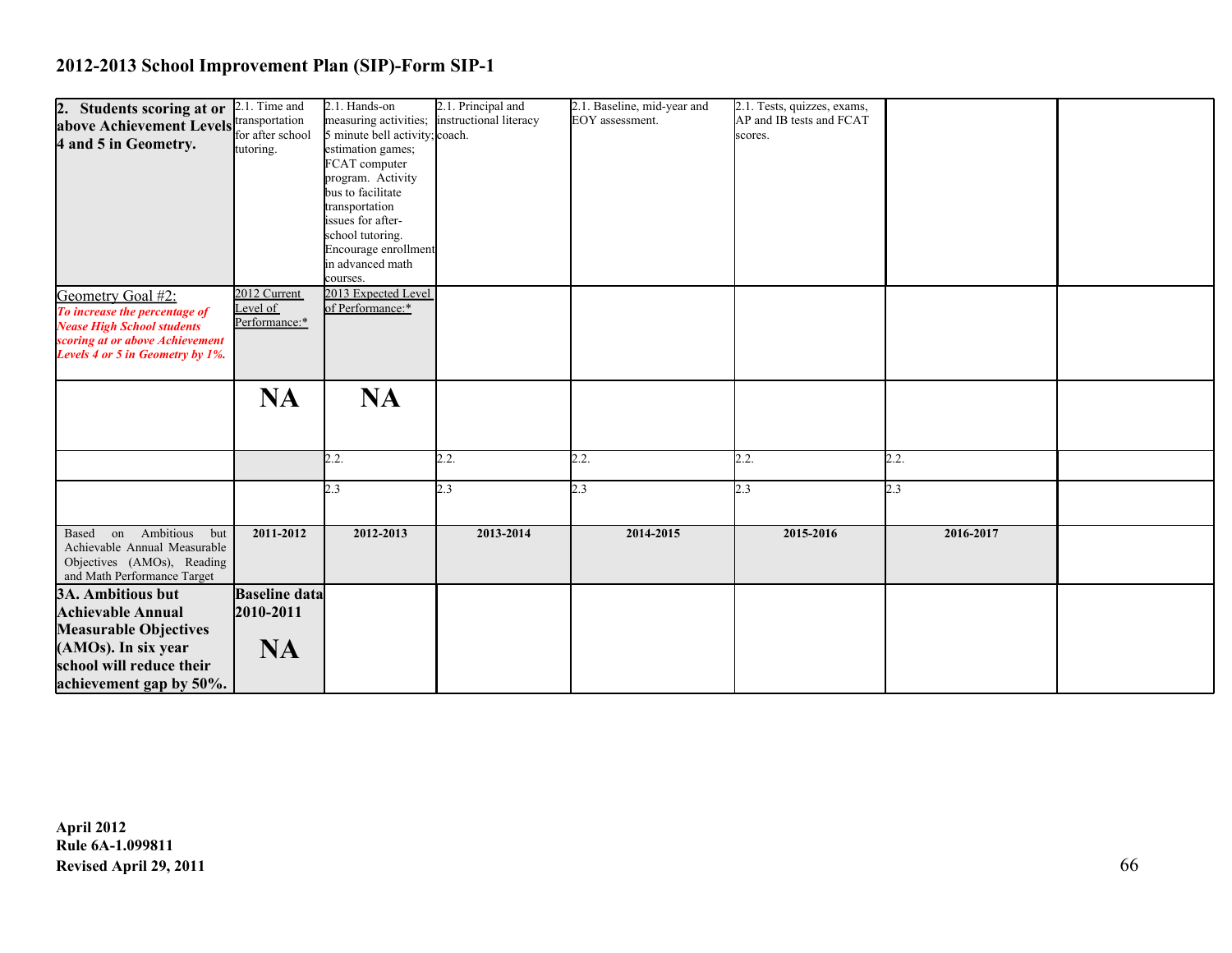# 2012-2013 School Improvement Plan (SIP)-Form SIP-1

| | | | | | | | |
|---|---|---|---|---|---|---|---|
| **2. Students scoring at or above Achievement Levels 4 and 5 in Geometry.** | 2.1. Time and transportation for after school tutoring. | 2.1. Hands-on measuring activities; 5 minute bell activity; estimation games; FCAT computer program. Activity bus to facilitate transportation issues for after-school tutoring. Encourage enrollment in advanced math courses. | 2.1. Principal and instructional literacy coach. | 2.1. Baseline, mid-year and EOY assessment. | 2.1. Tests, quizzes, exams, AP and IB tests and FCAT scores. | | |
| Geometry Goal #2: *To increase the percentage of Nease High School students scoring at or above Achievement Levels 4 or 5 in Geometry by 1%.* | 2012 Current Level of Performance:* | 2013 Expected Level of Performance:* | | | | | |
| | **NA** | **NA** | | | | | |
| | | 2.2. | 2.2. | 2.2. | 2.2. | 2.2. | |
| | | 2.3 | 2.3 | 2.3 | 2.3 | 2.3 | |
| Based on Ambitious but Achievable Annual Measurable Objectives (AMOs), Reading and Math Performance Target | **2011-2012** | **2012-2013** | **2013-2014** | **2014-2015** | **2015-2016** | **2016-2017** | |
| **3A. Ambitious but Achievable Annual Measurable Objectives (AMOs). In six year school will reduce their achievement gap by 50%.** | **Baseline data 2010-2011** **NA** | | | | | | |

**April 2012**
**Rule 6A-1.099811**
**Revised April 29, 2011**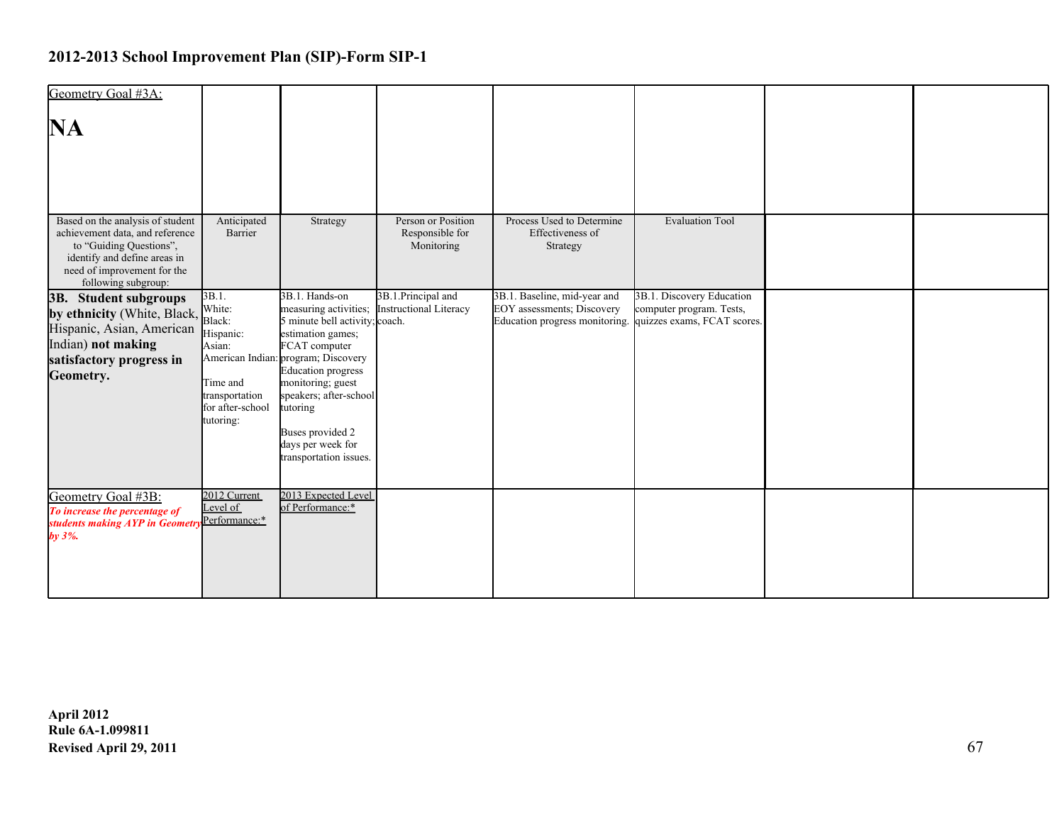## 2012-2013 School Improvement Plan (SIP)-Form SIP-1

| Geometry Goal #3A: **NA** | | | | | | | |
|---|---|---|---|---|---|---|---|
| Based on the analysis of student achievement data, and reference to "Guiding Questions", identify and define areas in need of improvement for the following subgroup: | Anticipated Barrier | Strategy | Person or Position Responsible for Monitoring | Process Used to Determine Effectiveness of Strategy | Evaluation Tool | | |
| **3B. Student subgroups by ethnicity** (White, Black, Hispanic, Asian, American Indian) **not making satisfactory progress in Geometry.** | 3B.1. White: Black: Hispanic: Asian: American Indian: Time and transportation for after-school tutoring: | 3B.1. Hands-on measuring activities; 5 minute bell activity; estimation games; FCAT computer program; Discovery Education progress monitoring; guest speakers; after-school tutoring Buses provided 2 days per week for transportation issues. | 3B.1.Principal and Instructional Literacy coach. | 3B.1. Baseline, mid-year and EOY assessments; Discovery Education progress monitoring. | 3B.1. Discovery Education computer program. Tests, quizzes exams, FCAT scores. | | |
| Geometry Goal #3B: ***To increase the percentage of students making AYP in Geometry by 3%.*** | 2012 Current Level of Performance:* | 2013 Expected Level of Performance:* | | | | | |

April 2012
Rule 6A-1.099811
Revised April 29, 2011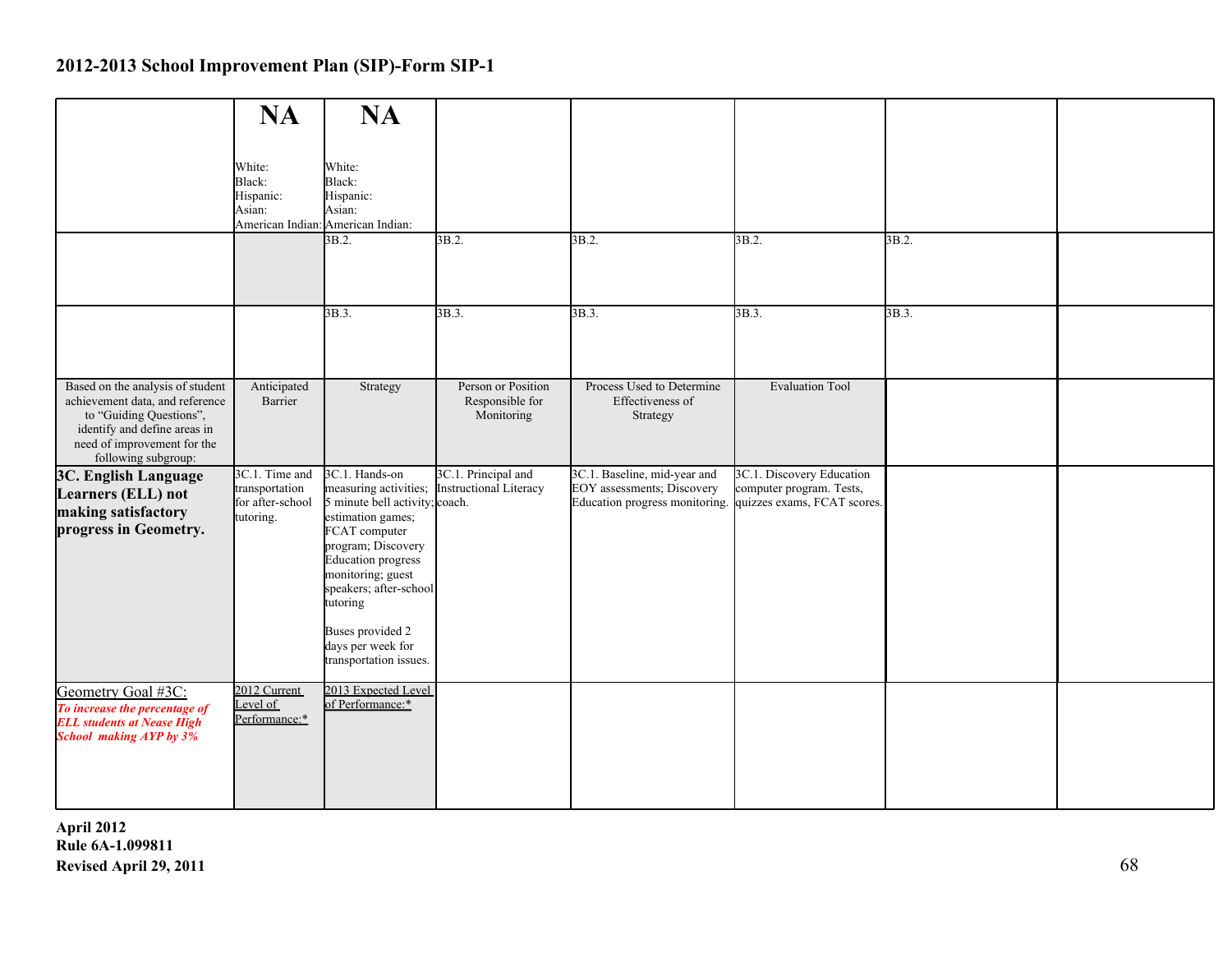| | NA<br><br>White:<br>Black:<br>Hispanic:<br>Asian:<br>American Indian: | NA<br><br>White:<br>Black:<br>Hispanic:<br>Asian:<br>American Indian: | | | | | |
|---|---|---|---|---|---|---|---|
| | | 3B.2. | 3B.2. | 3B.2. | 3B.2. | 3B.2. | |
| | | 3B.3. | 3B.3. | 3B.3. | 3B.3. | 3B.3. | |
| Based on the analysis of student achievement data, and reference to "Guiding Questions", identify and define areas in need of improvement for the following subgroup: | Anticipated Barrier | Strategy | Person or Position Responsible for Monitoring | Process Used to Determine Effectiveness of Strategy | Evaluation Tool | | |
| **3C. English Language Learners (ELL) not making satisfactory progress in Geometry.** | 3C.1. Time and transportation for after-school tutoring. | 3C.1. Hands-on measuring activities; 5 minute bell activity; estimation games; FCAT computer program; Discovery Education progress monitoring; guest speakers; after-school tutoring<br><br>Buses provided 2 days per week for transportation issues. | 3C.1. Principal and Instructional Literacy coach. | 3C.1. Baseline, mid-year and EOY assessments; Discovery Education progress monitoring. | 3C.1. Discovery Education computer program. Tests, quizzes exams, FCAT scores. | | |
| Geometry Goal #3C:<br>***To increase the percentage of ELL students at Nease High School making AYP by 3%*** | 2012 Current Level of Performance:* | 2013 Expected Level of Performance:* | | | | | |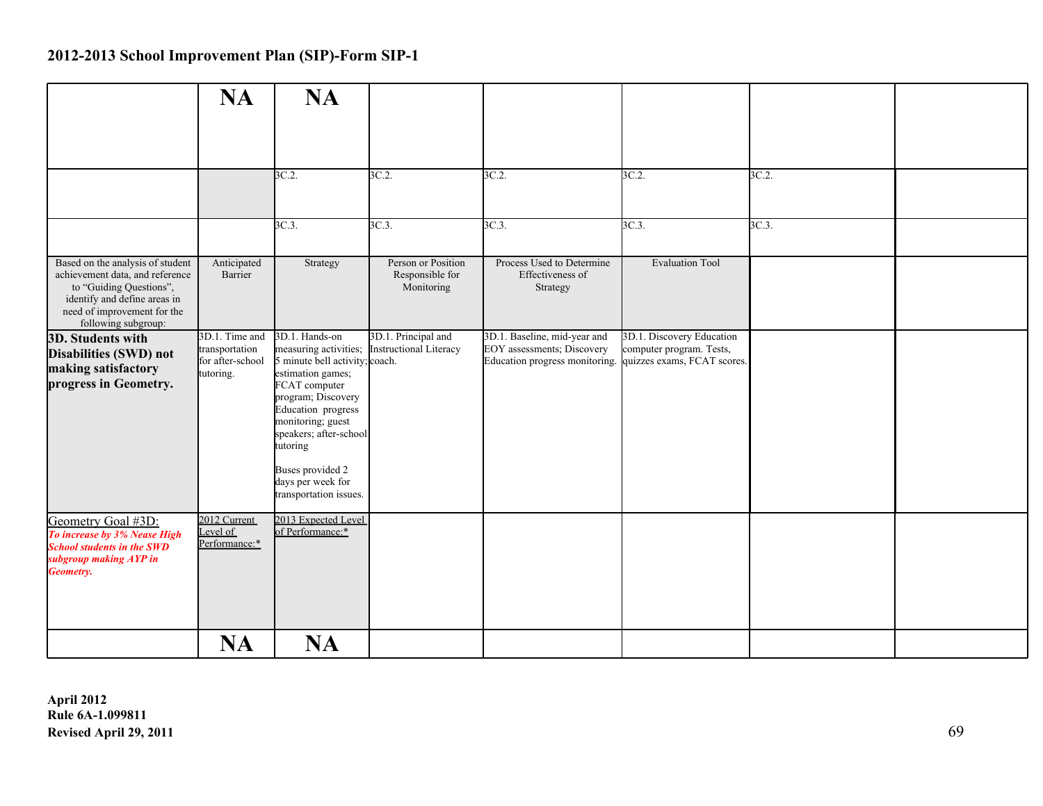## 2012-2013 School Improvement Plan (SIP)-Form SIP-1

| | | | | | | | |
|---|---|---|---|---|---|---|---|
| | **NA** | **NA** | | | | | |
| | | 3C.2. | 3C.2. | 3C.2. | 3C.2. | 3C.2. | |
| | | 3C.3. | 3C.3. | 3C.3. | 3C.3. | 3C.3. | |
| Based on the analysis of student achievement data, and reference to "Guiding Questions", identify and define areas in need of improvement for the following subgroup: | Anticipated Barrier | Strategy | Person or Position Responsible for Monitoring | Process Used to Determine Effectiveness of Strategy | Evaluation Tool | | |
| **3D. Students with Disabilities (SWD) not making satisfactory progress in Geometry.** | 3D.1. Time and transportation for after-school tutoring. | 3D.1. Hands-on measuring activities; 5 minute bell activity; estimation games; FCAT computer program; Discovery Education progress monitoring; guest speakers; after-school tutoring<br><br>Buses provided 2 days per week for transportation issues. | 3D.1. Principal and Instructional Literacy coach. | 3D.1. Baseline, mid-year and EOY assessments; Discovery Education progress monitoring. | 3D.1. Discovery Education computer program. Tests, quizzes exams, FCAT scores. | | |
| Geometry Goal #3D:<br>***To increase by 3% Nease High School students in the SWD subgroup making AYP in Geometry.*** | 2012 Current Level of Performance:* | 2013 Expected Level of Performance:* | | | | | |
| | **NA** | **NA** | | | | | |

**April 2012**
**Rule 6A-1.099811**
**Revised April 29, 2011**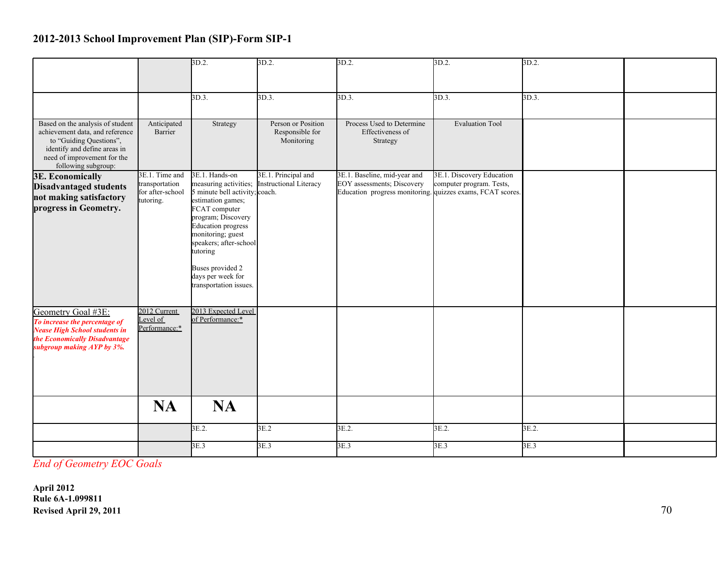## 2012-2013 School Improvement Plan (SIP)-Form SIP-1

| | | | | | | | |
|---|---|---|---|---|---|---|---|
| | | 3D.2. | 3D.2. | 3D.2. | 3D.2. | 3D.2. | |
| | | 3D.3. | 3D.3. | 3D.3. | 3D.3. | 3D.3. | |
| Based on the analysis of student achievement data, and reference to "Guiding Questions", identify and define areas in need of improvement for the following subgroup: | Anticipated Barrier | Strategy | Person or Position Responsible for Monitoring | Process Used to Determine Effectiveness of Strategy | Evaluation Tool | | |
| **3E. Economically Disadvantaged students not making satisfactory progress in Geometry.** | 3E.1. Time and transportation for after-school tutoring. | 3E.1. Hands-on measuring activities; 5 minute bell activity; estimation games; FCAT computer program; Discovery Education progress monitoring; guest speakers; after-school tutoring<br><br>Buses provided 2 days per week for transportation issues. | 3E.1. Principal and Instructional Literacy coach. | 3E.1. Baseline, mid-year and EOY assessments; Discovery Education progress monitoring. | 3E.1. Discovery Education computer program. Tests, quizzes exams, FCAT scores. | | |
| Geometry Goal #3E:<br>***To increase the percentage of Nease High School students in the Economically Disadvantage subgroup making AYP by 3%.*** | 2012 Current Level of Performance:* | 2013 Expected Level of Performance:* | | | | | |
| | **NA** | **NA** | | | | | |
| | | 3E.2. | 3E.2 | 3E.2. | 3E.2. | 3E.2. | |
| | | 3E.3 | 3E.3 | 3E.3 | 3E.3 | 3E.3 | |

*End of Geometry EOC Goals*

**April 2012**
**Rule 6A-1.099811**
**Revised April 29, 2011**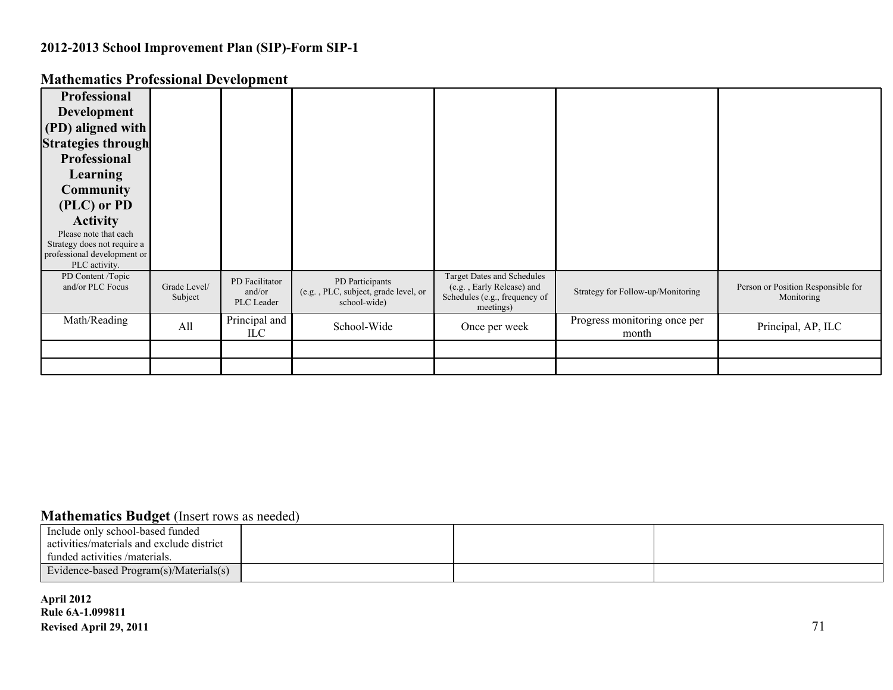2012-2013 School Improvement Plan (SIP)-Form SIP-1

## Mathematics Professional Development

| Professional Development (PD) aligned with Strategies through Professional Learning Community (PLC) or PD Activity<br>Please note that each Strategy does not require a professional development or PLC activity. | | | | | | |
|---|---|---|---|---|---|---|
| PD Content /Topic and/or PLC Focus | Grade Level/ Subject | PD Facilitator and/or PLC Leader | PD Participants (e.g. , PLC, subject, grade level, or school-wide) | Target Dates and Schedules (e.g. , Early Release) and Schedules (e.g., frequency of meetings) | Strategy for Follow-up/Monitoring | Person or Position Responsible for Monitoring |
| Math/Reading | All | Principal and ILC | School-Wide | Once per week | Progress monitoring once per month | Principal, AP, ILC |
| | | | | | | |
| | | | | | | |

## Mathematics Budget (Insert rows as needed)

| Include only school-based funded activities/materials and exclude district funded activities /materials. | | | |
|---|---|---|---|
| Evidence-based Program(s)/Materials(s) | | | |

**April 2012**
**Rule 6A-1.099811**
**Revised April 29, 2011**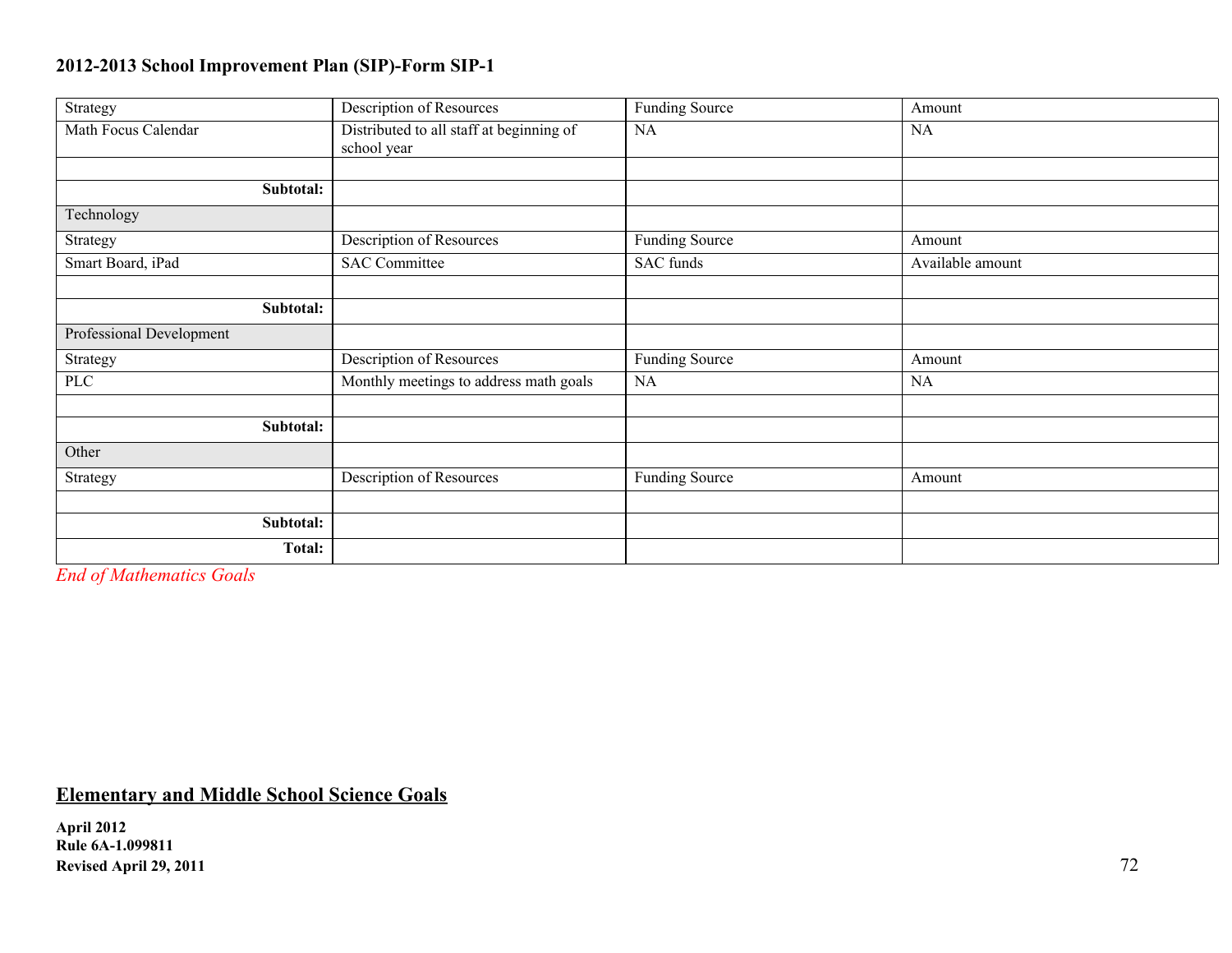**2012-2013 School Improvement Plan (SIP)-Form SIP-1**

| Strategy | Description of Resources | Funding Source | Amount |
|---|---|---|---|
| Math Focus Calendar | Distributed to all staff at beginning of school year | NA | NA |
| | | | |
| **Subtotal:** | | | |
| Technology | | | |
| Strategy | Description of Resources | Funding Source | Amount |
| Smart Board, iPad | SAC Committee | SAC funds | Available amount |
| | | | |
| **Subtotal:** | | | |
| Professional Development | | | |
| Strategy | Description of Resources | Funding Source | Amount |
| PLC | Monthly meetings to address math goals | NA | NA |
| | | | |
| **Subtotal:** | | | |
| Other | | | |
| Strategy | Description of Resources | Funding Source | Amount |
| | | | |
| **Subtotal:** | | | |
| **Total:** | | | |

*End of Mathematics Goals*

## Elementary and Middle School Science Goals

**April 2012**
**Rule 6A-1.099811**
**Revised April 29, 2011**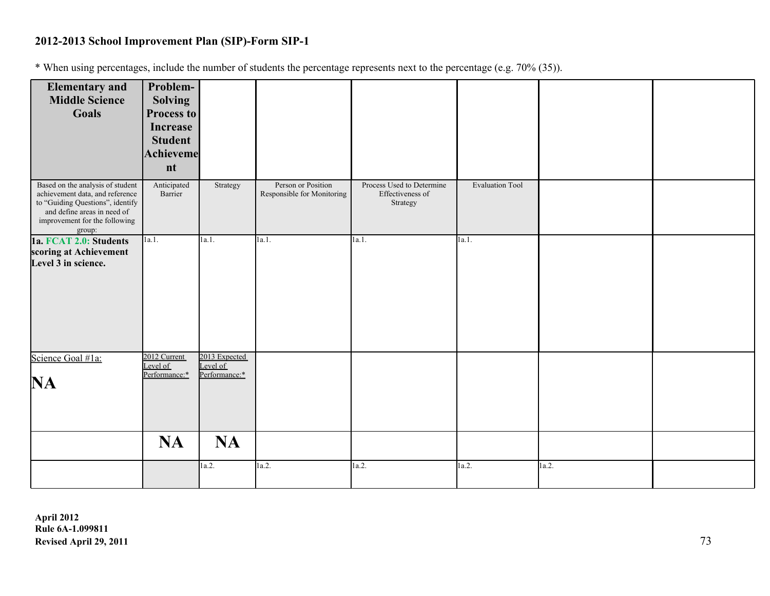**2012-2013 School Improvement Plan (SIP)-Form SIP-1**

* When using percentages, include the number of students the percentage represents next to the percentage (e.g. 70% (35)).

| Elementary and Middle Science Goals | Problem-Solving Process to Increase Student Achievement | | | | | | |
|---|---|---|---|---|---|---|---|
| Based on the analysis of student achievement data, and reference to "Guiding Questions", identify and define areas in need of improvement for the following group: | Anticipated Barrier | Strategy | Person or Position Responsible for Monitoring | Process Used to Determine Effectiveness of Strategy | Evaluation Tool | | |
| **1a. FCAT 2.0: Students scoring at Achievement Level 3 in science.** | 1a.1. | 1a.1. | 1a.1. | 1a.1. | 1a.1. | | |
| Science Goal #1a:<br><br>**NA** | 2012 Current Level of Performance:* | 2013 Expected Level of Performance:* | | | | | |
| | **NA** | **NA** | | | | | |
| | | 1a.2. | 1a.2. | 1a.2. | 1a.2. | 1a.2. | |

**April 2012**
**Rule 6A-1.099811**
**Revised April 29, 2011**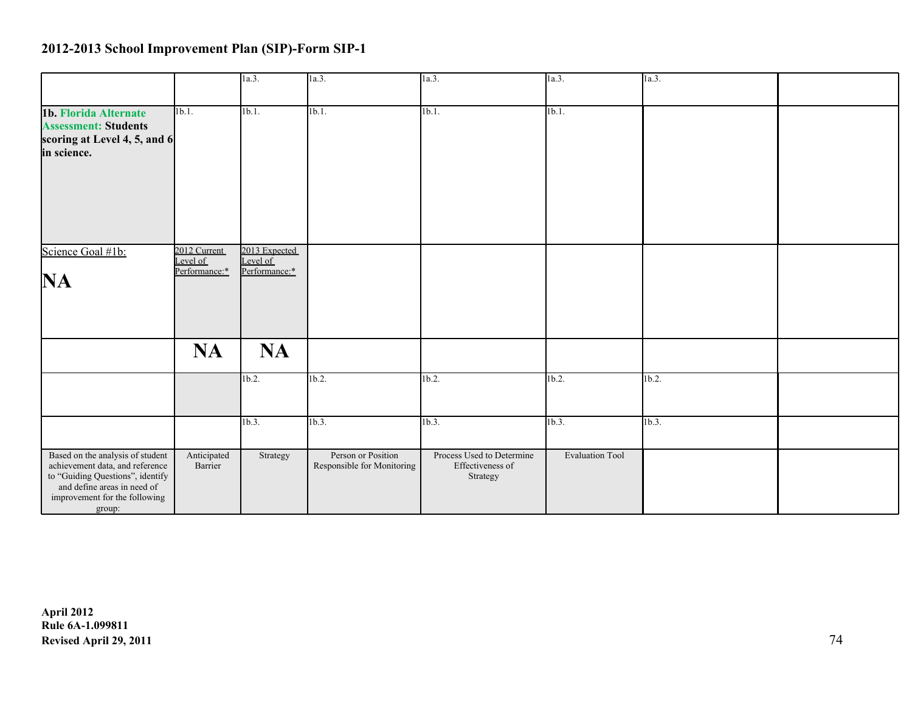## 2012-2013 School Improvement Plan (SIP)-Form SIP-1

| | | | | | | | |
|---|---|---|---|---|---|---|---|
| | | 1a.3. | 1a.3. | 1a.3. | 1a.3. | 1a.3. | |
| **1b. Florida Alternate Assessment: Students scoring at Level 4, 5, and 6 in science.** | 1b.1. | 1b.1. | 1b.1. | 1b.1. | 1b.1. | | |
| Science Goal #1b: **NA** | 2012 Current Level of Performance:* | 2013 Expected Level of Performance:* | | | | | |
| | **NA** | **NA** | | | | | |
| | | 1b.2. | 1b.2. | 1b.2. | 1b.2. | 1b.2. | |
| | | 1b.3. | 1b.3. | 1b.3. | 1b.3. | 1b.3. | |
| Based on the analysis of student achievement data, and reference to "Guiding Questions", identify and define areas in need of improvement for the following group: | Anticipated Barrier | Strategy | Person or Position Responsible for Monitoring | Process Used to Determine Effectiveness of Strategy | Evaluation Tool | | |

**April 2012**
**Rule 6A-1.099811**
**Revised April 29, 2011**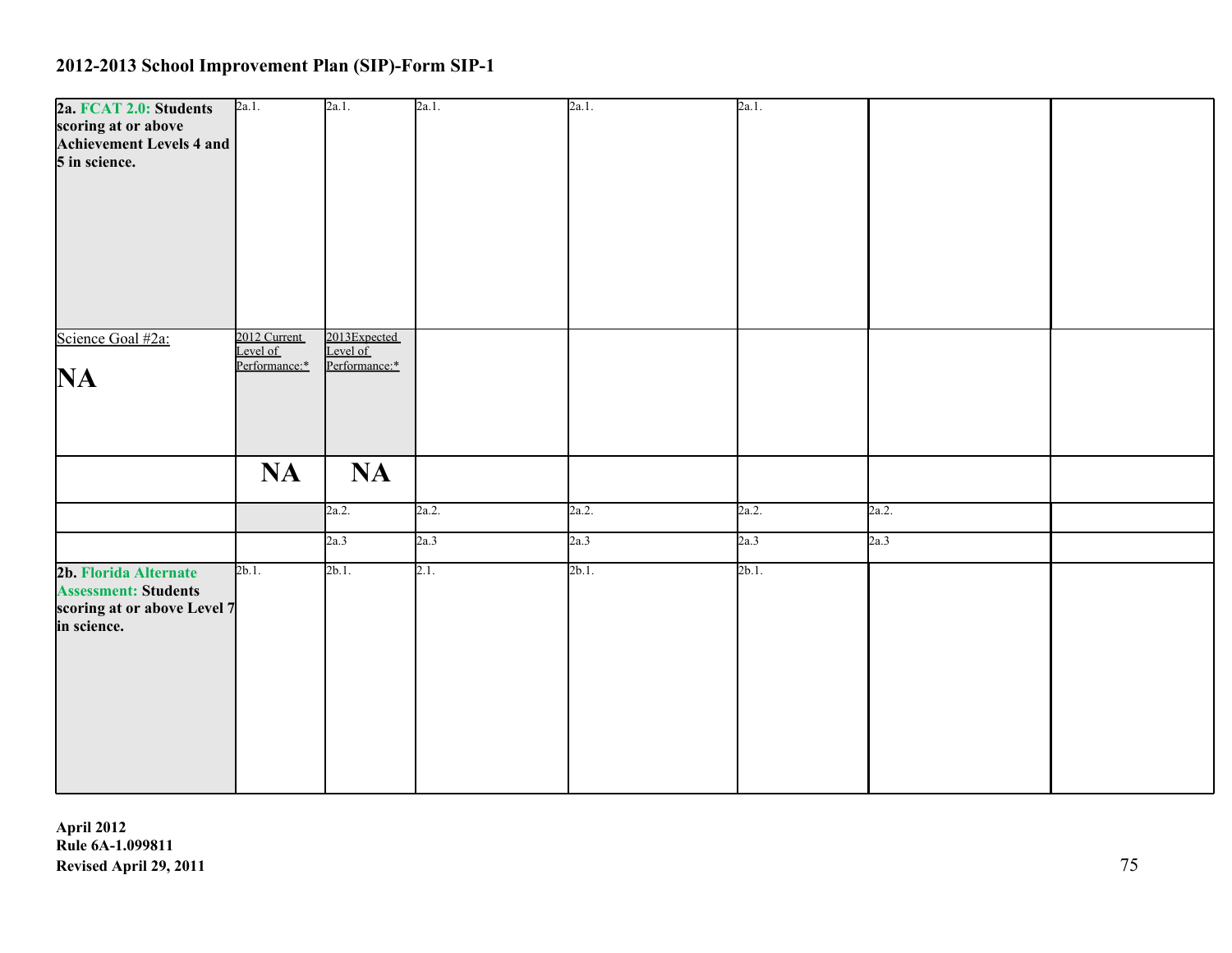## 2012-2013 School Improvement Plan (SIP)-Form SIP-1

| | | | | | | | |
|---|---|---|---|---|---|---|---|
| **2a. FCAT 2.0: Students scoring at or above Achievement Levels 4 and 5 in science.** | 2a.1. | 2a.1. | 2a.1. | 2a.1. | 2a.1. | | |
| Science Goal #2a: **NA** | 2012 Current Level of Performance:* | 2013Expected Level of Performance:* | | | | | |
| | **NA** | **NA** | | | | | |
| | | 2a.2. | 2a.2. | 2a.2. | 2a.2. | 2a.2. | |
| | | 2a.3 | 2a.3 | 2a.3 | 2a.3 | 2a.3 | |
| **2b. Florida Alternate Assessment: Students scoring at or above Level 7 in science.** | 2b.1. | 2b.1. | 2.1. | 2b.1. | 2b.1. | | |

April 2012
Rule 6A-1.099811
Revised April 29, 2011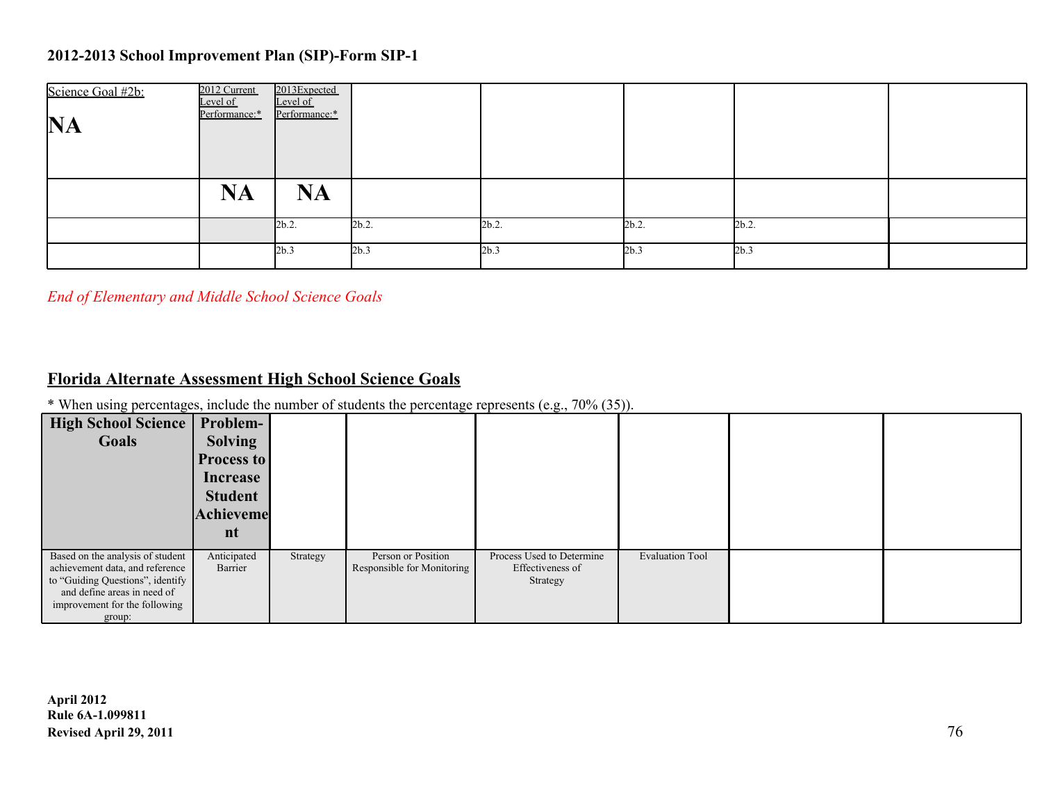2012-2013 School Improvement Plan (SIP)-Form SIP-1

| Science Goal #2b: **NA** | 2012 Current Level of Performance:* | 2013Expected Level of Performance:* | | | | | |
|---|---|---|---|---|---|---|---|
| | **NA** | **NA** | | | | | |
| | | 2b.2. | 2b.2. | 2b.2. | 2b.2. | 2b.2. | |
| | | 2b.3 | 2b.3 | 2b.3 | 2b.3 | 2b.3 | |

*End of Elementary and Middle School Science Goals*

## Florida Alternate Assessment High School Science Goals

\* When using percentages, include the number of students the percentage represents (e.g., 70% (35)).

| **High School Science Goals** | **Problem-Solving Process to Increase Student Achievement** | | | | | | |
|---|---|---|---|---|---|---|---|
| Based on the analysis of student achievement data, and reference to "Guiding Questions", identify and define areas in need of improvement for the following group: | Anticipated Barrier | Strategy | Person or Position Responsible for Monitoring | Process Used to Determine Effectiveness of Strategy | Evaluation Tool | | |

April 2012
Rule 6A-1.099811
Revised April 29, 2011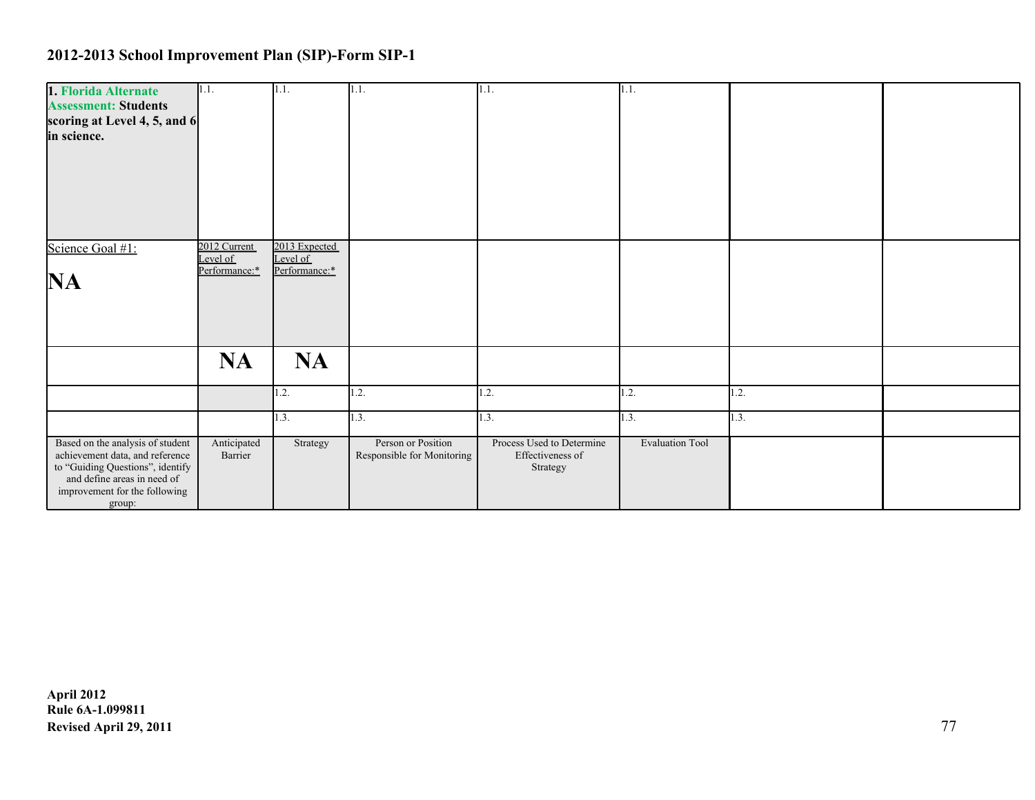## 2012-2013 School Improvement Plan (SIP)-Form SIP-1

| Based on the analysis of student achievement data, and reference to "Guiding Questions", identify and define areas in need of improvement for the following group: | Anticipated Barrier | Strategy | Person or Position Responsible for Monitoring | Process Used to Determine Effectiveness of Strategy | Evaluation Tool | | |
|---|---|---|---|---|---|---|---|
| **1. Florida Alternate Assessment: Students scoring at Level 4, 5, and 6 in science.** | 1.1. | 1.1. | 1.1. | 1.1. | 1.1. | | |
| Science Goal #1: **NA** | 2012 Current Level of Performance:* | 2013 Expected Level of Performance:* | | | | | |
| | **NA** | **NA** | | | | | |
| | | 1.2. | 1.2. | 1.2. | 1.2. | 1.2. | |
| | | 1.3. | 1.3. | 1.3. | 1.3. | 1.3. | |

**April 2012**
**Rule 6A-1.099811**
**Revised April 29, 2011**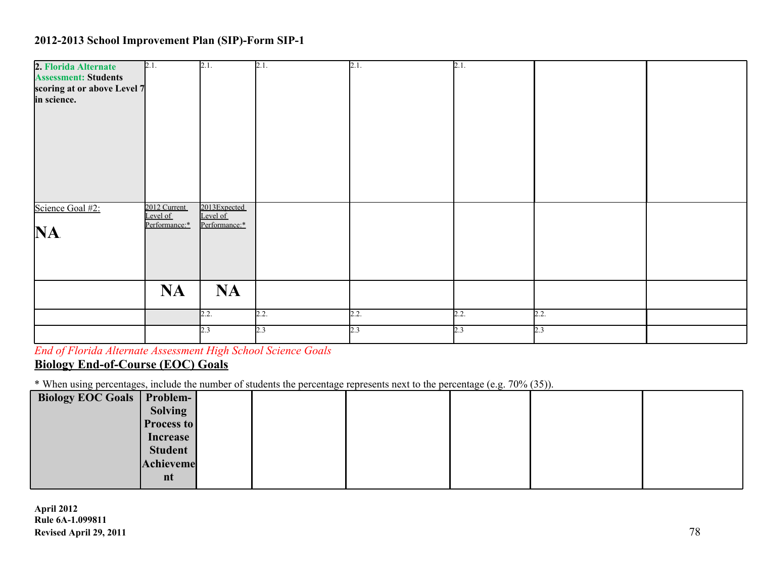## 2012-2013 School Improvement Plan (SIP)-Form SIP-1

| | | | | | | | |
|---|---|---|---|---|---|---|---|
| **2. Florida Alternate Assessment: Students scoring at or above Level 7 in science.** | 2.1. | 2.1. | 2.1. | 2.1. | 2.1. | | |
| Science Goal #2: **NA** | 2012 Current Level of Performance:* | 2013Expected Level of Performance:* | | | | | |
| | **NA** | **NA** | | | | | |
| | | 2.2. | 2.2. | 2.2. | 2.2. | 2.2. | |
| | | 2.3 | 2.3 | 2.3 | 2.3 | 2.3 | |

*End of Florida Alternate Assessment High School Science Goals*

## Biology End-of-Course (EOC) Goals

* When using percentages, include the number of students the percentage represents next to the percentage (e.g. 70% (35)).

| Biology EOC Goals | Problem-Solving Process to Increase Student Achievement | | | | | | |
|---|---|---|---|---|---|---|---|

April 2012
Rule 6A-1.099811
Revised April 29, 2011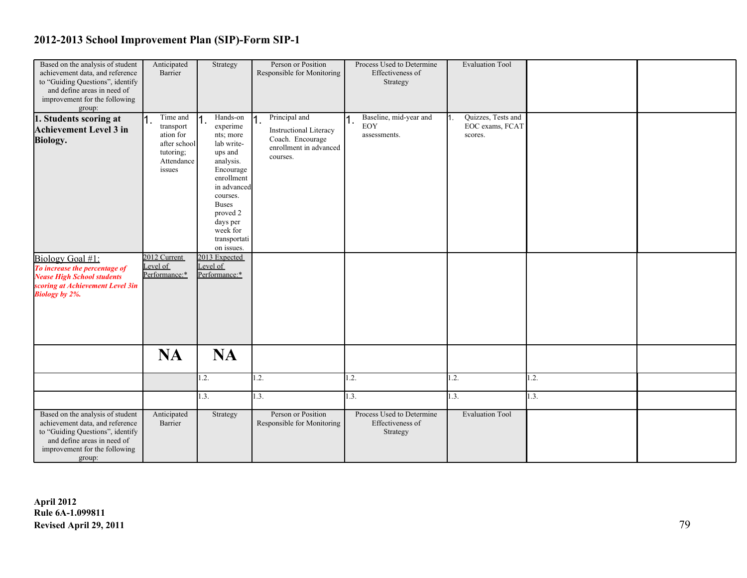## 2012-2013 School Improvement Plan (SIP)-Form SIP-1

| Based on the analysis of student achievement data, and reference to "Guiding Questions", identify and define areas in need of improvement for the following group: | Anticipated Barrier | Strategy | Person or Position Responsible for Monitoring | Process Used to Determine Effectiveness of Strategy | Evaluation Tool | | |
|---|---|---|---|---|---|---|---|
| **1. Students scoring at Achievement Level 3 in Biology.** | 1. Time and transportation for after school tutoring; Attendance issues | 1. Hands-on experiments; more lab write-ups and analysis. Encourage enrollment in advanced courses. Buses proved 2 days per week for transportation issues. | 1. Principal and Instructional Literacy Coach. Encourage enrollment in advanced courses. | 1. Baseline, mid-year and EOY assessments. | 1. Quizzes, Tests and EOC exams, FCAT scores. | | |
| Biology Goal #1: *To increase the percentage of Nease High School students scoring at Achievement Level 3in Biology by 2%.* | 2012 Current Level of Performance:* | 2013 Expected Level of Performance:* | | | | | |
| | **NA** | **NA** | | | | | |
| | | 1.2. | 1.2. | 1.2. | 1.2. | 1.2. | |
| | | 1.3. | 1.3. | 1.3. | 1.3. | 1.3. | |
| Based on the analysis of student achievement data, and reference to "Guiding Questions", identify and define areas in need of improvement for the following group: | Anticipated Barrier | Strategy | Person or Position Responsible for Monitoring | Process Used to Determine Effectiveness of Strategy | Evaluation Tool | | |

**April 2012**
**Rule 6A-1.099811**
**Revised April 29, 2011**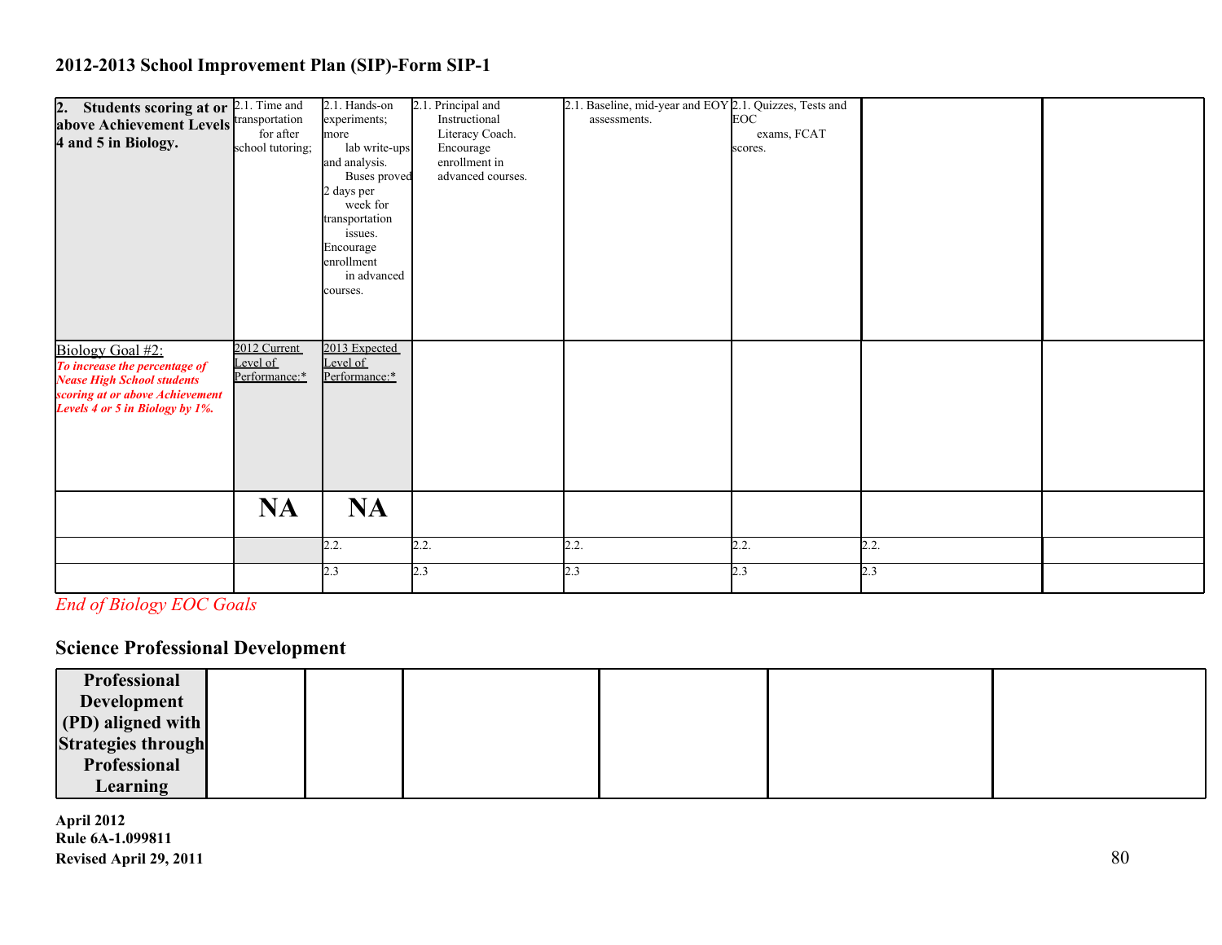## 2012-2013 School Improvement Plan (SIP)-Form SIP-1

| | | | | | | | |
|---|---|---|---|---|---|---|---|
| **2. Students scoring at or above Achievement Levels 4 and 5 in Biology.** | 2.1. Time and transportation for after school tutoring; | 2.1. Hands-on experiments; more lab write-ups and analysis. Buses proved 2 days per week for transportation issues. Encourage enrollment in advanced courses. | 2.1. Principal and Instructional Literacy Coach. Encourage enrollment in advanced courses. | 2.1. Baseline, mid-year and EOY assessments. | 2.1. Quizzes, Tests and EOC exams, FCAT scores. | | |
| Biology Goal #2: *To increase the percentage of Nease High School students scoring at or above Achievement Levels 4 or 5 in Biology by 1%.* | 2012 Current Level of Performance:* | 2013 Expected Level of Performance:* | | | | | |
| | **NA** | **NA** | | | | | |
| | | 2.2. | 2.2. | 2.2. | 2.2. | 2.2. | |
| | | 2.3 | 2.3 | 2.3 | 2.3 | 2.3 | |

*End of Biology EOC Goals*

## Science Professional Development

| Professional Development (PD) aligned with Strategies through Professional Learning | | | | | | |
|---|---|---|---|---|---|---|

**April 2012**
**Rule 6A-1.099811**
**Revised April 29, 2011**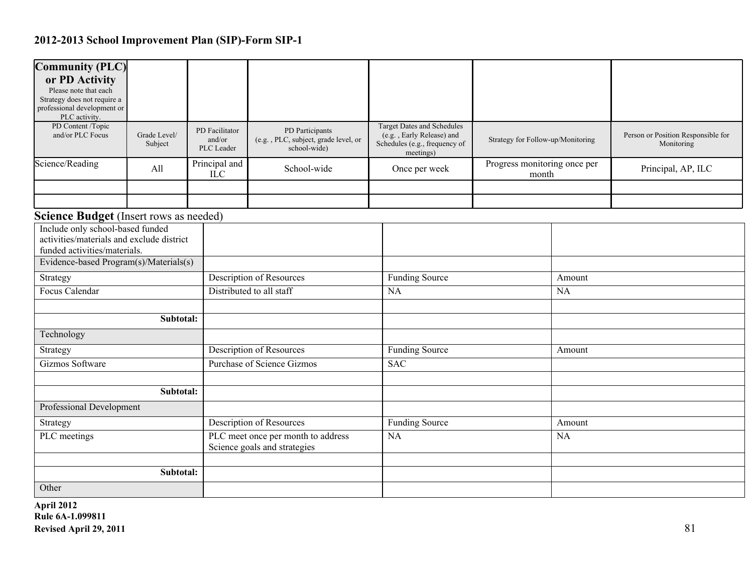## 2012-2013 School Improvement Plan (SIP)-Form SIP-1

| **Community (PLC) or PD Activity** Please note that each Strategy does not require a professional development or PLC activity. | | | | | | |
|---|---|---|---|---|---|---|
| PD Content /Topic and/or PLC Focus | Grade Level/ Subject | PD Facilitator and/or PLC Leader | PD Participants (e.g. , PLC, subject, grade level, or school-wide) | Target Dates and Schedules (e.g. , Early Release) and Schedules (e.g., frequency of meetings) | Strategy for Follow-up/Monitoring | Person or Position Responsible for Monitoring |
| Science/Reading | All | Principal and ILC | School-wide | Once per week | Progress monitoring once per month | Principal, AP, ILC |
| | | | | | | |
| | | | | | | |

### **Science Budget** (Insert rows as needed)

| Include only school-based funded activities/materials and exclude district funded activities/materials. | | | |
|---|---|---|---|
| Evidence-based Program(s)/Materials(s) | | | |
| Strategy | Description of Resources | Funding Source | Amount |
| Focus Calendar | Distributed to all staff | NA | NA |
| | | | |
| **Subtotal:** | | | |
| Technology | | | |
| Strategy | Description of Resources | Funding Source | Amount |
| Gizmos Software | Purchase of Science Gizmos | SAC | |
| | | | |
| **Subtotal:** | | | |
| Professional Development | | | |
| Strategy | Description of Resources | Funding Source | Amount |
| PLC meetings | PLC meet once per month to address Science goals and strategies | NA | NA |
| | | | |
| **Subtotal:** | | | |
| Other | | | |

**April 2012**
**Rule 6A-1.099811**
**Revised April 29, 2011**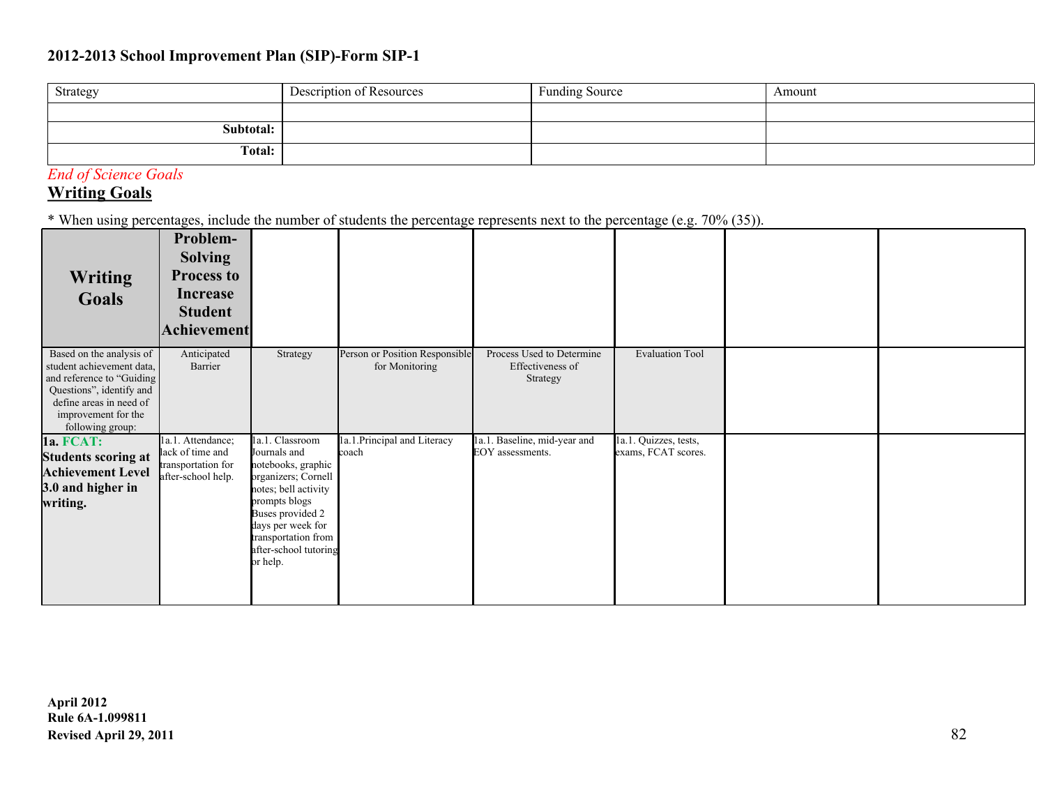**2012-2013 School Improvement Plan (SIP)-Form SIP-1**

| Strategy | Description of Resources | Funding Source | Amount |
|---|---|---|---|
| | | | |
| **Subtotal:** | | | |
| **Total:** | | | |

*End of Science Goals*

## Writing Goals

\* When using percentages, include the number of students the percentage represents next to the percentage (e.g. 70% (35)).

| **Writing Goals** | **Problem-Solving Process to Increase Student Achievement** | | | | | | |
|---|---|---|---|---|---|---|---|
| Based on the analysis of student achievement data, and reference to "Guiding Questions", identify and define areas in need of improvement for the following group: | Anticipated Barrier | Strategy | Person or Position Responsible for Monitoring | Process Used to Determine Effectiveness of Strategy | Evaluation Tool | | |
| **1a. FCAT: Students scoring at Achievement Level 3.0 and higher in writing.** | 1a.1. Attendance; lack of time and transportation for after-school help. | 1a.1. Classroom Journals and notebooks, graphic organizers; Cornell notes; bell activity prompts blogs Buses provided 2 days per week for transportation from after-school tutoring or help. | 1a.1.Principal and Literacy coach | 1a.1. Baseline, mid-year and EOY assessments. | 1a.1. Quizzes, tests, exams, FCAT scores. | | |

**April 2012**
**Rule 6A-1.099811**
**Revised April 29, 2011**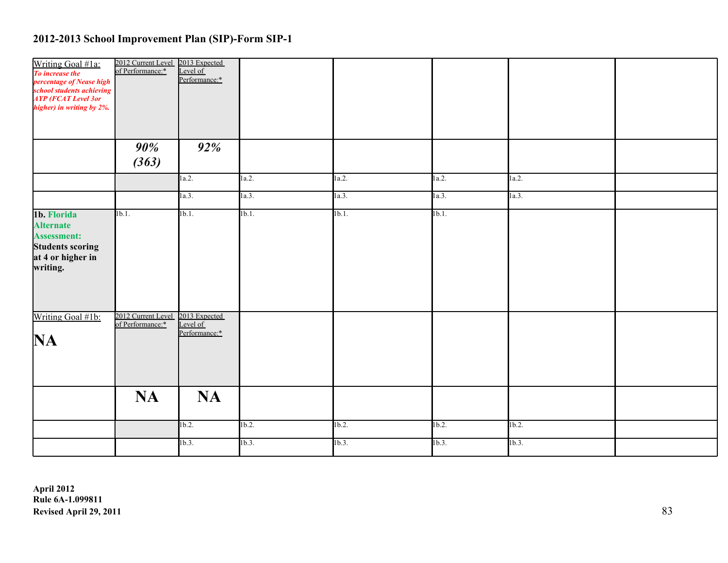## 2012-2013 School Improvement Plan (SIP)-Form SIP-1

| Writing Goal #1a: *To increase the percentage of Nease high school students achieving AYP (FCAT Level 3or higher) in writing by 2%.* | 2012 Current Level of Performance:* | 2013 Expected Level of Performance:* | | | | | |
|---|---|---|---|---|---|---|---|
| | ***90% (363)*** | ***92%*** | | | | | |
| | | 1a.2. | 1a.2. | 1a.2. | 1a.2. | 1a.2. | |
| | | 1a.3. | 1a.3. | 1a.3. | 1a.3. | 1a.3. | |
| **1b. Florida Alternate Assessment: Students scoring at 4 or higher in writing.** | 1b.1. | 1b.1. | 1b.1. | 1b.1. | 1b.1. | | |
| Writing Goal #1b: **NA** | 2012 Current Level of Performance:* | 2013 Expected Level of Performance:* | | | | | |
| | **NA** | **NA** | | | | | |
| | | 1b.2. | 1b.2. | 1b.2. | 1b.2. | 1b.2. | |
| | | 1b.3. | 1b.3. | 1b.3. | 1b.3. | 1b.3. | |

**April 2012**
**Rule 6A-1.099811**
**Revised April 29, 2011**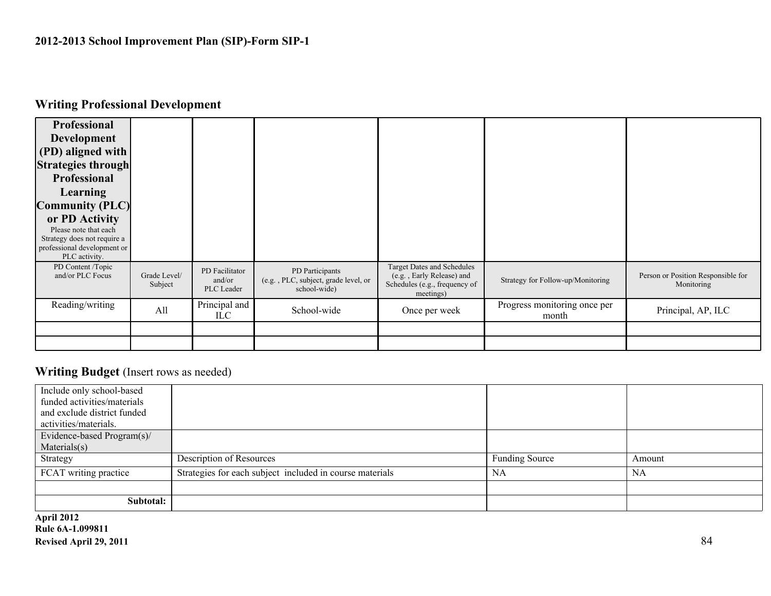**2012-2013 School Improvement Plan (SIP)-Form SIP-1**

## Writing Professional Development

| **Professional Development (PD) aligned with Strategies through Professional Learning Community (PLC) or PD Activity** Please note that each Strategy does not require a professional development or PLC activity. | | | | | | |
|---|---|---|---|---|---|---|
| PD Content /Topic and/or PLC Focus | Grade Level/ Subject | PD Facilitator and/or PLC Leader | PD Participants (e.g. , PLC, subject, grade level, or school-wide) | Target Dates and Schedules (e.g. , Early Release) and Schedules (e.g., frequency of meetings) | Strategy for Follow-up/Monitoring | Person or Position Responsible for Monitoring |
| Reading/writing | All | Principal and ILC | School-wide | Once per week | Progress monitoring once per month | Principal, AP, ILC |
| | | | | | | |
| | | | | | | |

## Writing Budget (Insert rows as needed)

| Include only school-based funded activities/materials and exclude district funded activities/materials. | | | |
|---|---|---|---|
| Evidence-based Program(s)/ Materials(s) | | | |
| Strategy | Description of Resources | Funding Source | Amount |
| FCAT writing practice | Strategies for each subject included in course materials | NA | NA |
| | | | |
| **Subtotal:** | | | |

**April 2012**
**Rule 6A-1.099811**
**Revised April 29, 2011**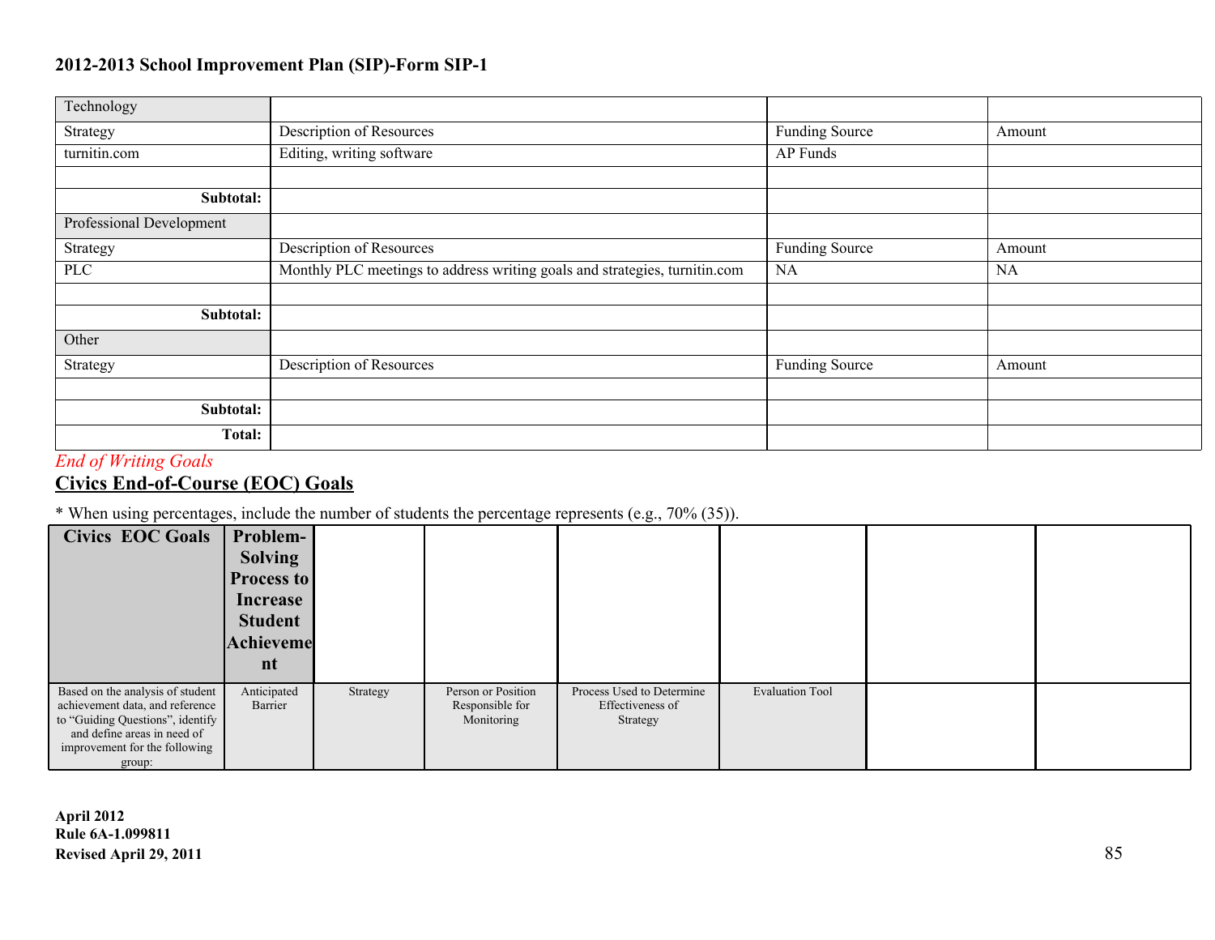## 2012-2013 School Improvement Plan (SIP)-Form SIP-1

| Technology | | | |
|---|---|---|---|
| Strategy | Description of Resources | Funding Source | Amount |
| turnitin.com | Editing, writing software | AP Funds | |
| | | | |
| **Subtotal:** | | | |
| Professional Development | | | |
| Strategy | Description of Resources | Funding Source | Amount |
| PLC | Monthly PLC meetings to address writing goals and strategies, turnitin.com | NA | NA |
| | | | |
| **Subtotal:** | | | |
| Other | | | |
| Strategy | Description of Resources | Funding Source | Amount |
| | | | |
| **Subtotal:** | | | |
| **Total:** | | | |

*End of Writing Goals*

## Civics End-of-Course (EOC) Goals

* When using percentages, include the number of students the percentage represents (e.g., 70% (35)).

| **Civics EOC Goals** | **Problem-Solving Process to Increase Student Achievement** | | | | | | |
|---|---|---|---|---|---|---|---|
| Based on the analysis of student achievement data, and reference to "Guiding Questions", identify and define areas in need of improvement for the following group: | Anticipated Barrier | Strategy | Person or Position Responsible for Monitoring | Process Used to Determine Effectiveness of Strategy | Evaluation Tool | | |

April 2012
Rule 6A-1.099811
Revised April 29, 2011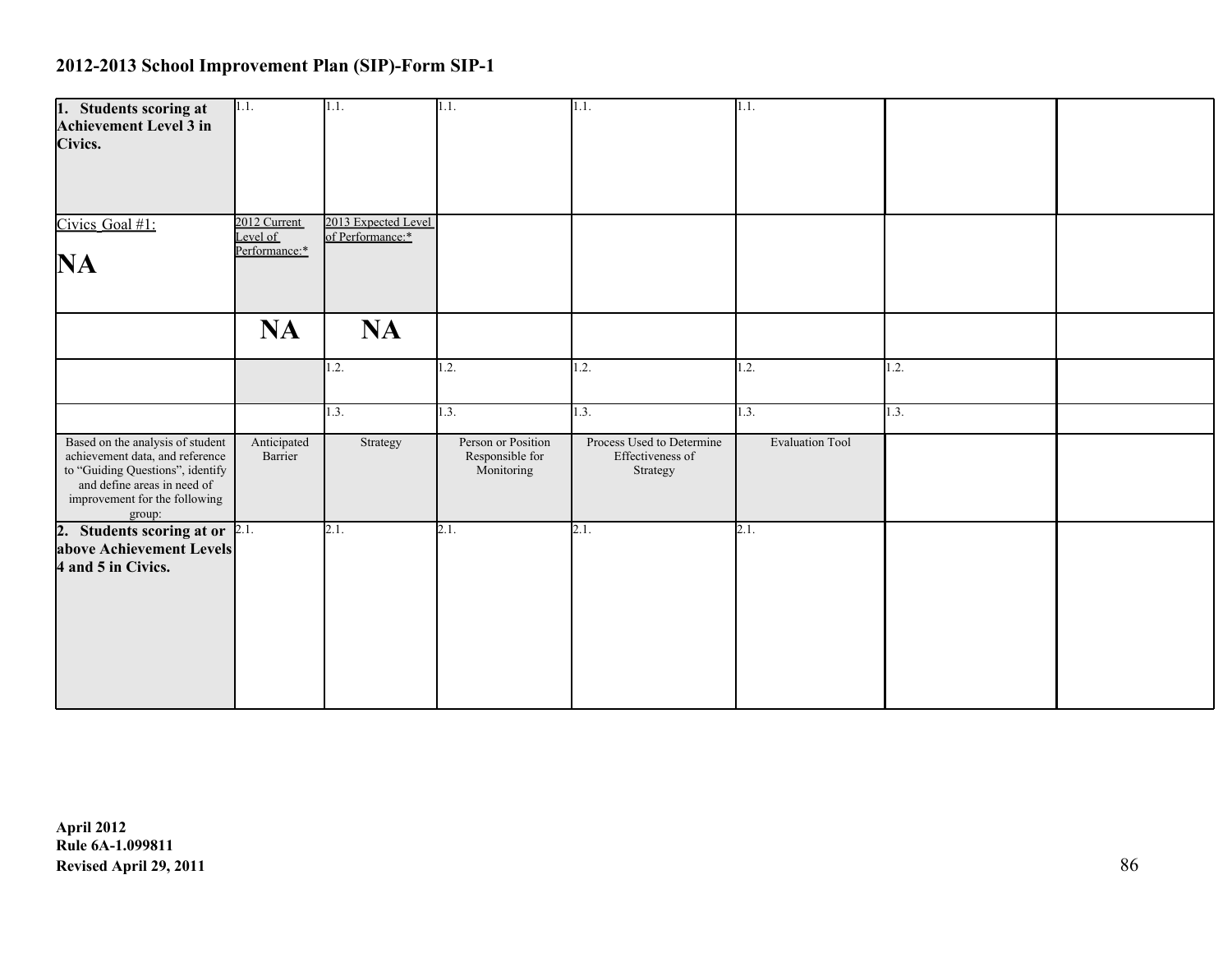## 2012-2013 School Improvement Plan (SIP)-Form SIP-1

| | | | | | | | |
|---|---|---|---|---|---|---|---|
| **1. Students scoring at Achievement Level 3 in Civics.** | 1.1. | 1.1. | 1.1. | 1.1. | 1.1. | | |
| Civics Goal #1: **NA** | 2012 Current Level of Performance:* | 2013 Expected Level of Performance:* | | | | | |
| | **NA** | **NA** | | | | | |
| | | 1.2. | 1.2. | 1.2. | 1.2. | 1.2. | |
| | | 1.3. | 1.3. | 1.3. | 1.3. | 1.3. | |
| Based on the analysis of student achievement data, and reference to "Guiding Questions", identify and define areas in need of improvement for the following group: | Anticipated Barrier | Strategy | Person or Position Responsible for Monitoring | Process Used to Determine Effectiveness of Strategy | Evaluation Tool | | |
| **2. Students scoring at or above Achievement Levels 4 and 5 in Civics.** | 2.1. | 2.1. | 2.1. | 2.1. | 2.1. | | |

**April 2012**
**Rule 6A-1.099811**
**Revised April 29, 2011**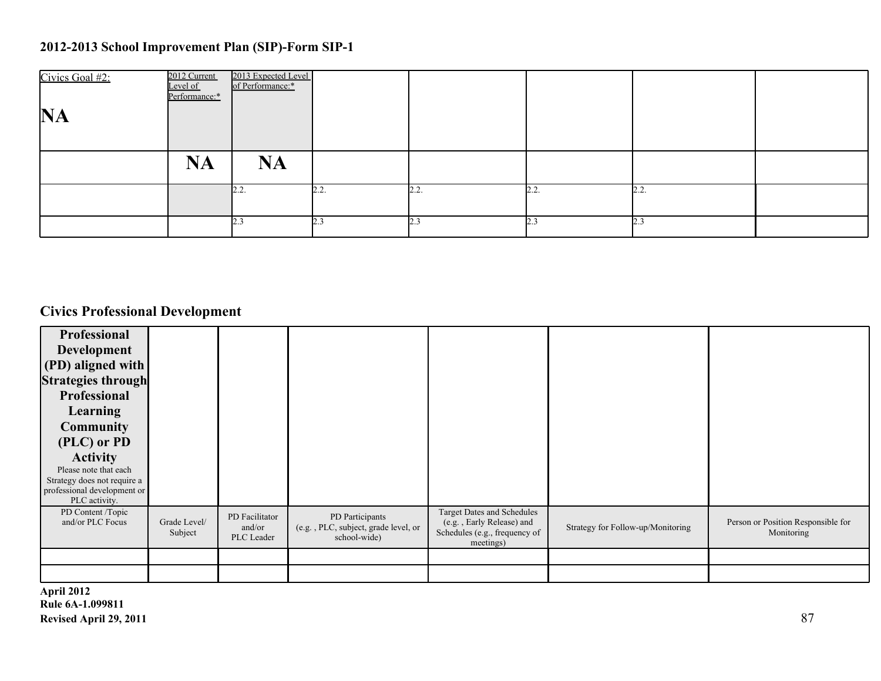**2012-2013 School Improvement Plan (SIP)-Form SIP-1**

| Civics Goal #2:<br><br>**NA** | 2012 Current Level of Performance:* | 2013 Expected Level of Performance:* | | | | |
|---|---|---|---|---|---|---|
| | **NA** | **NA** | | | | |
| | | 2.2. | 2.2. | 2.2. | 2.2. | 2.2. |
| | | 2.3 | 2.3 | 2.3 | 2.3 | 2.3 |

## Civics Professional Development

| **Professional Development (PD) aligned with Strategies through Professional Learning Community (PLC) or PD Activity**<br>Please note that each Strategy does not require a professional development or PLC activity. | | | | | | |
|---|---|---|---|---|---|---|
| PD Content /Topic and/or PLC Focus | Grade Level/ Subject | PD Facilitator and/or PLC Leader | PD Participants (e.g. , PLC, subject, grade level, or school-wide) | Target Dates and Schedules (e.g. , Early Release) and Schedules (e.g., frequency of meetings) | Strategy for Follow-up/Monitoring | Person or Position Responsible for Monitoring |
| | | | | | | |
| | | | | | | |

**April 2012**
**Rule 6A-1.099811**
**Revised April 29, 2011**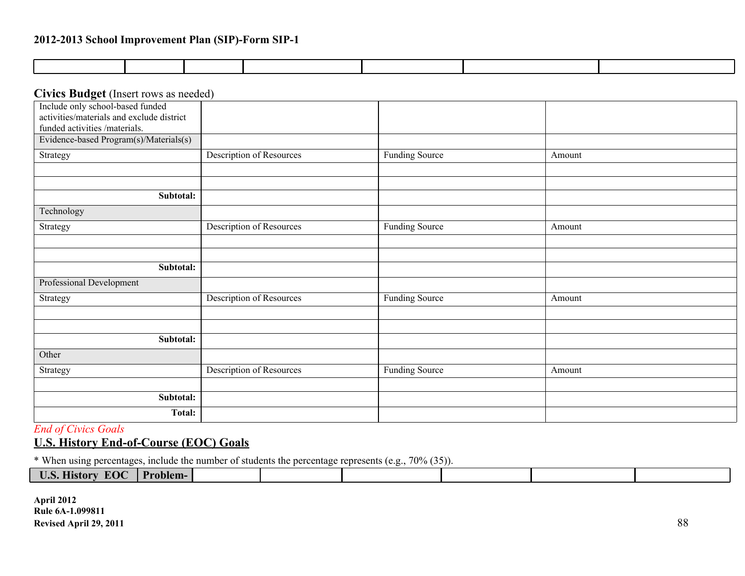## 2012-2013 School Improvement Plan (SIP)-Form SIP-1

| | | | | | | |
|---|---|---|---|---|---|---|

**Civics Budget** (Insert rows as needed)

| Include only school-based funded activities/materials and exclude district funded activities /materials. | | | |
|---|---|---|---|
| Evidence-based Program(s)/Materials(s) | | | |
| Strategy | Description of Resources | Funding Source | Amount |
| | | | |
| | | | |
| **Subtotal:** | | | |
| Technology | | | |
| Strategy | Description of Resources | Funding Source | Amount |
| | | | |
| | | | |
| **Subtotal:** | | | |
| Professional Development | | | |
| Strategy | Description of Resources | Funding Source | Amount |
| | | | |
| | | | |
| **Subtotal:** | | | |
| Other | | | |
| Strategy | Description of Resources | Funding Source | Amount |
| | | | |
| **Subtotal:** | | | |
| **Total:** | | | |

*End of Civics Goals*

## U.S. History End-of-Course (EOC) Goals

* When using percentages, include the number of students the percentage represents (e.g., 70% (35)).

| U.S. History EOC | Problem- | | | | | | |
|---|---|---|---|---|---|---|---|

**April 2012**
**Rule 6A-1.099811**
**Revised April 29, 2011**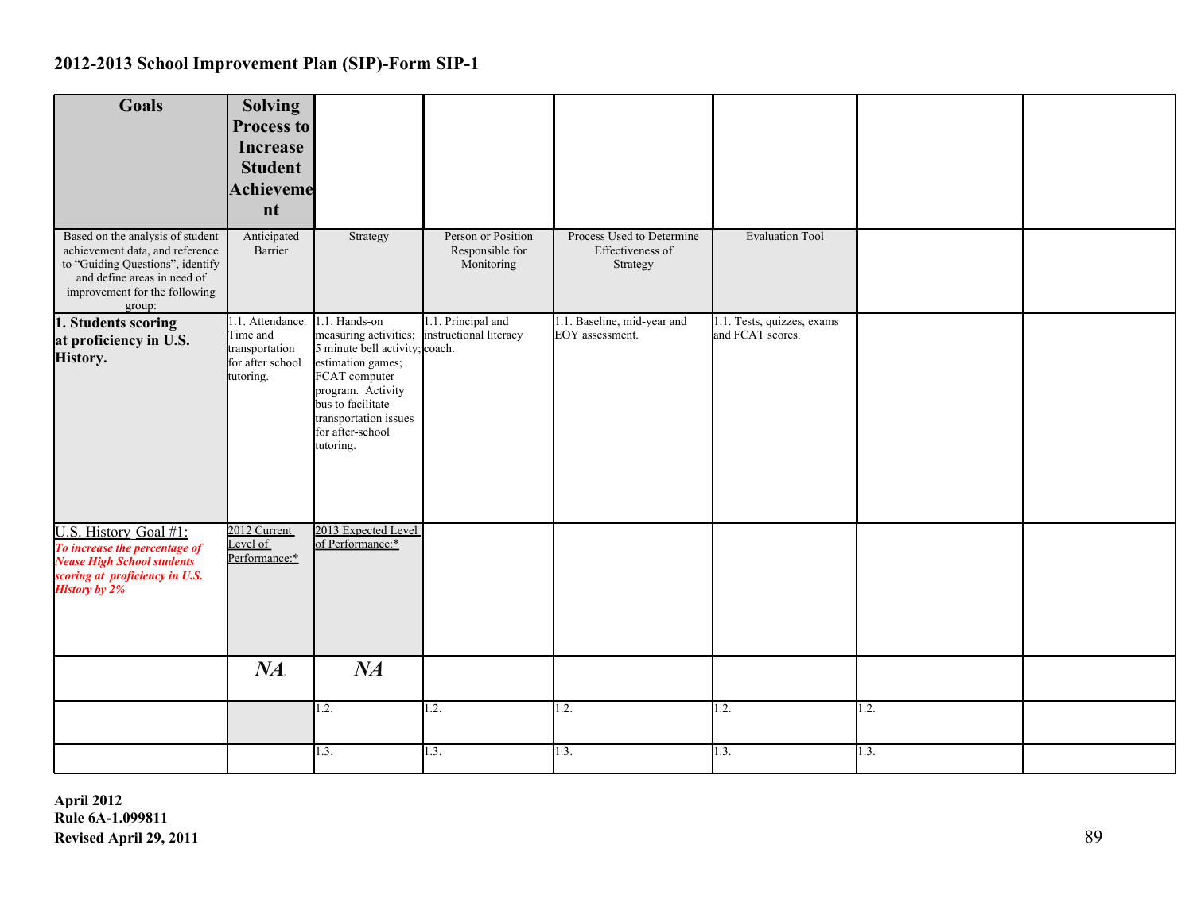## 2012-2013 School Improvement Plan (SIP)-Form SIP-1

| Goals | Solving Process to Increase Student Achievement | | | | | | |
|---|---|---|---|---|---|---|---|
| Based on the analysis of student achievement data, and reference to "Guiding Questions", identify and define areas in need of improvement for the following group: | Anticipated Barrier | Strategy | Person or Position Responsible for Monitoring | Process Used to Determine Effectiveness of Strategy | Evaluation Tool | | |
| **1. Students scoring at proficiency in U.S. History.** | 1.1. Attendance. Time and transportation for after school tutoring. | 1.1. Hands-on measuring activities; 5 minute bell activity; estimation games; FCAT computer program. Activity bus to facilitate transportation issues for after-school tutoring. | 1.1. Principal and instructional literacy coach. | 1.1. Baseline, mid-year and EOY assessment. | 1.1. Tests, quizzes, exams and FCAT scores. | | |
| U.S. History Goal #1: ***To increase the percentage of Nease High School students scoring at proficiency in U.S. History by 2%*** | 2012 Current Level of Performance:* | 2013 Expected Level of Performance:* | | | | | |
| | ***NA*** | ***NA*** | | | | | |
| | | 1.2. | 1.2. | 1.2. | 1.2. | 1.2. | |
| | | 1.3. | 1.3. | 1.3. | 1.3. | 1.3. | |

**April 2012**
**Rule 6A-1.099811**
**Revised April 29, 2011**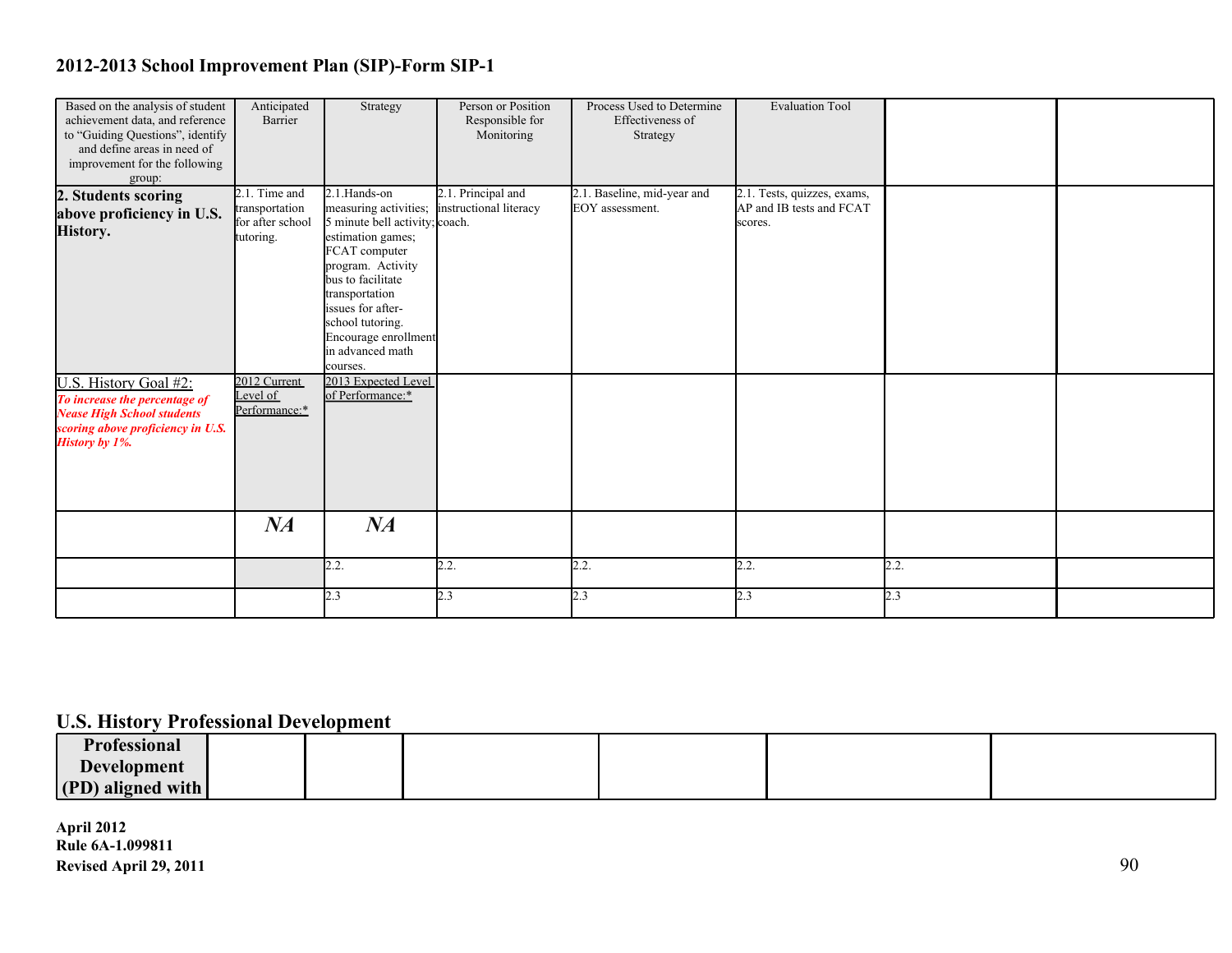## 2012-2013 School Improvement Plan (SIP)-Form SIP-1

| Based on the analysis of student achievement data, and reference to "Guiding Questions", identify and define areas in need of improvement for the following group: | Anticipated Barrier | Strategy | Person or Position Responsible for Monitoring | Process Used to Determine Effectiveness of Strategy | Evaluation Tool | | |
|---|---|---|---|---|---|---|---|
| **2. Students scoring above proficiency in U.S. History.** | 2.1. Time and transportation for after school tutoring. | 2.1.Hands-on measuring activities; 5 minute bell activity; estimation games; FCAT computer program. Activity bus to facilitate transportation issues for after-school tutoring. Encourage enrollment in advanced math courses. | 2.1. Principal and instructional literacy coach. | 2.1. Baseline, mid-year and EOY assessment. | 2.1. Tests, quizzes, exams, AP and IB tests and FCAT scores. | | |
| U.S. History Goal #2: ***To increase the percentage of Nease High School students scoring above proficiency in U.S. History by 1%.*** | 2012 Current Level of Performance:* | 2013 Expected Level of Performance:* | | | | | |
| | ***NA*** | ***NA*** | | | | | |
| | | 2.2. | 2.2. | 2.2. | 2.2. | 2.2. | |
| | | 2.3 | 2.3 | 2.3 | 2.3 | 2.3 | |

## U.S. History Professional Development

| **Professional Development (PD) aligned with** | | | | | | |
|---|---|---|---|---|---|---|

**April 2012**
**Rule 6A-1.099811**
**Revised April 29, 2011**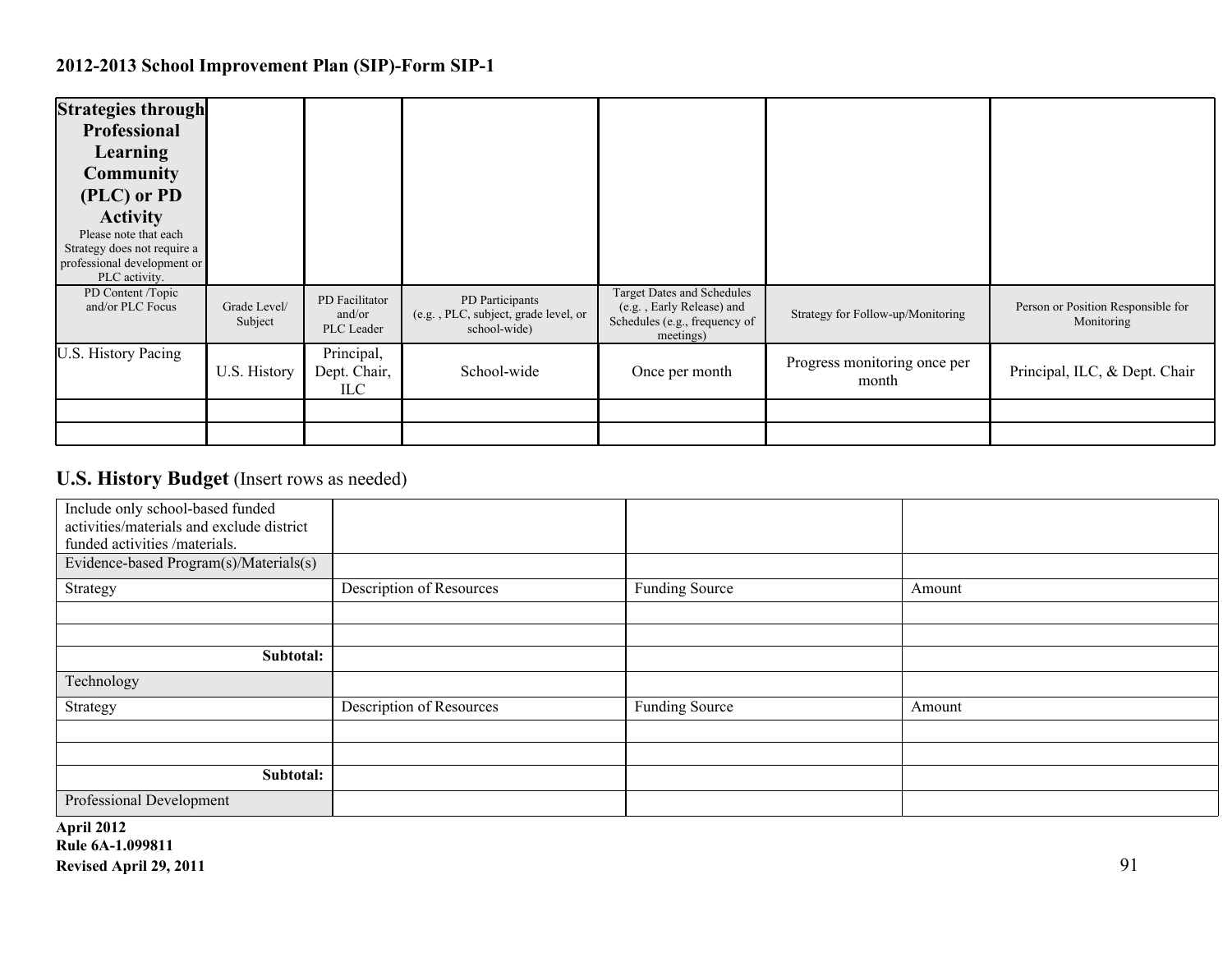**2012-2013 School Improvement Plan (SIP)-Form SIP-1**

| **Strategies through Professional Learning Community (PLC) or PD Activity** Please note that each Strategy does not require a professional development or PLC activity. | | | | | | |
|---|---|---|---|---|---|---|
| PD Content /Topic and/or PLC Focus | Grade Level/ Subject | PD Facilitator and/or PLC Leader | PD Participants (e.g. , PLC, subject, grade level, or school-wide) | Target Dates and Schedules (e.g. , Early Release) and Schedules (e.g., frequency of meetings) | Strategy for Follow-up/Monitoring | Person or Position Responsible for Monitoring |
| U.S. History Pacing | U.S. History | Principal, Dept. Chair, ILC | School-wide | Once per month | Progress monitoring once per month | Principal, ILC, & Dept. Chair |
| | | | | | | |
| | | | | | | |

## U.S. History Budget (Insert rows as needed)

| Include only school-based funded activities/materials and exclude district funded activities /materials. | | | |
|---|---|---|---|
| Evidence-based Program(s)/Materials(s) | | | |
| Strategy | Description of Resources | Funding Source | Amount |
| | | | |
| | | | |
| **Subtotal:** | | | |
| Technology | | | |
| Strategy | Description of Resources | Funding Source | Amount |
| | | | |
| | | | |
| **Subtotal:** | | | |
| Professional Development | | | |

**April 2012**
**Rule 6A-1.099811**
**Revised April 29, 2011**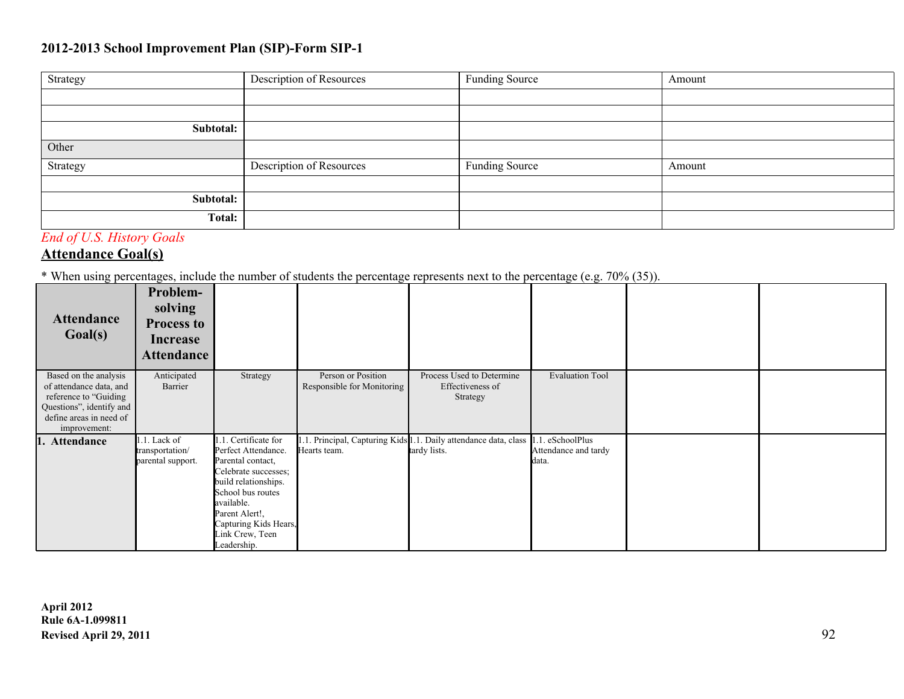## 2012-2013 School Improvement Plan (SIP)-Form SIP-1

| Strategy | Description of Resources | Funding Source | Amount |
|---|---|---|---|
| | | | |
| | | | |
| **Subtotal:** | | | |
| Other | | | |
| Strategy | Description of Resources | Funding Source | Amount |
| | | | |
| **Subtotal:** | | | |
| **Total:** | | | |

*End of U.S. History Goals*

## Attendance Goal(s)

* When using percentages, include the number of students the percentage represents next to the percentage (e.g. 70% (35)).

| **Attendance Goal(s)** | **Problem-solving Process to Increase Attendance** | | | | | | |
|---|---|---|---|---|---|---|---|
| Based on the analysis of attendance data, and reference to "Guiding Questions", identify and define areas in need of improvement: | Anticipated Barrier | Strategy | Person or Position Responsible for Monitoring | Process Used to Determine Effectiveness of Strategy | Evaluation Tool | | |
| **1. Attendance** | 1.1. Lack of transportation/ parental support. | 1.1. Certificate for Perfect Attendance. Parental contact, Celebrate successes; build relationships. School bus routes available. Parent Alert!, Capturing Kids Hears, Link Crew, Teen Leadership. | 1.1. Principal, Capturing Kids Hearts team. | 1.1. Daily attendance data, class tardy lists. | 1.1. eSchoolPlus Attendance and tardy data. | | |

April 2012
Rule 6A-1.099811
Revised April 29, 2011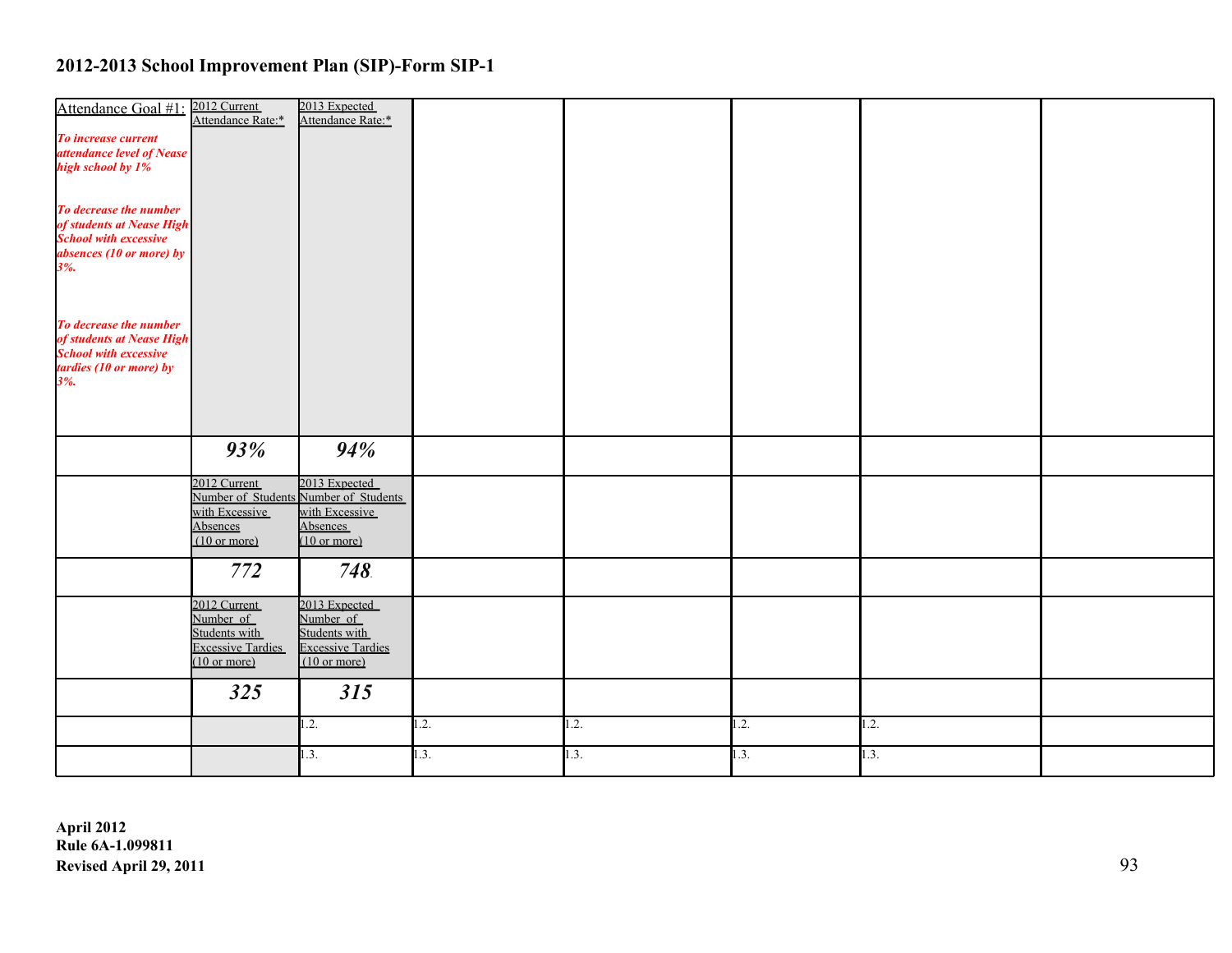## 2012-2013 School Improvement Plan (SIP)-Form SIP-1

| Attendance Goal #1: *To increase current attendance level of Nease high school by 1%* *To decrease the number of students at Nease High School with excessive absences (10 or more) by 3%.* *To decrease the number of students at Nease High School with excessive tardies (10 or more) by 3%.* | 2012 Current Attendance Rate:* | 2013 Expected Attendance Rate:* | | | | | |
|---|---|---|---|---|---|---|---|
| | ***93%*** | ***94%*** | | | | | |
| | 2012 Current Number of Students with Excessive Absences (10 or more) | 2013 Expected Number of Students with Excessive Absences (10 or more) | | | | | |
| | ***772*** | ***748*** | | | | | |
| | 2012 Current Number of Students with Excessive Tardies (10 or more) | 2013 Expected Number of Students with Excessive Tardies (10 or more) | | | | | |
| | ***325*** | ***315*** | | | | | |
| | | 1.2. | 1.2. | 1.2. | 1.2. | 1.2. | |
| | | 1.3. | 1.3. | 1.3. | 1.3. | 1.3. | |

**April 2012**
**Rule 6A-1.099811**
**Revised April 29, 2011**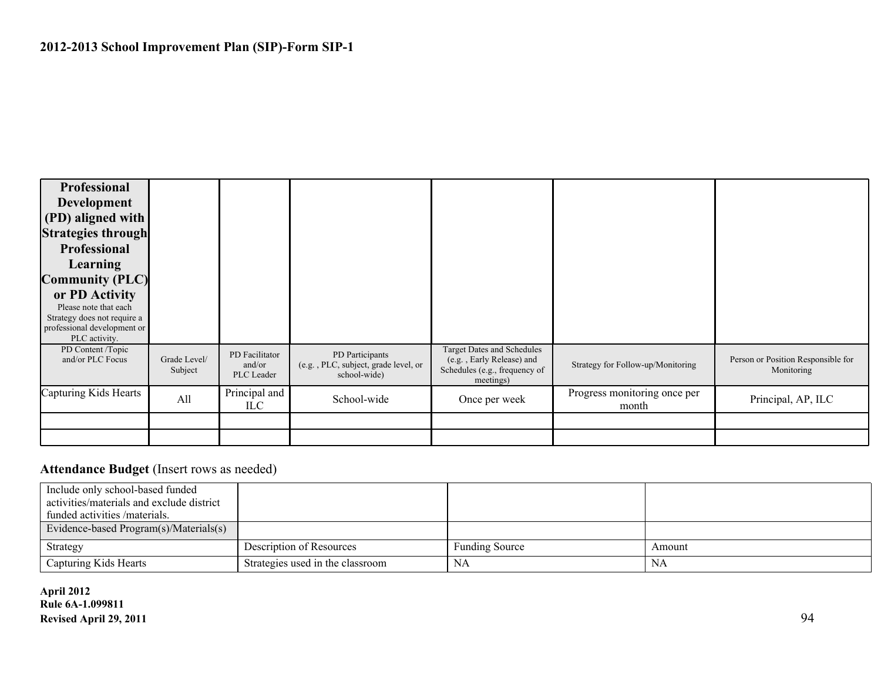**2012-2013 School Improvement Plan (SIP)-Form SIP-1**

| **Professional Development (PD) aligned with Strategies through Professional Learning Community (PLC) or PD Activity** Please note that each Strategy does not require a professional development or PLC activity. | | | | | | |
|---|---|---|---|---|---|---|
| PD Content /Topic and/or PLC Focus | Grade Level/ Subject | PD Facilitator and/or PLC Leader | PD Participants (e.g. , PLC, subject, grade level, or school-wide) | Target Dates and Schedules (e.g. , Early Release) and Schedules (e.g., frequency of meetings) | Strategy for Follow-up/Monitoring | Person or Position Responsible for Monitoring |
| Capturing Kids Hearts | All | Principal and ILC | School-wide | Once per week | Progress monitoring once per month | Principal, AP, ILC |
| | | | | | | |
| | | | | | | |

## Attendance Budget (Insert rows as needed)

| Include only school-based funded activities/materials and exclude district funded activities /materials. | | | |
|---|---|---|---|
| Evidence-based Program(s)/Materials(s) | | | |
| Strategy | Description of Resources | Funding Source | Amount |
| Capturing Kids Hearts | Strategies used in the classroom | NA | NA |

**April 2012**
**Rule 6A-1.099811**
**Revised April 29, 2011**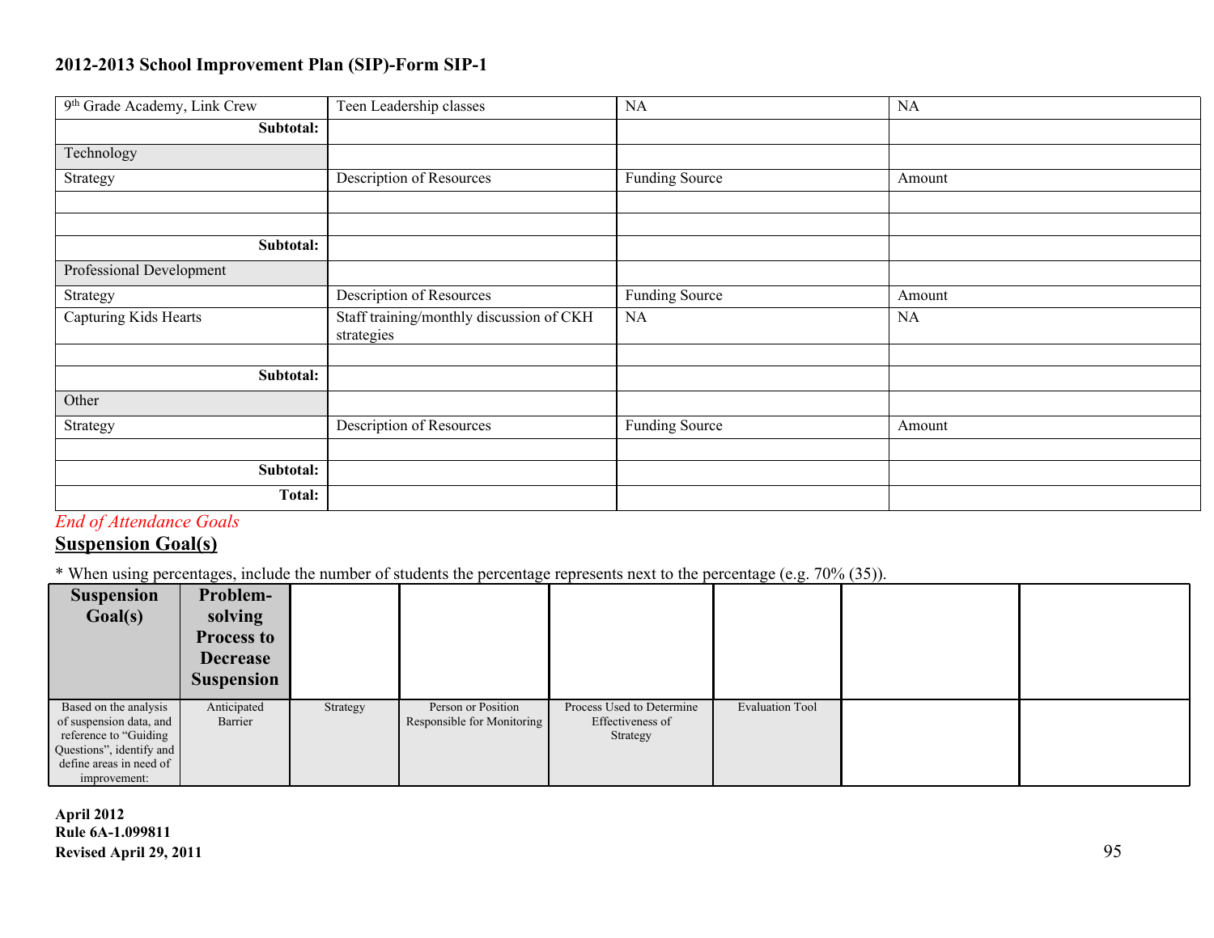## 2012-2013 School Improvement Plan (SIP)-Form SIP-1

| | | | |
|---|---|---|---|
| 9th Grade Academy, Link Crew | Teen Leadership classes | NA | NA |
| **Subtotal:** | | | |
| Technology | | | |
| Strategy | Description of Resources | Funding Source | Amount |
| | | | |
| | | | |
| **Subtotal:** | | | |
| Professional Development | | | |
| Strategy | Description of Resources | Funding Source | Amount |
| Capturing Kids Hearts | Staff training/monthly discussion of CKH strategies | NA | NA |
| | | | |
| **Subtotal:** | | | |
| Other | | | |
| Strategy | Description of Resources | Funding Source | Amount |
| | | | |
| **Subtotal:** | | | |
| **Total:** | | | |

*End of Attendance Goals*

## Suspension Goal(s)

* When using percentages, include the number of students the percentage represents next to the percentage (e.g. 70% (35)).

| **Suspension Goal(s)** | **Problem-solving Process to Decrease Suspension** | | | | | | |
|---|---|---|---|---|---|---|---|
| Based on the analysis of suspension data, and reference to "Guiding Questions", identify and define areas in need of improvement: | Anticipated Barrier | Strategy | Person or Position Responsible for Monitoring | Process Used to Determine Effectiveness of Strategy | Evaluation Tool | | |

**April 2012**
**Rule 6A-1.099811**
**Revised April 29, 2011**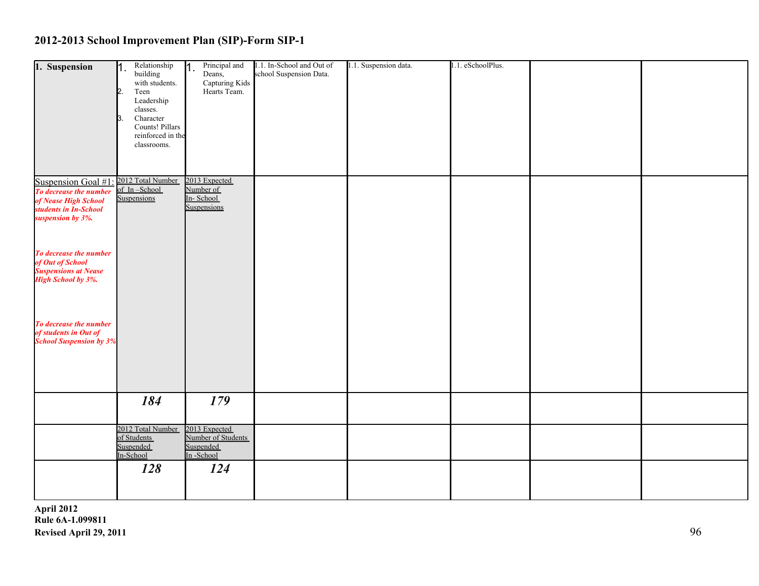## 2012-2013 School Improvement Plan (SIP)-Form SIP-1

| | | | | | | | |
|---|---|---|---|---|---|---|---|
| **1. Suspension** | 1. Relationship building with students.<br>2. Teen Leadership classes.<br>3. Character Counts! Pillars reinforced in the classrooms. | 1. Principal and Deans, Capturing Kids Hearts Team. | 1.1. In-School and Out of school Suspension Data. | 1.1. Suspension data. | 1.1. eSchoolPlus. | | |
| Suspension Goal #1:<br>***To decrease the number of Nease High School students in In-School suspension by 3%.***<br><br>***To decrease the number of Out of School Suspensions at Nease High School by 3%.***<br><br>***To decrease the number of students in Out of School Suspension by 3%*** | 2012 Total Number of In –School Suspensions | 2013 Expected Number of In- School Suspensions | | | | | |
| | ***184*** | ***179*** | | | | | |
| | 2012 Total Number of Students Suspended In-School | 2013 Expected Number of Students Suspended In -School | | | | | |
| | ***128*** | ***124*** | | | | | |

**April 2012**
**Rule 6A-1.099811**
**Revised April 29, 2011**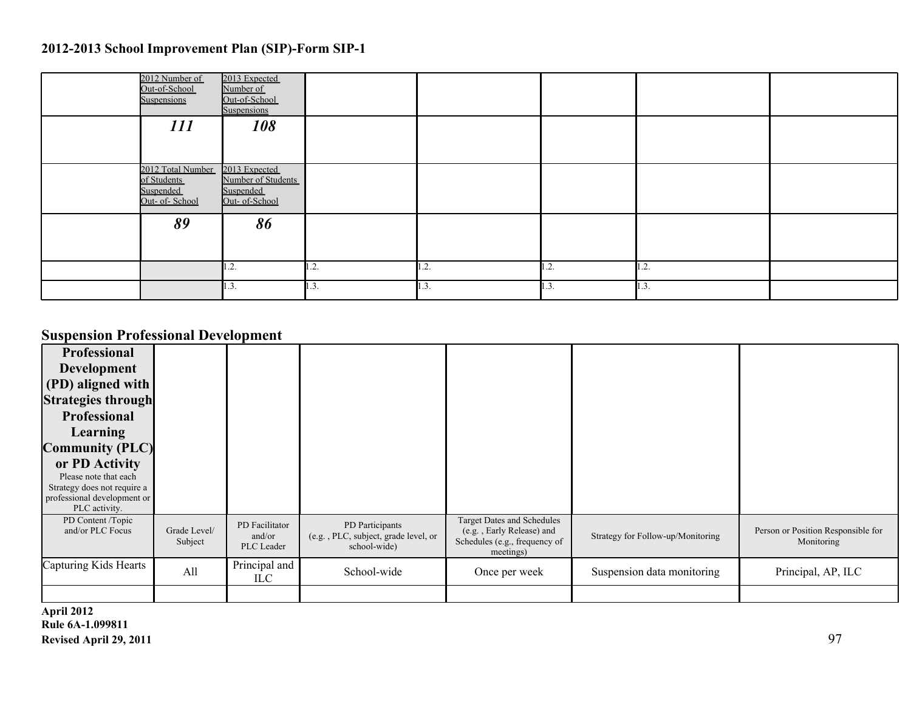## 2012-2013 School Improvement Plan (SIP)-Form SIP-1

| | 2012 Number of Out-of-School Suspensions | 2013 Expected Number of Out-of-School Suspensions | | | | | |
|---|---|---|---|---|---|---|---|
| | ***111*** | ***108*** | | | | | |
| | 2012 Total Number of Students Suspended Out- of- School | 2013 Expected Number of Students Suspended Out- of-School | | | | | |
| | ***89*** | ***86*** | | | | | |
| | | 1.2. | 1.2. | 1.2. | 1.2. | 1.2. | |
| | | 1.3. | 1.3. | 1.3. | 1.3. | 1.3. | |

## Suspension Professional Development

| **Professional Development (PD) aligned with Strategies through Professional Learning Community (PLC) or PD Activity** Please note that each Strategy does not require a professional development or PLC activity. | | | | | | |
|---|---|---|---|---|---|---|
| PD Content /Topic and/or PLC Focus | Grade Level/ Subject | PD Facilitator and/or PLC Leader | PD Participants (e.g. , PLC, subject, grade level, or school-wide) | Target Dates and Schedules (e.g. , Early Release) and Schedules (e.g., frequency of meetings) | Strategy for Follow-up/Monitoring | Person or Position Responsible for Monitoring |
| Capturing Kids Hearts | All | Principal and ILC | School-wide | Once per week | Suspension data monitoring | Principal, AP, ILC |
| | | | | | | |

**April 2012**
**Rule 6A-1.099811**
**Revised April 29, 2011**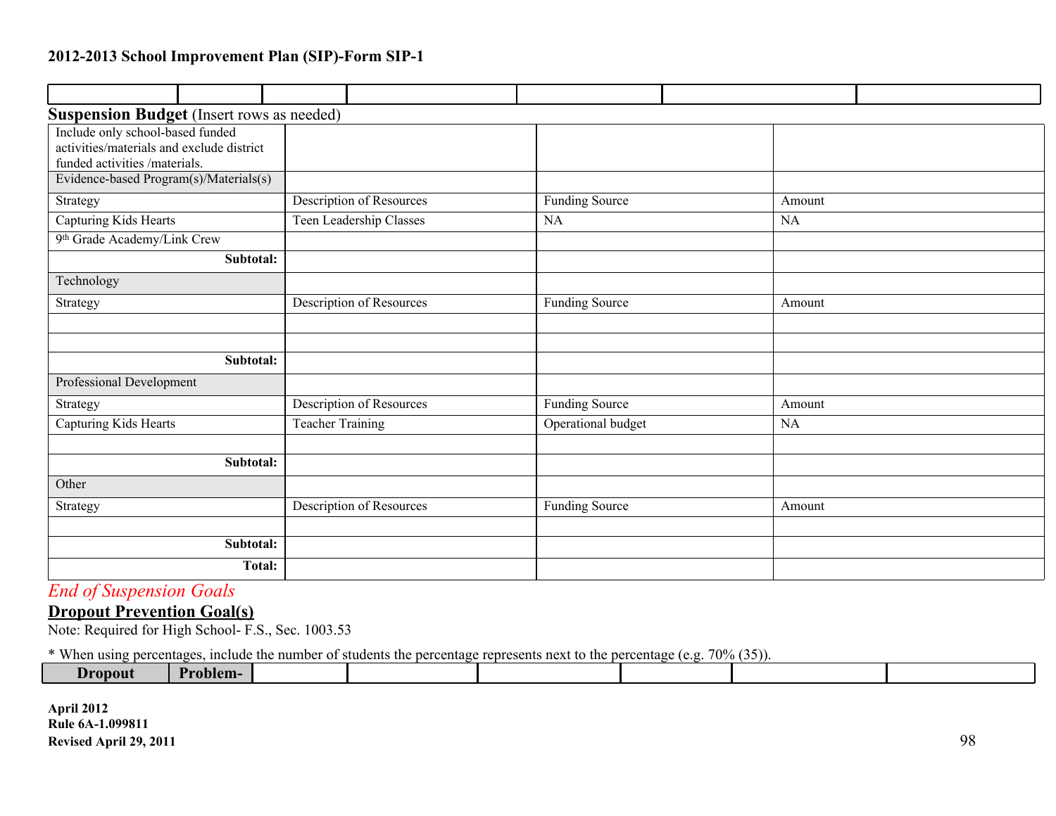## 2012-2013 School Improvement Plan (SIP)-Form SIP-1

| | | | | | | |
|---|---|---|---|---|---|---|

**Suspension Budget** (Insert rows as needed)

| Include only school-based funded activities/materials and exclude district funded activities /materials. | | | |
|---|---|---|---|
| Evidence-based Program(s)/Materials(s) | | | |
| Strategy | Description of Resources | Funding Source | Amount |
| Capturing Kids Hearts | Teen Leadership Classes | NA | NA |
| 9th Grade Academy/Link Crew | | | |
| **Subtotal:** | | | |
| Technology | | | |
| Strategy | Description of Resources | Funding Source | Amount |
| | | | |
| | | | |
| **Subtotal:** | | | |
| Professional Development | | | |
| Strategy | Description of Resources | Funding Source | Amount |
| Capturing Kids Hearts | Teacher Training | Operational budget | NA |
| | | | |
| **Subtotal:** | | | |
| Other | | | |
| Strategy | Description of Resources | Funding Source | Amount |
| | | | |
| **Subtotal:** | | | |
| **Total:** | | | |

*End of Suspension Goals*

## Dropout Prevention Goal(s)

Note: Required for High School- F.S., Sec. 1003.53

* When using percentages, include the number of students the percentage represents next to the percentage (e.g. 70% (35)).

| Dropout | Problem- | | | | | | |
|---|---|---|---|---|---|---|---|

**April 2012**
**Rule 6A-1.099811**
**Revised April 29, 2011**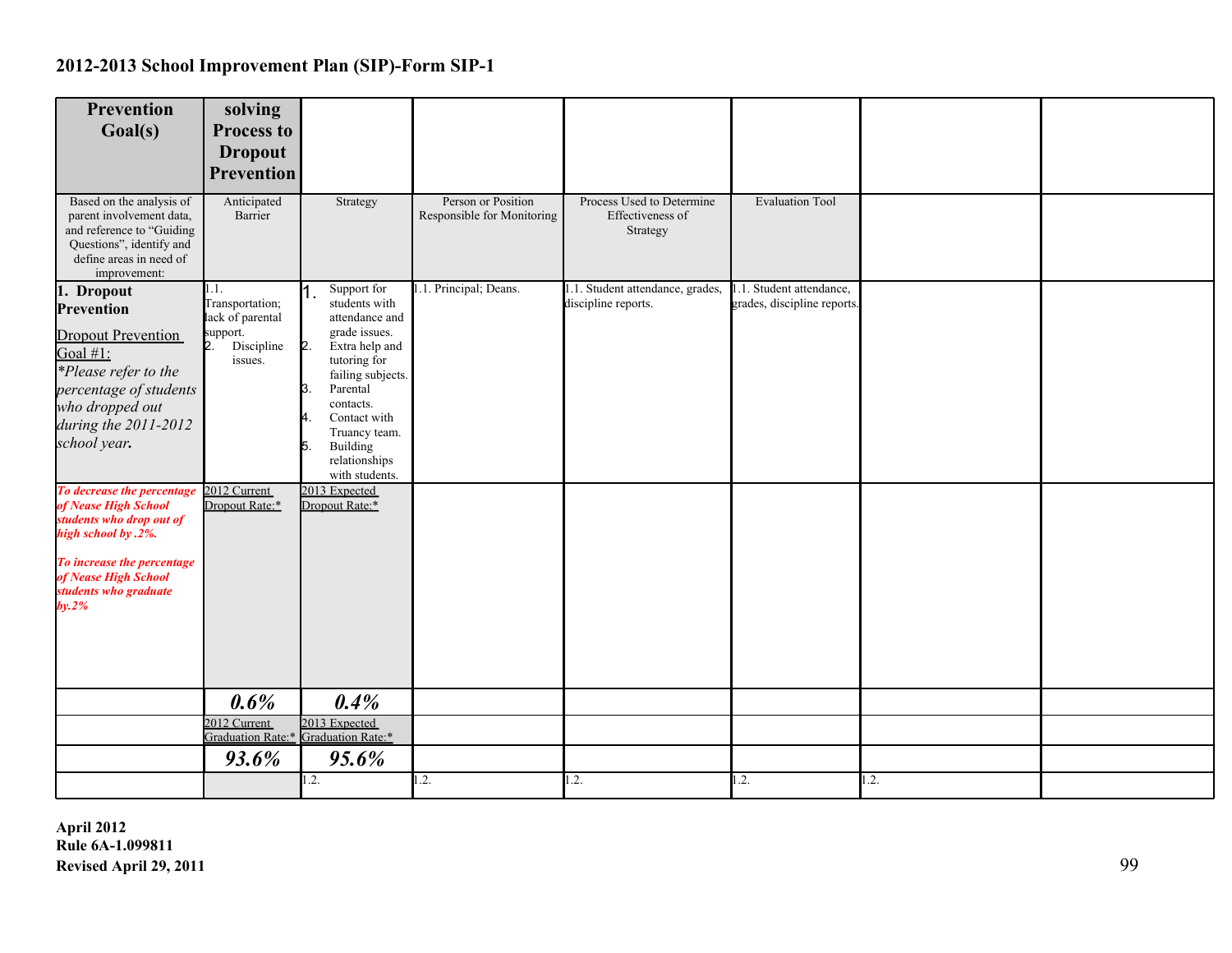**2012-2013 School Improvement Plan (SIP)-Form SIP-1**

| Prevention Goal(s) | solving Process to Dropout Prevention | | | | | | |
|---|---|---|---|---|---|---|---|
| Based on the analysis of parent involvement data, and reference to "Guiding Questions", identify and define areas in need of improvement: | Anticipated Barrier | Strategy | Person or Position Responsible for Monitoring | Process Used to Determine Effectiveness of Strategy | Evaluation Tool | | |
| **1. Dropout Prevention**<br><br>Dropout Prevention Goal #1:<br>*\*Please refer to the percentage of students who dropped out during the 2011-2012 school year.* | 1.1. Transportation; lack of parental support.<br>2. Discipline issues. | 1. Support for students with attendance and grade issues.<br>2. Extra help and tutoring for failing subjects.<br>3. Parental contacts.<br>4. Contact with Truancy team.<br>5. Building relationships with students. | 1.1. Principal; Deans. | 1.1. Student attendance, grades, discipline reports. | 1.1. Student attendance, grades, discipline reports. | | |
| ***To decrease the percentage of Nease High School students who drop out of high school by .2%.***<br><br>***To increase the percentage of Nease High School students who graduate by.2%*** | 2012 Current Dropout Rate:* | 2013 Expected Dropout Rate:* | | | | | |
| | ***0.6%*** | ***0.4%*** | | | | | |
| | 2012 Current Graduation Rate:* | 2013 Expected Graduation Rate:* | | | | | |
| | ***93.6%*** | ***95.6%*** | | | | | |
| | | 1.2. | 1.2. | 1.2. | 1.2. | 1.2. | |

**April 2012**
**Rule 6A-1.099811**
**Revised April 29, 2011**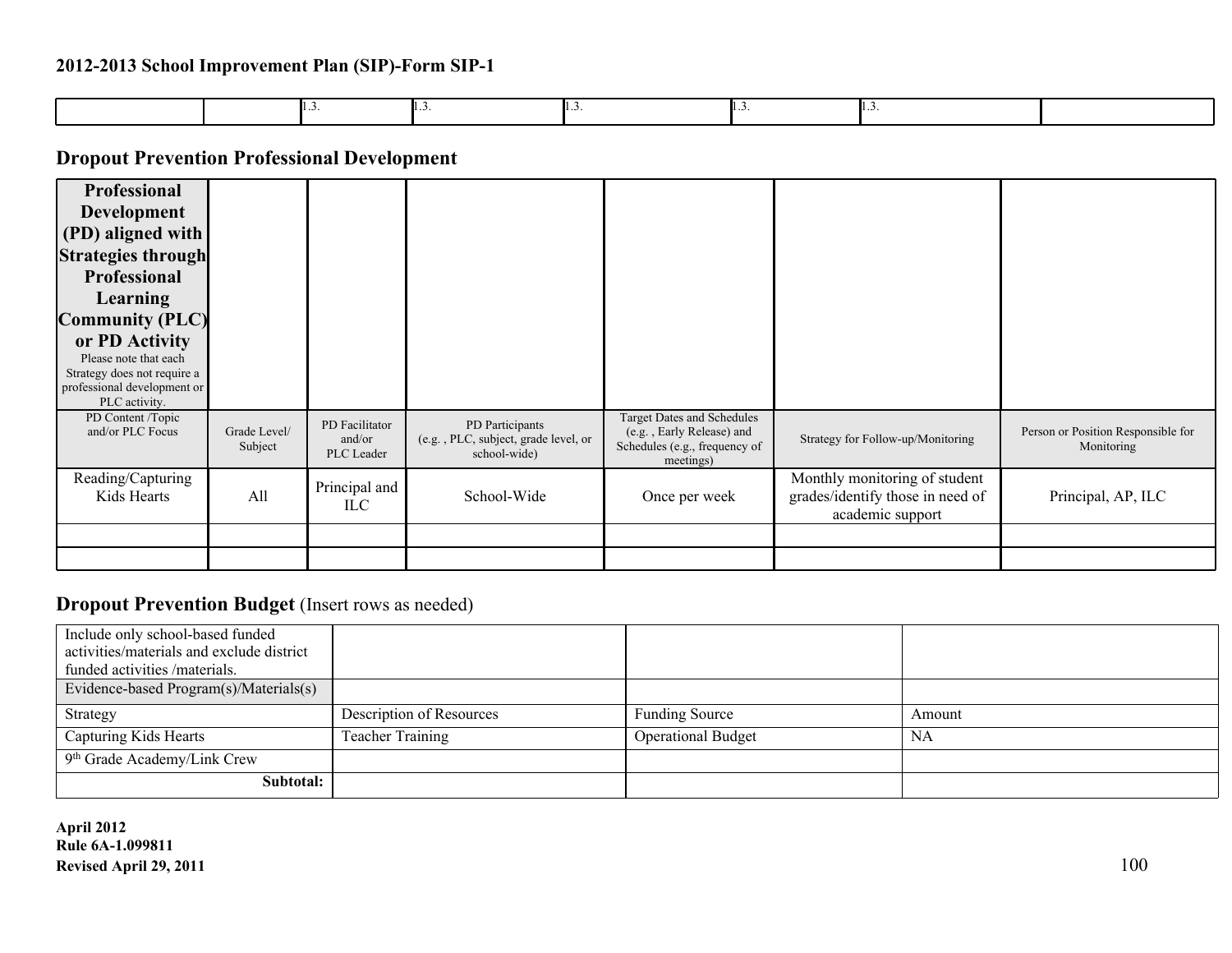## 2012-2013 School Improvement Plan (SIP)-Form SIP-1

| | | 1.3. | 1.3. | 1.3. | 1.3. | 1.3. | |
|---|---|---|---|---|---|---|---|

## Dropout Prevention Professional Development

| **Professional Development (PD) aligned with Strategies through Professional Learning Community (PLC) or PD Activity** Please note that each Strategy does not require a professional development or PLC activity. | | | | | | |
|---|---|---|---|---|---|---|
| PD Content /Topic and/or PLC Focus | Grade Level/ Subject | PD Facilitator and/or PLC Leader | PD Participants (e.g. , PLC, subject, grade level, or school-wide) | Target Dates and Schedules (e.g. , Early Release) and Schedules (e.g., frequency of meetings) | Strategy for Follow-up/Monitoring | Person or Position Responsible for Monitoring |
| Reading/Capturing Kids Hearts | All | Principal and ILC | School-Wide | Once per week | Monthly monitoring of student grades/identify those in need of academic support | Principal, AP, ILC |
| | | | | | | |
| | | | | | | |

## Dropout Prevention Budget (Insert rows as needed)

| Include only school-based funded activities/materials and exclude district funded activities /materials. | | | |
|---|---|---|---|
| Evidence-based Program(s)/Materials(s) | | | |
| Strategy | Description of Resources | Funding Source | Amount |
| Capturing Kids Hearts | Teacher Training | Operational Budget | NA |
| 9th Grade Academy/Link Crew | | | |
| **Subtotal:** | | | |

**April 2012**
**Rule 6A-1.099811**
**Revised April 29, 2011**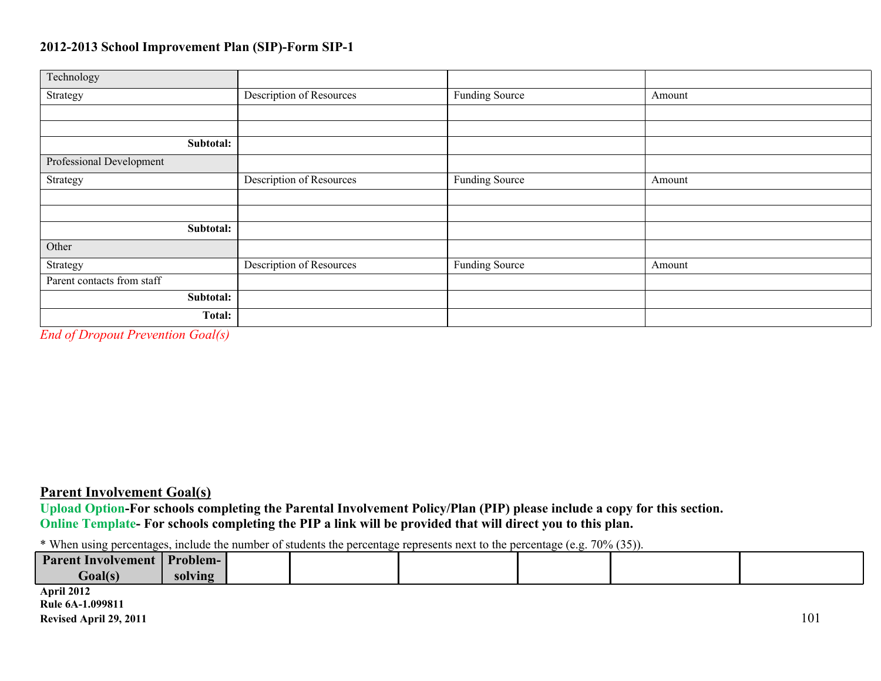## 2012-2013 School Improvement Plan (SIP)-Form SIP-1

| Technology | | | |
|---|---|---|---|
| Strategy | Description of Resources | Funding Source | Amount |
| | | | |
| | | | |
| **Subtotal:** | | | |
| Professional Development | | | |
| Strategy | Description of Resources | Funding Source | Amount |
| | | | |
| | | | |
| **Subtotal:** | | | |
| Other | | | |
| Strategy | Description of Resources | Funding Source | Amount |
| Parent contacts from staff | | | |
| **Subtotal:** | | | |
| **Total:** | | | |

*End of Dropout Prevention Goal(s)*

## Parent Involvement Goal(s)

**Upload Option-For schools completing the Parental Involvement Policy/Plan (PIP) please include a copy for this section.**
**Online Template- For schools completing the PIP a link will be provided that will direct you to this plan.**

* When using percentages, include the number of students the percentage represents next to the percentage (e.g. 70% (35)).

| Parent Involvement Goal(s) | Problem-solving | | | | | | |
|---|---|---|---|---|---|---|---|

**April 2012**
**Rule 6A-1.099811**
**Revised April 29, 2011**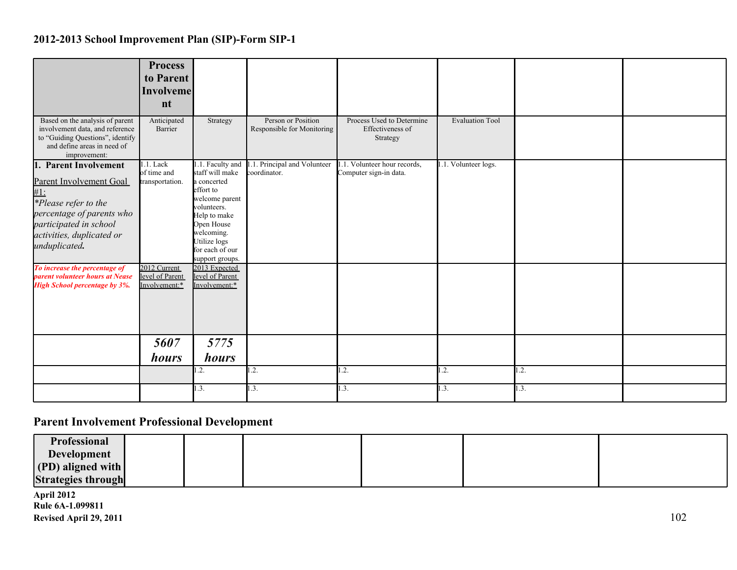## 2012-2013 School Improvement Plan (SIP)-Form SIP-1

| | **Process to Parent Involvement** | | | | | | |
|---|---|---|---|---|---|---|---|
| Based on the analysis of parent involvement data, and reference to "Guiding Questions", identify and define areas in need of improvement: | Anticipated Barrier | Strategy | Person or Position Responsible for Monitoring | Process Used to Determine Effectiveness of Strategy | Evaluation Tool | | |
| **1. Parent Involvement** Parent Involvement Goal #1: *\*Please refer to the percentage of parents who participated in school activities, duplicated or unduplicated.* | 1.1. Lack of time and transportation. | 1.1. Faculty and staff will make a concerted effort to welcome parent volunteers. Help to make Open House welcoming. Utilize logs for each of our support groups. | 1.1. Principal and Volunteer coordinator. | 1.1. Volunteer hour records, Computer sign-in data. | 1.1. Volunteer logs. | | |
| ***To increase the percentage of parent volunteer hours at Nease High School percentage by 3%.*** | 2012 Current level of Parent Involvement:* | 2013 Expected level of Parent Involvement:* | | | | | |
| | ***5607 hours*** | ***5775 hours*** | | | | | |
| | | 1.2. | 1.2. | 1.2. | 1.2. | 1.2. | |
| | | 1.3. | 1.3. | 1.3. | 1.3. | 1.3. | |

## Parent Involvement Professional Development

| **Professional Development (PD) aligned with Strategies through** | | | | | | |
|---|---|---|---|---|---|---|

April 2012
Rule 6A-1.099811
Revised April 29, 2011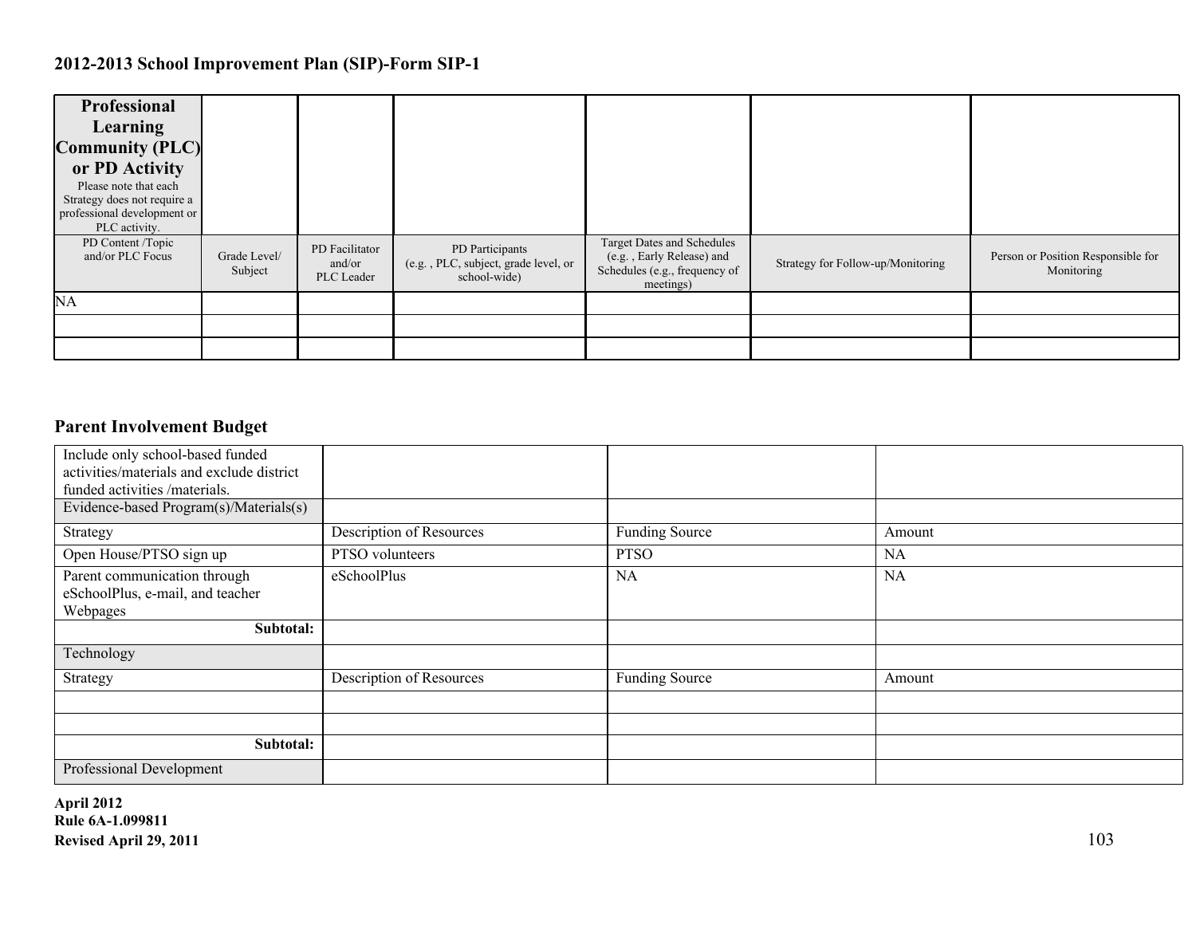## 2012-2013 School Improvement Plan (SIP)-Form SIP-1

| **Professional Learning Community (PLC) or PD Activity** Please note that each Strategy does not require a professional development or PLC activity. | | | | | | |
|---|---|---|---|---|---|---|
| PD Content /Topic and/or PLC Focus | Grade Level/ Subject | PD Facilitator and/or PLC Leader | PD Participants (e.g. , PLC, subject, grade level, or school-wide) | Target Dates and Schedules (e.g. , Early Release) and Schedules (e.g., frequency of meetings) | Strategy for Follow-up/Monitoring | Person or Position Responsible for Monitoring |
| NA | | | | | | |
| | | | | | | |
| | | | | | | |

## Parent Involvement Budget

| Include only school-based funded activities/materials and exclude district funded activities /materials. | | | |
|---|---|---|---|
| Evidence-based Program(s)/Materials(s) | | | |
| Strategy | Description of Resources | Funding Source | Amount |
| Open House/PTSO sign up | PTSO volunteers | PTSO | NA |
| Parent communication through eSchoolPlus, e-mail, and teacher Webpages | eSchoolPlus | NA | NA |
| **Subtotal:** | | | |
| Technology | | | |
| Strategy | Description of Resources | Funding Source | Amount |
| | | | |
| | | | |
| **Subtotal:** | | | |
| Professional Development | | | |

**April 2012**
**Rule 6A-1.099811**
**Revised April 29, 2011**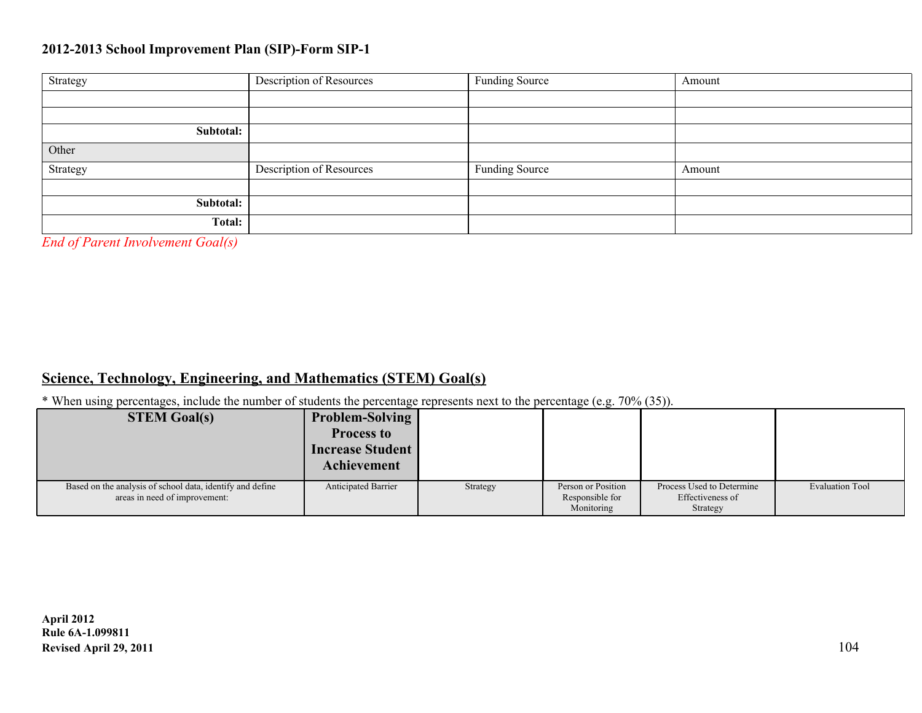**2012-2013 School Improvement Plan (SIP)-Form SIP-1**

| Strategy | Description of Resources | Funding Source | Amount |
|---|---|---|---|
| | | | |
| | | | |
| **Subtotal:** | | | |
| Other | | | |
| Strategy | Description of Resources | Funding Source | Amount |
| | | | |
| **Subtotal:** | | | |
| **Total:** | | | |

*End of Parent Involvement Goal(s)*

## Science, Technology, Engineering, and Mathematics (STEM) Goal(s)

\* When using percentages, include the number of students the percentage represents next to the percentage (e.g. 70% (35)).

| **STEM Goal(s)** | **Problem-Solving Process to Increase Student Achievement** | | | | |
|---|---|---|---|---|---|
| Based on the analysis of school data, identify and define areas in need of improvement: | Anticipated Barrier | Strategy | Person or Position Responsible for Monitoring | Process Used to Determine Effectiveness of Strategy | Evaluation Tool |

**April 2012**
**Rule 6A-1.099811**
**Revised April 29, 2011**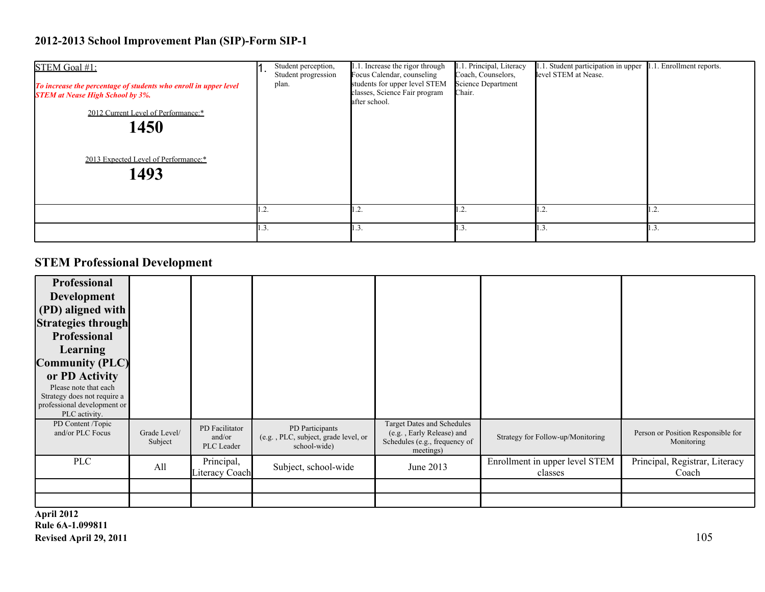# 2012-2013 School Improvement Plan (SIP)-Form SIP-1

| STEM Goal #1: *To increase the percentage of students who enroll in upper level STEM at Nease High School by 3%.* 2012 Current Level of Performance:* **1450** 2013 Expected Level of Performance:* **1493** | 1. Student perception, Student progression plan. | 1.1. Increase the rigor through Focus Calendar, counseling students for upper level STEM classes, Science Fair program after school. | 1.1. Principal, Literacy Coach, Counselors, Science Department Chair. | 1.1. Student participation in upper level STEM at Nease. | 1.1. Enrollment reports. |
|---|---|---|---|---|---|
| | 1.2. | 1.2. | 1.2. | 1.2. | 1.2. |
| | 1.3. | 1.3. | 1.3. | 1.3. | 1.3. |

## STEM Professional Development

| **Professional Development (PD) aligned with Strategies through Professional Learning Community (PLC) or PD Activity** Please note that each Strategy does not require a professional development or PLC activity. | | | | | | |
|---|---|---|---|---|---|---|
| PD Content /Topic and/or PLC Focus | Grade Level/ Subject | PD Facilitator and/or PLC Leader | PD Participants (e.g. , PLC, subject, grade level, or school-wide) | Target Dates and Schedules (e.g. , Early Release) and Schedules (e.g., frequency of meetings) | Strategy for Follow-up/Monitoring | Person or Position Responsible for Monitoring |
| PLC | All | Principal, Literacy Coach | Subject, school-wide | June 2013 | Enrollment in upper level STEM classes | Principal, Registrar, Literacy Coach |
| | | | | | | |
| | | | | | | |

**April 2012**
**Rule 6A-1.099811**
**Revised April 29, 2011**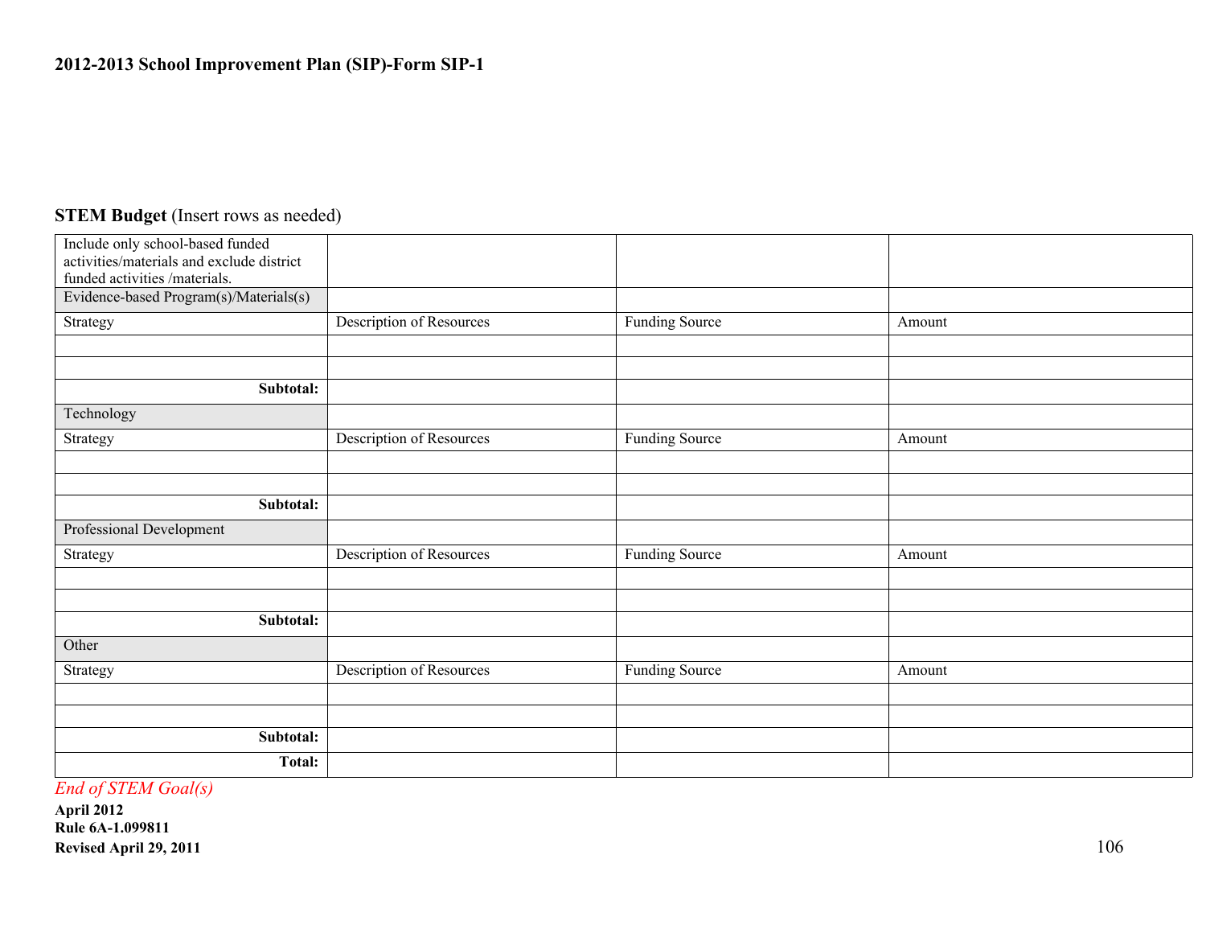**2012-2013 School Improvement Plan (SIP)-Form SIP-1**

**STEM Budget** (Insert rows as needed)

| Include only school-based funded activities/materials and exclude district funded activities /materials. | | | |
|---|---|---|---|
| Evidence-based Program(s)/Materials(s) | | | |
| Strategy | Description of Resources | Funding Source | Amount |
| | | | |
| | | | |
| **Subtotal:** | | | |
| Technology | | | |
| Strategy | Description of Resources | Funding Source | Amount |
| | | | |
| | | | |
| **Subtotal:** | | | |
| Professional Development | | | |
| Strategy | Description of Resources | Funding Source | Amount |
| | | | |
| | | | |
| **Subtotal:** | | | |
| Other | | | |
| Strategy | Description of Resources | Funding Source | Amount |
| | | | |
| | | | |
| **Subtotal:** | | | |
| **Total:** | | | |

*End of STEM Goal(s)*

**April 2012**
**Rule 6A-1.099811**
**Revised April 29, 2011**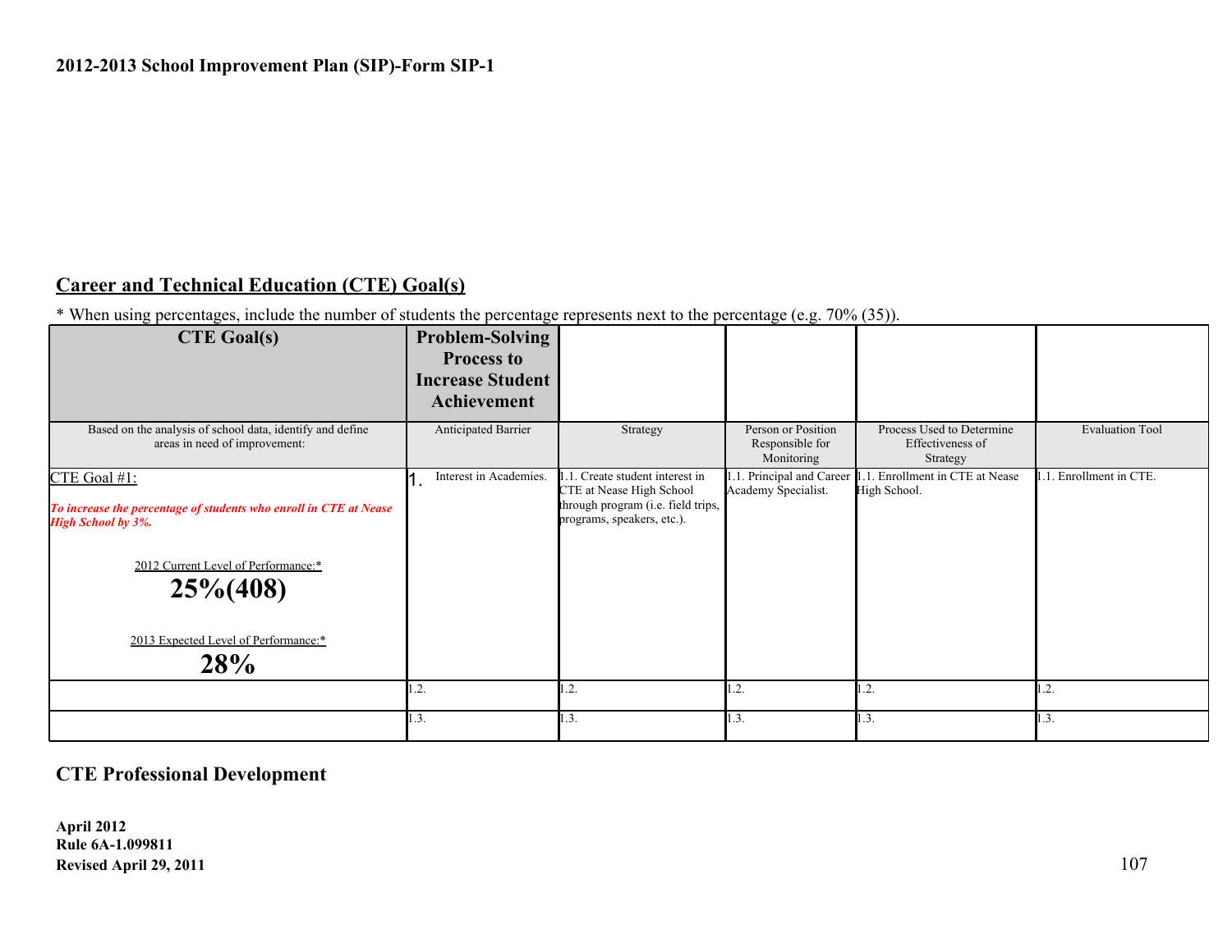**2012-2013 School Improvement Plan (SIP)-Form SIP-1**

## Career and Technical Education (CTE) Goal(s)

* When using percentages, include the number of students the percentage represents next to the percentage (e.g. 70% (35)).

| CTE Goal(s) | Problem-Solving Process to Increase Student Achievement | | | | |
|---|---|---|---|---|---|
| Based on the analysis of school data, identify and define areas in need of improvement: | Anticipated Barrier | Strategy | Person or Position Responsible for Monitoring | Process Used to Determine Effectiveness of Strategy | Evaluation Tool |
| CTE Goal #1:<br><br>***To increase the percentage of students who enroll in CTE at Nease High School by 3%.***<br><br>2012 Current Level of Performance:*<br>**25%(408)**<br><br>2013 Expected Level of Performance:*<br>**28%** | 1. Interest in Academies. | 1.1. Create student interest in CTE at Nease High School through program (i.e. field trips, programs, speakers, etc.). | 1.1. Principal and Career Academy Specialist. | 1.1. Enrollment in CTE at Nease High School. | 1.1. Enrollment in CTE. |
| | 1.2. | 1.2. | 1.2. | 1.2. | 1.2. |
| | 1.3. | 1.3. | 1.3. | 1.3. | 1.3. |

## CTE Professional Development

**April 2012**
**Rule 6A-1.099811**
**Revised April 29, 2011**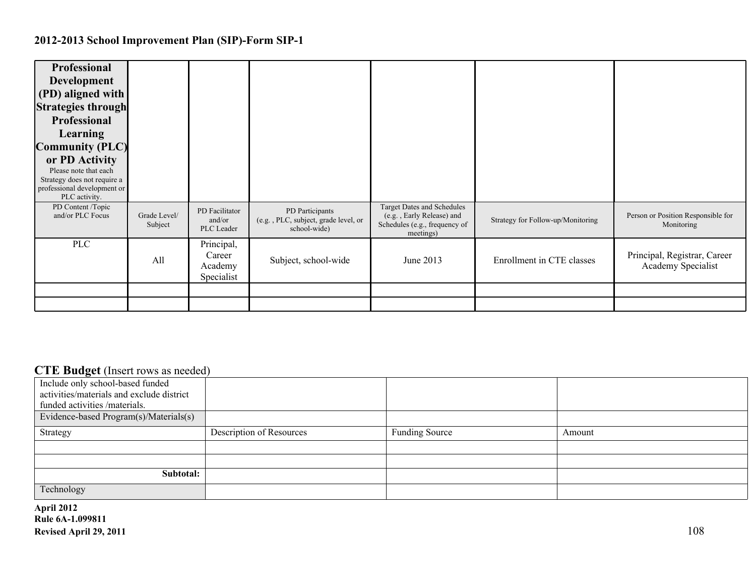**2012-2013 School Improvement Plan (SIP)-Form SIP-1**

| **Professional Development (PD) aligned with Strategies through Professional Learning Community (PLC) or PD Activity** Please note that each Strategy does not require a professional development or PLC activity. | | | | | | |
|---|---|---|---|---|---|---|
| PD Content /Topic and/or PLC Focus | Grade Level/ Subject | PD Facilitator and/or PLC Leader | PD Participants (e.g. , PLC, subject, grade level, or school-wide) | Target Dates and Schedules (e.g. , Early Release) and Schedules (e.g., frequency of meetings) | Strategy for Follow-up/Monitoring | Person or Position Responsible for Monitoring |
| PLC | All | Principal, Career Academy Specialist | Subject, school-wide | June 2013 | Enrollment in CTE classes | Principal, Registrar, Career Academy Specialist |
| | | | | | | |
| | | | | | | |

**CTE Budget** (Insert rows as needed)

| Include only school-based funded activities/materials and exclude district funded activities /materials. | | | |
|---|---|---|---|
| Evidence-based Program(s)/Materials(s) | | | |
| Strategy | Description of Resources | Funding Source | Amount |
| | | | |
| | | | |
| **Subtotal:** | | | |
| Technology | | | |

**April 2012**
**Rule 6A-1.099811**
**Revised April 29, 2011**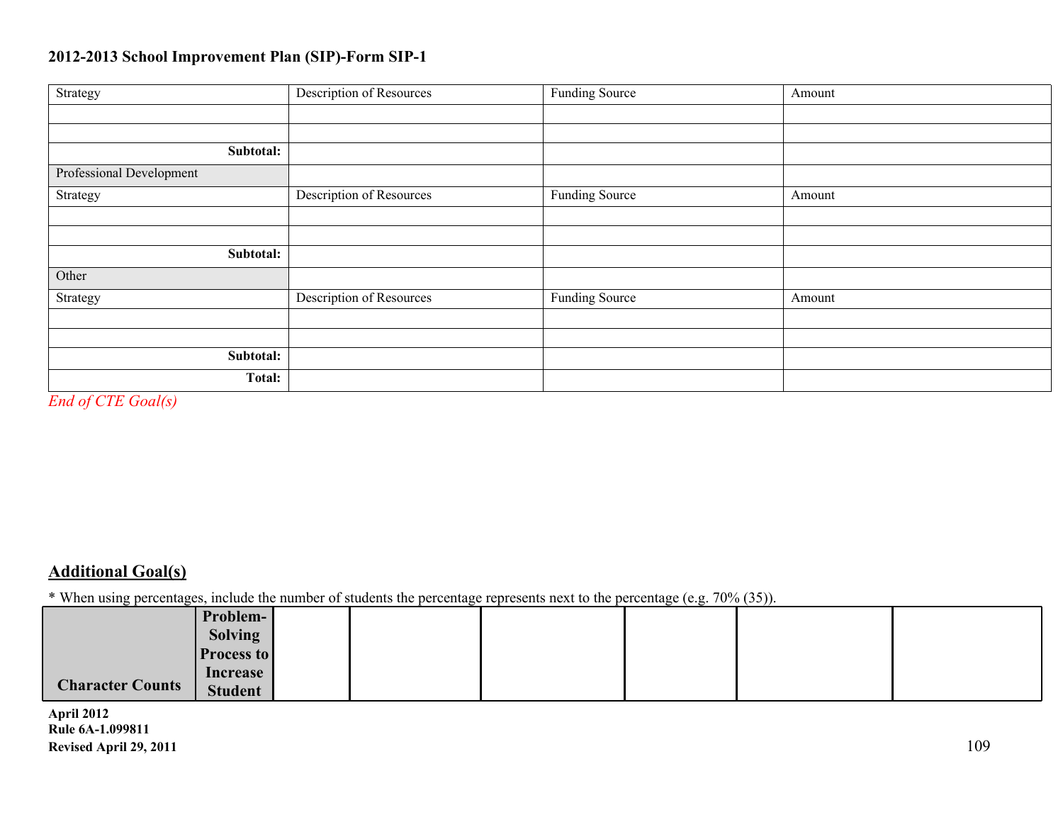**2012-2013 School Improvement Plan (SIP)-Form SIP-1**

| Strategy | Description of Resources | Funding Source | Amount |
|---|---|---|---|
| | | | |
| | | | |
| **Subtotal:** | | | |
| Professional Development | | | |
| Strategy | Description of Resources | Funding Source | Amount |
| | | | |
| | | | |
| **Subtotal:** | | | |
| Other | | | |
| Strategy | Description of Resources | Funding Source | Amount |
| | | | |
| | | | |
| **Subtotal:** | | | |
| **Total:** | | | |

*End of CTE Goal(s)*

## Additional Goal(s)

\* When using percentages, include the number of students the percentage represents next to the percentage (e.g. 70% (35)).

| **Character Counts** | **Problem-Solving Process to Increase Student** | | | | | | |
|---|---|---|---|---|---|---|---|

**April 2012**
**Rule 6A-1.099811**
**Revised April 29, 2011**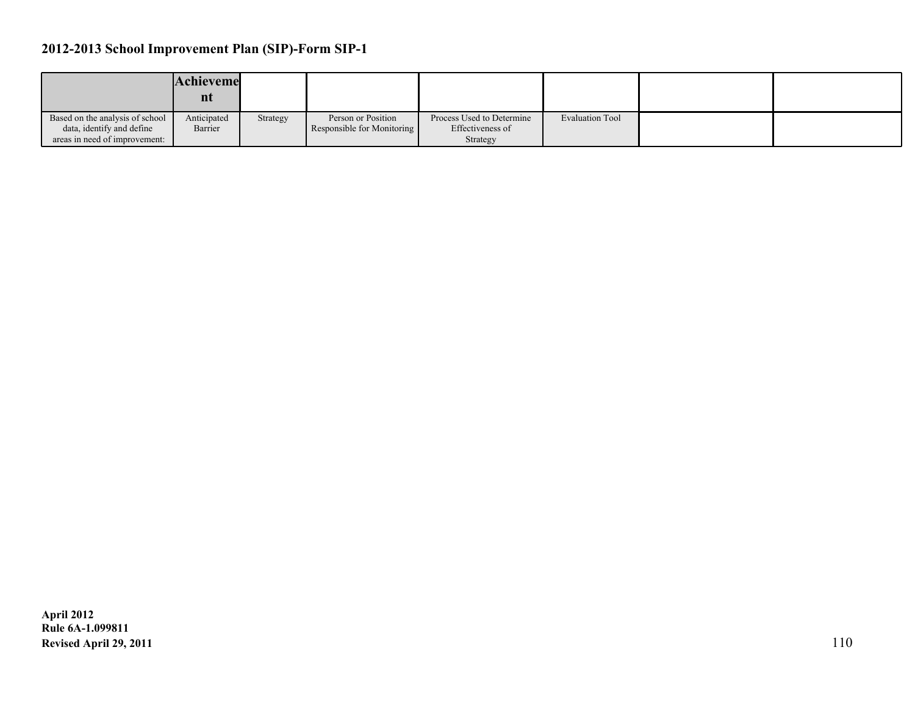## 2012-2013 School Improvement Plan (SIP)-Form SIP-1

| | Achievement | | | | | | |
|---|---|---|---|---|---|---|---|
| Based on the analysis of school data, identify and define areas in need of improvement: | Anticipated Barrier | Strategy | Person or Position Responsible for Monitoring | Process Used to Determine Effectiveness of Strategy | Evaluation Tool | | |

**April 2012**
**Rule 6A-1.099811**
**Revised April 29, 2011**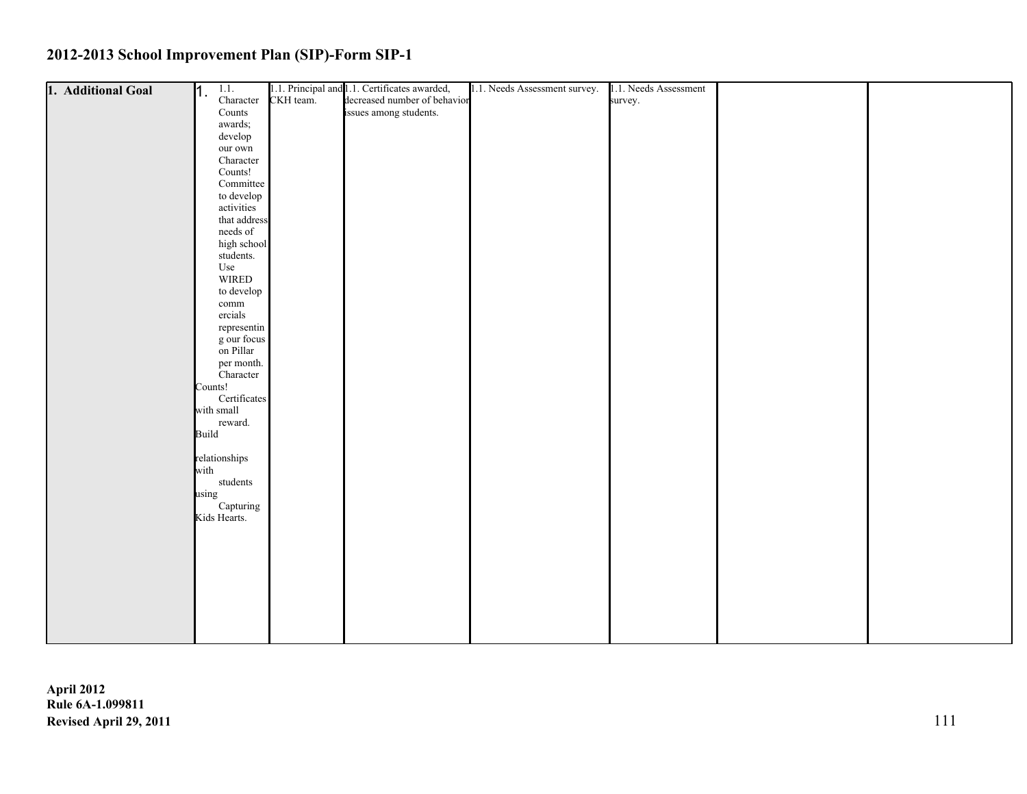## 2012-2013 School Improvement Plan (SIP)-Form SIP-1

| 1. Additional Goal | 1. 1.1. Character Counts awards; develop our own Character Counts! Committee to develop activities that address needs of high school students. Use WIRED to develop commercials representing our focus on Pillar per month. Character Counts! Certificates with small reward. Build relationships with students using Capturing Kids Hearts. | 1.1. Principal and CKH team. | 1.1. Certificates awarded, decreased number of behavior issues among students. | 1.1. Needs Assessment survey. | 1.1. Needs Assessment survey. | | |
|---|---|---|---|---|---|---|---|

April 2012
Rule 6A-1.099811
Revised April 29, 2011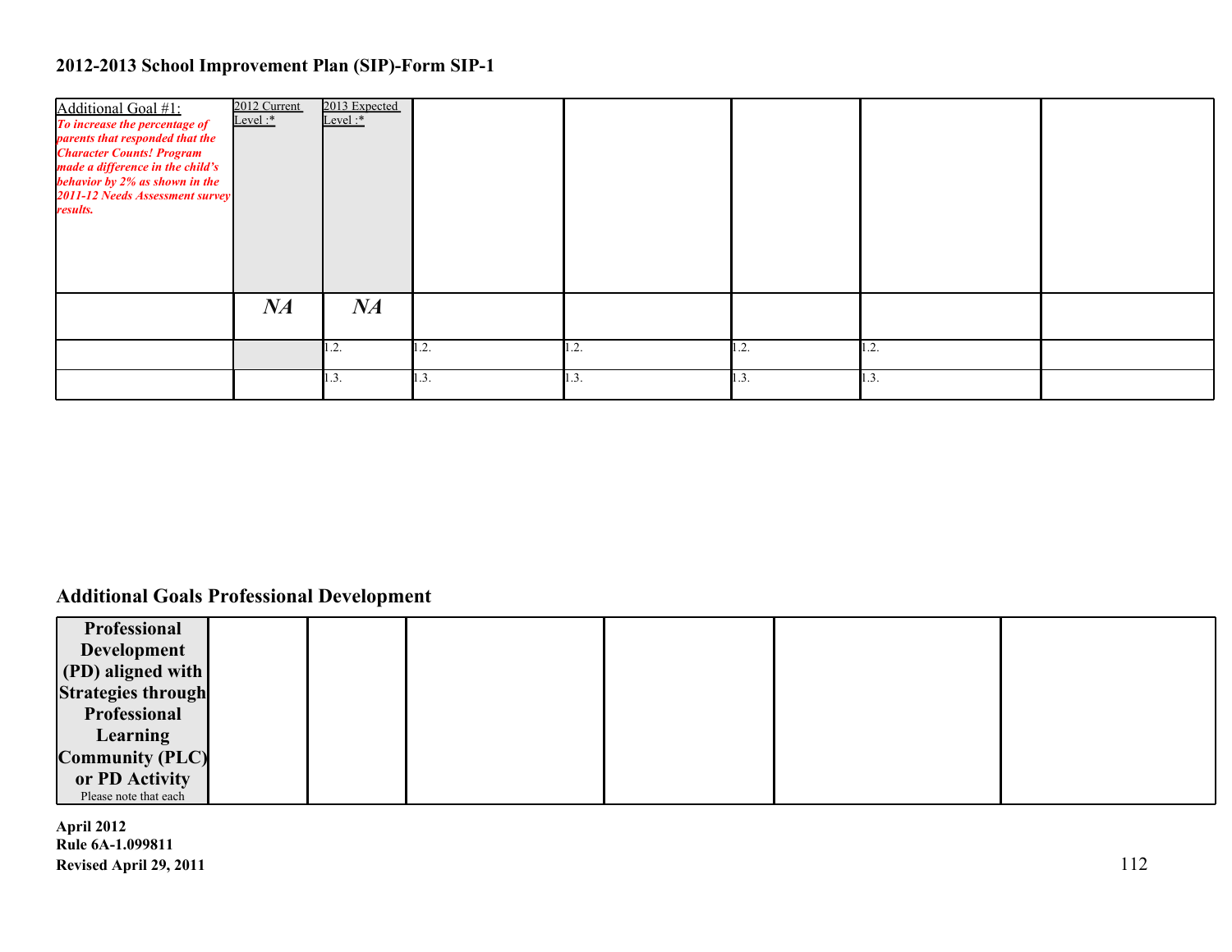## 2012-2013 School Improvement Plan (SIP)-Form SIP-1

| Additional Goal #1:<br>***To increase the percentage of parents that responded that the Character Counts! Program made a difference in the child's behavior by 2% as shown in the 2011-12 Needs Assessment survey results.*** | 2012 Current Level :* | 2013 Expected Level :* | | | | | |
|---|---|---|---|---|---|---|---|
| | ***NA*** | ***NA*** | | | | | |
| | | 1.2. | 1.2. | 1.2. | 1.2. | 1.2. | |
| | | 1.3. | 1.3. | 1.3. | 1.3. | 1.3. | |

## Additional Goals Professional Development

| **Professional Development (PD) aligned with Strategies through Professional Learning Community (PLC) or PD Activity**<br>Please note that each | | | | | | |
|---|---|---|---|---|---|---|

**April 2012**
**Rule 6A-1.099811**
**Revised April 29, 2011**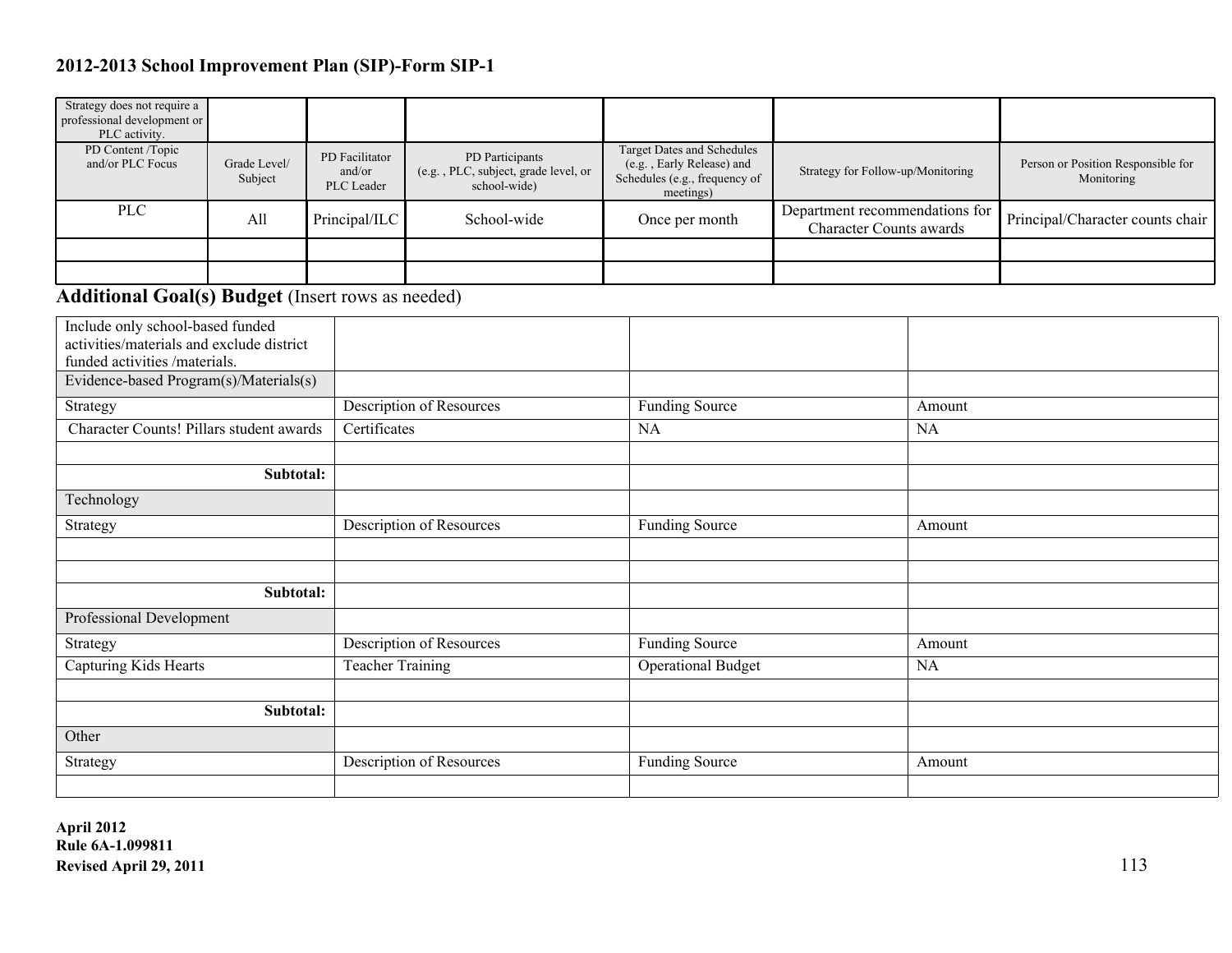## 2012-2013 School Improvement Plan (SIP)-Form SIP-1

| Strategy does not require a professional development or PLC activity. | | | | | | |
|---|---|---|---|---|---|---|
| PD Content /Topic and/or PLC Focus | Grade Level/ Subject | PD Facilitator and/or PLC Leader | PD Participants (e.g. , PLC, subject, grade level, or school-wide) | Target Dates and Schedules (e.g. , Early Release) and Schedules (e.g., frequency of meetings) | Strategy for Follow-up/Monitoring | Person or Position Responsible for Monitoring |
| PLC | All | Principal/ILC | School-wide | Once per month | Department recommendations for Character Counts awards | Principal/Character counts chair |
| | | | | | | |
| | | | | | | |

## Additional Goal(s) Budget (Insert rows as needed)

| Include only school-based funded activities/materials and exclude district funded activities /materials. | | | |
|---|---|---|---|
| Evidence-based Program(s)/Materials(s) | | | |
| Strategy | Description of Resources | Funding Source | Amount |
| Character Counts! Pillars student awards | Certificates | NA | NA |
| | | | |
| **Subtotal:** | | | |
| Technology | | | |
| Strategy | Description of Resources | Funding Source | Amount |
| | | | |
| | | | |
| **Subtotal:** | | | |
| Professional Development | | | |
| Strategy | Description of Resources | Funding Source | Amount |
| Capturing Kids Hearts | Teacher Training | Operational Budget | NA |
| | | | |
| **Subtotal:** | | | |
| Other | | | |
| Strategy | Description of Resources | Funding Source | Amount |
| | | | |

**April 2012**
**Rule 6A-1.099811**
**Revised April 29, 2011**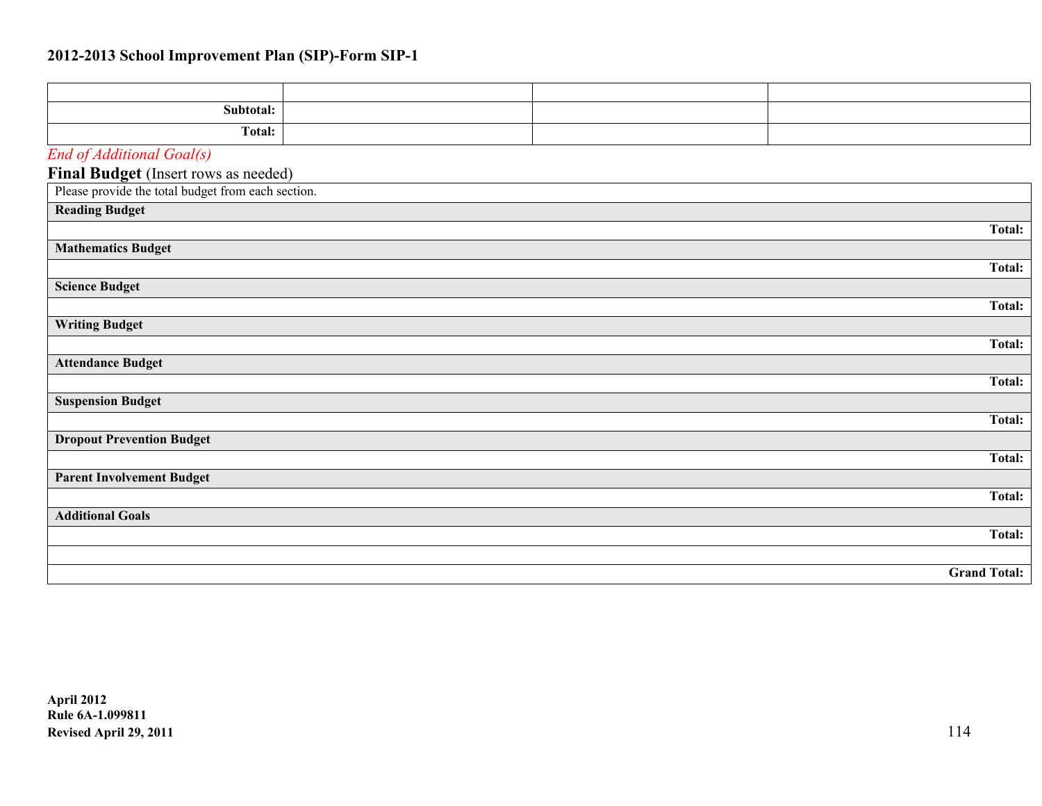## 2012-2013 School Improvement Plan (SIP)-Form SIP-1

| | | | |
|---|---|---|---|
| Subtotal: | | | |
| Total: | | | |

*End of Additional Goal(s)*

**Final Budget** (Insert rows as needed)

| Please provide the total budget from each section. |
|---|
| **Reading Budget** |
| **Total:** |
| **Mathematics Budget** |
| **Total:** |
| **Science Budget** |
| **Total:** |
| **Writing Budget** |
| **Total:** |
| **Attendance Budget** |
| **Total:** |
| **Suspension Budget** |
| **Total:** |
| **Dropout Prevention Budget** |
| **Total:** |
| **Parent Involvement Budget** |
| **Total:** |
| **Additional Goals** |
| **Total:** |
| |
| **Grand Total:** |

**April 2012**
**Rule 6A-1.099811**
**Revised April 29, 2011**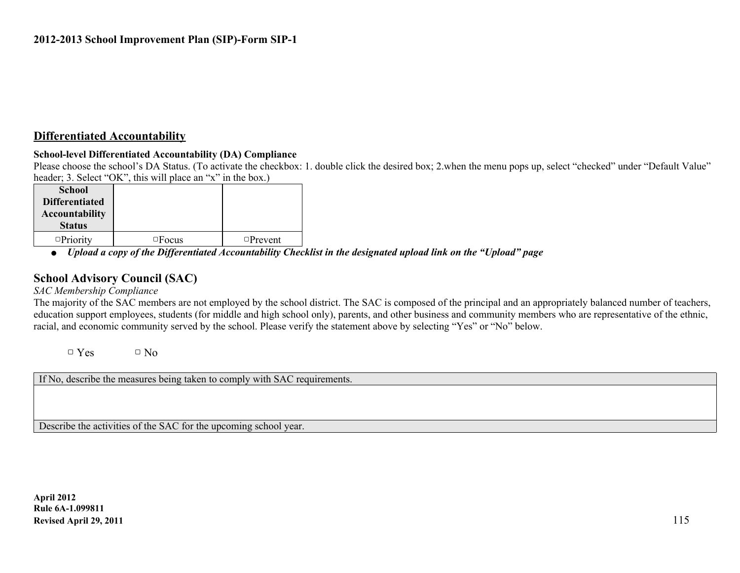## Differentiated Accountability

**School-level Differentiated Accountability (DA) Compliance**

Please choose the school's DA Status. (To activate the checkbox: 1. double click the desired box; 2.when the menu pops up, select "checked" under "Default Value" header; 3. Select "OK", this will place an "x" in the box.)

| School Differentiated Accountability Status | | |
|---|---|---|
| ▢Priority | ▢Focus | ▢Prevent |

- ***Upload a copy of the Differentiated Accountability Checklist in the designated upload link on the "Upload" page***

## School Advisory Council (SAC)

*SAC Membership Compliance*

The majority of the SAC members are not employed by the school district. The SAC is composed of the principal and an appropriately balanced number of teachers, education support employees, students (for middle and high school only), parents, and other business and community members who are representative of the ethnic, racial, and economic community served by the school. Please verify the statement above by selecting "Yes" or "No" below.

▢ Yes ▢ No

| If No, describe the measures being taken to comply with SAC requirements. |
|---|
| |
| Describe the activities of the SAC for the upcoming school year. |

**April 2012**
**Rule 6A-1.099811**
**Revised April 29, 2011**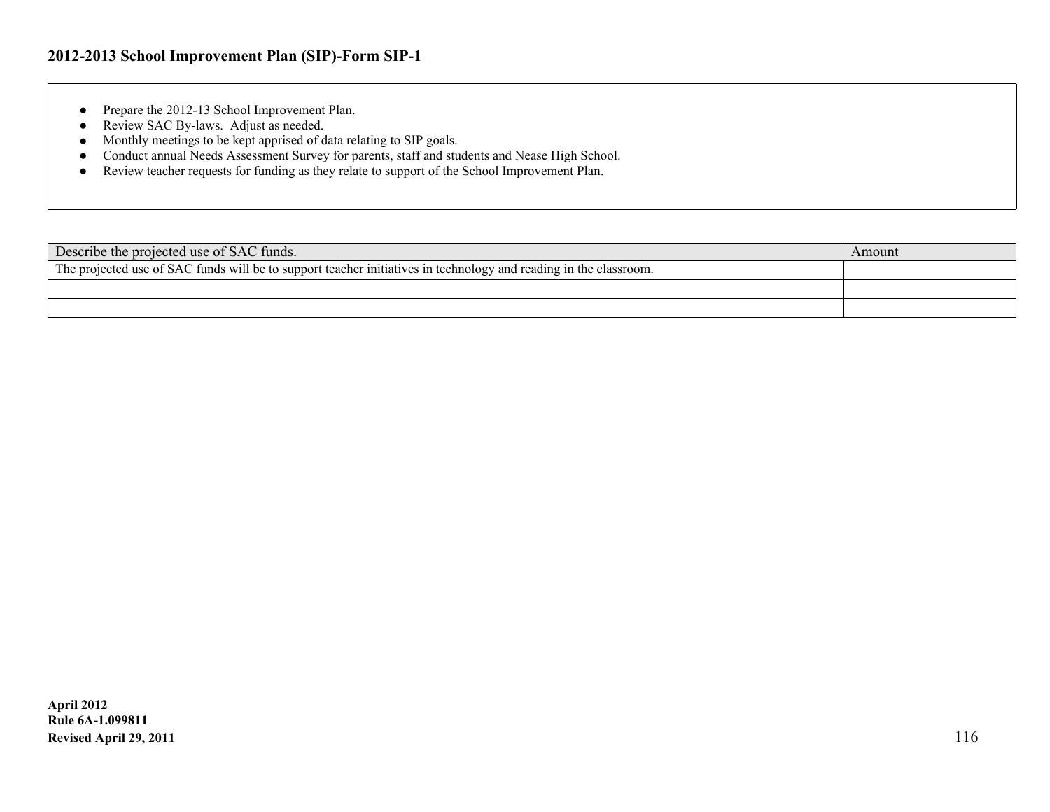## 2012-2013 School Improvement Plan (SIP)-Form SIP-1

- Prepare the 2012-13 School Improvement Plan.
- Review SAC By-laws. Adjust as needed.
- Monthly meetings to be kept apprised of data relating to SIP goals.
- Conduct annual Needs Assessment Survey for parents, staff and students and Nease High School.
- Review teacher requests for funding as they relate to support of the School Improvement Plan.

| Describe the projected use of SAC funds. | Amount |
|---|---|
| The projected use of SAC funds will be to support teacher initiatives in technology and reading in the classroom. | |
| | |
| | |

**April 2012**
**Rule 6A-1.099811**
**Revised April 29, 2011**